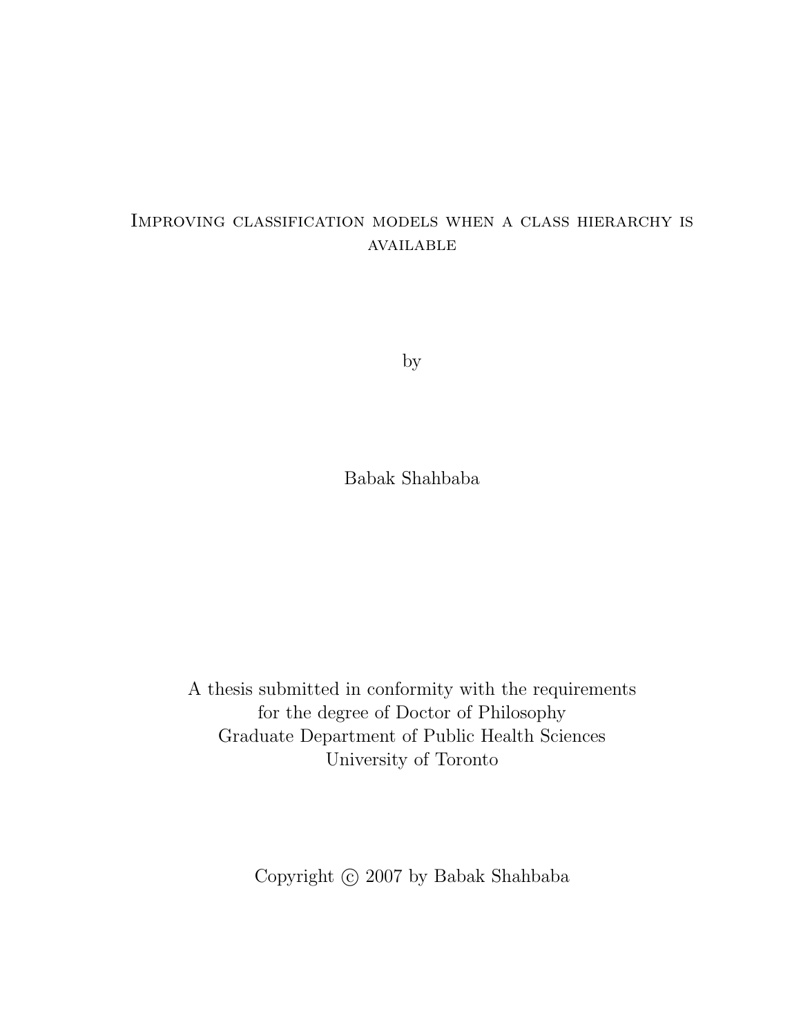# Improving classification models when a class hierarchy is available

by

Babak Shahbaba

A thesis submitted in conformity with the requirements
for the degree of Doctor of Philosophy
Graduate Department of Public Health Sciences
University of Toronto

Copyright © 2007 by Babak Shahbaba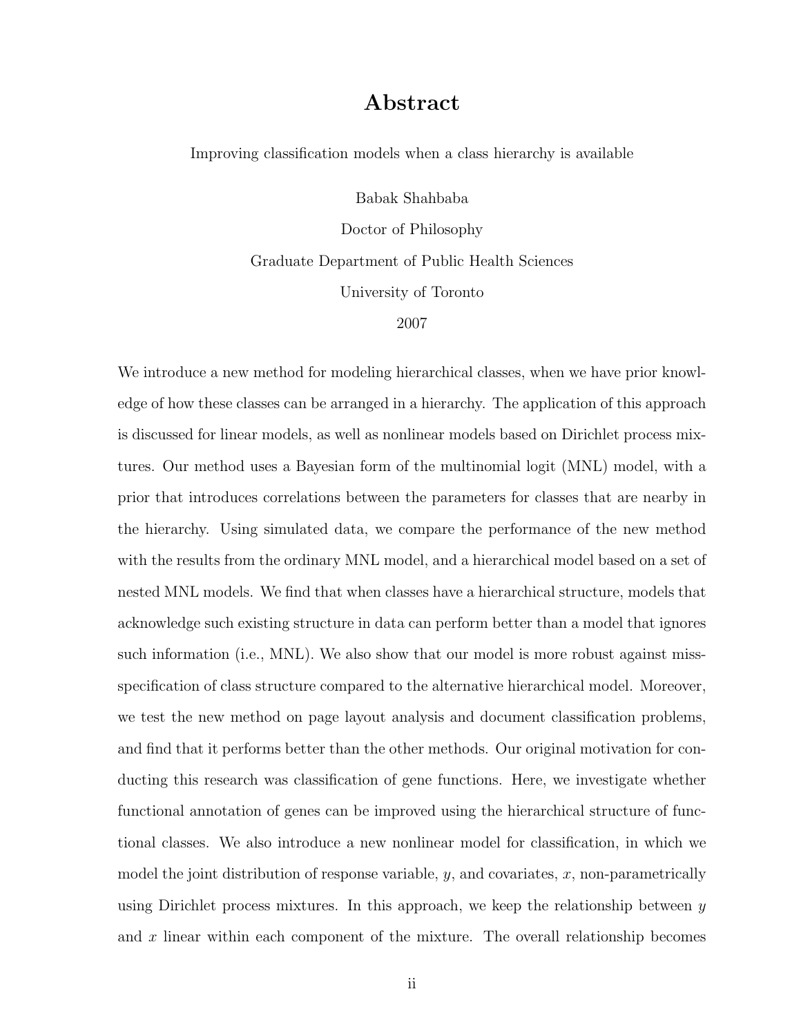# Abstract

Improving classification models when a class hierarchy is available

Babak Shahbaba

Doctor of Philosophy

Graduate Department of Public Health Sciences

University of Toronto

2007

We introduce a new method for modeling hierarchical classes, when we have prior knowledge of how these classes can be arranged in a hierarchy. The application of this approach is discussed for linear models, as well as nonlinear models based on Dirichlet process mixtures. Our method uses a Bayesian form of the multinomial logit (MNL) model, with a prior that introduces correlations between the parameters for classes that are nearby in the hierarchy. Using simulated data, we compare the performance of the new method with the results from the ordinary MNL model, and a hierarchical model based on a set of nested MNL models. We find that when classes have a hierarchical structure, models that acknowledge such existing structure in data can perform better than a model that ignores such information (i.e., MNL). We also show that our model is more robust against miss-specification of class structure compared to the alternative hierarchical model. Moreover, we test the new method on page layout analysis and document classification problems, and find that it performs better than the other methods. Our original motivation for conducting this research was classification of gene functions. Here, we investigate whether functional annotation of genes can be improved using the hierarchical structure of functional classes. We also introduce a new nonlinear model for classification, in which we model the joint distribution of response variable, $y$, and covariates, $x$, non-parametrically using Dirichlet process mixtures. In this approach, we keep the relationship between $y$ and $x$ linear within each component of the mixture. The overall relationship becomes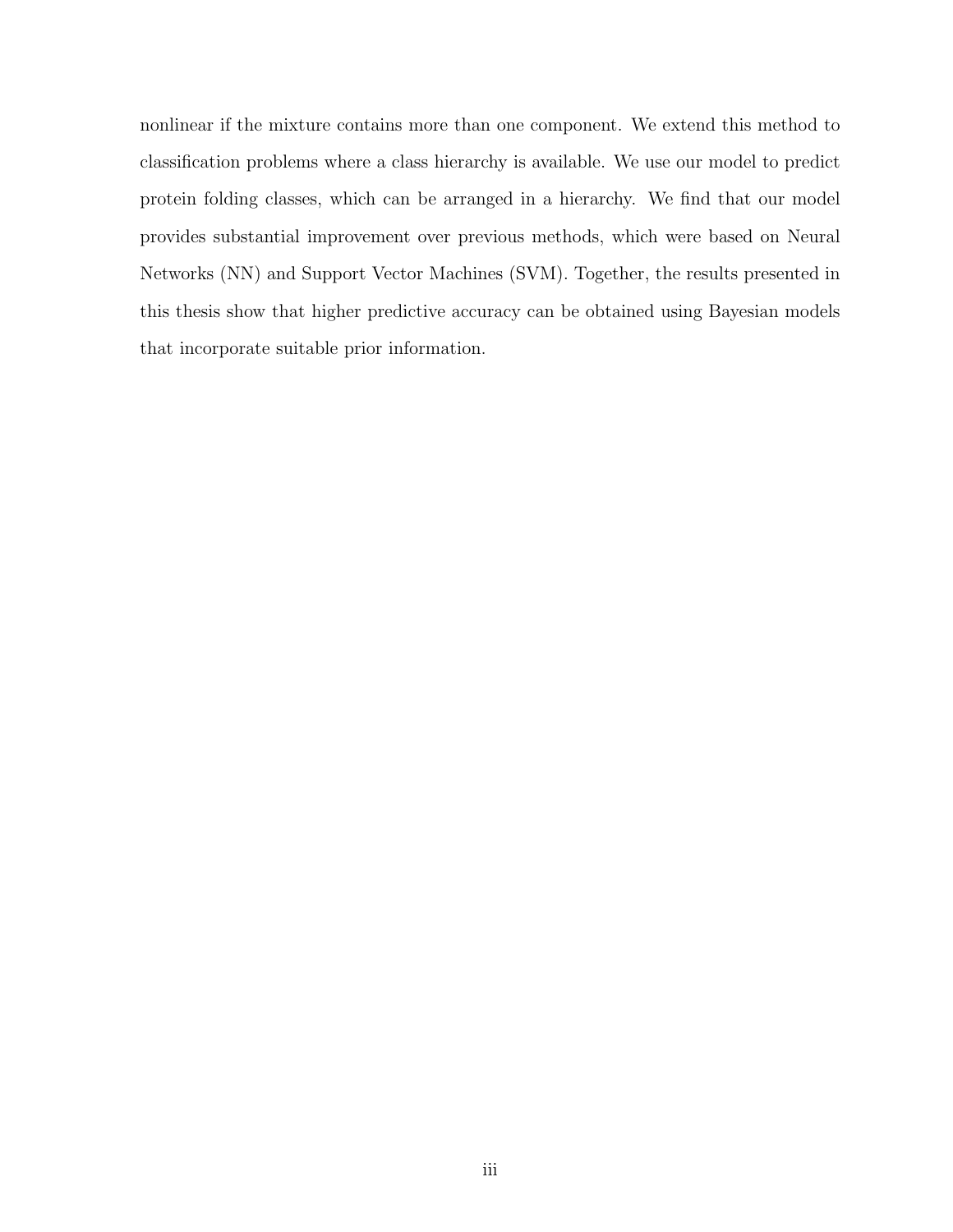nonlinear if the mixture contains more than one component. We extend this method to classification problems where a class hierarchy is available. We use our model to predict protein folding classes, which can be arranged in a hierarchy. We find that our model provides substantial improvement over previous methods, which were based on Neural Networks (NN) and Support Vector Machines (SVM). Together, the results presented in this thesis show that higher predictive accuracy can be obtained using Bayesian models that incorporate suitable prior information.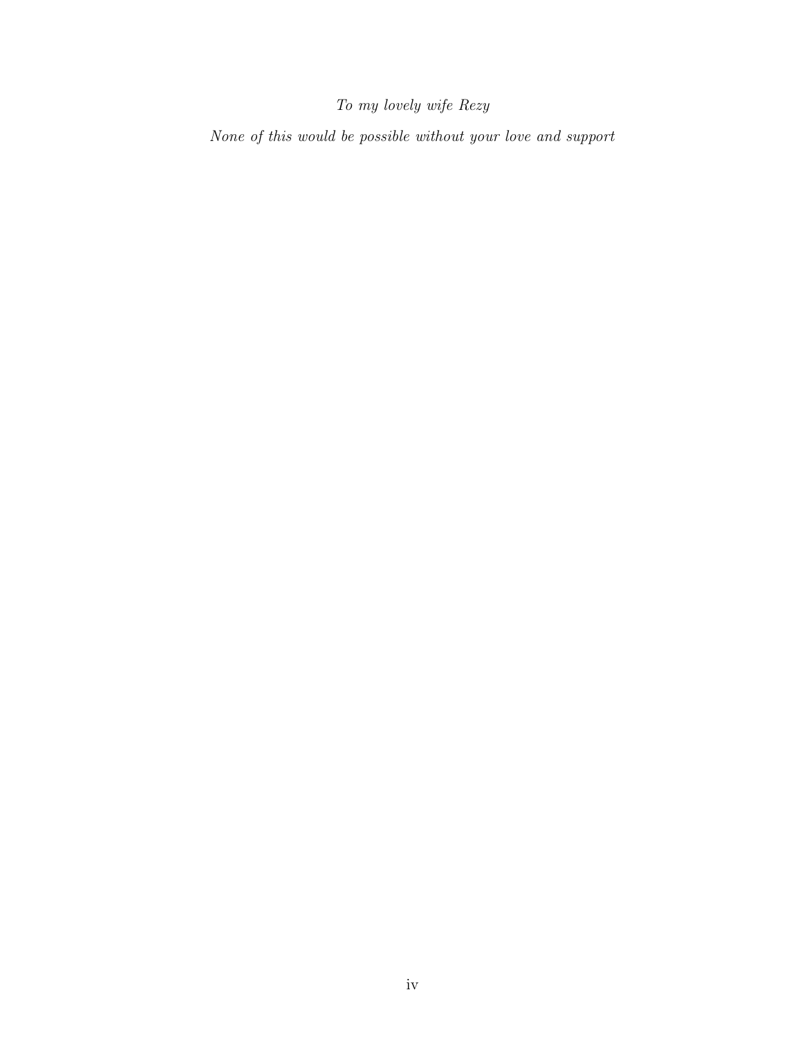*To my lovely wife Rezy*

*None of this would be possible without your love and support*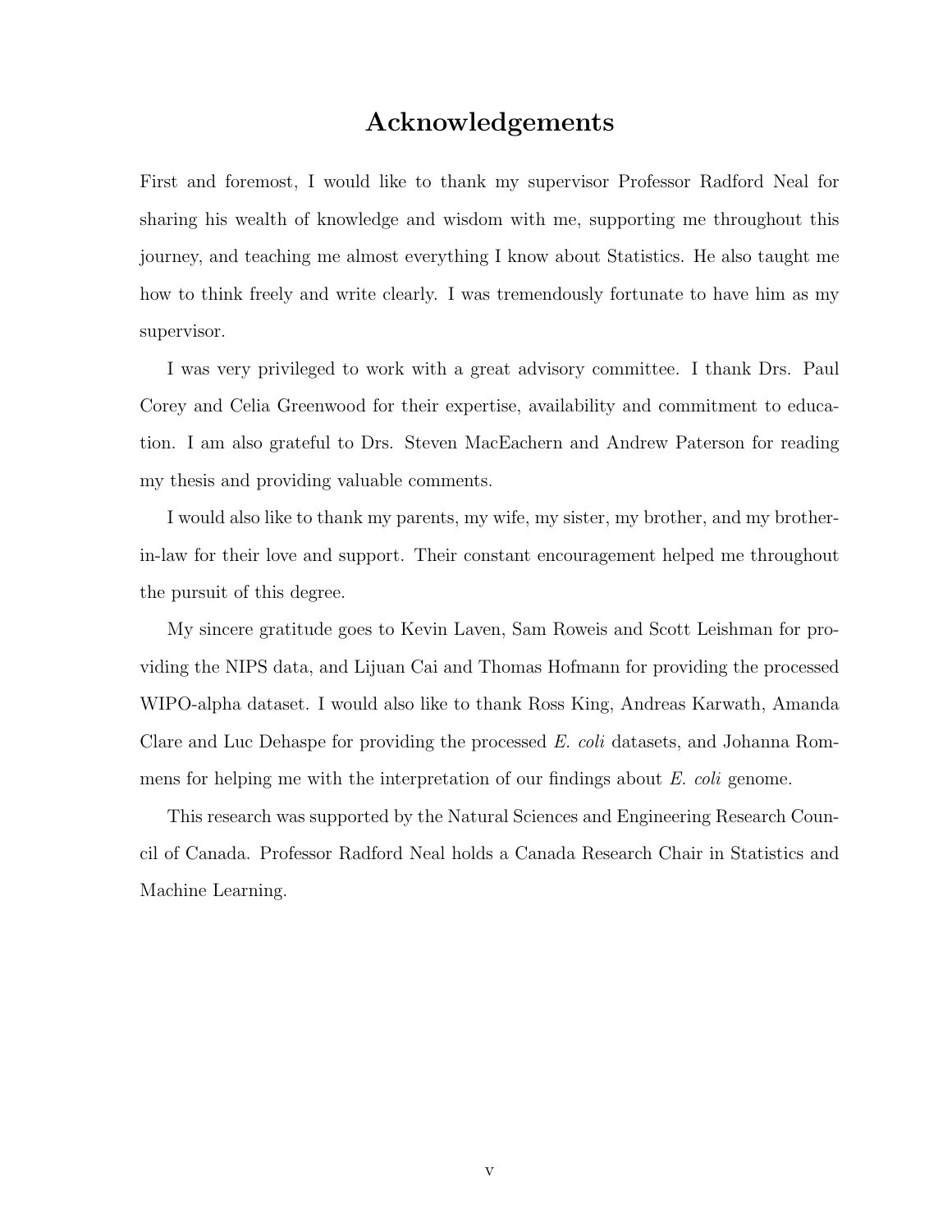# Acknowledgements

First and foremost, I would like to thank my supervisor Professor Radford Neal for sharing his wealth of knowledge and wisdom with me, supporting me throughout this journey, and teaching me almost everything I know about Statistics. He also taught me how to think freely and write clearly. I was tremendously fortunate to have him as my supervisor.

I was very privileged to work with a great advisory committee. I thank Drs. Paul Corey and Celia Greenwood for their expertise, availability and commitment to education. I am also grateful to Drs. Steven MacEachern and Andrew Paterson for reading my thesis and providing valuable comments.

I would also like to thank my parents, my wife, my sister, my brother, and my brother-in-law for their love and support. Their constant encouragement helped me throughout the pursuit of this degree.

My sincere gratitude goes to Kevin Laven, Sam Roweis and Scott Leishman for providing the NIPS data, and Lijuan Cai and Thomas Hofmann for providing the processed WIPO-alpha dataset. I would also like to thank Ross King, Andreas Karwath, Amanda Clare and Luc Dehaspe for providing the processed *E. coli* datasets, and Johanna Rommens for helping me with the interpretation of our findings about *E. coli* genome.

This research was supported by the Natural Sciences and Engineering Research Council of Canada. Professor Radford Neal holds a Canada Research Chair in Statistics and Machine Learning.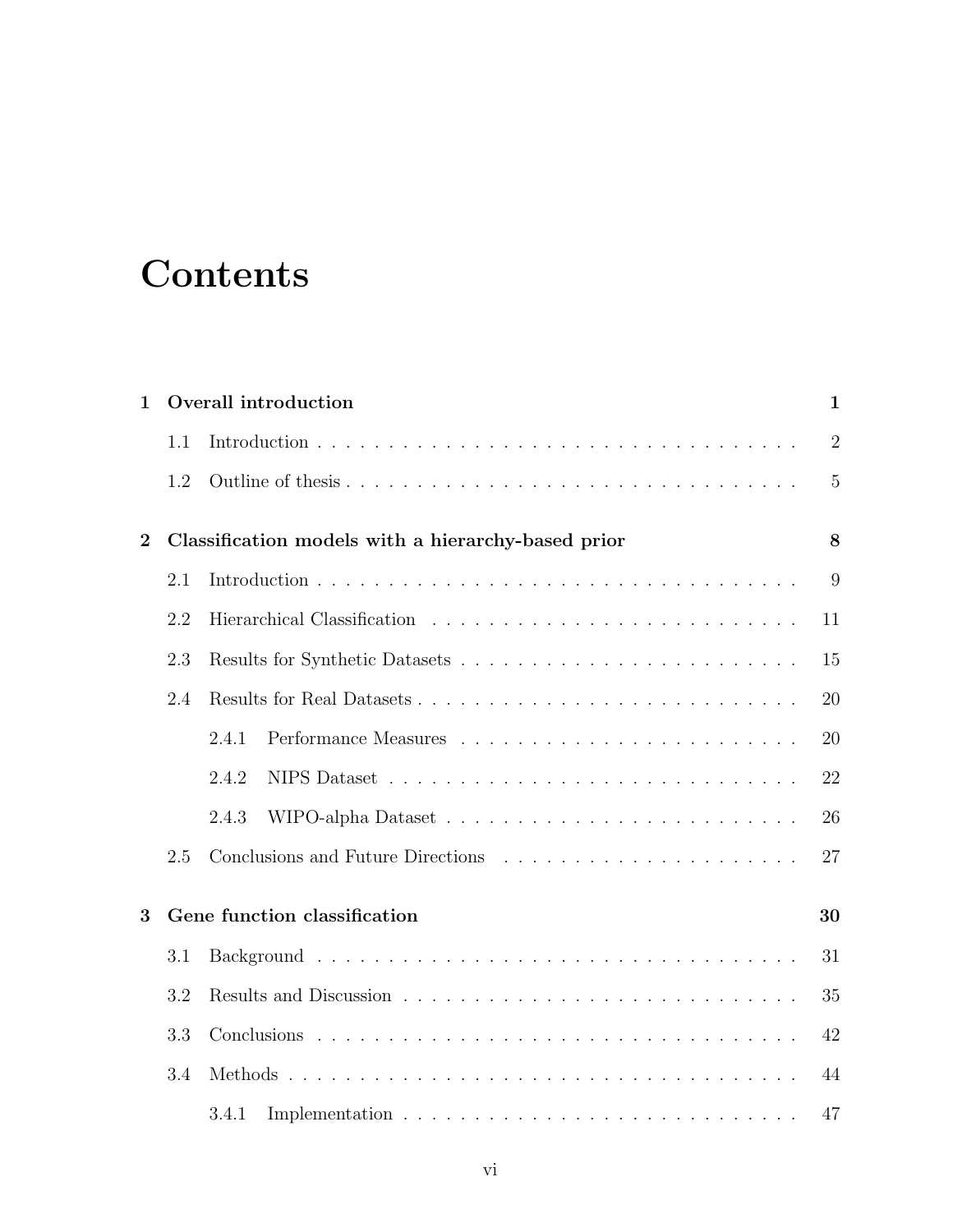# Contents

**1 Overall introduction** **1**

- 1.1 Introduction . . . . . . . . . . . . . . . . . . . . . . . . . . . . . . . . . . . 2
- 1.2 Outline of thesis . . . . . . . . . . . . . . . . . . . . . . . . . . . . . . . . 5

**2 Classification models with a hierarchy-based prior** **8**

- 2.1 Introduction . . . . . . . . . . . . . . . . . . . . . . . . . . . . . . . . . . . 9
- 2.2 Hierarchical Classification . . . . . . . . . . . . . . . . . . . . . . . . . . 11
- 2.3 Results for Synthetic Datasets . . . . . . . . . . . . . . . . . . . . . . . . 15
- 2.4 Results for Real Datasets . . . . . . . . . . . . . . . . . . . . . . . . . . . 20
  - 2.4.1 Performance Measures . . . . . . . . . . . . . . . . . . . . . . . . 20
  - 2.4.2 NIPS Dataset . . . . . . . . . . . . . . . . . . . . . . . . . . . . . 22
  - 2.4.3 WIPO-alpha Dataset . . . . . . . . . . . . . . . . . . . . . . . . . 26
- 2.5 Conclusions and Future Directions . . . . . . . . . . . . . . . . . . . . . 27

**3 Gene function classification** **30**

- 3.1 Background . . . . . . . . . . . . . . . . . . . . . . . . . . . . . . . . . . . 31
- 3.2 Results and Discussion . . . . . . . . . . . . . . . . . . . . . . . . . . . . 35
- 3.3 Conclusions . . . . . . . . . . . . . . . . . . . . . . . . . . . . . . . . . . . 42
- 3.4 Methods . . . . . . . . . . . . . . . . . . . . . . . . . . . . . . . . . . . . . 44
  - 3.4.1 Implementation . . . . . . . . . . . . . . . . . . . . . . . . . . . . 47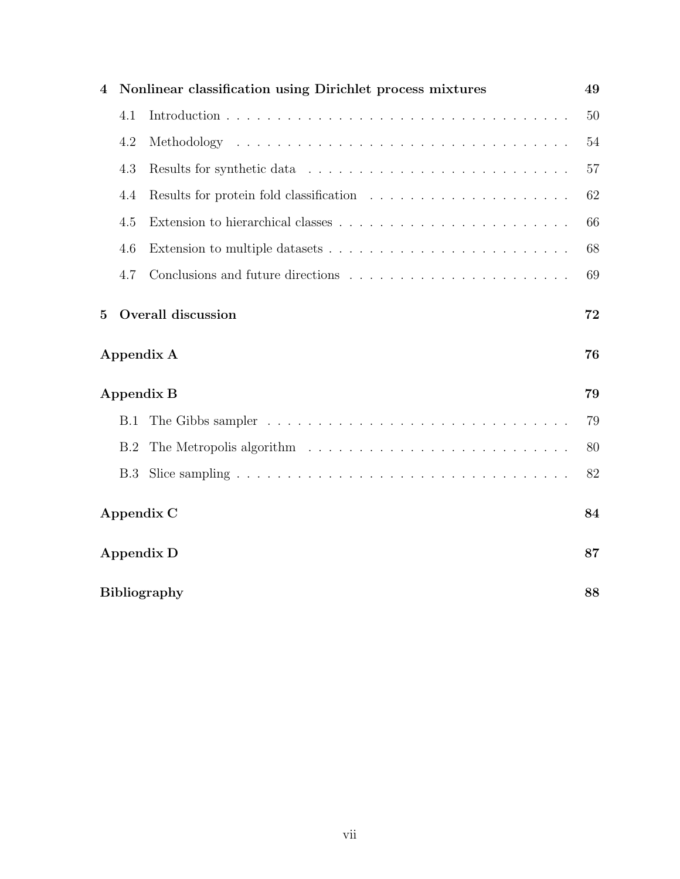**4 Nonlinear classification using Dirichlet process mixtures** **49**

- 4.1 Introduction . . . . . . . . . . . . . . . . . . . . . . . . . . . . . . . . . . . . 50
- 4.2 Methodology . . . . . . . . . . . . . . . . . . . . . . . . . . . . . . . . . . . 54
- 4.3 Results for synthetic data . . . . . . . . . . . . . . . . . . . . . . . . . . . 57
- 4.4 Results for protein fold classification . . . . . . . . . . . . . . . . . . . . . 62
- 4.5 Extension to hierarchical classes . . . . . . . . . . . . . . . . . . . . . . . . 66
- 4.6 Extension to multiple datasets . . . . . . . . . . . . . . . . . . . . . . . . . 68
- 4.7 Conclusions and future directions . . . . . . . . . . . . . . . . . . . . . . . 69

**5 Overall discussion** **72**

**Appendix A** **76**

**Appendix B** **79**

- B.1 The Gibbs sampler . . . . . . . . . . . . . . . . . . . . . . . . . . . . . . . 79
- B.2 The Metropolis algorithm . . . . . . . . . . . . . . . . . . . . . . . . . . . 80
- B.3 Slice sampling . . . . . . . . . . . . . . . . . . . . . . . . . . . . . . . . . . 82

**Appendix C** **84**

**Appendix D** **87**

**Bibliography** **88**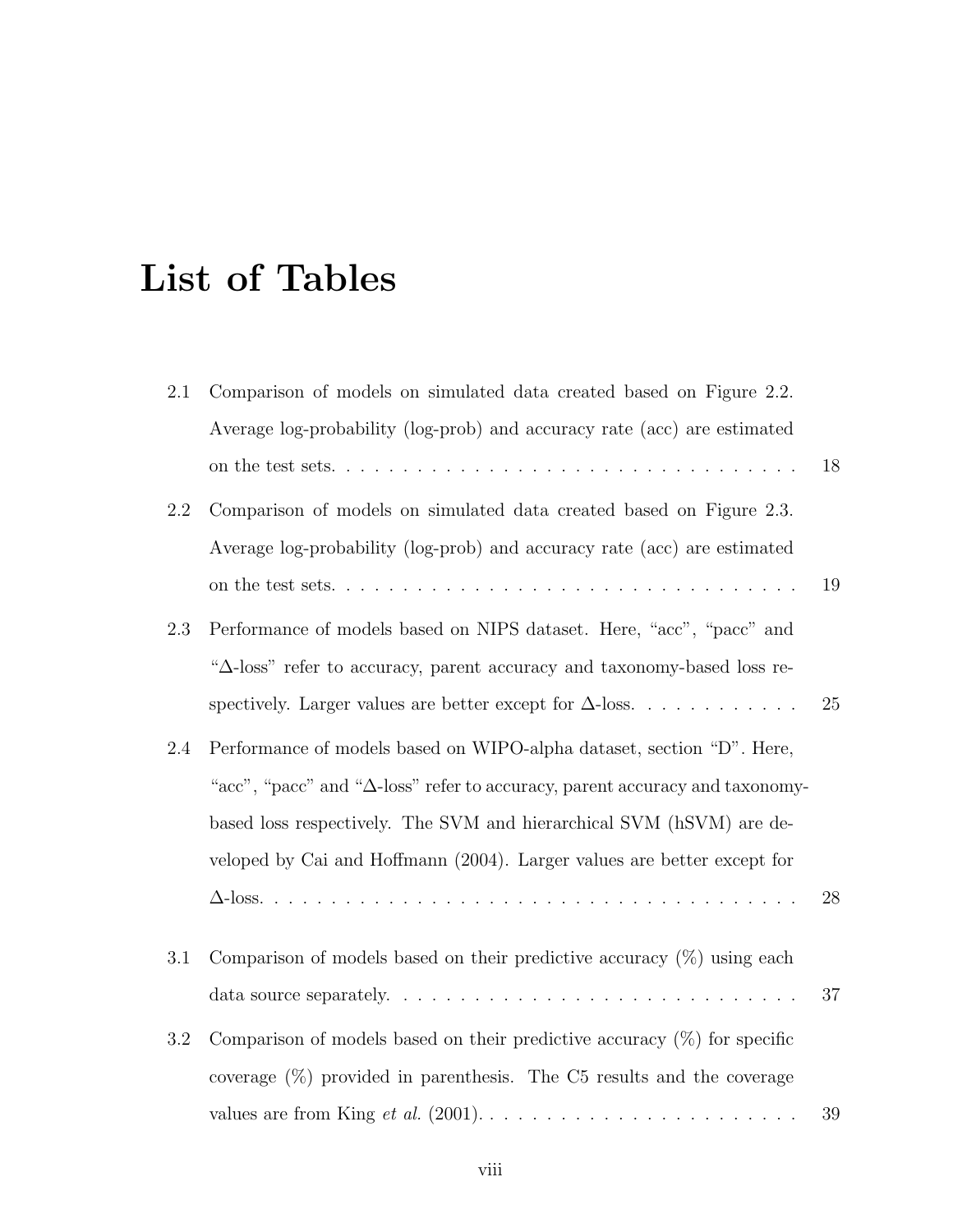# List of Tables

2.1 Comparison of models on simulated data created based on Figure 2.2. Average log-probability (log-prob) and accuracy rate (acc) are estimated on the test sets. . . . . . . . . . . . . . . . . . . . . . . . . . . . . . . . . . 18

2.2 Comparison of models on simulated data created based on Figure 2.3. Average log-probability (log-prob) and accuracy rate (acc) are estimated on the test sets. . . . . . . . . . . . . . . . . . . . . . . . . . . . . . . . . . 19

2.3 Performance of models based on NIPS dataset. Here, "acc", "pacc" and "$\Delta$-loss" refer to accuracy, parent accuracy and taxonomy-based loss respectively. Larger values are better except for $\Delta$-loss. . . . . . . . . . . . 25

2.4 Performance of models based on WIPO-alpha dataset, section "D". Here, "acc", "pacc" and "$\Delta$-loss" refer to accuracy, parent accuracy and taxonomy-based loss respectively. The SVM and hierarchical SVM (hSVM) are developed by Cai and Hoffmann (2004). Larger values are better except for $\Delta$-loss. . . . . . . . . . . . . . . . . . . . . . . . . . . . . . . . . . . . . . . 28

3.1 Comparison of models based on their predictive accuracy (%) using each data source separately. . . . . . . . . . . . . . . . . . . . . . . . . . . . . 37

3.2 Comparison of models based on their predictive accuracy (%) for specific coverage (%) provided in parenthesis. The C5 results and the coverage values are from King *et al.* (2001). . . . . . . . . . . . . . . . . . . . . . 39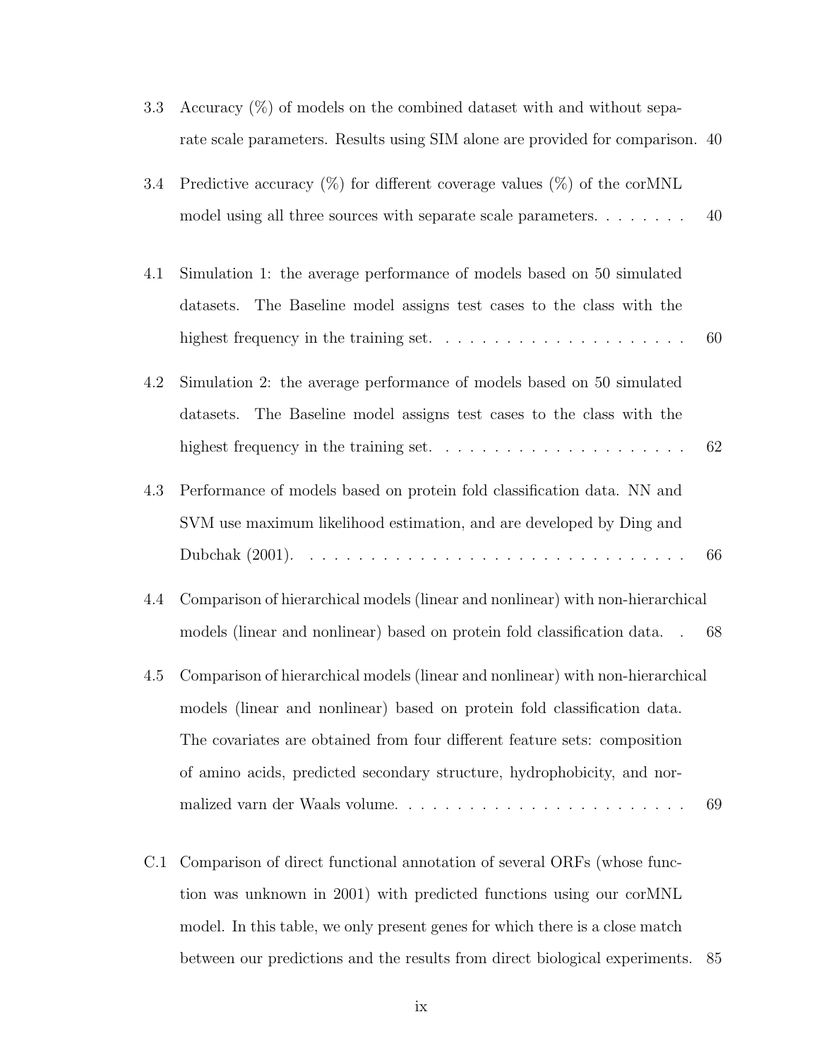3.3 Accuracy (%) of models on the combined dataset with and without separate scale parameters. Results using SIM alone are provided for comparison. 40

3.4 Predictive accuracy (%) for different coverage values (%) of the corMNL model using all three sources with separate scale parameters. . . . . . . . 40

4.1 Simulation 1: the average performance of models based on 50 simulated datasets. The Baseline model assigns test cases to the class with the highest frequency in the training set. . . . . . . . . . . . . . . . . . . . . 60

4.2 Simulation 2: the average performance of models based on 50 simulated datasets. The Baseline model assigns test cases to the class with the highest frequency in the training set. . . . . . . . . . . . . . . . . . . . . 62

4.3 Performance of models based on protein fold classification data. NN and SVM use maximum likelihood estimation, and are developed by Ding and Dubchak (2001). . . . . . . . . . . . . . . . . . . . . . . . . . . . . . . . 66

4.4 Comparison of hierarchical models (linear and nonlinear) with non-hierarchical models (linear and nonlinear) based on protein fold classification data. . 68

4.5 Comparison of hierarchical models (linear and nonlinear) with non-hierarchical models (linear and nonlinear) based on protein fold classification data. The covariates are obtained from four different feature sets: composition of amino acids, predicted secondary structure, hydrophobicity, and normalized varn der Waals volume. . . . . . . . . . . . . . . . . . . . . . . . 69

C.1 Comparison of direct functional annotation of several ORFs (whose function was unknown in 2001) with predicted functions using our corMNL model. In this table, we only present genes for which there is a close match between our predictions and the results from direct biological experiments. 85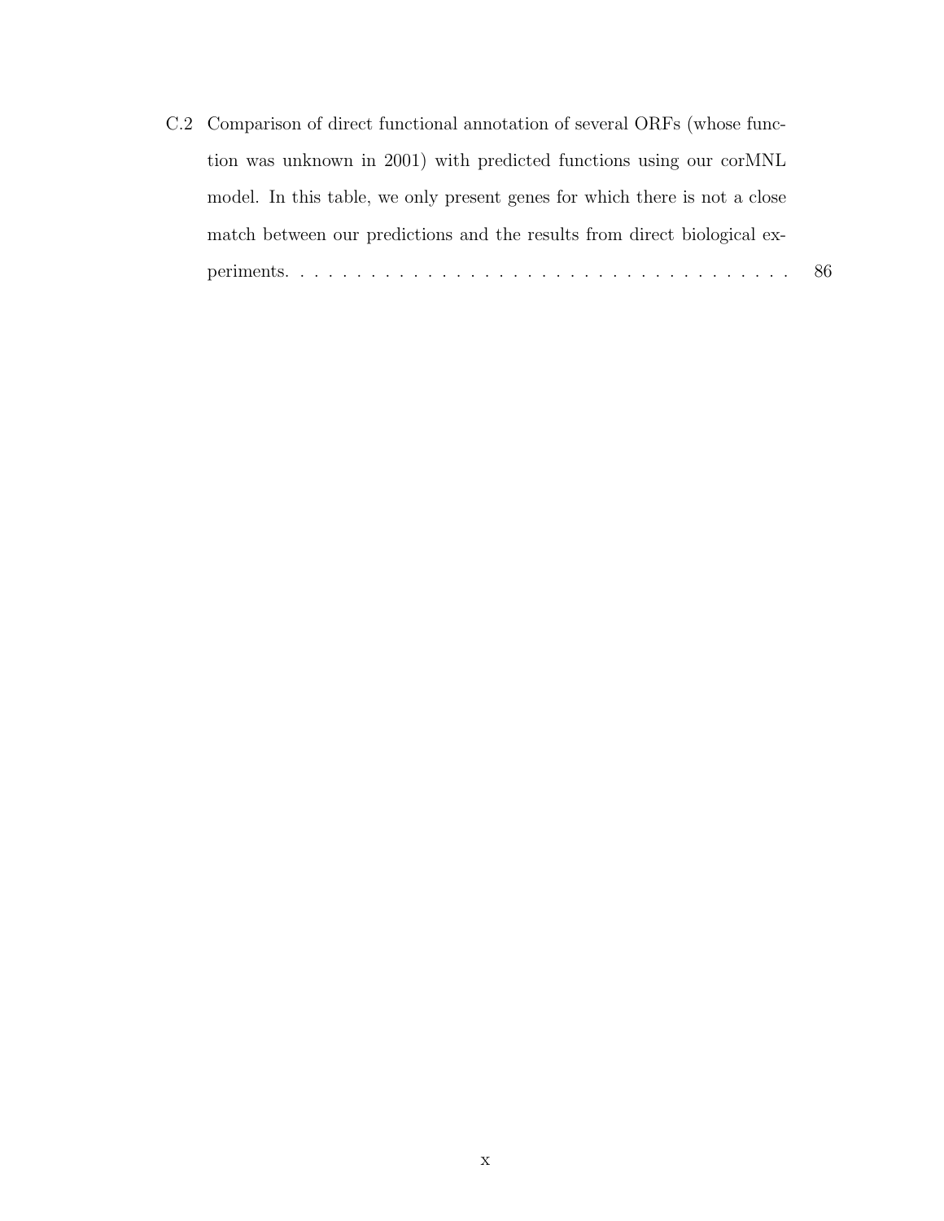C.2 Comparison of direct functional annotation of several ORFs (whose function was unknown in 2001) with predicted functions using our corMNL model. In this table, we only present genes for which there is not a close match between our predictions and the results from direct biological experiments. . . . . . . . . . . . . . . . . . . . . . . . . . . . . . . . . . . . . 86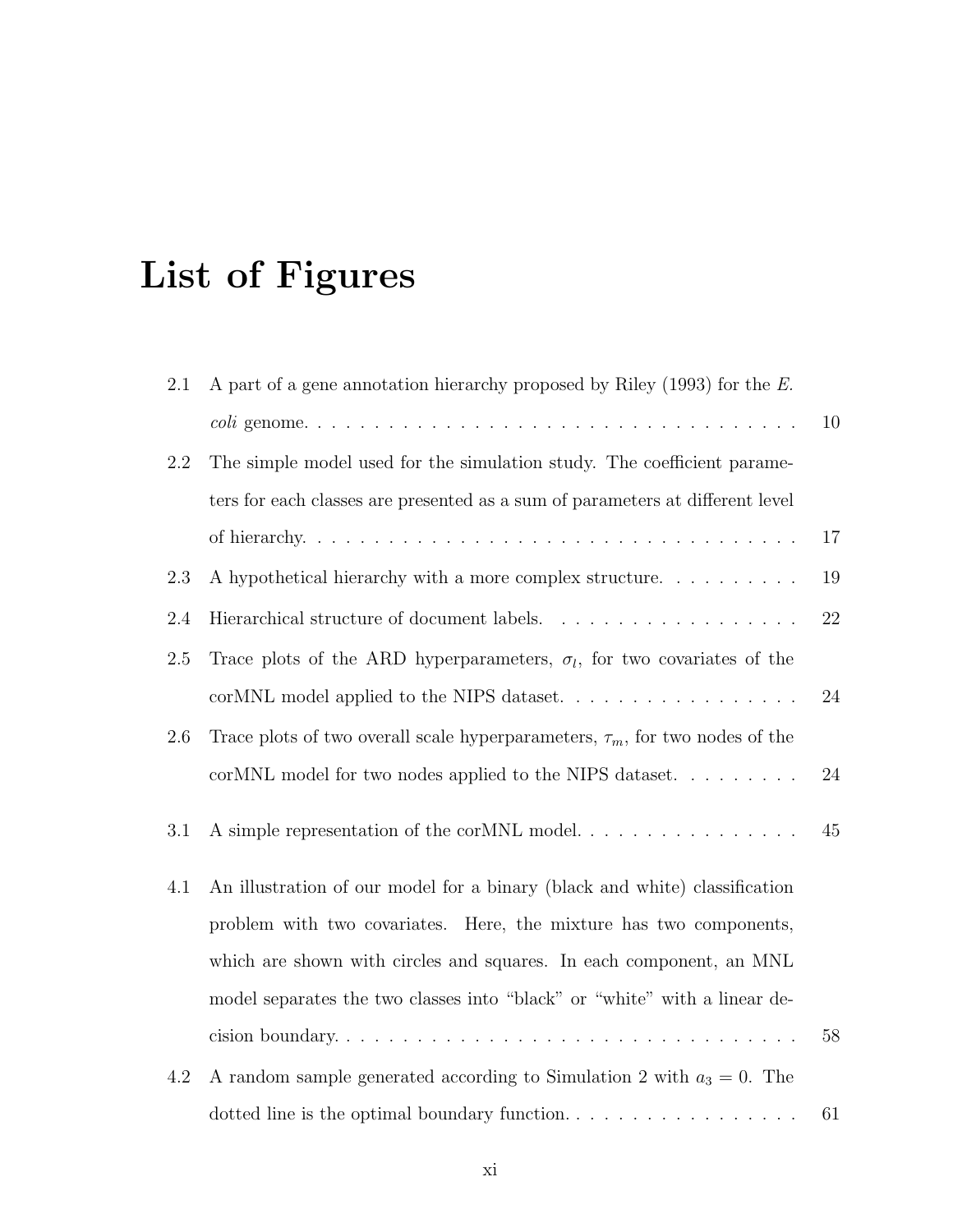# List of Figures

2.1 A part of a gene annotation hierarchy proposed by Riley (1993) for the *E. coli* genome. . . . . . . . . . . . . . . . . . . . . . . . . . . . . . . . . . . 10

2.2 The simple model used for the simulation study. The coefficient parameters for each classes are presented as a sum of parameters at different level of hierarchy. . . . . . . . . . . . . . . . . . . . . . . . . . . . . . . . . . . 17

2.3 A hypothetical hierarchy with a more complex structure. . . . . . . . . . 19

2.4 Hierarchical structure of document labels. . . . . . . . . . . . . . . . . . . 22

2.5 Trace plots of the ARD hyperparameters, $\sigma_l$, for two covariates of the corMNL model applied to the NIPS dataset. . . . . . . . . . . . . . . . . 24

2.6 Trace plots of two overall scale hyperparameters, $\tau_m$, for two nodes of the corMNL model for two nodes applied to the NIPS dataset. . . . . . . . . 24

3.1 A simple representation of the corMNL model. . . . . . . . . . . . . . . . 45

4.1 An illustration of our model for a binary (black and white) classification problem with two covariates. Here, the mixture has two components, which are shown with circles and squares. In each component, an MNL model separates the two classes into "black" or "white" with a linear decision boundary. . . . . . . . . . . . . . . . . . . . . . . . . . . . . . . . . 58

4.2 A random sample generated according to Simulation 2 with $a_3 = 0$. The dotted line is the optimal boundary function. . . . . . . . . . . . . . . . . 61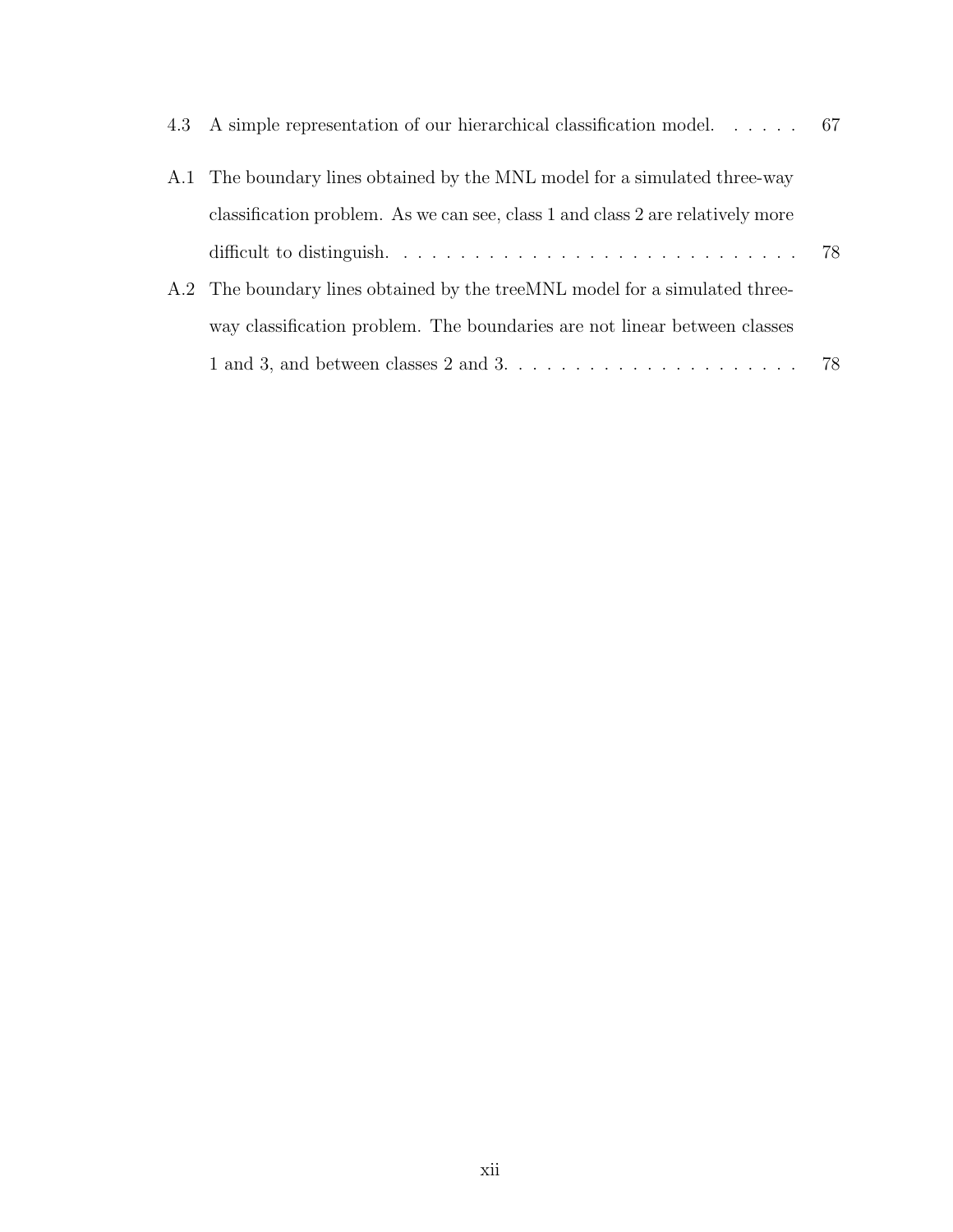4.3 A simple representation of our hierarchical classification model. . . . . . . 67

A.1 The boundary lines obtained by the MNL model for a simulated three-way classification problem. As we can see, class 1 and class 2 are relatively more difficult to distinguish. . . . . . . . . . . . . . . . . . . . . . . . . . . . . . 78

A.2 The boundary lines obtained by the treeMNL model for a simulated three-way classification problem. The boundaries are not linear between classes 1 and 3, and between classes 2 and 3. . . . . . . . . . . . . . . . . . . . . . 78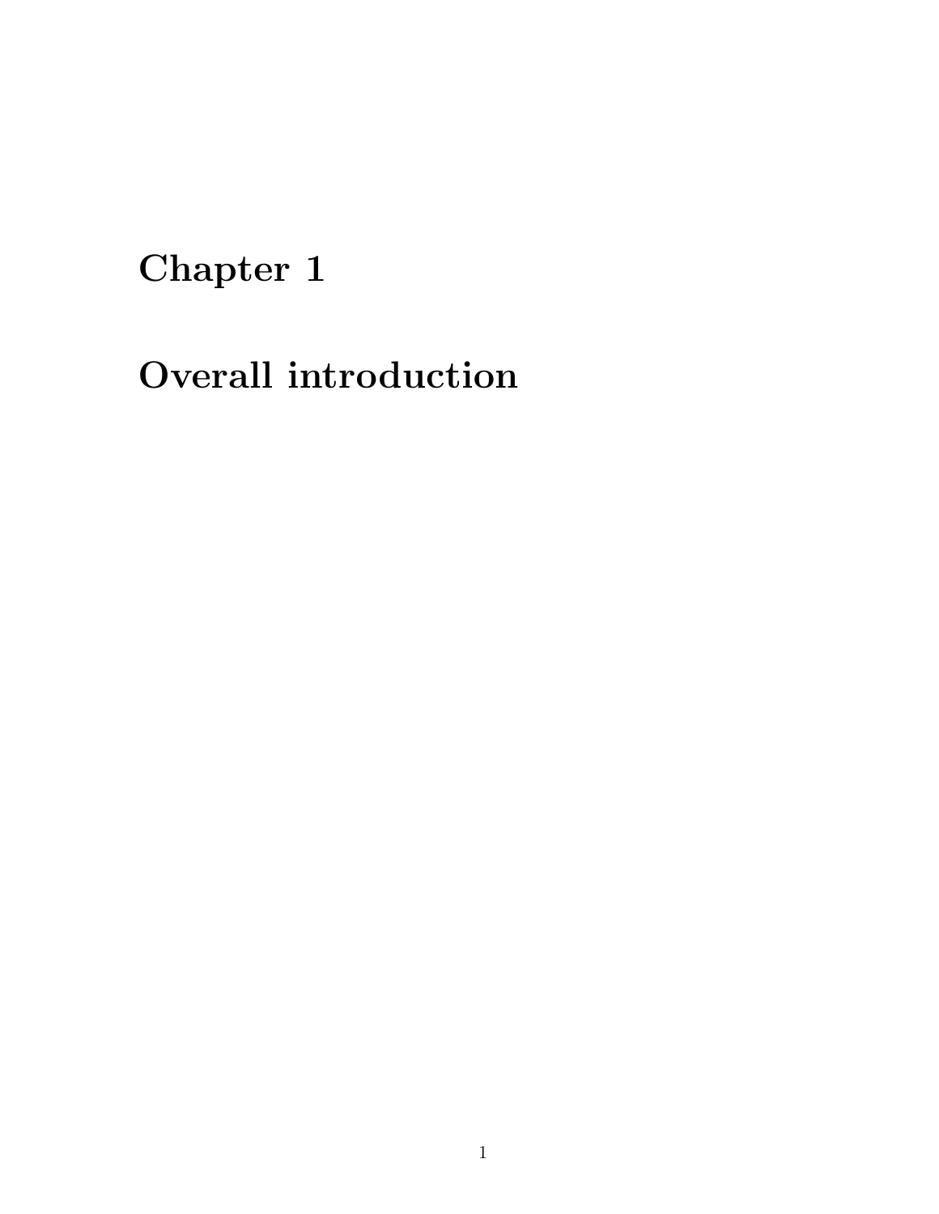# Chapter 1

# Overall introduction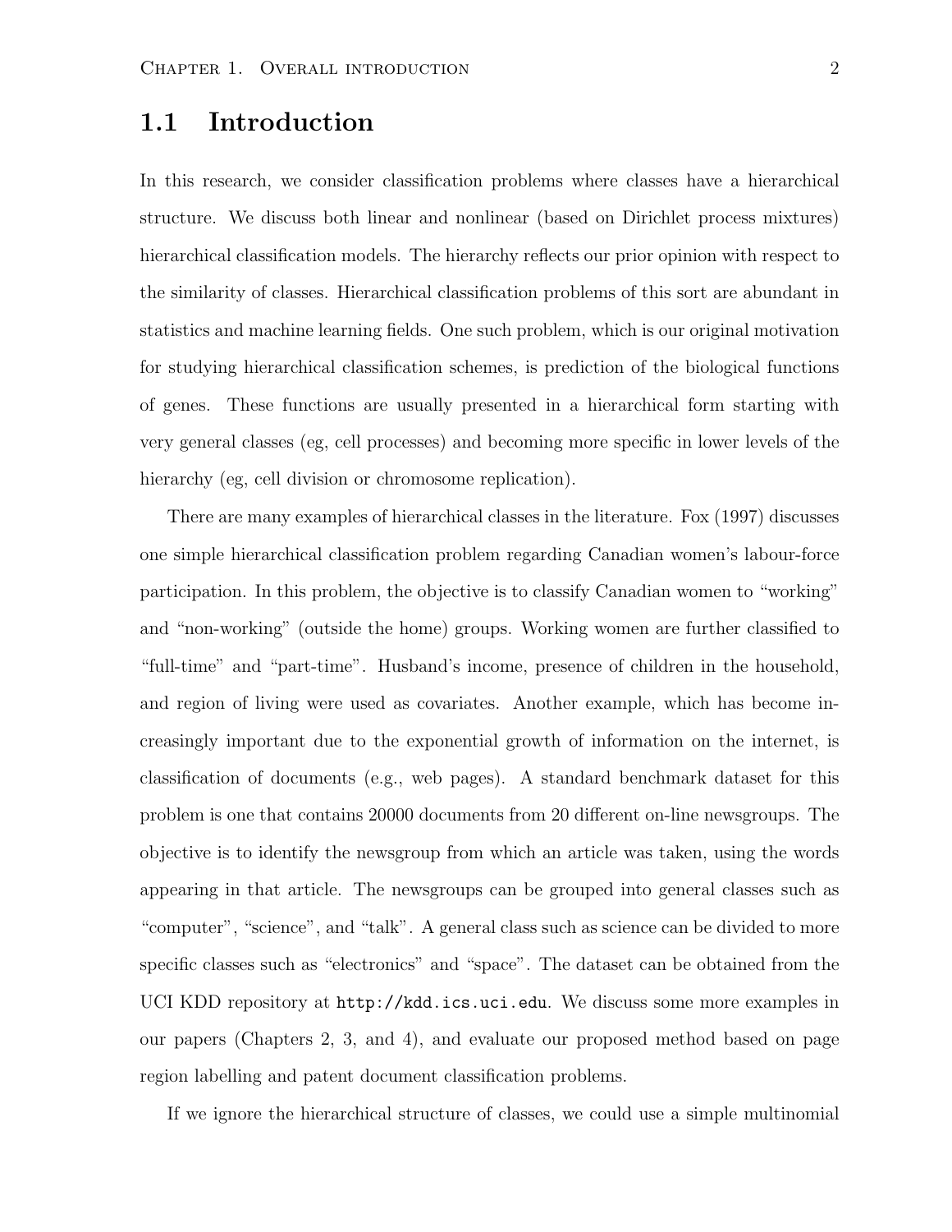## 1.1 Introduction

In this research, we consider classification problems where classes have a hierarchical structure. We discuss both linear and nonlinear (based on Dirichlet process mixtures) hierarchical classification models. The hierarchy reflects our prior opinion with respect to the similarity of classes. Hierarchical classification problems of this sort are abundant in statistics and machine learning fields. One such problem, which is our original motivation for studying hierarchical classification schemes, is prediction of the biological functions of genes. These functions are usually presented in a hierarchical form starting with very general classes (eg, cell processes) and becoming more specific in lower levels of the hierarchy (eg, cell division or chromosome replication).

There are many examples of hierarchical classes in the literature. Fox (1997) discusses one simple hierarchical classification problem regarding Canadian women's labour-force participation. In this problem, the objective is to classify Canadian women to "working" and "non-working" (outside the home) groups. Working women are further classified to "full-time" and "part-time". Husband's income, presence of children in the household, and region of living were used as covariates. Another example, which has become increasingly important due to the exponential growth of information on the internet, is classification of documents (e.g., web pages). A standard benchmark dataset for this problem is one that contains 20000 documents from 20 different on-line newsgroups. The objective is to identify the newsgroup from which an article was taken, using the words appearing in that article. The newsgroups can be grouped into general classes such as "computer", "science", and "talk". A general class such as science can be divided to more specific classes such as "electronics" and "space". The dataset can be obtained from the UCI KDD repository at `http://kdd.ics.uci.edu`. We discuss some more examples in our papers (Chapters 2, 3, and 4), and evaluate our proposed method based on page region labelling and patent document classification problems.

If we ignore the hierarchical structure of classes, we could use a simple multinomial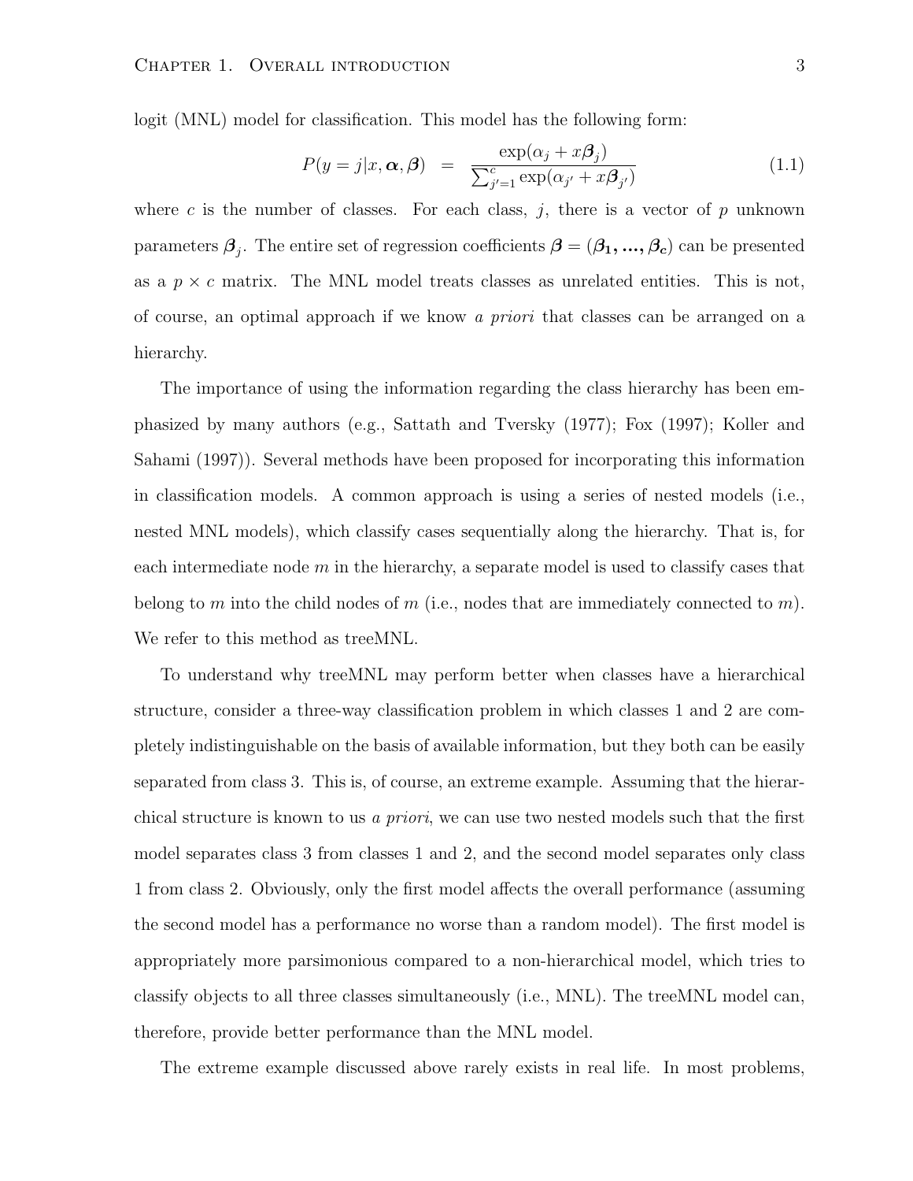logit (MNL) model for classification. This model has the following form:

$$P(y = j | x, \boldsymbol{\alpha}, \boldsymbol{\beta}) \quad = \quad \frac{\exp(\alpha_j + x\boldsymbol{\beta}_j)}{\sum_{j'=1}^{c} \exp(\alpha_{j'} + x\boldsymbol{\beta}_{j'})} \tag{1.1}$$

where $c$ is the number of classes. For each class, $j$, there is a vector of $p$ unknown parameters $\boldsymbol{\beta}_j$. The entire set of regression coefficients $\boldsymbol{\beta} = (\boldsymbol{\beta_1, ..., \beta_c})$ can be presented as a $p \times c$ matrix. The MNL model treats classes as unrelated entities. This is not, of course, an optimal approach if we know *a priori* that classes can be arranged on a hierarchy.

The importance of using the information regarding the class hierarchy has been emphasized by many authors (e.g., Sattath and Tversky (1977); Fox (1997); Koller and Sahami (1997)). Several methods have been proposed for incorporating this information in classification models. A common approach is using a series of nested models (i.e., nested MNL models), which classify cases sequentially along the hierarchy. That is, for each intermediate node $m$ in the hierarchy, a separate model is used to classify cases that belong to $m$ into the child nodes of $m$ (i.e., nodes that are immediately connected to $m$). We refer to this method as treeMNL.

To understand why treeMNL may perform better when classes have a hierarchical structure, consider a three-way classification problem in which classes 1 and 2 are completely indistinguishable on the basis of available information, but they both can be easily separated from class 3. This is, of course, an extreme example. Assuming that the hierarchical structure is known to us *a priori*, we can use two nested models such that the first model separates class 3 from classes 1 and 2, and the second model separates only class 1 from class 2. Obviously, only the first model affects the overall performance (assuming the second model has a performance no worse than a random model). The first model is appropriately more parsimonious compared to a non-hierarchical model, which tries to classify objects to all three classes simultaneously (i.e., MNL). The treeMNL model can, therefore, provide better performance than the MNL model.

The extreme example discussed above rarely exists in real life. In most problems,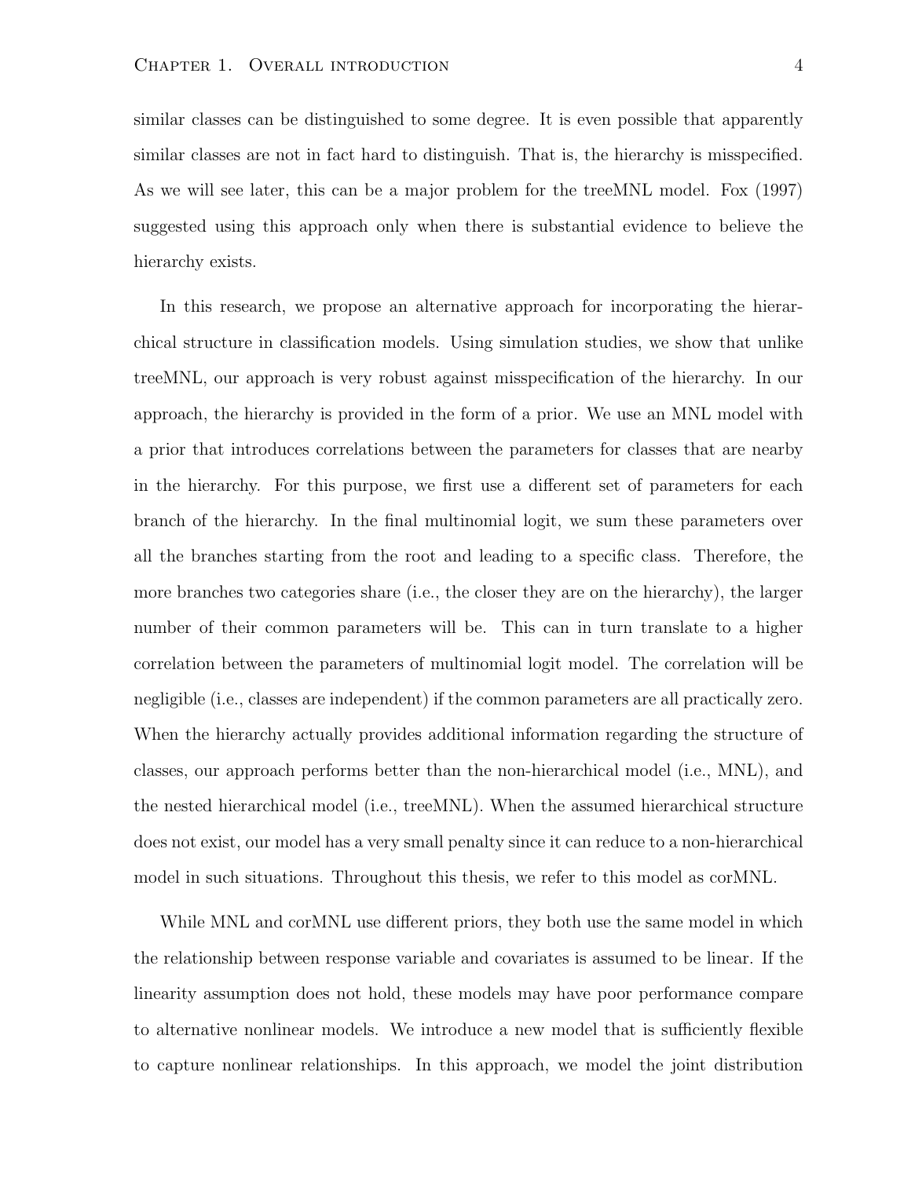similar classes can be distinguished to some degree. It is even possible that apparently similar classes are not in fact hard to distinguish. That is, the hierarchy is misspecified. As we will see later, this can be a major problem for the treeMNL model. Fox (1997) suggested using this approach only when there is substantial evidence to believe the hierarchy exists.

In this research, we propose an alternative approach for incorporating the hierarchical structure in classification models. Using simulation studies, we show that unlike treeMNL, our approach is very robust against misspecification of the hierarchy. In our approach, the hierarchy is provided in the form of a prior. We use an MNL model with a prior that introduces correlations between the parameters for classes that are nearby in the hierarchy. For this purpose, we first use a different set of parameters for each branch of the hierarchy. In the final multinomial logit, we sum these parameters over all the branches starting from the root and leading to a specific class. Therefore, the more branches two categories share (i.e., the closer they are on the hierarchy), the larger number of their common parameters will be. This can in turn translate to a higher correlation between the parameters of multinomial logit model. The correlation will be negligible (i.e., classes are independent) if the common parameters are all practically zero. When the hierarchy actually provides additional information regarding the structure of classes, our approach performs better than the non-hierarchical model (i.e., MNL), and the nested hierarchical model (i.e., treeMNL). When the assumed hierarchical structure does not exist, our model has a very small penalty since it can reduce to a non-hierarchical model in such situations. Throughout this thesis, we refer to this model as corMNL.

While MNL and corMNL use different priors, they both use the same model in which the relationship between response variable and covariates is assumed to be linear. If the linearity assumption does not hold, these models may have poor performance compare to alternative nonlinear models. We introduce a new model that is sufficiently flexible to capture nonlinear relationships. In this approach, we model the joint distribution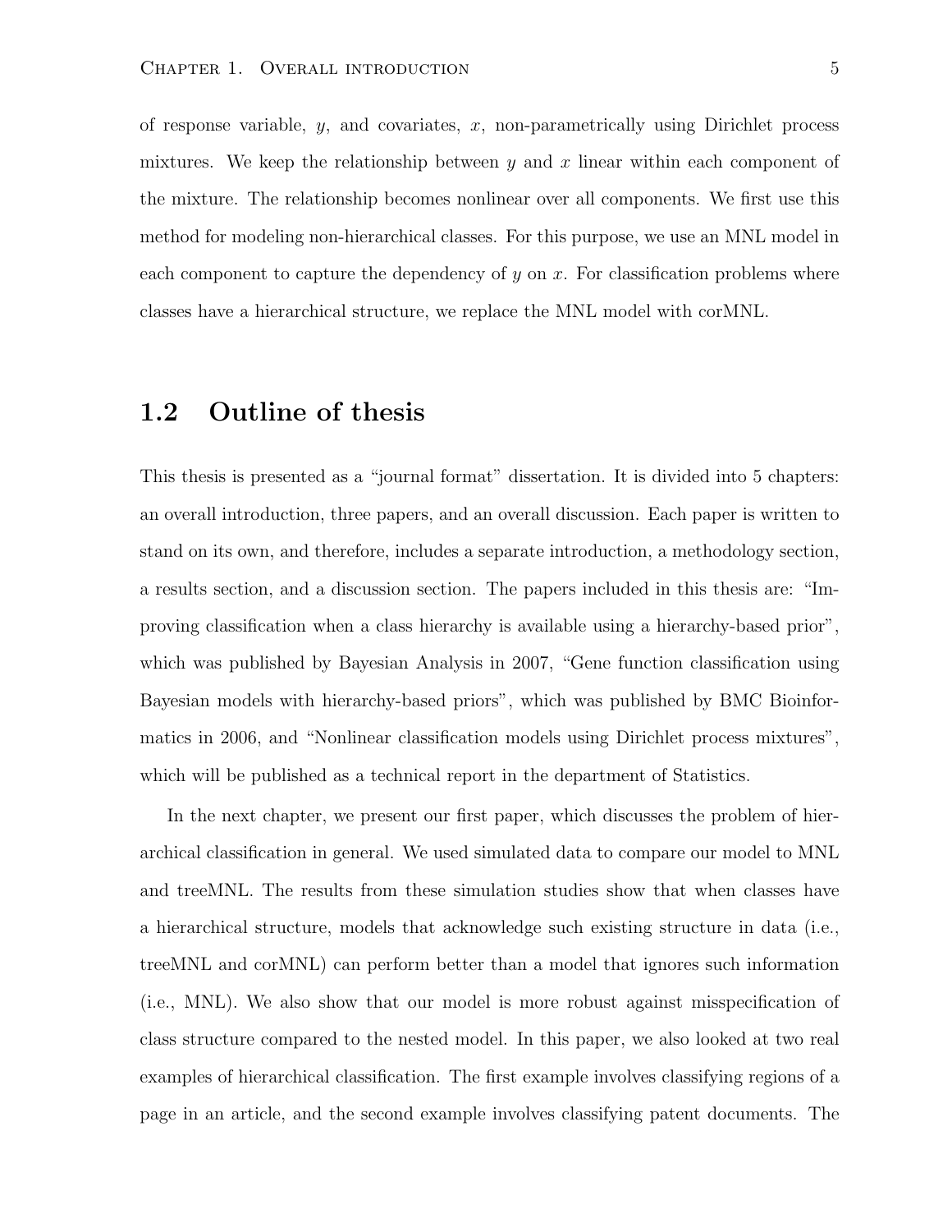of response variable, $y$, and covariates, $x$, non-parametrically using Dirichlet process mixtures. We keep the relationship between $y$ and $x$ linear within each component of the mixture. The relationship becomes nonlinear over all components. We first use this method for modeling non-hierarchical classes. For this purpose, we use an MNL model in each component to capture the dependency of $y$ on $x$. For classification problems where classes have a hierarchical structure, we replace the MNL model with corMNL.

## 1.2 Outline of thesis

This thesis is presented as a "journal format" dissertation. It is divided into 5 chapters: an overall introduction, three papers, and an overall discussion. Each paper is written to stand on its own, and therefore, includes a separate introduction, a methodology section, a results section, and a discussion section. The papers included in this thesis are: "Improving classification when a class hierarchy is available using a hierarchy-based prior", which was published by Bayesian Analysis in 2007, "Gene function classification using Bayesian models with hierarchy-based priors", which was published by BMC Bioinformatics in 2006, and "Nonlinear classification models using Dirichlet process mixtures", which will be published as a technical report in the department of Statistics.

In the next chapter, we present our first paper, which discusses the problem of hierarchical classification in general. We used simulated data to compare our model to MNL and treeMNL. The results from these simulation studies show that when classes have a hierarchical structure, models that acknowledge such existing structure in data (i.e., treeMNL and corMNL) can perform better than a model that ignores such information (i.e., MNL). We also show that our model is more robust against misspecification of class structure compared to the nested model. In this paper, we also looked at two real examples of hierarchical classification. The first example involves classifying regions of a page in an article, and the second example involves classifying patent documents. The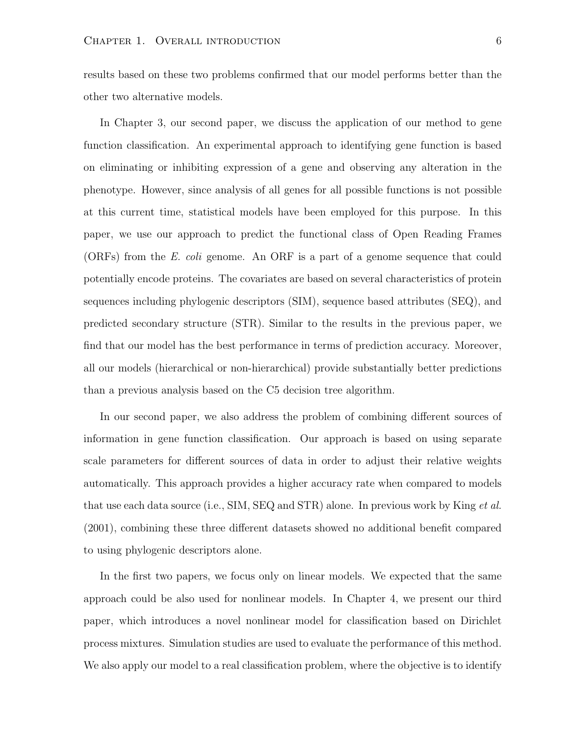results based on these two problems confirmed that our model performs better than the other two alternative models.

In Chapter 3, our second paper, we discuss the application of our method to gene function classification. An experimental approach to identifying gene function is based on eliminating or inhibiting expression of a gene and observing any alteration in the phenotype. However, since analysis of all genes for all possible functions is not possible at this current time, statistical models have been employed for this purpose. In this paper, we use our approach to predict the functional class of Open Reading Frames (ORFs) from the *E. coli* genome. An ORF is a part of a genome sequence that could potentially encode proteins. The covariates are based on several characteristics of protein sequences including phylogenic descriptors (SIM), sequence based attributes (SEQ), and predicted secondary structure (STR). Similar to the results in the previous paper, we find that our model has the best performance in terms of prediction accuracy. Moreover, all our models (hierarchical or non-hierarchical) provide substantially better predictions than a previous analysis based on the C5 decision tree algorithm.

In our second paper, we also address the problem of combining different sources of information in gene function classification. Our approach is based on using separate scale parameters for different sources of data in order to adjust their relative weights automatically. This approach provides a higher accuracy rate when compared to models that use each data source (i.e., SIM, SEQ and STR) alone. In previous work by King *et al.* (2001), combining these three different datasets showed no additional benefit compared to using phylogenic descriptors alone.

In the first two papers, we focus only on linear models. We expected that the same approach could be also used for nonlinear models. In Chapter 4, we present our third paper, which introduces a novel nonlinear model for classification based on Dirichlet process mixtures. Simulation studies are used to evaluate the performance of this method. We also apply our model to a real classification problem, where the objective is to identify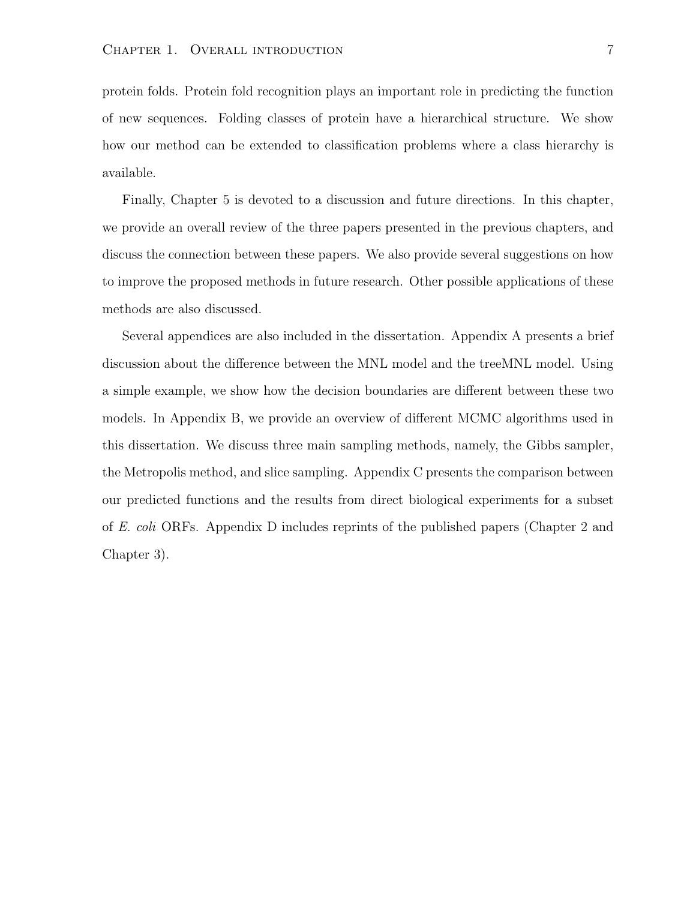protein folds. Protein fold recognition plays an important role in predicting the function of new sequences. Folding classes of protein have a hierarchical structure. We show how our method can be extended to classification problems where a class hierarchy is available.

Finally, Chapter 5 is devoted to a discussion and future directions. In this chapter, we provide an overall review of the three papers presented in the previous chapters, and discuss the connection between these papers. We also provide several suggestions on how to improve the proposed methods in future research. Other possible applications of these methods are also discussed.

Several appendices are also included in the dissertation. Appendix A presents a brief discussion about the difference between the MNL model and the treeMNL model. Using a simple example, we show how the decision boundaries are different between these two models. In Appendix B, we provide an overview of different MCMC algorithms used in this dissertation. We discuss three main sampling methods, namely, the Gibbs sampler, the Metropolis method, and slice sampling. Appendix C presents the comparison between our predicted functions and the results from direct biological experiments for a subset of *E. coli* ORFs. Appendix D includes reprints of the published papers (Chapter 2 and Chapter 3).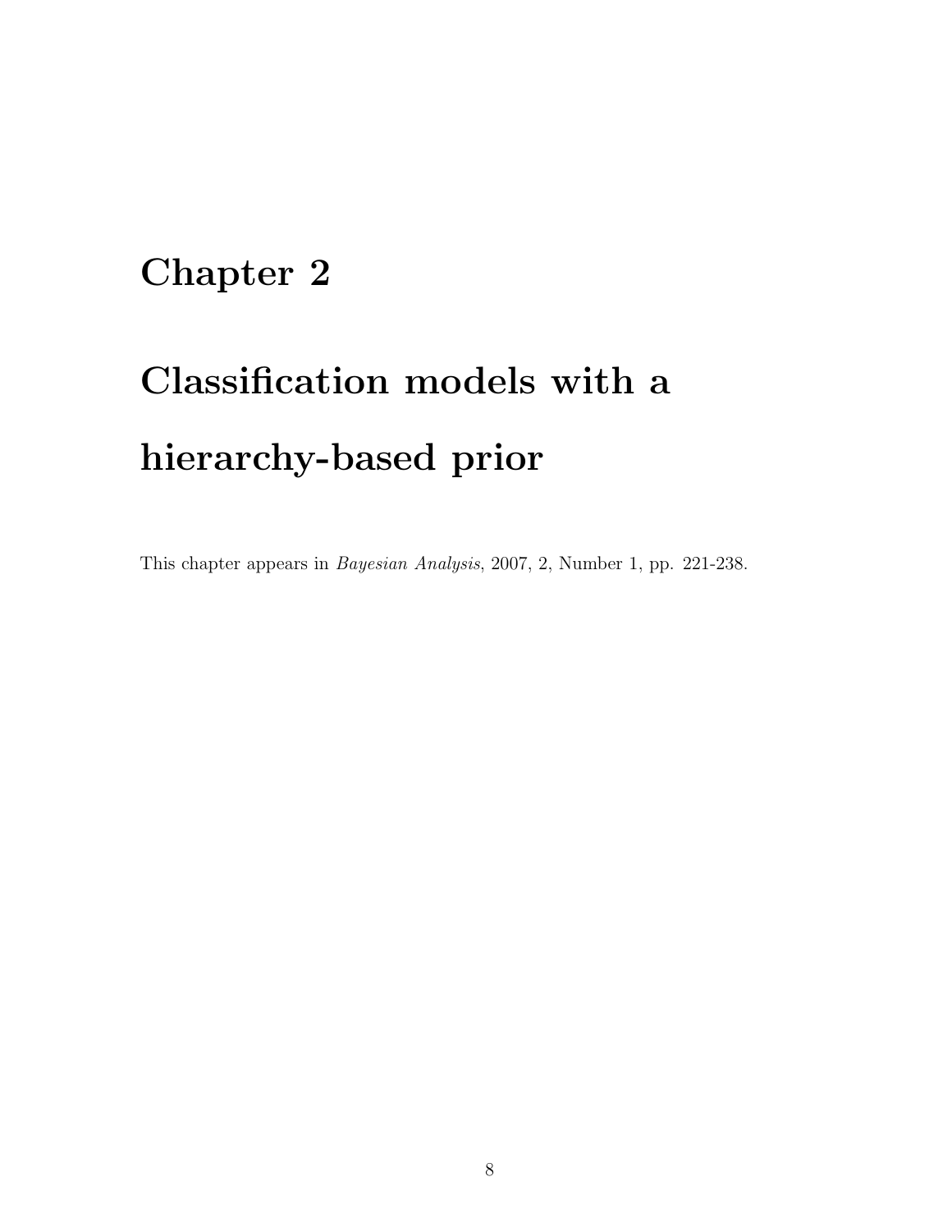# Chapter 2

# Classification models with a hierarchy-based prior

This chapter appears in *Bayesian Analysis*, 2007, 2, Number 1, pp. 221-238.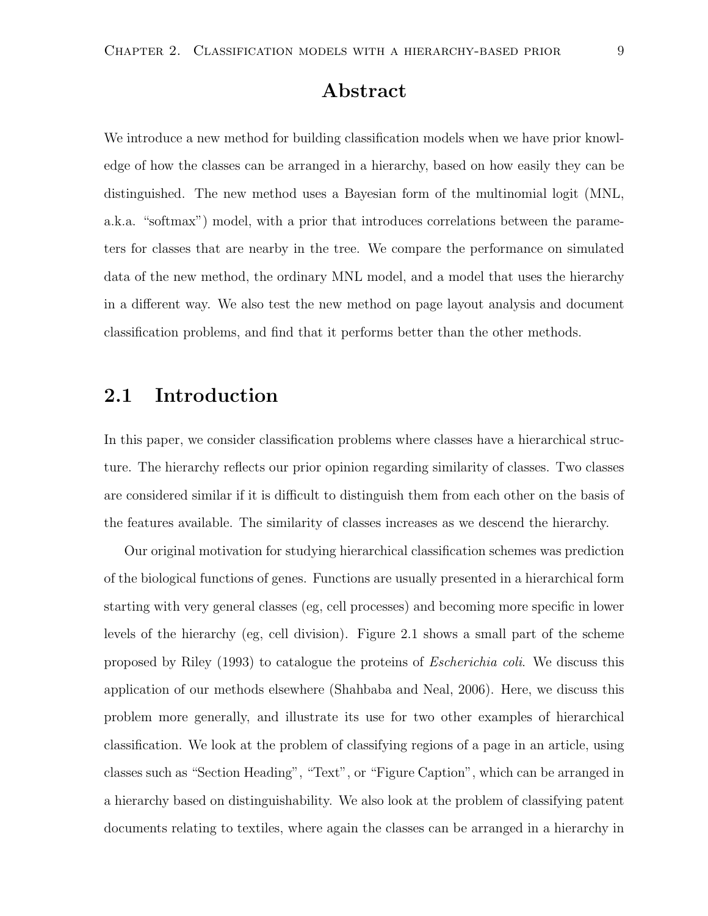# Abstract

We introduce a new method for building classification models when we have prior knowledge of how the classes can be arranged in a hierarchy, based on how easily they can be distinguished. The new method uses a Bayesian form of the multinomial logit (MNL, a.k.a. "softmax") model, with a prior that introduces correlations between the parameters for classes that are nearby in the tree. We compare the performance on simulated data of the new method, the ordinary MNL model, and a model that uses the hierarchy in a different way. We also test the new method on page layout analysis and document classification problems, and find that it performs better than the other methods.

## 2.1 Introduction

In this paper, we consider classification problems where classes have a hierarchical structure. The hierarchy reflects our prior opinion regarding similarity of classes. Two classes are considered similar if it is difficult to distinguish them from each other on the basis of the features available. The similarity of classes increases as we descend the hierarchy.

Our original motivation for studying hierarchical classification schemes was prediction of the biological functions of genes. Functions are usually presented in a hierarchical form starting with very general classes (eg, cell processes) and becoming more specific in lower levels of the hierarchy (eg, cell division). Figure 2.1 shows a small part of the scheme proposed by Riley (1993) to catalogue the proteins of *Escherichia coli*. We discuss this application of our methods elsewhere (Shahbaba and Neal, 2006). Here, we discuss this problem more generally, and illustrate its use for two other examples of hierarchical classification. We look at the problem of classifying regions of a page in an article, using classes such as "Section Heading", "Text", or "Figure Caption", which can be arranged in a hierarchy based on distinguishability. We also look at the problem of classifying patent documents relating to textiles, where again the classes can be arranged in a hierarchy in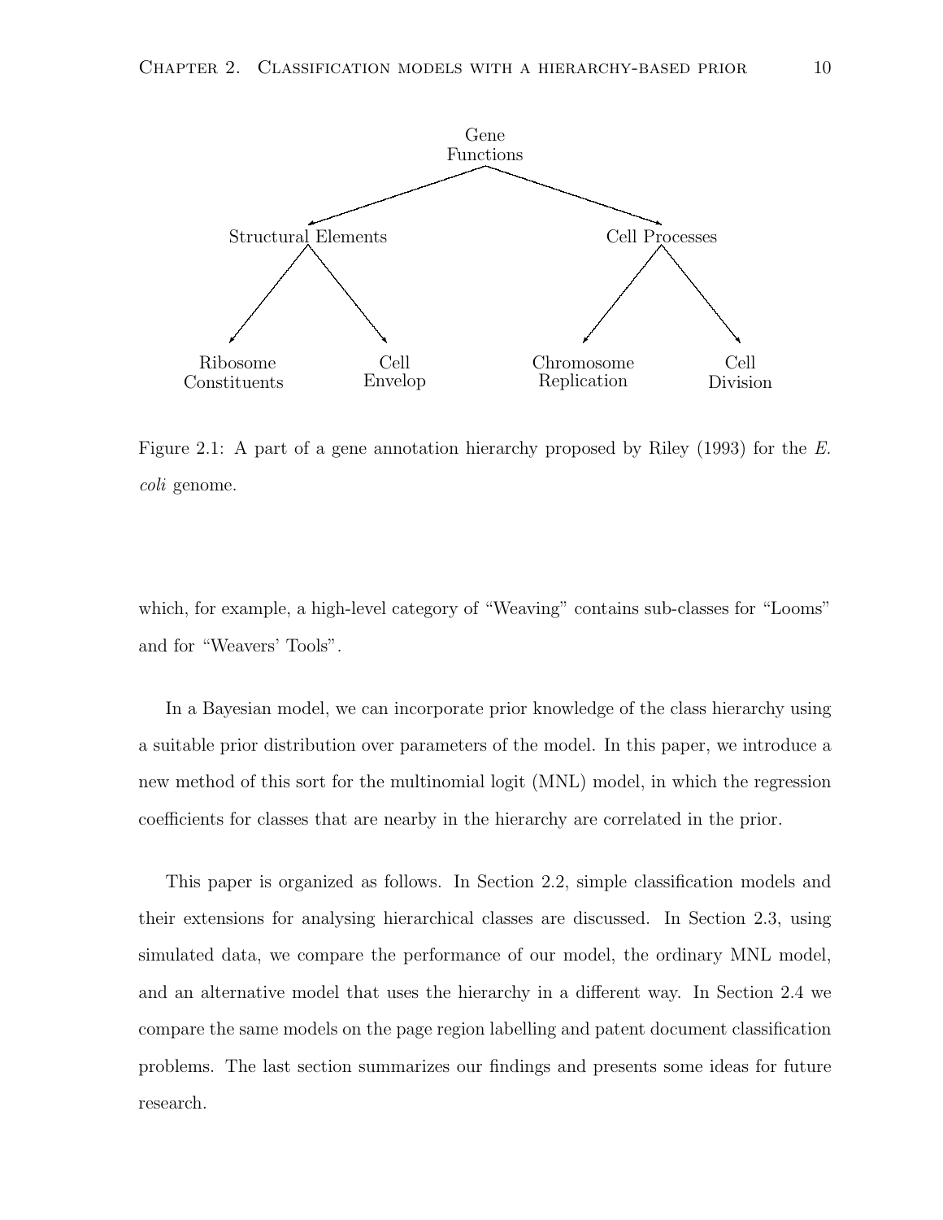Figure 2.1: A part of a gene annotation hierarchy proposed by Riley (1993) for the *E. coli* genome.

which, for example, a high-level category of "Weaving" contains sub-classes for "Looms" and for "Weavers' Tools".

In a Bayesian model, we can incorporate prior knowledge of the class hierarchy using a suitable prior distribution over parameters of the model. In this paper, we introduce a new method of this sort for the multinomial logit (MNL) model, in which the regression coefficients for classes that are nearby in the hierarchy are correlated in the prior.

This paper is organized as follows. In Section 2.2, simple classification models and their extensions for analysing hierarchical classes are discussed. In Section 2.3, using simulated data, we compare the performance of our model, the ordinary MNL model, and an alternative model that uses the hierarchy in a different way. In Section 2.4 we compare the same models on the page region labelling and patent document classification problems. The last section summarizes our findings and presents some ideas for future research.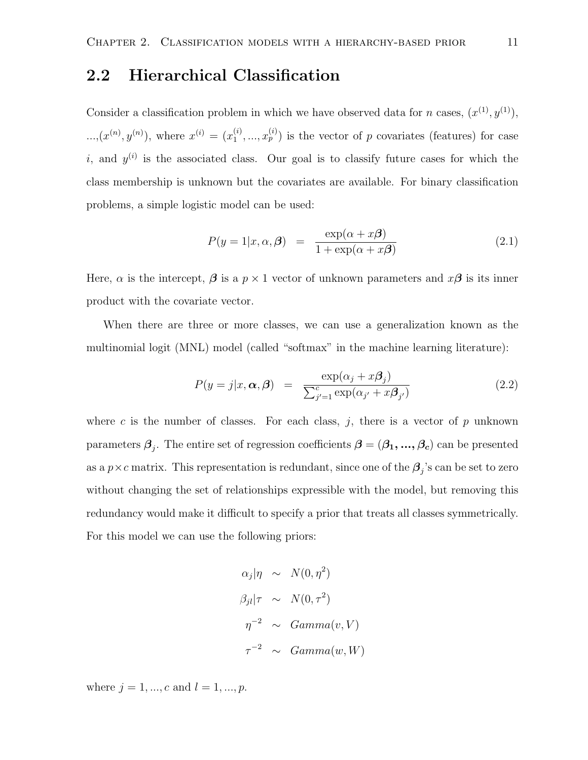## 2.2 Hierarchical Classification

Consider a classification problem in which we have observed data for $n$ cases, $(x^{(1)}, y^{(1)})$, ...,$(x^{(n)}, y^{(n)})$, where $x^{(i)} = (x_1^{(i)}, ..., x_p^{(i)})$ is the vector of $p$ covariates (features) for case $i$, and $y^{(i)}$ is the associated class. Our goal is to classify future cases for which the class membership is unknown but the covariates are available. For binary classification problems, a simple logistic model can be used:

$$P(y = 1|x, \alpha, \boldsymbol{\beta}) \;=\; \frac{\exp(\alpha + x\boldsymbol{\beta})}{1 + \exp(\alpha + x\boldsymbol{\beta})} \tag{2.1}$$

Here, $\alpha$ is the intercept, $\boldsymbol{\beta}$ is a $p \times 1$ vector of unknown parameters and $x\boldsymbol{\beta}$ is its inner product with the covariate vector.

When there are three or more classes, we can use a generalization known as the multinomial logit (MNL) model (called "softmax" in the machine learning literature):

$$P(y = j|x, \boldsymbol{\alpha}, \boldsymbol{\beta}) \;=\; \frac{\exp(\alpha_j + x\boldsymbol{\beta}_j)}{\sum_{j'=1}^{c} \exp(\alpha_{j'} + x\boldsymbol{\beta}_{j'})} \tag{2.2}$$

where $c$ is the number of classes. For each class, $j$, there is a vector of $p$ unknown parameters $\boldsymbol{\beta}_j$. The entire set of regression coefficients $\boldsymbol{\beta} = (\boldsymbol{\beta_1, ..., \beta_c})$ can be presented as a $p \times c$ matrix. This representation is redundant, since one of the $\boldsymbol{\beta}_j$'s can be set to zero without changing the set of relationships expressible with the model, but removing this redundancy would make it difficult to specify a prior that treats all classes symmetrically. For this model we can use the following priors:

$$\begin{aligned}
\alpha_j|\eta &\sim N(0, \eta^2) \\
\beta_{jl}|\tau &\sim N(0, \tau^2) \\
\eta^{-2} &\sim Gamma(v, V) \\
\tau^{-2} &\sim Gamma(w, W)
\end{aligned}$$

where $j = 1, ..., c$ and $l = 1, ..., p$.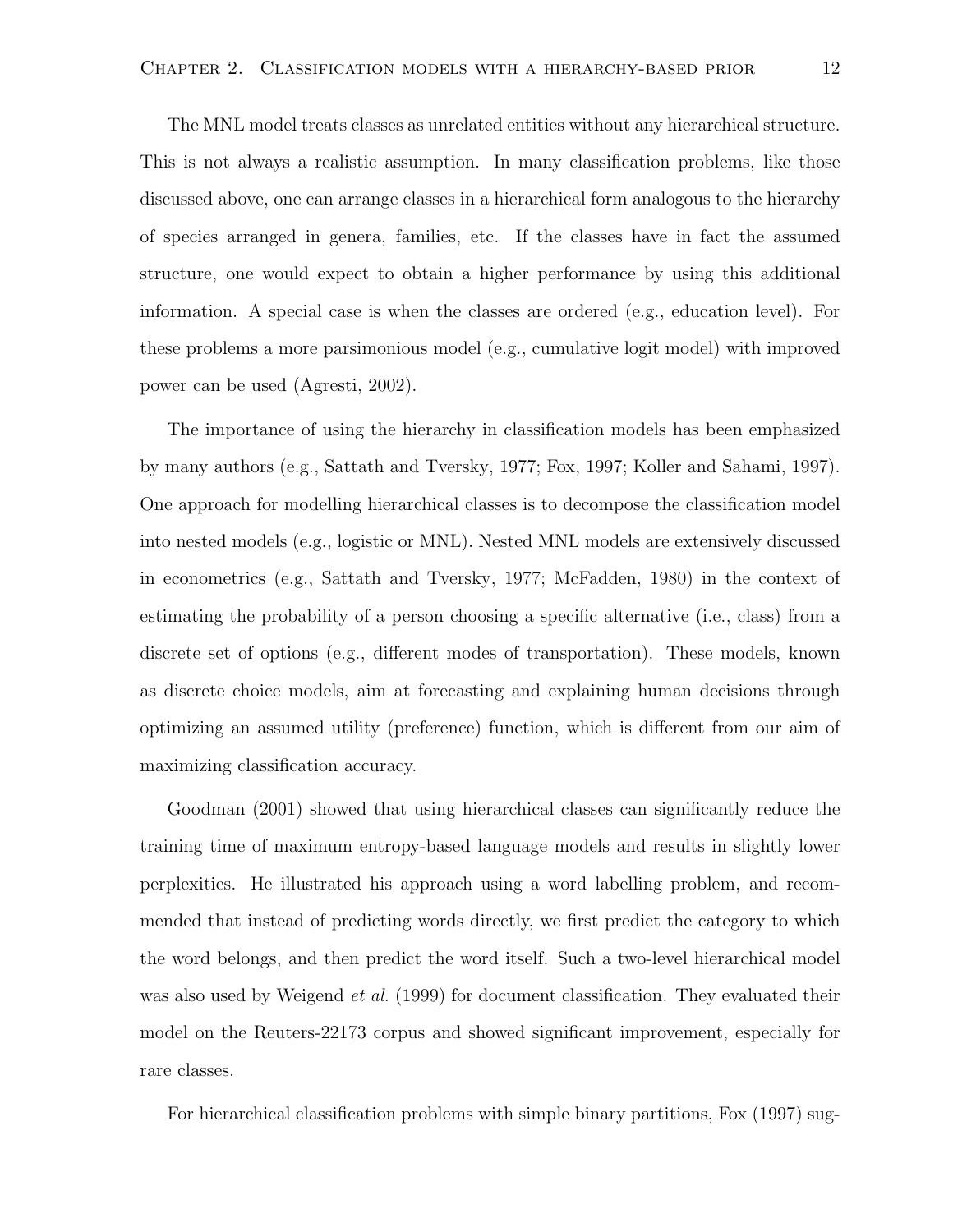The MNL model treats classes as unrelated entities without any hierarchical structure. This is not always a realistic assumption. In many classification problems, like those discussed above, one can arrange classes in a hierarchical form analogous to the hierarchy of species arranged in genera, families, etc. If the classes have in fact the assumed structure, one would expect to obtain a higher performance by using this additional information. A special case is when the classes are ordered (e.g., education level). For these problems a more parsimonious model (e.g., cumulative logit model) with improved power can be used (Agresti, 2002).

The importance of using the hierarchy in classification models has been emphasized by many authors (e.g., Sattath and Tversky, 1977; Fox, 1997; Koller and Sahami, 1997). One approach for modelling hierarchical classes is to decompose the classification model into nested models (e.g., logistic or MNL). Nested MNL models are extensively discussed in econometrics (e.g., Sattath and Tversky, 1977; McFadden, 1980) in the context of estimating the probability of a person choosing a specific alternative (i.e., class) from a discrete set of options (e.g., different modes of transportation). These models, known as discrete choice models, aim at forecasting and explaining human decisions through optimizing an assumed utility (preference) function, which is different from our aim of maximizing classification accuracy.

Goodman (2001) showed that using hierarchical classes can significantly reduce the training time of maximum entropy-based language models and results in slightly lower perplexities. He illustrated his approach using a word labelling problem, and recommended that instead of predicting words directly, we first predict the category to which the word belongs, and then predict the word itself. Such a two-level hierarchical model was also used by Weigend *et al.* (1999) for document classification. They evaluated their model on the Reuters-22173 corpus and showed significant improvement, especially for rare classes.

For hierarchical classification problems with simple binary partitions, Fox (1997) sug-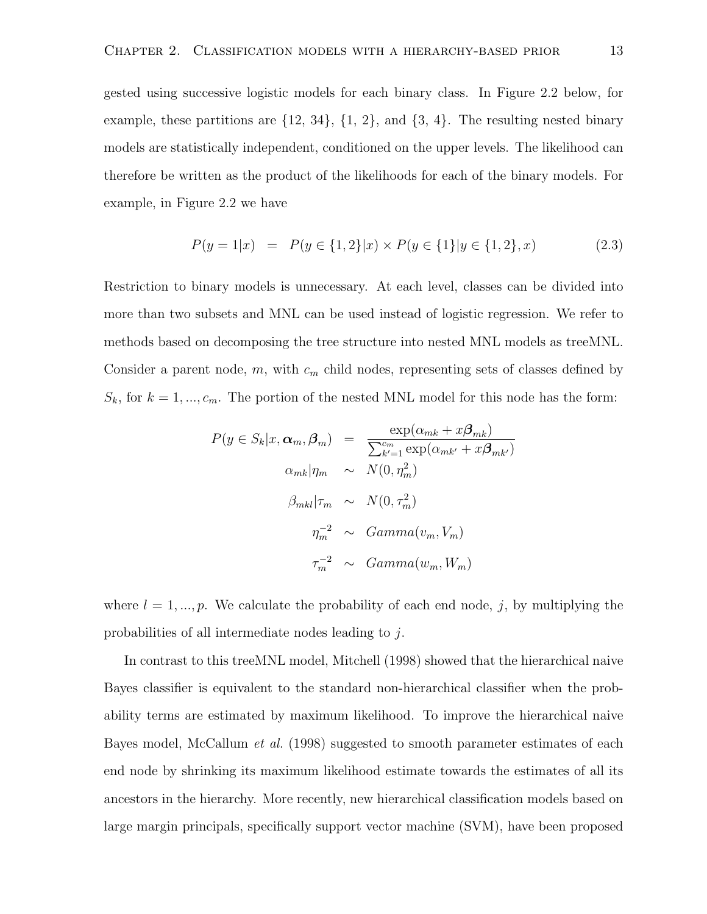gested using successive logistic models for each binary class. In Figure 2.2 below, for example, these partitions are {12, 34}, {1, 2}, and {3, 4}. The resulting nested binary models are statistically independent, conditioned on the upper levels. The likelihood can therefore be written as the product of the likelihoods for each of the binary models. For example, in Figure 2.2 we have

$$P(y = 1|x) \;\; = \;\; P(y \in \{1, 2\}|x) \times P(y \in \{1\}|y \in \{1, 2\}, x) \tag{2.3}$$

Restriction to binary models is unnecessary. At each level, classes can be divided into more than two subsets and MNL can be used instead of logistic regression. We refer to methods based on decomposing the tree structure into nested MNL models as treeMNL. Consider a parent node, $m$, with $c_m$ child nodes, representing sets of classes defined by $S_k$, for $k = 1, ..., c_m$. The portion of the nested MNL model for this node has the form:

$$
\begin{aligned}
P(y \in S_k|x, \boldsymbol{\alpha}_m, \boldsymbol{\beta}_m) &= \frac{\exp(\alpha_{mk} + x\boldsymbol{\beta}_{mk})}{\sum_{k'=1}^{c_m} \exp(\alpha_{mk'} + x\boldsymbol{\beta}_{mk'})} \\
\alpha_{mk}|\eta_m &\sim N(0, \eta_m^2) \\
\beta_{mkl}|\tau_m &\sim N(0, \tau_m^2) \\
\eta_m^{-2} &\sim Gamma(v_m, V_m) \\
\tau_m^{-2} &\sim Gamma(w_m, W_m)
\end{aligned}
$$

where $l = 1, ..., p$. We calculate the probability of each end node, $j$, by multiplying the probabilities of all intermediate nodes leading to $j$.

In contrast to this treeMNL model, Mitchell (1998) showed that the hierarchical naive Bayes classifier is equivalent to the standard non-hierarchical classifier when the probability terms are estimated by maximum likelihood. To improve the hierarchical naive Bayes model, McCallum *et al.* (1998) suggested to smooth parameter estimates of each end node by shrinking its maximum likelihood estimate towards the estimates of all its ancestors in the hierarchy. More recently, new hierarchical classification models based on large margin principals, specifically support vector machine (SVM), have been proposed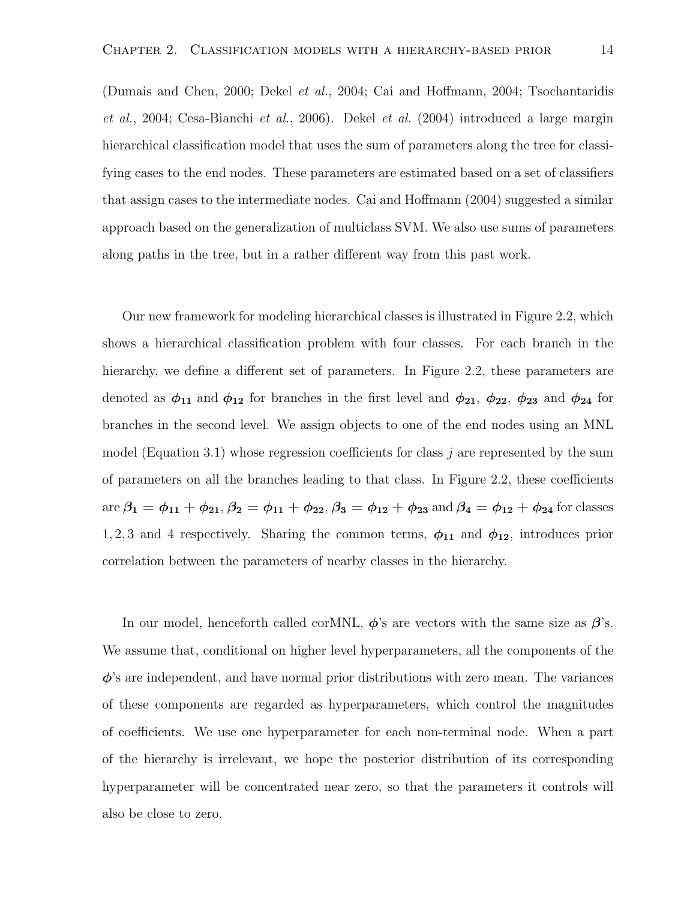(Dumais and Chen, 2000; Dekel *et al.*, 2004; Cai and Hoffmann, 2004; Tsochantaridis *et al.*, 2004; Cesa-Bianchi *et al.*, 2006). Dekel *et al.* (2004) introduced a large margin hierarchical classification model that uses the sum of parameters along the tree for classifying cases to the end nodes. These parameters are estimated based on a set of classifiers that assign cases to the intermediate nodes. Cai and Hoffmann (2004) suggested a similar approach based on the generalization of multiclass SVM. We also use sums of parameters along paths in the tree, but in a rather different way from this past work.

Our new framework for modeling hierarchical classes is illustrated in Figure 2.2, which shows a hierarchical classification problem with four classes. For each branch in the hierarchy, we define a different set of parameters. In Figure 2.2, these parameters are denoted as $\boldsymbol{\phi_{11}}$ and $\boldsymbol{\phi_{12}}$ for branches in the first level and $\boldsymbol{\phi_{21}}$, $\boldsymbol{\phi_{22}}$, $\boldsymbol{\phi_{23}}$ and $\boldsymbol{\phi_{24}}$ for branches in the second level. We assign objects to one of the end nodes using an MNL model (Equation 3.1) whose regression coefficients for class $j$ are represented by the sum of parameters on all the branches leading to that class. In Figure 2.2, these coefficients are $\boldsymbol{\beta_1} = \boldsymbol{\phi_{11}} + \boldsymbol{\phi_{21}}$, $\boldsymbol{\beta_2} = \boldsymbol{\phi_{11}} + \boldsymbol{\phi_{22}}$, $\boldsymbol{\beta_3} = \boldsymbol{\phi_{12}} + \boldsymbol{\phi_{23}}$ and $\boldsymbol{\beta_4} = \boldsymbol{\phi_{12}} + \boldsymbol{\phi_{24}}$ for classes $1, 2, 3$ and $4$ respectively. Sharing the common terms, $\boldsymbol{\phi_{11}}$ and $\boldsymbol{\phi_{12}}$, introduces prior correlation between the parameters of nearby classes in the hierarchy.

In our model, henceforth called corMNL, $\boldsymbol{\phi}$'s are vectors with the same size as $\boldsymbol{\beta}$'s. We assume that, conditional on higher level hyperparameters, all the components of the $\boldsymbol{\phi}$'s are independent, and have normal prior distributions with zero mean. The variances of these components are regarded as hyperparameters, which control the magnitudes of coefficients. We use one hyperparameter for each non-terminal node. When a part of the hierarchy is irrelevant, we hope the posterior distribution of its corresponding hyperparameter will be concentrated near zero, so that the parameters it controls will also be close to zero.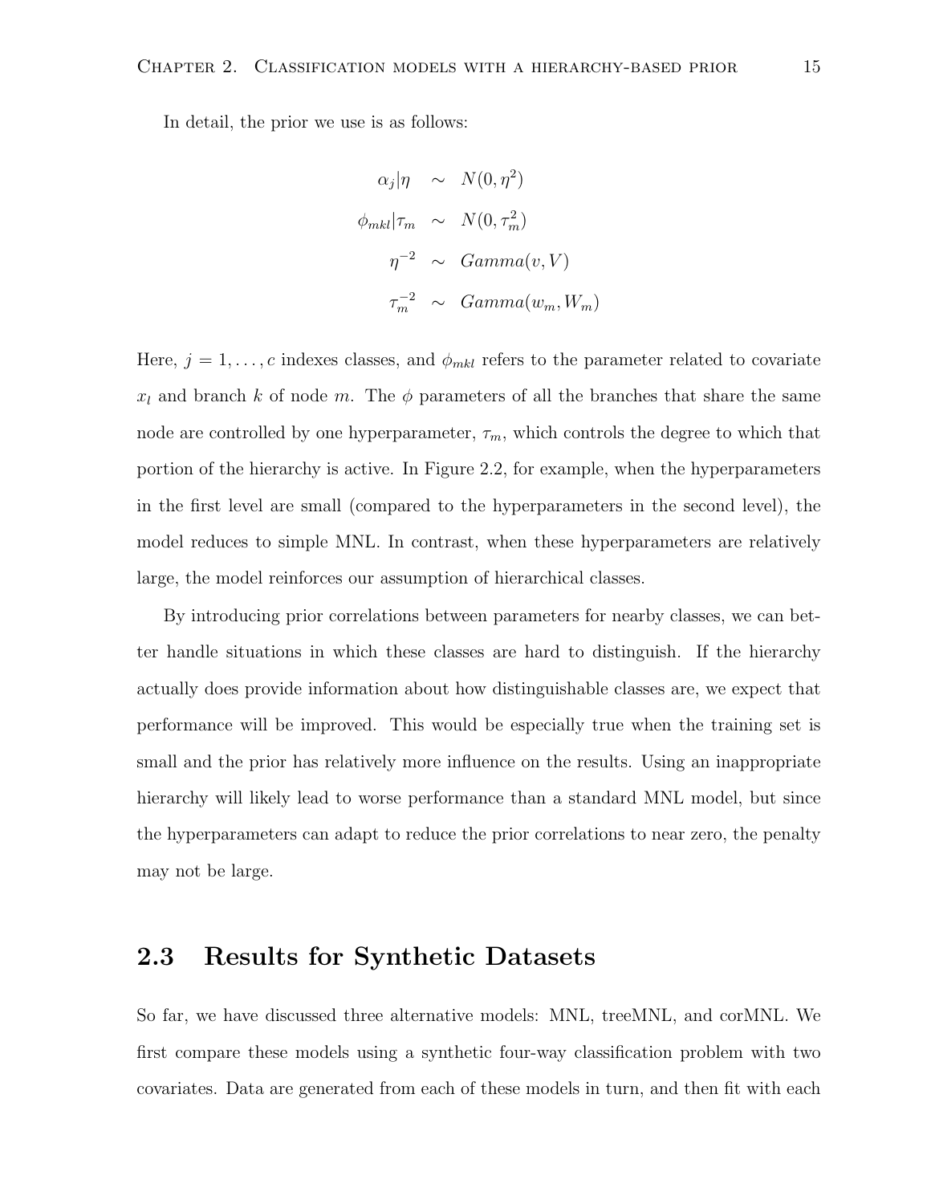In detail, the prior we use is as follows:

$$
\begin{aligned}
\alpha_j | \eta &\sim N(0, \eta^2) \\
\phi_{mkl} | \tau_m &\sim N(0, \tau_m^2) \\
\eta^{-2} &\sim Gamma(v, V) \\
\tau_m^{-2} &\sim Gamma(w_m, W_m)
\end{aligned}
$$

Here, $j = 1, \ldots, c$ indexes classes, and $\phi_{mkl}$ refers to the parameter related to covariate $x_l$ and branch $k$ of node $m$. The $\phi$ parameters of all the branches that share the same node are controlled by one hyperparameter, $\tau_m$, which controls the degree to which that portion of the hierarchy is active. In Figure 2.2, for example, when the hyperparameters in the first level are small (compared to the hyperparameters in the second level), the model reduces to simple MNL. In contrast, when these hyperparameters are relatively large, the model reinforces our assumption of hierarchical classes.

By introducing prior correlations between parameters for nearby classes, we can better handle situations in which these classes are hard to distinguish. If the hierarchy actually does provide information about how distinguishable classes are, we expect that performance will be improved. This would be especially true when the training set is small and the prior has relatively more influence on the results. Using an inappropriate hierarchy will likely lead to worse performance than a standard MNL model, but since the hyperparameters can adapt to reduce the prior correlations to near zero, the penalty may not be large.

## 2.3 Results for Synthetic Datasets

So far, we have discussed three alternative models: MNL, treeMNL, and corMNL. We first compare these models using a synthetic four-way classification problem with two covariates. Data are generated from each of these models in turn, and then fit with each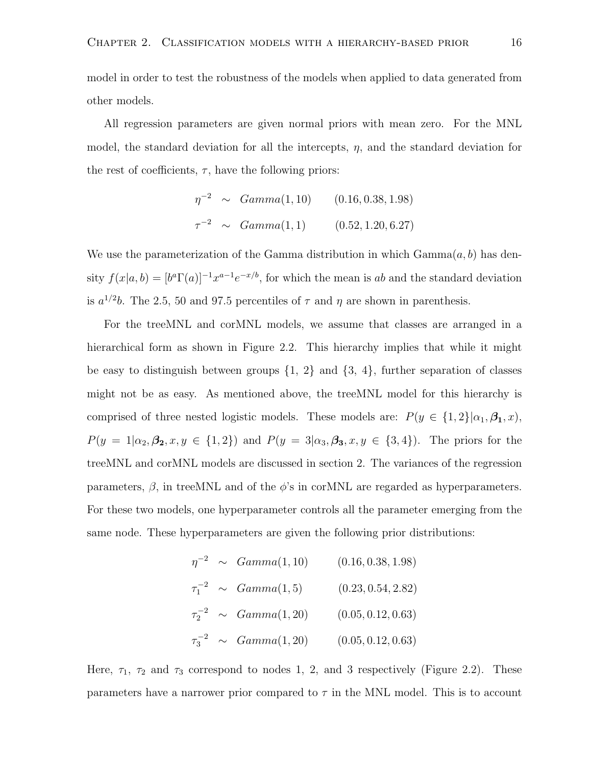model in order to test the robustness of the models when applied to data generated from other models.

All regression parameters are given normal priors with mean zero. For the MNL model, the standard deviation for all the intercepts, $\eta$, and the standard deviation for the rest of coefficients, $\tau$, have the following priors:

$$
\begin{aligned}
\eta^{-2} &\sim Gamma(1, 10) \qquad (0.16, 0.38, 1.98) \\
\tau^{-2} &\sim Gamma(1, 1) \qquad (0.52, 1.20, 6.27)
\end{aligned}
$$

We use the parameterization of the Gamma distribution in which Gamma$(a, b)$ has density $f(x|a, b) = [b^a \Gamma(a)]^{-1} x^{a-1} e^{-x/b}$, for which the mean is $ab$ and the standard deviation is $a^{1/2}b$. The 2.5, 50 and 97.5 percentiles of $\tau$ and $\eta$ are shown in parenthesis.

For the treeMNL and corMNL models, we assume that classes are arranged in a hierarchical form as shown in Figure 2.2. This hierarchy implies that while it might be easy to distinguish between groups {1, 2} and {3, 4}, further separation of classes might not be as easy. As mentioned above, the treeMNL model for this hierarchy is comprised of three nested logistic models. These models are: $P(y \in \{1, 2\}|\alpha_1, \boldsymbol{\beta_1}, x)$, $P(y = 1|\alpha_2, \boldsymbol{\beta_2}, x, y \in \{1, 2\})$ and $P(y = 3|\alpha_3, \boldsymbol{\beta_3}, x, y \in \{3, 4\})$. The priors for the treeMNL and corMNL models are discussed in section 2. The variances of the regression parameters, $\beta$, in treeMNL and of the $\phi$'s in corMNL are regarded as hyperparameters. For these two models, one hyperparameter controls all the parameter emerging from the same node. These hyperparameters are given the following prior distributions:

$$
\begin{aligned}
\eta^{-2} &\sim Gamma(1, 10) \qquad (0.16, 0.38, 1.98) \\
\tau_1^{-2} &\sim Gamma(1, 5) \qquad (0.23, 0.54, 2.82) \\
\tau_2^{-2} &\sim Gamma(1, 20) \qquad (0.05, 0.12, 0.63) \\
\tau_3^{-2} &\sim Gamma(1, 20) \qquad (0.05, 0.12, 0.63)
\end{aligned}
$$

Here, $\tau_1$, $\tau_2$ and $\tau_3$ correspond to nodes 1, 2, and 3 respectively (Figure 2.2). These parameters have a narrower prior compared to $\tau$ in the MNL model. This is to account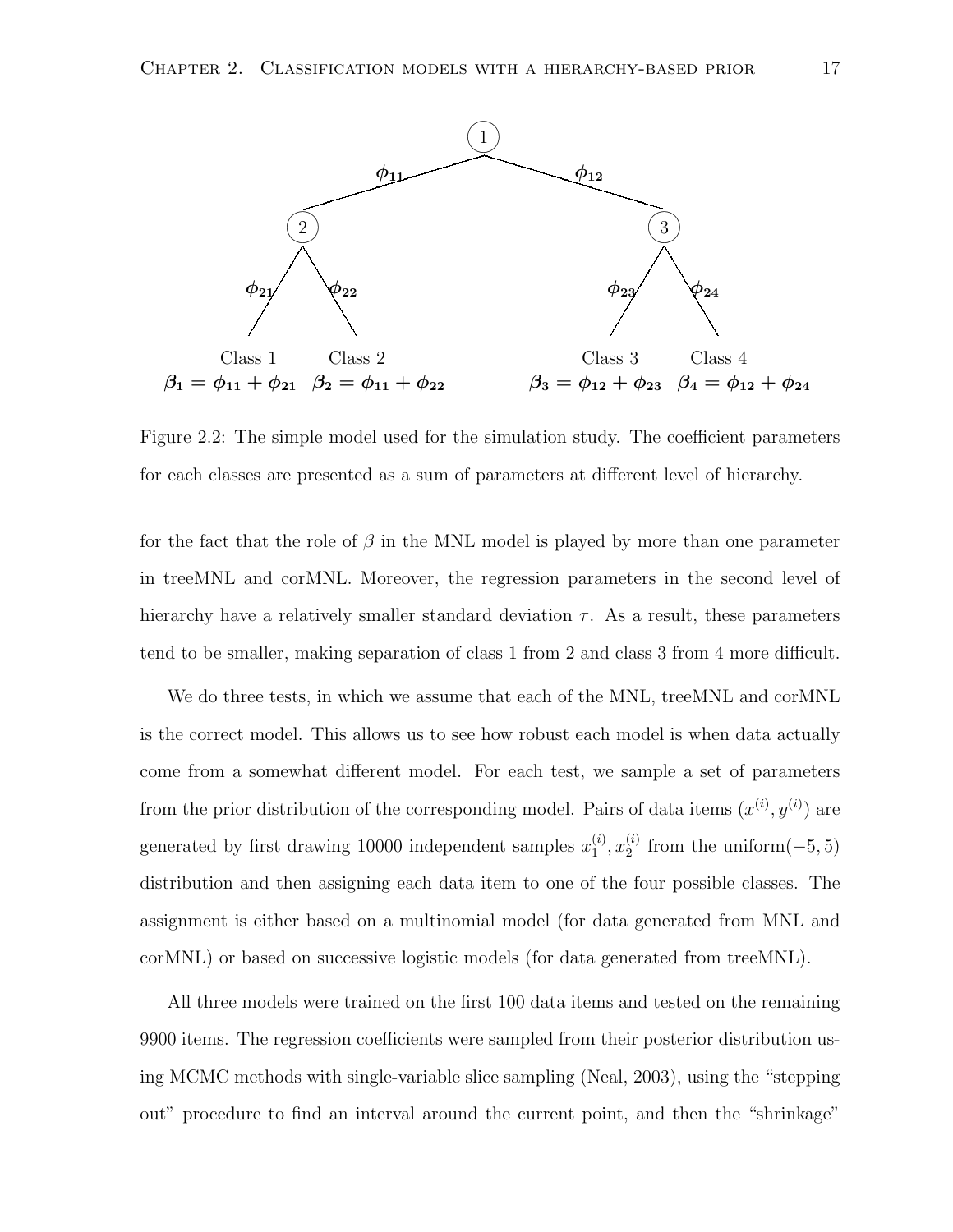Class 1 $\boldsymbol{\beta_1 = \phi_{11} + \phi_{21}}$ Class 2 $\boldsymbol{\beta_2 = \phi_{11} + \phi_{22}}$ Class 3 $\boldsymbol{\beta_3 = \phi_{12} + \phi_{23}}$ Class 4 $\boldsymbol{\beta_4 = \phi_{12} + \phi_{24}}$

Figure 2.2: The simple model used for the simulation study. The coefficient parameters for each classes are presented as a sum of parameters at different level of hierarchy.

for the fact that the role of $\beta$ in the MNL model is played by more than one parameter in treeMNL and corMNL. Moreover, the regression parameters in the second level of hierarchy have a relatively smaller standard deviation $\tau$. As a result, these parameters tend to be smaller, making separation of class 1 from 2 and class 3 from 4 more difficult.

We do three tests, in which we assume that each of the MNL, treeMNL and corMNL is the correct model. This allows us to see how robust each model is when data actually come from a somewhat different model. For each test, we sample a set of parameters from the prior distribution of the corresponding model. Pairs of data items $(x^{(i)}, y^{(i)})$ are generated by first drawing 10000 independent samples $x_1^{(i)}, x_2^{(i)}$ from the uniform$(-5, 5)$ distribution and then assigning each data item to one of the four possible classes. The assignment is either based on a multinomial model (for data generated from MNL and corMNL) or based on successive logistic models (for data generated from treeMNL).

All three models were trained on the first 100 data items and tested on the remaining 9900 items. The regression coefficients were sampled from their posterior distribution using MCMC methods with single-variable slice sampling (Neal, 2003), using the "stepping out" procedure to find an interval around the current point, and then the "shrinkage"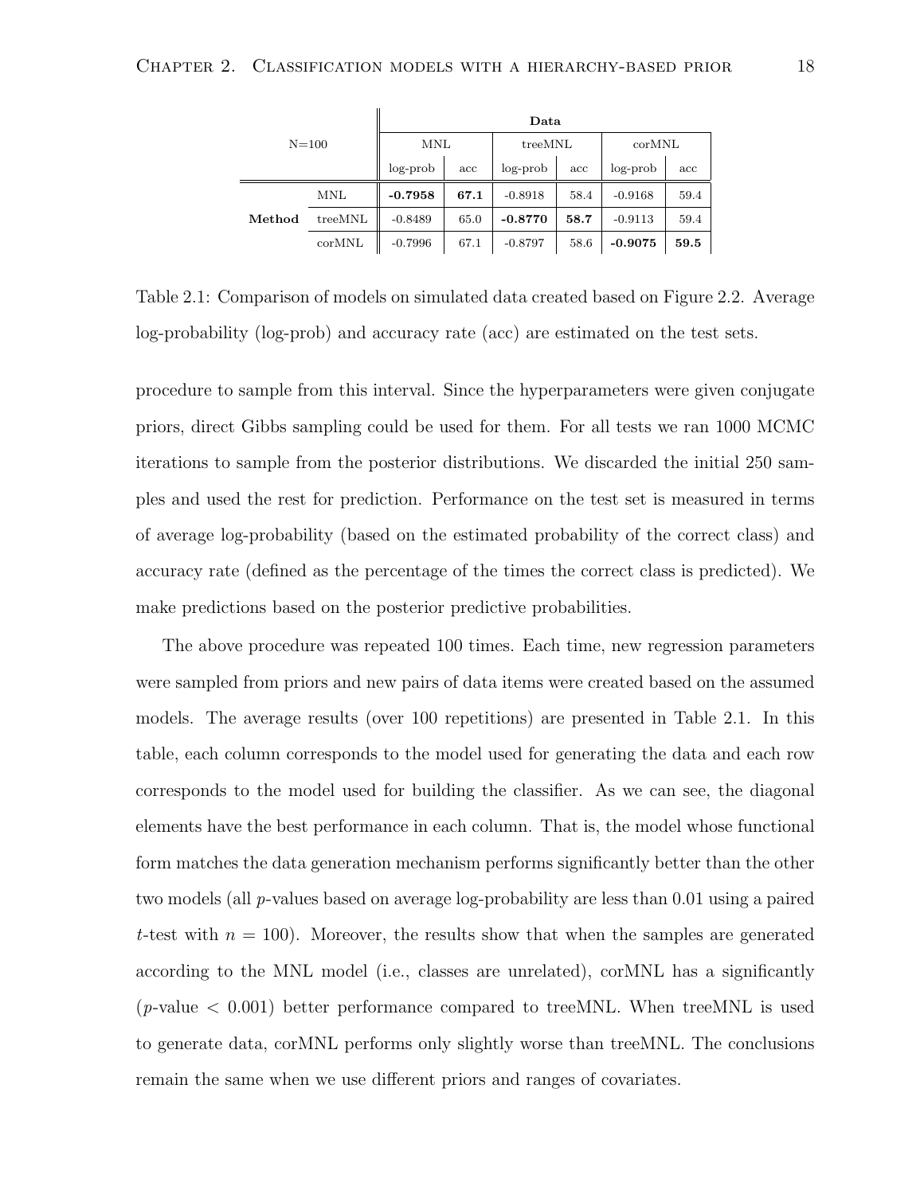| N=100 | | Data | | | | | |
|---|---|---|---|---|---|---|---|
| | | MNL | | treeMNL | | corMNL | |
| | | log-prob | acc | log-prob | acc | log-prob | acc |
| **Method** | MNL | **-0.7958** | **67.1** | -0.8918 | 58.4 | -0.9168 | 59.4 |
| | treeMNL | -0.8489 | 65.0 | **-0.8770** | **58.7** | -0.9113 | 59.4 |
| | corMNL | -0.7996 | 67.1 | -0.8797 | 58.6 | **-0.9075** | **59.5** |

Table 2.1: Comparison of models on simulated data created based on Figure 2.2. Average log-probability (log-prob) and accuracy rate (acc) are estimated on the test sets.

procedure to sample from this interval. Since the hyperparameters were given conjugate priors, direct Gibbs sampling could be used for them. For all tests we ran 1000 MCMC iterations to sample from the posterior distributions. We discarded the initial 250 samples and used the rest for prediction. Performance on the test set is measured in terms of average log-probability (based on the estimated probability of the correct class) and accuracy rate (defined as the percentage of the times the correct class is predicted). We make predictions based on the posterior predictive probabilities.

The above procedure was repeated 100 times. Each time, new regression parameters were sampled from priors and new pairs of data items were created based on the assumed models. The average results (over 100 repetitions) are presented in Table 2.1. In this table, each column corresponds to the model used for generating the data and each row corresponds to the model used for building the classifier. As we can see, the diagonal elements have the best performance in each column. That is, the model whose functional form matches the data generation mechanism performs significantly better than the other two models (all $p$-values based on average log-probability are less than 0.01 using a paired $t$-test with $n = 100$). Moreover, the results show that when the samples are generated according to the MNL model (i.e., classes are unrelated), corMNL has a significantly ($p$-value $< 0.001$) better performance compared to treeMNL. When treeMNL is used to generate data, corMNL performs only slightly worse than treeMNL. The conclusions remain the same when we use different priors and ranges of covariates.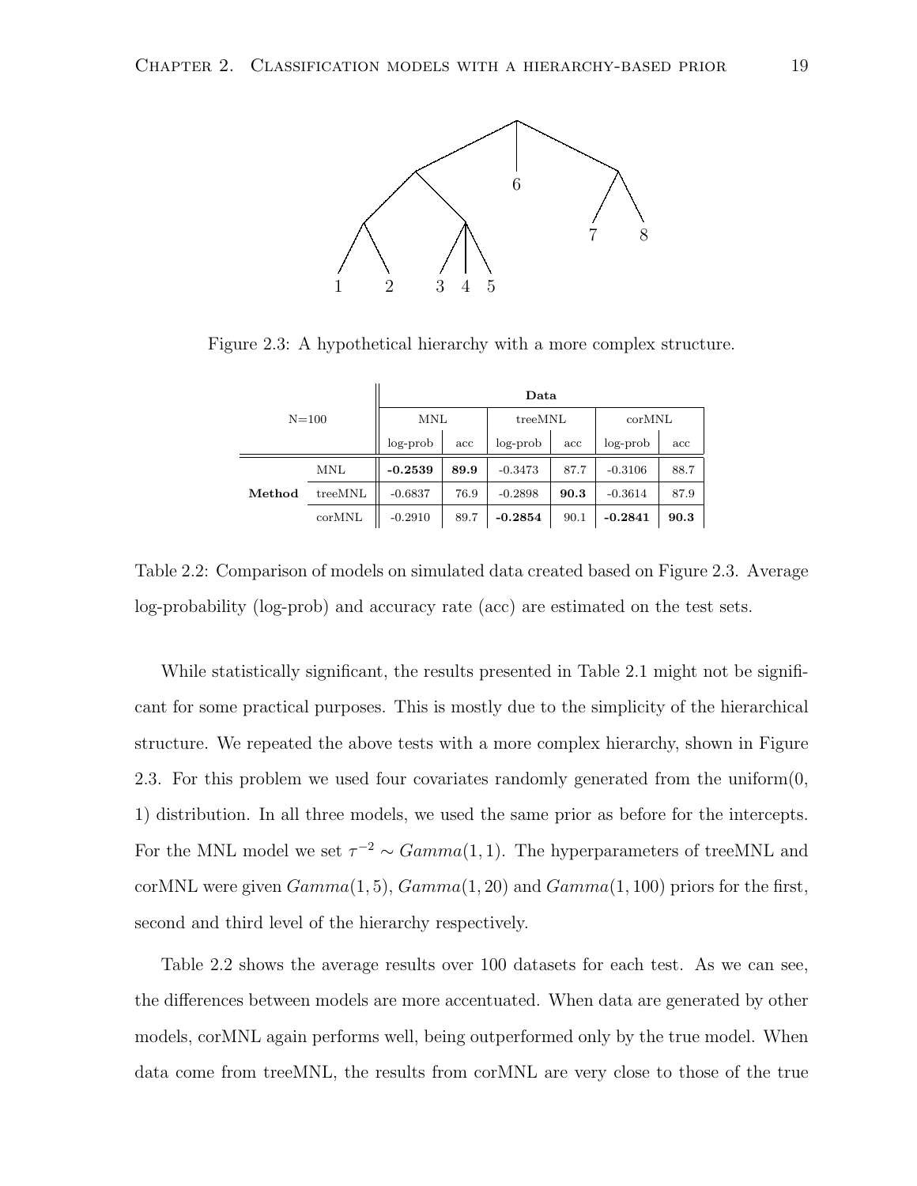Figure 2.3: A hypothetical hierarchy with a more complex structure.

| N=100 | | Data | | | | | |
|---|---|---|---|---|---|---|---|
| | | MNL | | treeMNL | | corMNL | |
| | | log-prob | acc | log-prob | acc | log-prob | acc |
| **Method** | MNL | **-0.2539** | **89.9** | -0.3473 | 87.7 | -0.3106 | 88.7 |
| | treeMNL | -0.6837 | 76.9 | -0.2898 | **90.3** | -0.3614 | 87.9 |
| | corMNL | -0.2910 | 89.7 | **-0.2854** | 90.1 | **-0.2841** | **90.3** |

Table 2.2: Comparison of models on simulated data created based on Figure 2.3. Average log-probability (log-prob) and accuracy rate (acc) are estimated on the test sets.

While statistically significant, the results presented in Table 2.1 might not be significant for some practical purposes. This is mostly due to the simplicity of the hierarchical structure. We repeated the above tests with a more complex hierarchy, shown in Figure 2.3. For this problem we used four covariates randomly generated from the uniform(0, 1) distribution. In all three models, we used the same prior as before for the intercepts. For the MNL model we set $\tau^{-2} \sim Gamma(1, 1)$. The hyperparameters of treeMNL and corMNL were given $Gamma(1, 5)$, $Gamma(1, 20)$ and $Gamma(1, 100)$ priors for the first, second and third level of the hierarchy respectively.

Table 2.2 shows the average results over 100 datasets for each test. As we can see, the differences between models are more accentuated. When data are generated by other models, corMNL again performs well, being outperformed only by the true model. When data come from treeMNL, the results from corMNL are very close to those of the true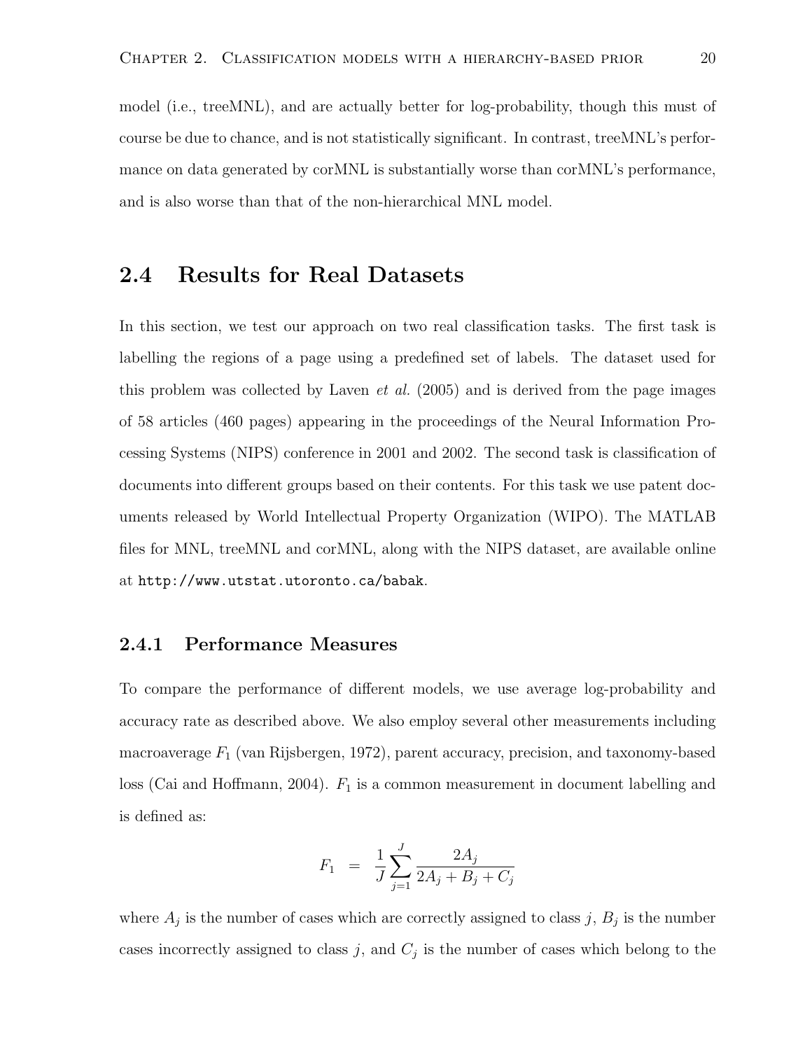model (i.e., treeMNL), and are actually better for log-probability, though this must of course be due to chance, and is not statistically significant. In contrast, treeMNL's performance on data generated by corMNL is substantially worse than corMNL's performance, and is also worse than that of the non-hierarchical MNL model.

## 2.4 Results for Real Datasets

In this section, we test our approach on two real classification tasks. The first task is labelling the regions of a page using a predefined set of labels. The dataset used for this problem was collected by Laven *et al.* (2005) and is derived from the page images of 58 articles (460 pages) appearing in the proceedings of the Neural Information Processing Systems (NIPS) conference in 2001 and 2002. The second task is classification of documents into different groups based on their contents. For this task we use patent documents released by World Intellectual Property Organization (WIPO). The MATLAB files for MNL, treeMNL and corMNL, along with the NIPS dataset, are available online at `http://www.utstat.utoronto.ca/babak`.

### 2.4.1 Performance Measures

To compare the performance of different models, we use average log-probability and accuracy rate as described above. We also employ several other measurements including macroaverage $F_1$ (van Rijsbergen, 1972), parent accuracy, precision, and taxonomy-based loss (Cai and Hoffmann, 2004). $F_1$ is a common measurement in document labelling and is defined as:

$$F_1 \quad = \quad \frac{1}{J} \sum_{j=1}^{J} \frac{2A_j}{2A_j + B_j + C_j}$$

where $A_j$ is the number of cases which are correctly assigned to class $j$, $B_j$ is the number cases incorrectly assigned to class $j$, and $C_j$ is the number of cases which belong to the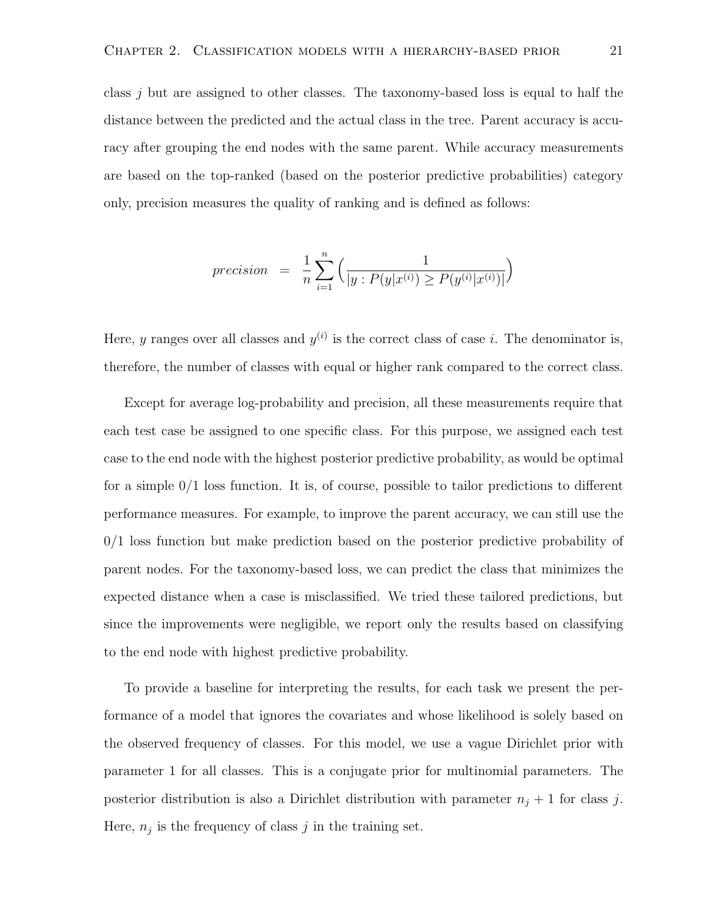class $j$ but are assigned to other classes. The taxonomy-based loss is equal to half the distance between the predicted and the actual class in the tree. Parent accuracy is accuracy after grouping the end nodes with the same parent. While accuracy measurements are based on the top-ranked (based on the posterior predictive probabilities) category only, precision measures the quality of ranking and is defined as follows:

$$precision = \frac{1}{n}\sum_{i=1}^{n}\Big(\frac{1}{|y : P(y|x^{(i)}) \geq P(y^{(i)}|x^{(i)})|}\Big)$$

Here, $y$ ranges over all classes and $y^{(i)}$ is the correct class of case $i$. The denominator is, therefore, the number of classes with equal or higher rank compared to the correct class.

Except for average log-probability and precision, all these measurements require that each test case be assigned to one specific class. For this purpose, we assigned each test case to the end node with the highest posterior predictive probability, as would be optimal for a simple 0/1 loss function. It is, of course, possible to tailor predictions to different performance measures. For example, to improve the parent accuracy, we can still use the 0/1 loss function but make prediction based on the posterior predictive probability of parent nodes. For the taxonomy-based loss, we can predict the class that minimizes the expected distance when a case is misclassified. We tried these tailored predictions, but since the improvements were negligible, we report only the results based on classifying to the end node with highest predictive probability.

To provide a baseline for interpreting the results, for each task we present the performance of a model that ignores the covariates and whose likelihood is solely based on the observed frequency of classes. For this model, we use a vague Dirichlet prior with parameter 1 for all classes. This is a conjugate prior for multinomial parameters. The posterior distribution is also a Dirichlet distribution with parameter $n_j + 1$ for class $j$. Here, $n_j$ is the frequency of class $j$ in the training set.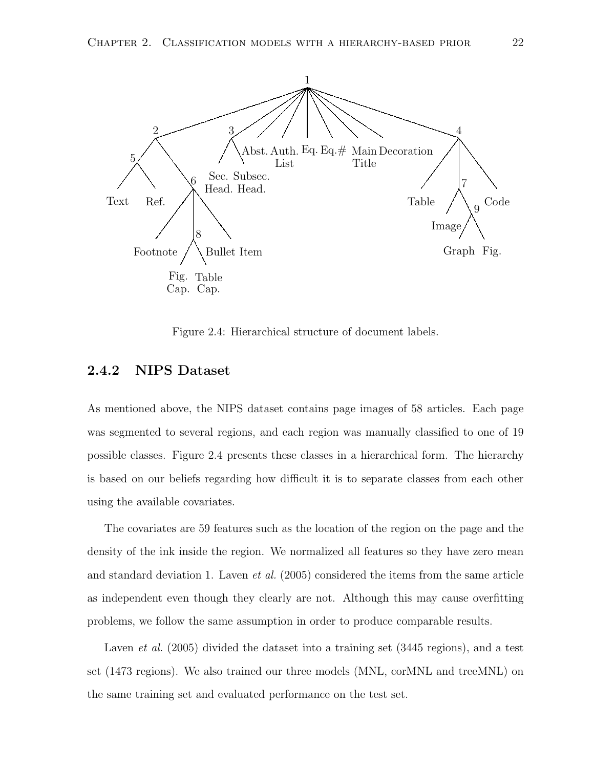Figure 2.4: Hierarchical structure of document labels.

### 2.4.2 NIPS Dataset

As mentioned above, the NIPS dataset contains page images of 58 articles. Each page was segmented to several regions, and each region was manually classified to one of 19 possible classes. Figure 2.4 presents these classes in a hierarchical form. The hierarchy is based on our beliefs regarding how difficult it is to separate classes from each other using the available covariates.

The covariates are 59 features such as the location of the region on the page and the density of the ink inside the region. We normalized all features so they have zero mean and standard deviation 1. Laven *et al.* (2005) considered the items from the same article as independent even though they clearly are not. Although this may cause overfitting problems, we follow the same assumption in order to produce comparable results.

Laven *et al.* (2005) divided the dataset into a training set (3445 regions), and a test set (1473 regions). We also trained our three models (MNL, corMNL and treeMNL) on the same training set and evaluated performance on the test set.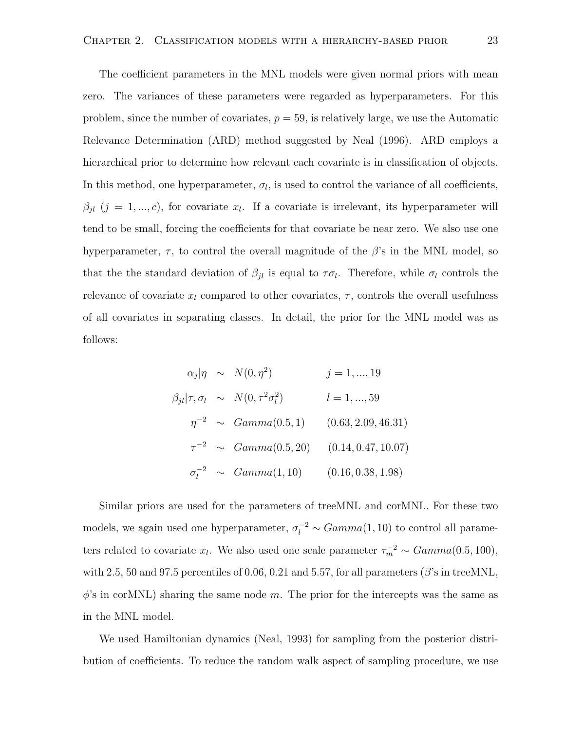The coefficient parameters in the MNL models were given normal priors with mean zero. The variances of these parameters were regarded as hyperparameters. For this problem, since the number of covariates, $p = 59$, is relatively large, we use the Automatic Relevance Determination (ARD) method suggested by Neal (1996). ARD employs a hierarchical prior to determine how relevant each covariate is in classification of objects. In this method, one hyperparameter, $\sigma_l$, is used to control the variance of all coefficients, $\beta_{jl}$ ($j = 1, ..., c$), for covariate $x_l$. If a covariate is irrelevant, its hyperparameter will tend to be small, forcing the coefficients for that covariate be near zero. We also use one hyperparameter, $\tau$, to control the overall magnitude of the $\beta$'s in the MNL model, so that the the standard deviation of $\beta_{jl}$ is equal to $\tau\sigma_l$. Therefore, while $\sigma_l$ controls the relevance of covariate $x_l$ compared to other covariates, $\tau$, controls the overall usefulness of all covariates in separating classes. In detail, the prior for the MNL model was as follows:

$$
\begin{aligned}
\alpha_j|\eta &\sim N(0, \eta^2) && j = 1, ..., 19 \\
\beta_{jl}|\tau, \sigma_l &\sim N(0, \tau^2\sigma_l^2) && l = 1, ..., 59 \\
\eta^{-2} &\sim Gamma(0.5, 1) && (0.63, 2.09, 46.31) \\
\tau^{-2} &\sim Gamma(0.5, 20) && (0.14, 0.47, 10.07) \\
\sigma_l^{-2} &\sim Gamma(1, 10) && (0.16, 0.38, 1.98)
\end{aligned}
$$

Similar priors are used for the parameters of treeMNL and corMNL. For these two models, we again used one hyperparameter, $\sigma_l^{-2} \sim Gamma(1, 10)$ to control all parameters related to covariate $x_l$. We also used one scale parameter $\tau_m^{-2} \sim Gamma(0.5, 100)$, with 2.5, 50 and 97.5 percentiles of 0.06, 0.21 and 5.57, for all parameters ($\beta$'s in treeMNL, $\phi$'s in corMNL) sharing the same node $m$. The prior for the intercepts was the same as in the MNL model.

We used Hamiltonian dynamics (Neal, 1993) for sampling from the posterior distribution of coefficients. To reduce the random walk aspect of sampling procedure, we use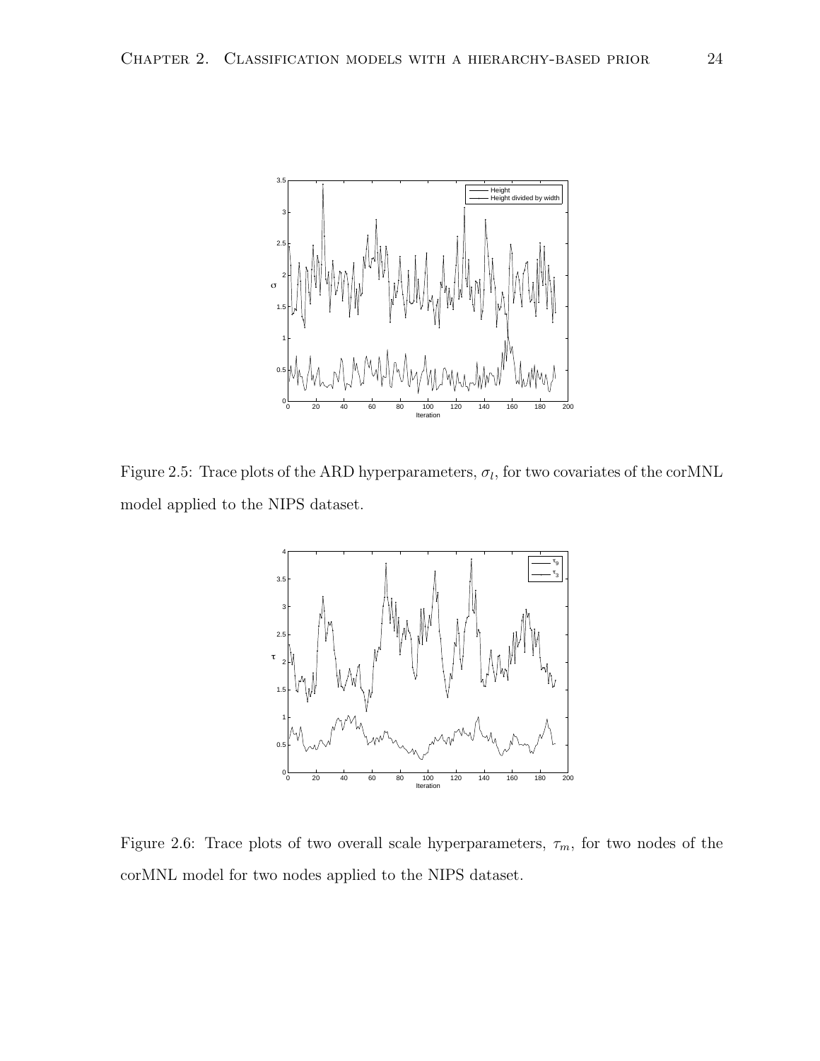Figure 2.5: Trace plots of the ARD hyperparameters, $\sigma_l$, for two covariates of the corMNL model applied to the NIPS dataset.

Figure 2.6: Trace plots of two overall scale hyperparameters, $\tau_m$, for two nodes of the corMNL model for two nodes applied to the NIPS dataset.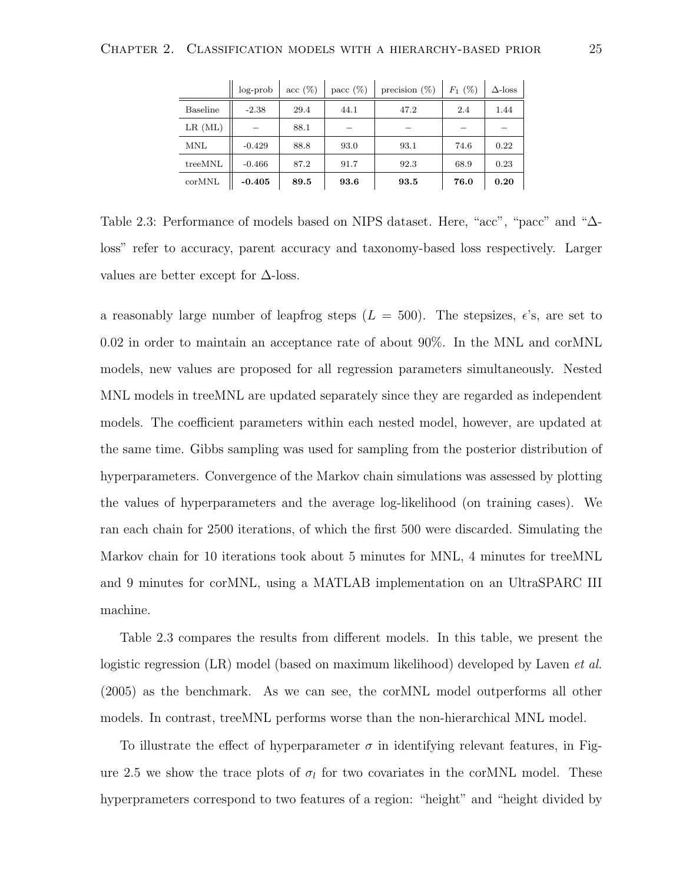| | log-prob | acc (%) | pacc (%) | precision (%) | $F_1$ (%) | $\Delta$-loss |
|---|---|---|---|---|---|---|
| Baseline | -2.38 | 29.4 | 44.1 | 47.2 | 2.4 | 1.44 |
| LR (ML) | – | 88.1 | – | – | – | – |
| MNL | -0.429 | 88.8 | 93.0 | 93.1 | 74.6 | 0.22 |
| treeMNL | -0.466 | 87.2 | 91.7 | 92.3 | 68.9 | 0.23 |
| corMNL | **-0.405** | **89.5** | **93.6** | **93.5** | **76.0** | **0.20** |

Table 2.3: Performance of models based on NIPS dataset. Here, "acc", "pacc" and "$\Delta$-loss" refer to accuracy, parent accuracy and taxonomy-based loss respectively. Larger values are better except for $\Delta$-loss.

a reasonably large number of leapfrog steps ($L = 500$). The stepsizes, $\epsilon$'s, are set to 0.02 in order to maintain an acceptance rate of about 90%. In the MNL and corMNL models, new values are proposed for all regression parameters simultaneously. Nested MNL models in treeMNL are updated separately since they are regarded as independent models. The coefficient parameters within each nested model, however, are updated at the same time. Gibbs sampling was used for sampling from the posterior distribution of hyperparameters. Convergence of the Markov chain simulations was assessed by plotting the values of hyperparameters and the average log-likelihood (on training cases). We ran each chain for 2500 iterations, of which the first 500 were discarded. Simulating the Markov chain for 10 iterations took about 5 minutes for MNL, 4 minutes for treeMNL and 9 minutes for corMNL, using a MATLAB implementation on an UltraSPARC III machine.

Table 2.3 compares the results from different models. In this table, we present the logistic regression (LR) model (based on maximum likelihood) developed by Laven *et al.* (2005) as the benchmark. As we can see, the corMNL model outperforms all other models. In contrast, treeMNL performs worse than the non-hierarchical MNL model.

To illustrate the effect of hyperparameter $\sigma$ in identifying relevant features, in Figure 2.5 we show the trace plots of $\sigma_l$ for two covariates in the corMNL model. These hyperprameters correspond to two features of a region: "height" and "height divided by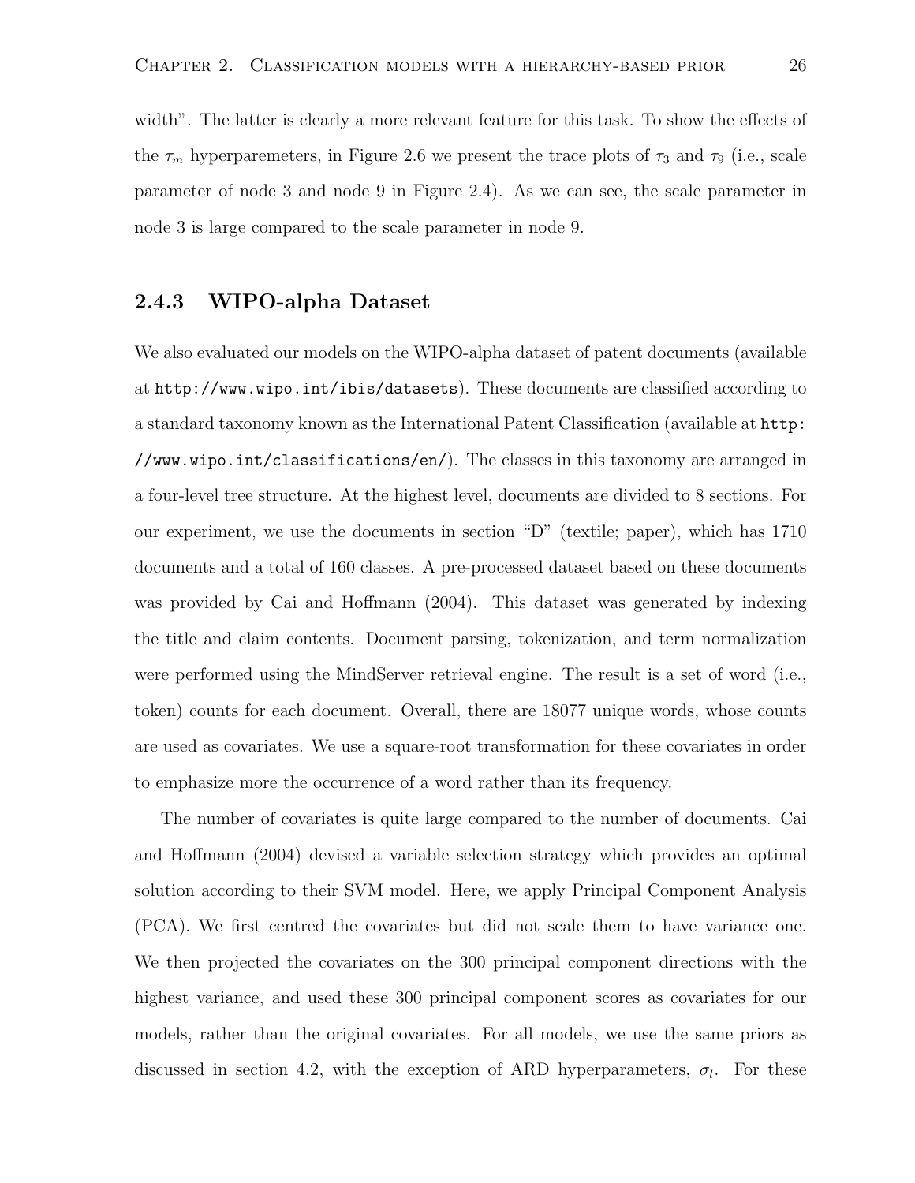width". The latter is clearly a more relevant feature for this task. To show the effects of the $\tau_m$ hyperparemeters, in Figure 2.6 we present the trace plots of $\tau_3$ and $\tau_9$ (i.e., scale parameter of node 3 and node 9 in Figure 2.4). As we can see, the scale parameter in node 3 is large compared to the scale parameter in node 9.

### 2.4.3 WIPO-alpha Dataset

We also evaluated our models on the WIPO-alpha dataset of patent documents (available at `http://www.wipo.int/ibis/datasets`). These documents are classified according to a standard taxonomy known as the International Patent Classification (available at `http://www.wipo.int/classifications/en/`). The classes in this taxonomy are arranged in a four-level tree structure. At the highest level, documents are divided to 8 sections. For our experiment, we use the documents in section "D" (textile; paper), which has 1710 documents and a total of 160 classes. A pre-processed dataset based on these documents was provided by Cai and Hoffmann (2004). This dataset was generated by indexing the title and claim contents. Document parsing, tokenization, and term normalization were performed using the MindServer retrieval engine. The result is a set of word (i.e., token) counts for each document. Overall, there are 18077 unique words, whose counts are used as covariates. We use a square-root transformation for these covariates in order to emphasize more the occurrence of a word rather than its frequency.

The number of covariates is quite large compared to the number of documents. Cai and Hoffmann (2004) devised a variable selection strategy which provides an optimal solution according to their SVM model. Here, we apply Principal Component Analysis (PCA). We first centred the covariates but did not scale them to have variance one. We then projected the covariates on the 300 principal component directions with the highest variance, and used these 300 principal component scores as covariates for our models, rather than the original covariates. For all models, we use the same priors as discussed in section 4.2, with the exception of ARD hyperparameters, $\sigma_l$. For these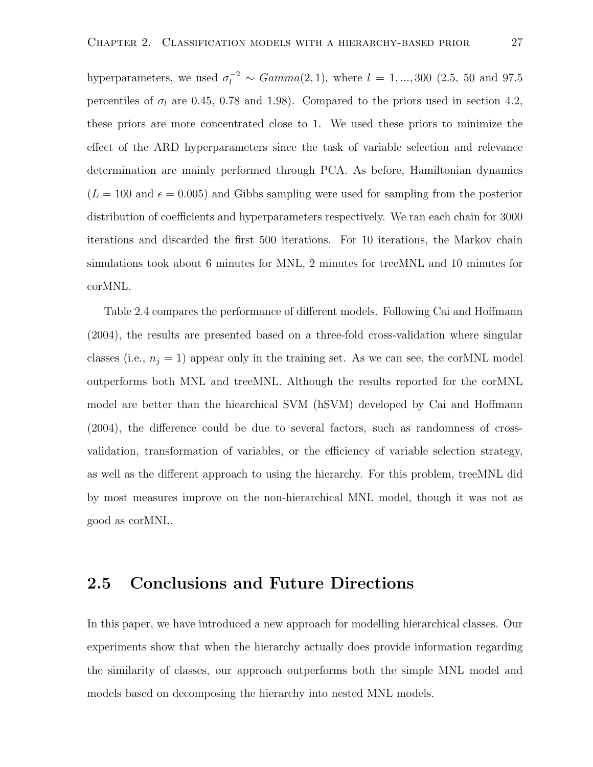hyperparameters, we used $\sigma_l^{-2} \sim Gamma(2, 1)$, where $l = 1, ..., 300$ (2.5, 50 and 97.5 percentiles of $\sigma_l$ are 0.45, 0.78 and 1.98). Compared to the priors used in section 4.2, these priors are more concentrated close to 1. We used these priors to minimize the effect of the ARD hyperparameters since the task of variable selection and relevance determination are mainly performed through PCA. As before, Hamiltonian dynamics ($L = 100$ and $\epsilon = 0.005$) and Gibbs sampling were used for sampling from the posterior distribution of coefficients and hyperparameters respectively. We ran each chain for 3000 iterations and discarded the first 500 iterations. For 10 iterations, the Markov chain simulations took about 6 minutes for MNL, 2 minutes for treeMNL and 10 minutes for corMNL.

Table 2.4 compares the performance of different models. Following Cai and Hoffmann (2004), the results are presented based on a three-fold cross-validation where singular classes (i.e., $n_j = 1$) appear only in the training set. As we can see, the corMNL model outperforms both MNL and treeMNL. Although the results reported for the corMNL model are better than the hiearchical SVM (hSVM) developed by Cai and Hoffmann (2004), the difference could be due to several factors, such as randomness of cross-validation, transformation of variables, or the efficiency of variable selection strategy, as well as the different approach to using the hierarchy. For this problem, treeMNL did by most measures improve on the non-hierarchical MNL model, though it was not as good as corMNL.

## 2.5 Conclusions and Future Directions

In this paper, we have introduced a new approach for modelling hierarchical classes. Our experiments show that when the hierarchy actually does provide information regarding the similarity of classes, our approach outperforms both the simple MNL model and models based on decomposing the hierarchy into nested MNL models.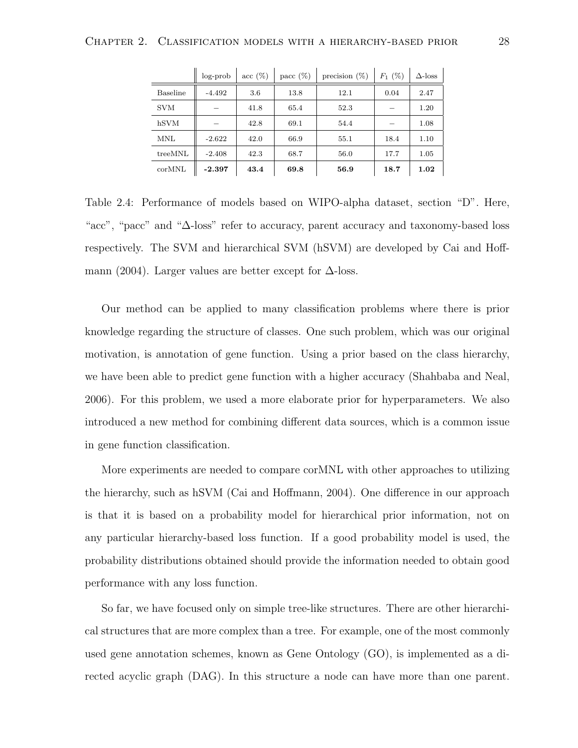| | log-prob | acc (%) | pacc (%) | precision (%) | $F_1$ (%) | $\Delta$-loss |
|---|---|---|---|---|---|---|
| Baseline | -4.492 | 3.6 | 13.8 | 12.1 | 0.04 | 2.47 |
| SVM | – | 41.8 | 65.4 | 52.3 | – | 1.20 |
| hSVM | – | 42.8 | 69.1 | 54.4 | – | 1.08 |
| MNL | -2.622 | 42.0 | 66.9 | 55.1 | 18.4 | 1.10 |
| treeMNL | -2.408 | 42.3 | 68.7 | 56.0 | 17.7 | 1.05 |
| corMNL | **-2.397** | **43.4** | **69.8** | **56.9** | **18.7** | **1.02** |

Table 2.4: Performance of models based on WIPO-alpha dataset, section "D". Here, "acc", "pacc" and "$\Delta$-loss" refer to accuracy, parent accuracy and taxonomy-based loss respectively. The SVM and hierarchical SVM (hSVM) are developed by Cai and Hoffmann (2004). Larger values are better except for $\Delta$-loss.

Our method can be applied to many classification problems where there is prior knowledge regarding the structure of classes. One such problem, which was our original motivation, is annotation of gene function. Using a prior based on the class hierarchy, we have been able to predict gene function with a higher accuracy (Shahbaba and Neal, 2006). For this problem, we used a more elaborate prior for hyperparameters. We also introduced a new method for combining different data sources, which is a common issue in gene function classification.

More experiments are needed to compare corMNL with other approaches to utilizing the hierarchy, such as hSVM (Cai and Hoffmann, 2004). One difference in our approach is that it is based on a probability model for hierarchical prior information, not on any particular hierarchy-based loss function. If a good probability model is used, the probability distributions obtained should provide the information needed to obtain good performance with any loss function.

So far, we have focused only on simple tree-like structures. There are other hierarchical structures that are more complex than a tree. For example, one of the most commonly used gene annotation schemes, known as Gene Ontology (GO), is implemented as a directed acyclic graph (DAG). In this structure a node can have more than one parent.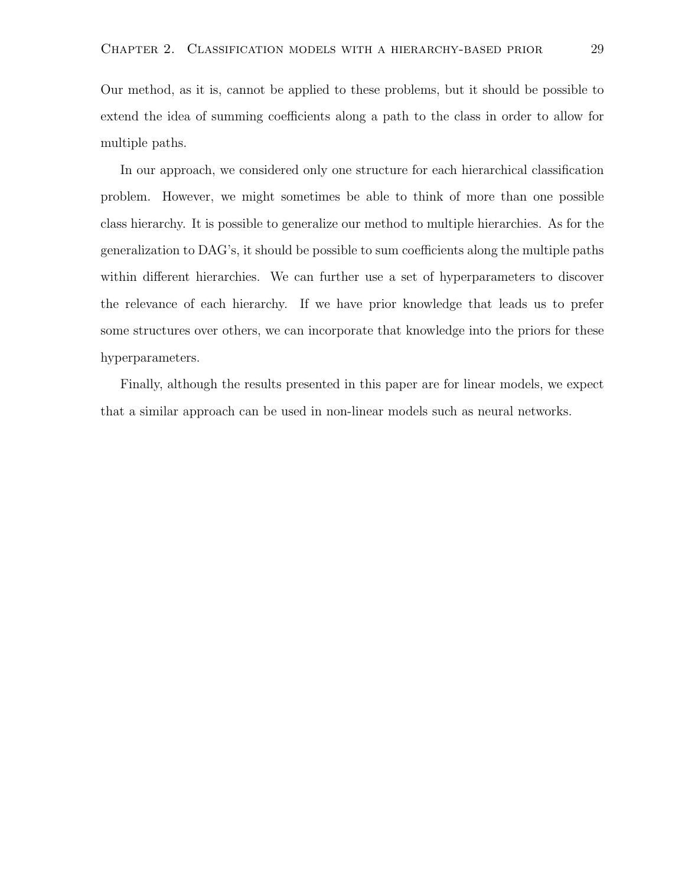Our method, as it is, cannot be applied to these problems, but it should be possible to extend the idea of summing coefficients along a path to the class in order to allow for multiple paths.

In our approach, we considered only one structure for each hierarchical classification problem. However, we might sometimes be able to think of more than one possible class hierarchy. It is possible to generalize our method to multiple hierarchies. As for the generalization to DAG's, it should be possible to sum coefficients along the multiple paths within different hierarchies. We can further use a set of hyperparameters to discover the relevance of each hierarchy. If we have prior knowledge that leads us to prefer some structures over others, we can incorporate that knowledge into the priors for these hyperparameters.

Finally, although the results presented in this paper are for linear models, we expect that a similar approach can be used in non-linear models such as neural networks.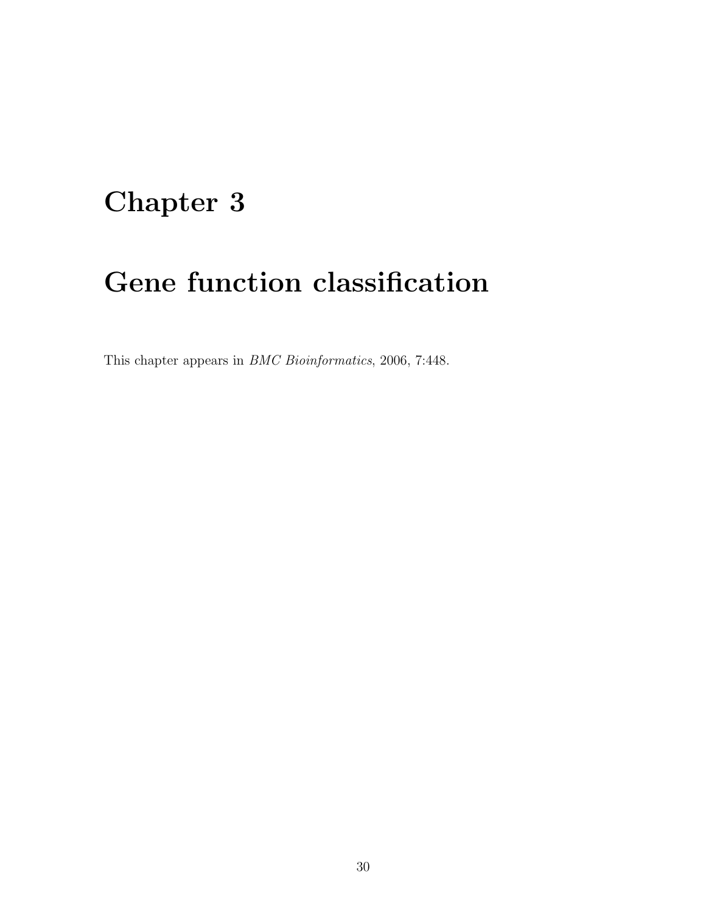# Chapter 3

# Gene function classification

This chapter appears in *BMC Bioinformatics*, 2006, 7:448.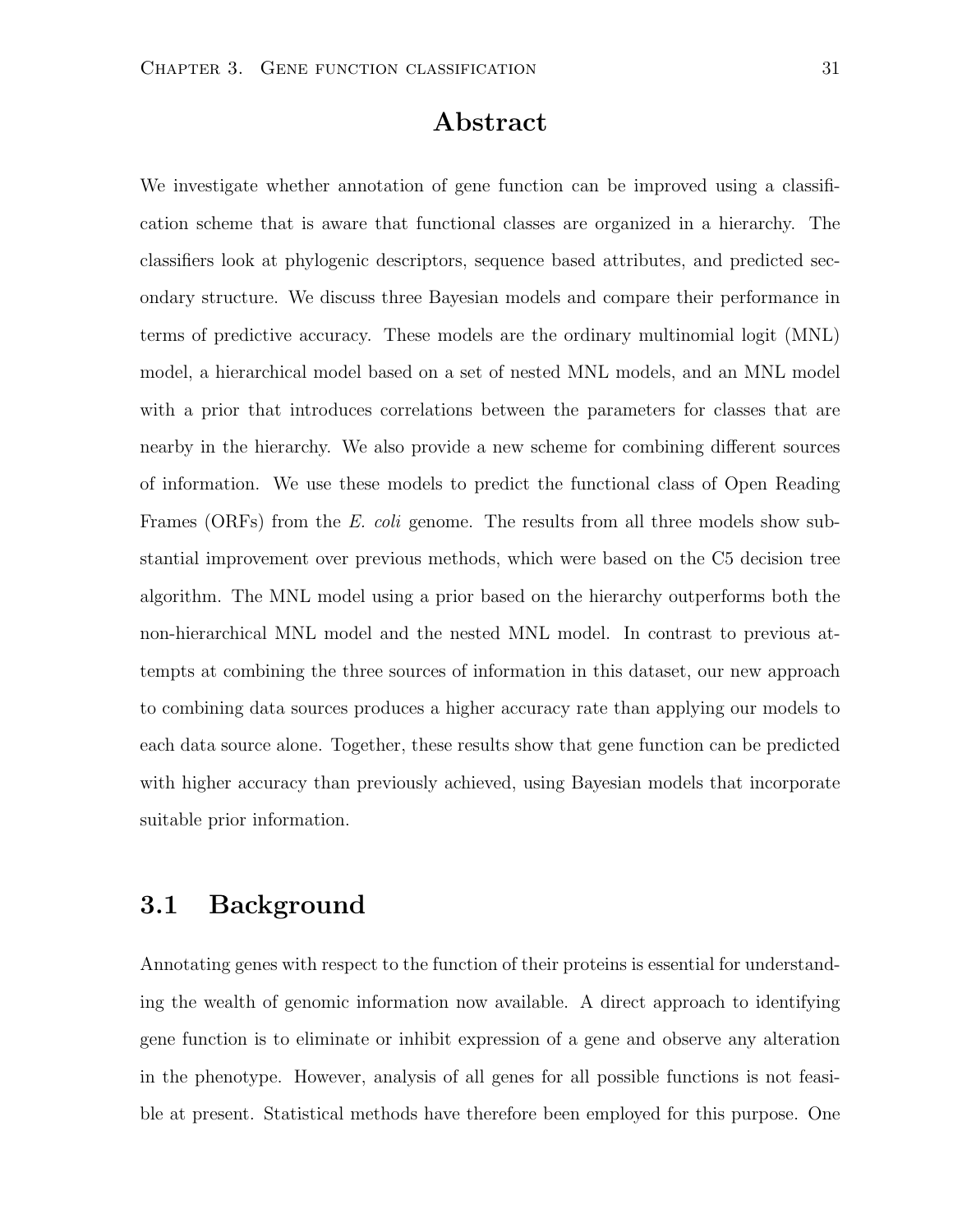## Abstract

We investigate whether annotation of gene function can be improved using a classification scheme that is aware that functional classes are organized in a hierarchy. The classifiers look at phylogenic descriptors, sequence based attributes, and predicted secondary structure. We discuss three Bayesian models and compare their performance in terms of predictive accuracy. These models are the ordinary multinomial logit (MNL) model, a hierarchical model based on a set of nested MNL models, and an MNL model with a prior that introduces correlations between the parameters for classes that are nearby in the hierarchy. We also provide a new scheme for combining different sources of information. We use these models to predict the functional class of Open Reading Frames (ORFs) from the *E. coli* genome. The results from all three models show substantial improvement over previous methods, which were based on the C5 decision tree algorithm. The MNL model using a prior based on the hierarchy outperforms both the non-hierarchical MNL model and the nested MNL model. In contrast to previous attempts at combining the three sources of information in this dataset, our new approach to combining data sources produces a higher accuracy rate than applying our models to each data source alone. Together, these results show that gene function can be predicted with higher accuracy than previously achieved, using Bayesian models that incorporate suitable prior information.

## 3.1 Background

Annotating genes with respect to the function of their proteins is essential for understanding the wealth of genomic information now available. A direct approach to identifying gene function is to eliminate or inhibit expression of a gene and observe any alteration in the phenotype. However, analysis of all genes for all possible functions is not feasible at present. Statistical methods have therefore been employed for this purpose. One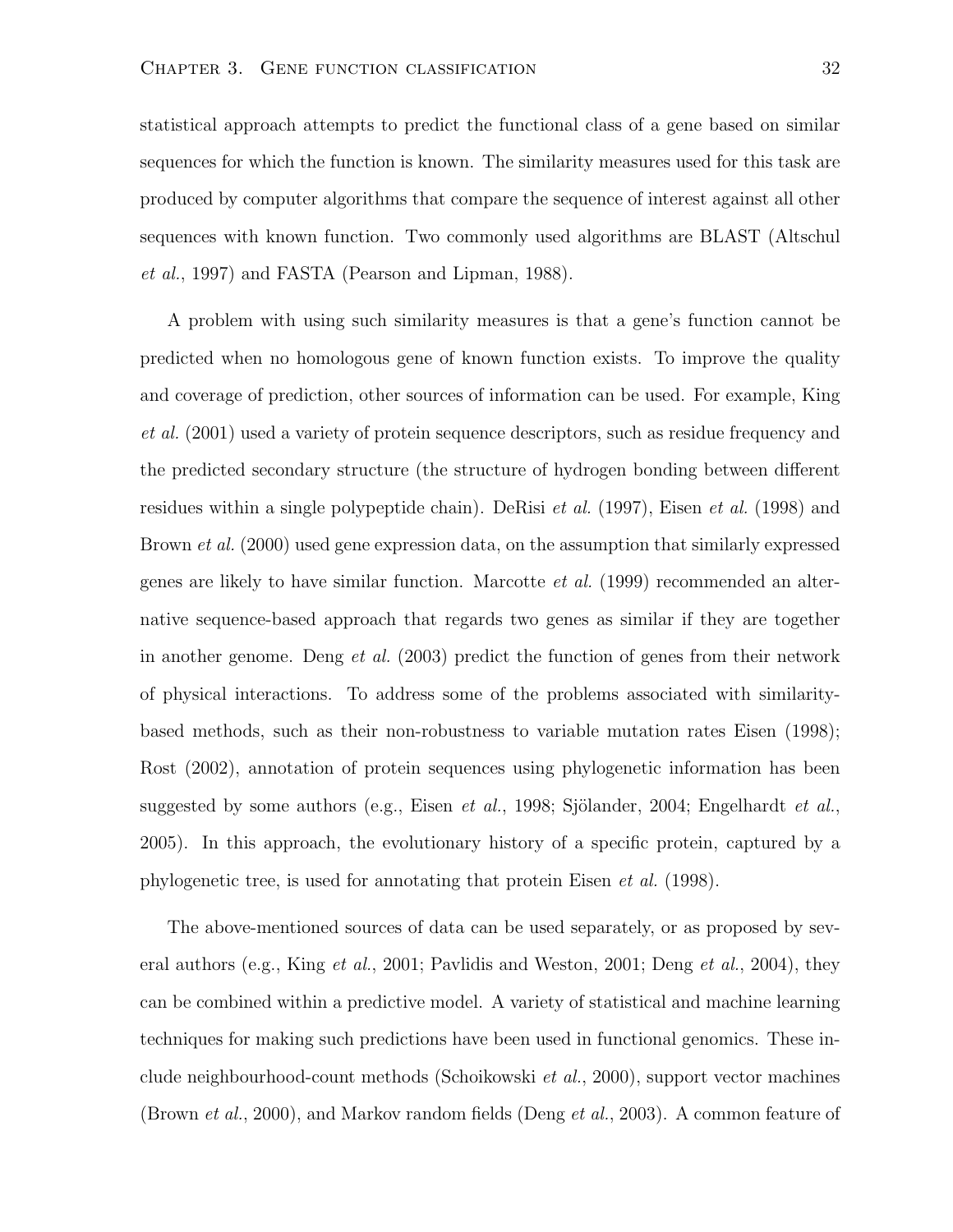statistical approach attempts to predict the functional class of a gene based on similar sequences for which the function is known. The similarity measures used for this task are produced by computer algorithms that compare the sequence of interest against all other sequences with known function. Two commonly used algorithms are BLAST (Altschul *et al.*, 1997) and FASTA (Pearson and Lipman, 1988).

A problem with using such similarity measures is that a gene's function cannot be predicted when no homologous gene of known function exists. To improve the quality and coverage of prediction, other sources of information can be used. For example, King *et al.* (2001) used a variety of protein sequence descriptors, such as residue frequency and the predicted secondary structure (the structure of hydrogen bonding between different residues within a single polypeptide chain). DeRisi *et al.* (1997), Eisen *et al.* (1998) and Brown *et al.* (2000) used gene expression data, on the assumption that similarly expressed genes are likely to have similar function. Marcotte *et al.* (1999) recommended an alternative sequence-based approach that regards two genes as similar if they are together in another genome. Deng *et al.* (2003) predict the function of genes from their network of physical interactions. To address some of the problems associated with similarity-based methods, such as their non-robustness to variable mutation rates Eisen (1998); Rost (2002), annotation of protein sequences using phylogenetic information has been suggested by some authors (e.g., Eisen *et al.*, 1998; Sjölander, 2004; Engelhardt *et al.*, 2005). In this approach, the evolutionary history of a specific protein, captured by a phylogenetic tree, is used for annotating that protein Eisen *et al.* (1998).

The above-mentioned sources of data can be used separately, or as proposed by several authors (e.g., King *et al.*, 2001; Pavlidis and Weston, 2001; Deng *et al.*, 2004), they can be combined within a predictive model. A variety of statistical and machine learning techniques for making such predictions have been used in functional genomics. These include neighbourhood-count methods (Schoikowski *et al.*, 2000), support vector machines (Brown *et al.*, 2000), and Markov random fields (Deng *et al.*, 2003). A common feature of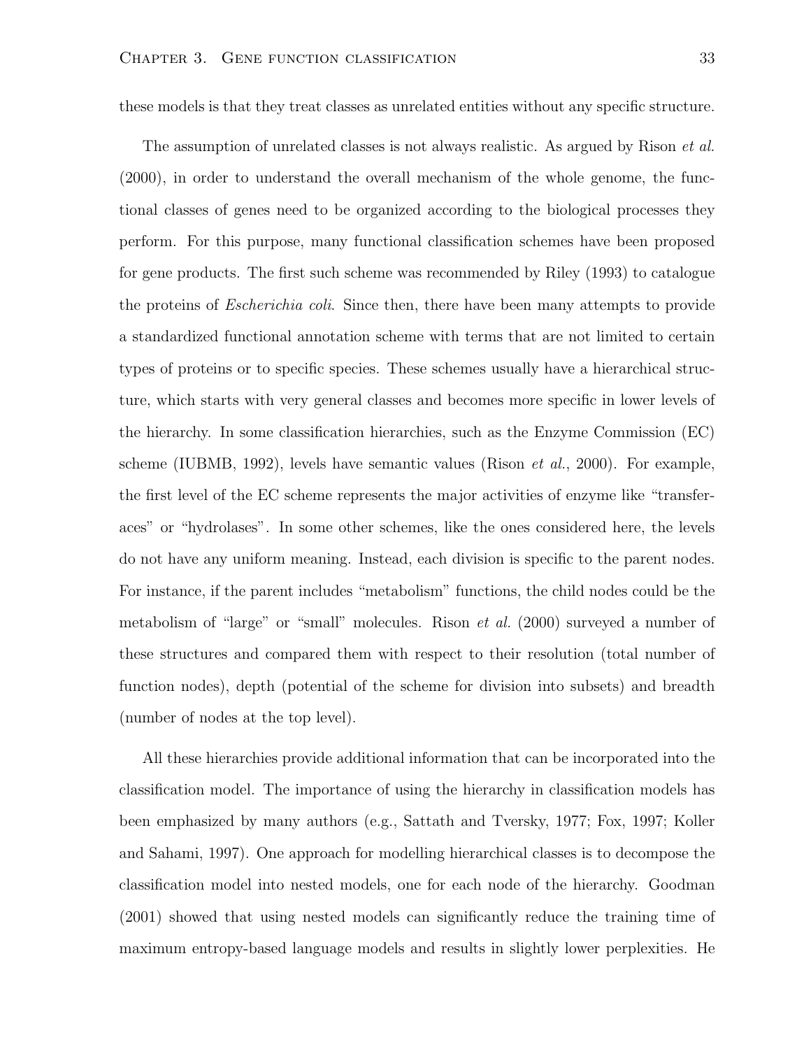these models is that they treat classes as unrelated entities without any specific structure.

The assumption of unrelated classes is not always realistic. As argued by Rison *et al.* (2000), in order to understand the overall mechanism of the whole genome, the functional classes of genes need to be organized according to the biological processes they perform. For this purpose, many functional classification schemes have been proposed for gene products. The first such scheme was recommended by Riley (1993) to catalogue the proteins of *Escherichia coli*. Since then, there have been many attempts to provide a standardized functional annotation scheme with terms that are not limited to certain types of proteins or to specific species. These schemes usually have a hierarchical structure, which starts with very general classes and becomes more specific in lower levels of the hierarchy. In some classification hierarchies, such as the Enzyme Commission (EC) scheme (IUBMB, 1992), levels have semantic values (Rison *et al.*, 2000). For example, the first level of the EC scheme represents the major activities of enzyme like "transferaces" or "hydrolases". In some other schemes, like the ones considered here, the levels do not have any uniform meaning. Instead, each division is specific to the parent nodes. For instance, if the parent includes "metabolism" functions, the child nodes could be the metabolism of "large" or "small" molecules. Rison *et al.* (2000) surveyed a number of these structures and compared them with respect to their resolution (total number of function nodes), depth (potential of the scheme for division into subsets) and breadth (number of nodes at the top level).

All these hierarchies provide additional information that can be incorporated into the classification model. The importance of using the hierarchy in classification models has been emphasized by many authors (e.g., Sattath and Tversky, 1977; Fox, 1997; Koller and Sahami, 1997). One approach for modelling hierarchical classes is to decompose the classification model into nested models, one for each node of the hierarchy. Goodman (2001) showed that using nested models can significantly reduce the training time of maximum entropy-based language models and results in slightly lower perplexities. He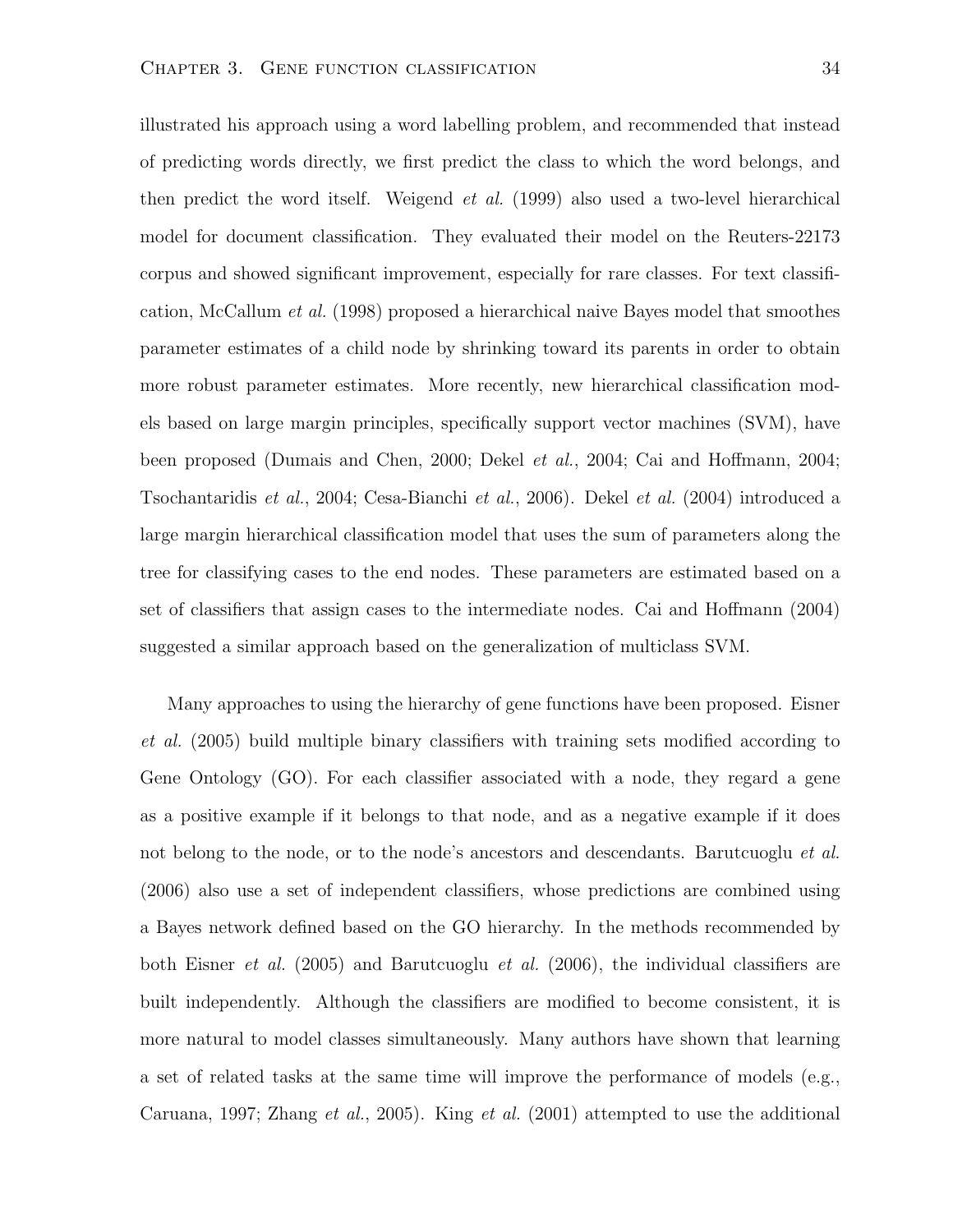illustrated his approach using a word labelling problem, and recommended that instead of predicting words directly, we first predict the class to which the word belongs, and then predict the word itself. Weigend *et al.* (1999) also used a two-level hierarchical model for document classification. They evaluated their model on the Reuters-22173 corpus and showed significant improvement, especially for rare classes. For text classification, McCallum *et al.* (1998) proposed a hierarchical naive Bayes model that smoothes parameter estimates of a child node by shrinking toward its parents in order to obtain more robust parameter estimates. More recently, new hierarchical classification models based on large margin principles, specifically support vector machines (SVM), have been proposed (Dumais and Chen, 2000; Dekel *et al.*, 2004; Cai and Hoffmann, 2004; Tsochantaridis *et al.*, 2004; Cesa-Bianchi *et al.*, 2006). Dekel *et al.* (2004) introduced a large margin hierarchical classification model that uses the sum of parameters along the tree for classifying cases to the end nodes. These parameters are estimated based on a set of classifiers that assign cases to the intermediate nodes. Cai and Hoffmann (2004) suggested a similar approach based on the generalization of multiclass SVM.

Many approaches to using the hierarchy of gene functions have been proposed. Eisner *et al.* (2005) build multiple binary classifiers with training sets modified according to Gene Ontology (GO). For each classifier associated with a node, they regard a gene as a positive example if it belongs to that node, and as a negative example if it does not belong to the node, or to the node's ancestors and descendants. Barutcuoglu *et al.* (2006) also use a set of independent classifiers, whose predictions are combined using a Bayes network defined based on the GO hierarchy. In the methods recommended by both Eisner *et al.* (2005) and Barutcuoglu *et al.* (2006), the individual classifiers are built independently. Although the classifiers are modified to become consistent, it is more natural to model classes simultaneously. Many authors have shown that learning a set of related tasks at the same time will improve the performance of models (e.g., Caruana, 1997; Zhang *et al.*, 2005). King *et al.* (2001) attempted to use the additional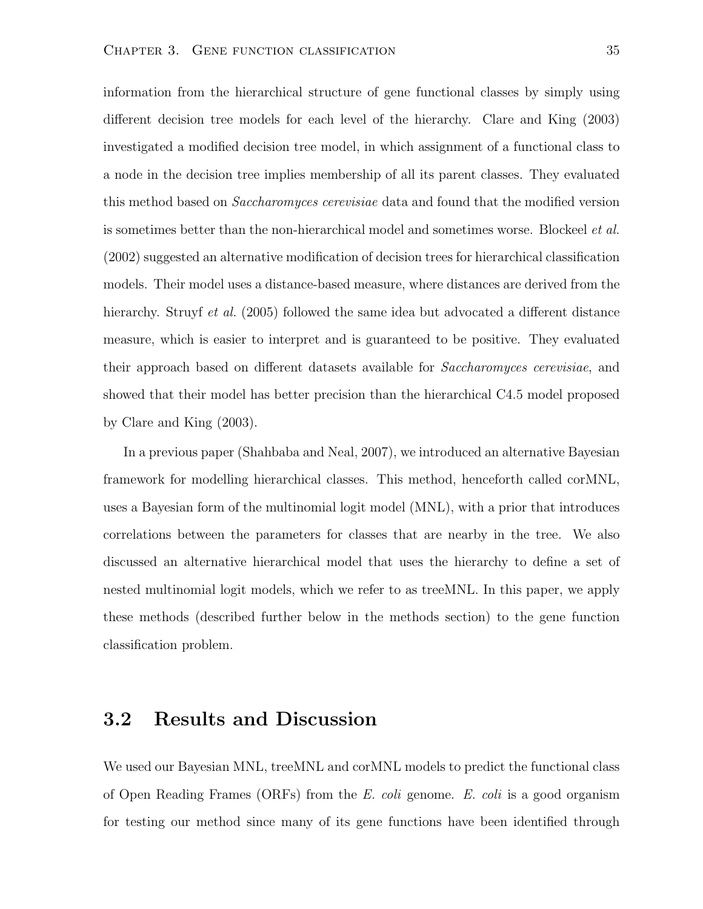information from the hierarchical structure of gene functional classes by simply using different decision tree models for each level of the hierarchy. Clare and King (2003) investigated a modified decision tree model, in which assignment of a functional class to a node in the decision tree implies membership of all its parent classes. They evaluated this method based on *Saccharomyces cerevisiae* data and found that the modified version is sometimes better than the non-hierarchical model and sometimes worse. Blockeel *et al.* (2002) suggested an alternative modification of decision trees for hierarchical classification models. Their model uses a distance-based measure, where distances are derived from the hierarchy. Struyf *et al.* (2005) followed the same idea but advocated a different distance measure, which is easier to interpret and is guaranteed to be positive. They evaluated their approach based on different datasets available for *Saccharomyces cerevisiae*, and showed that their model has better precision than the hierarchical C4.5 model proposed by Clare and King (2003).

In a previous paper (Shahbaba and Neal, 2007), we introduced an alternative Bayesian framework for modelling hierarchical classes. This method, henceforth called corMNL, uses a Bayesian form of the multinomial logit model (MNL), with a prior that introduces correlations between the parameters for classes that are nearby in the tree. We also discussed an alternative hierarchical model that uses the hierarchy to define a set of nested multinomial logit models, which we refer to as treeMNL. In this paper, we apply these methods (described further below in the methods section) to the gene function classification problem.

## 3.2 Results and Discussion

We used our Bayesian MNL, treeMNL and corMNL models to predict the functional class of Open Reading Frames (ORFs) from the *E. coli* genome. *E. coli* is a good organism for testing our method since many of its gene functions have been identified through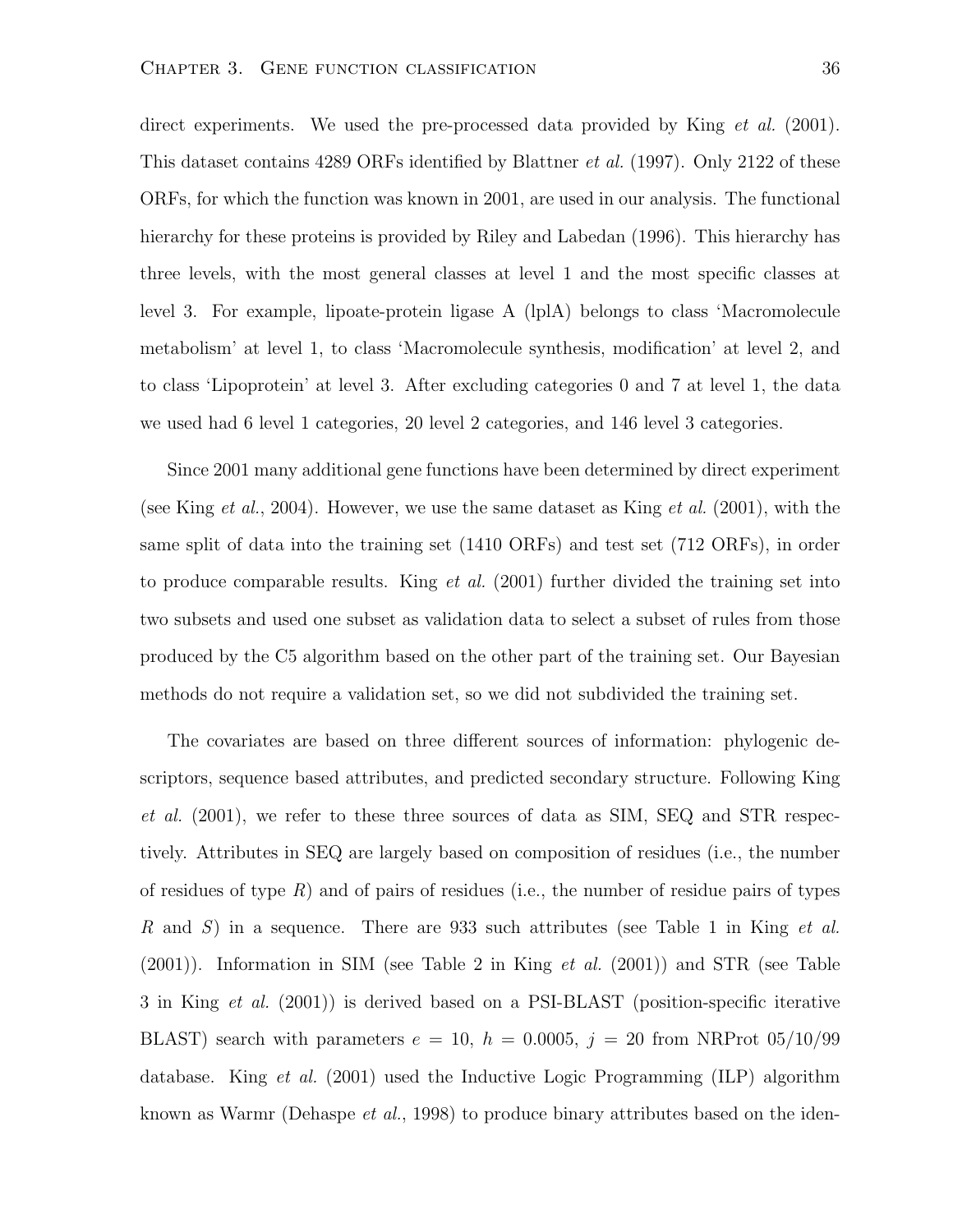direct experiments. We used the pre-processed data provided by King *et al.* (2001). This dataset contains 4289 ORFs identified by Blattner *et al.* (1997). Only 2122 of these ORFs, for which the function was known in 2001, are used in our analysis. The functional hierarchy for these proteins is provided by Riley and Labedan (1996). This hierarchy has three levels, with the most general classes at level 1 and the most specific classes at level 3. For example, lipoate-protein ligase A (lplA) belongs to class 'Macromolecule metabolism' at level 1, to class 'Macromolecule synthesis, modification' at level 2, and to class 'Lipoprotein' at level 3. After excluding categories 0 and 7 at level 1, the data we used had 6 level 1 categories, 20 level 2 categories, and 146 level 3 categories.

Since 2001 many additional gene functions have been determined by direct experiment (see King *et al.*, 2004). However, we use the same dataset as King *et al.* (2001), with the same split of data into the training set (1410 ORFs) and test set (712 ORFs), in order to produce comparable results. King *et al.* (2001) further divided the training set into two subsets and used one subset as validation data to select a subset of rules from those produced by the C5 algorithm based on the other part of the training set. Our Bayesian methods do not require a validation set, so we did not subdivided the training set.

The covariates are based on three different sources of information: phylogenic descriptors, sequence based attributes, and predicted secondary structure. Following King *et al.* (2001), we refer to these three sources of data as SIM, SEQ and STR respectively. Attributes in SEQ are largely based on composition of residues (i.e., the number of residues of type $R$) and of pairs of residues (i.e., the number of residue pairs of types $R$ and $S$) in a sequence. There are 933 such attributes (see Table 1 in King *et al.* (2001)). Information in SIM (see Table 2 in King *et al.* (2001)) and STR (see Table 3 in King *et al.* (2001)) is derived based on a PSI-BLAST (position-specific iterative BLAST) search with parameters $e = 10$, $h = 0.0005$, $j = 20$ from NRProt 05/10/99 database. King *et al.* (2001) used the Inductive Logic Programming (ILP) algorithm known as Warmr (Dehaspe *et al.*, 1998) to produce binary attributes based on the iden-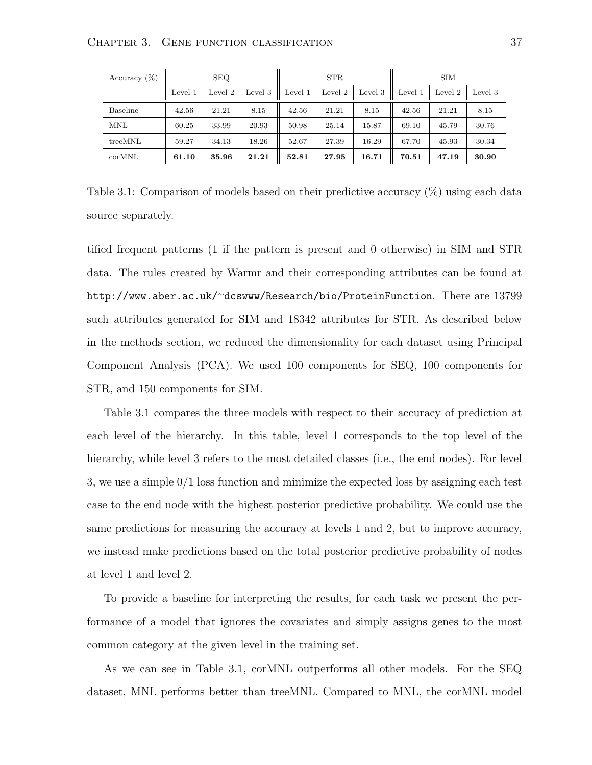| Accuracy (%) | SEQ | | | STR | | | SIM | | |
|---|---|---|---|---|---|---|---|---|---|
| | Level 1 | Level 2 | Level 3 | Level 1 | Level 2 | Level 3 | Level 1 | Level 2 | Level 3 |
| Baseline | 42.56 | 21.21 | 8.15 | 42.56 | 21.21 | 8.15 | 42.56 | 21.21 | 8.15 |
| MNL | 60.25 | 33.99 | 20.93 | 50.98 | 25.14 | 15.87 | 69.10 | 45.79 | 30.76 |
| treeMNL | 59.27 | 34.13 | 18.26 | 52.67 | 27.39 | 16.29 | 67.70 | 45.93 | 30.34 |
| corMNL | **61.10** | **35.96** | **21.21** | **52.81** | **27.95** | **16.71** | **70.51** | **47.19** | **30.90** |

Table 3.1: Comparison of models based on their predictive accuracy (%) using each data source separately.

tified frequent patterns (1 if the pattern is present and 0 otherwise) in SIM and STR data. The rules created by Warmr and their corresponding attributes can be found at http://www.aber.ac.uk/~dcswww/Research/bio/ProteinFunction. There are 13799 such attributes generated for SIM and 18342 attributes for STR. As described below in the methods section, we reduced the dimensionality for each dataset using Principal Component Analysis (PCA). We used 100 components for SEQ, 100 components for STR, and 150 components for SIM.

Table 3.1 compares the three models with respect to their accuracy of prediction at each level of the hierarchy. In this table, level 1 corresponds to the top level of the hierarchy, while level 3 refers to the most detailed classes (i.e., the end nodes). For level 3, we use a simple 0/1 loss function and minimize the expected loss by assigning each test case to the end node with the highest posterior predictive probability. We could use the same predictions for measuring the accuracy at levels 1 and 2, but to improve accuracy, we instead make predictions based on the total posterior predictive probability of nodes at level 1 and level 2.

To provide a baseline for interpreting the results, for each task we present the performance of a model that ignores the covariates and simply assigns genes to the most common category at the given level in the training set.

As we can see in Table 3.1, corMNL outperforms all other models. For the SEQ dataset, MNL performs better than treeMNL. Compared to MNL, the corMNL model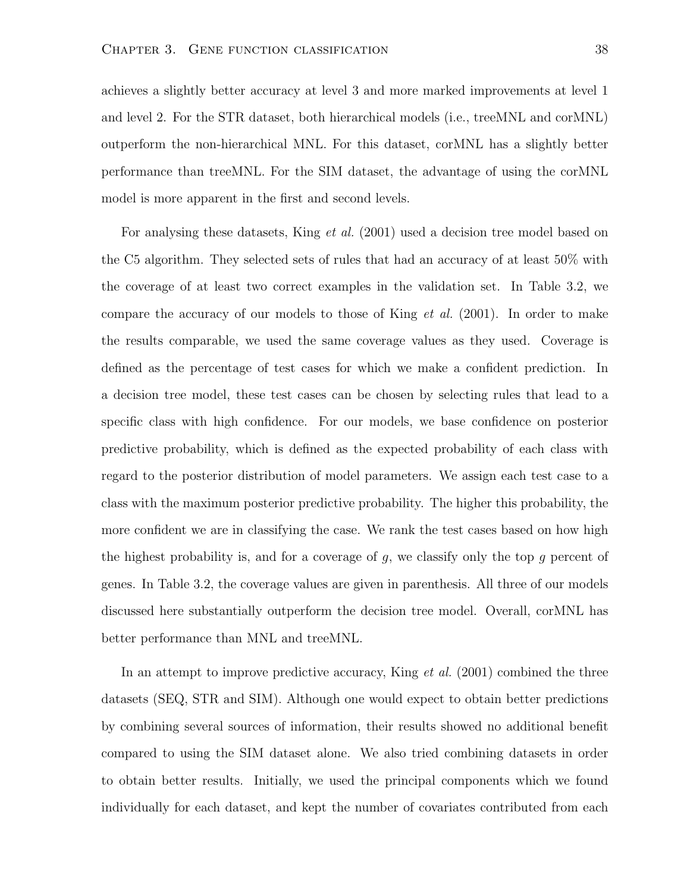achieves a slightly better accuracy at level 3 and more marked improvements at level 1 and level 2. For the STR dataset, both hierarchical models (i.e., treeMNL and corMNL) outperform the non-hierarchical MNL. For this dataset, corMNL has a slightly better performance than treeMNL. For the SIM dataset, the advantage of using the corMNL model is more apparent in the first and second levels.

For analysing these datasets, King *et al.* (2001) used a decision tree model based on the C5 algorithm. They selected sets of rules that had an accuracy of at least 50% with the coverage of at least two correct examples in the validation set. In Table 3.2, we compare the accuracy of our models to those of King *et al.* (2001). In order to make the results comparable, we used the same coverage values as they used. Coverage is defined as the percentage of test cases for which we make a confident prediction. In a decision tree model, these test cases can be chosen by selecting rules that lead to a specific class with high confidence. For our models, we base confidence on posterior predictive probability, which is defined as the expected probability of each class with regard to the posterior distribution of model parameters. We assign each test case to a class with the maximum posterior predictive probability. The higher this probability, the more confident we are in classifying the case. We rank the test cases based on how high the highest probability is, and for a coverage of $g$, we classify only the top $g$ percent of genes. In Table 3.2, the coverage values are given in parenthesis. All three of our models discussed here substantially outperform the decision tree model. Overall, corMNL has better performance than MNL and treeMNL.

In an attempt to improve predictive accuracy, King *et al.* (2001) combined the three datasets (SEQ, STR and SIM). Although one would expect to obtain better predictions by combining several sources of information, their results showed no additional benefit compared to using the SIM dataset alone. We also tried combining datasets in order to obtain better results. Initially, we used the principal components which we found individually for each dataset, and kept the number of covariates contributed from each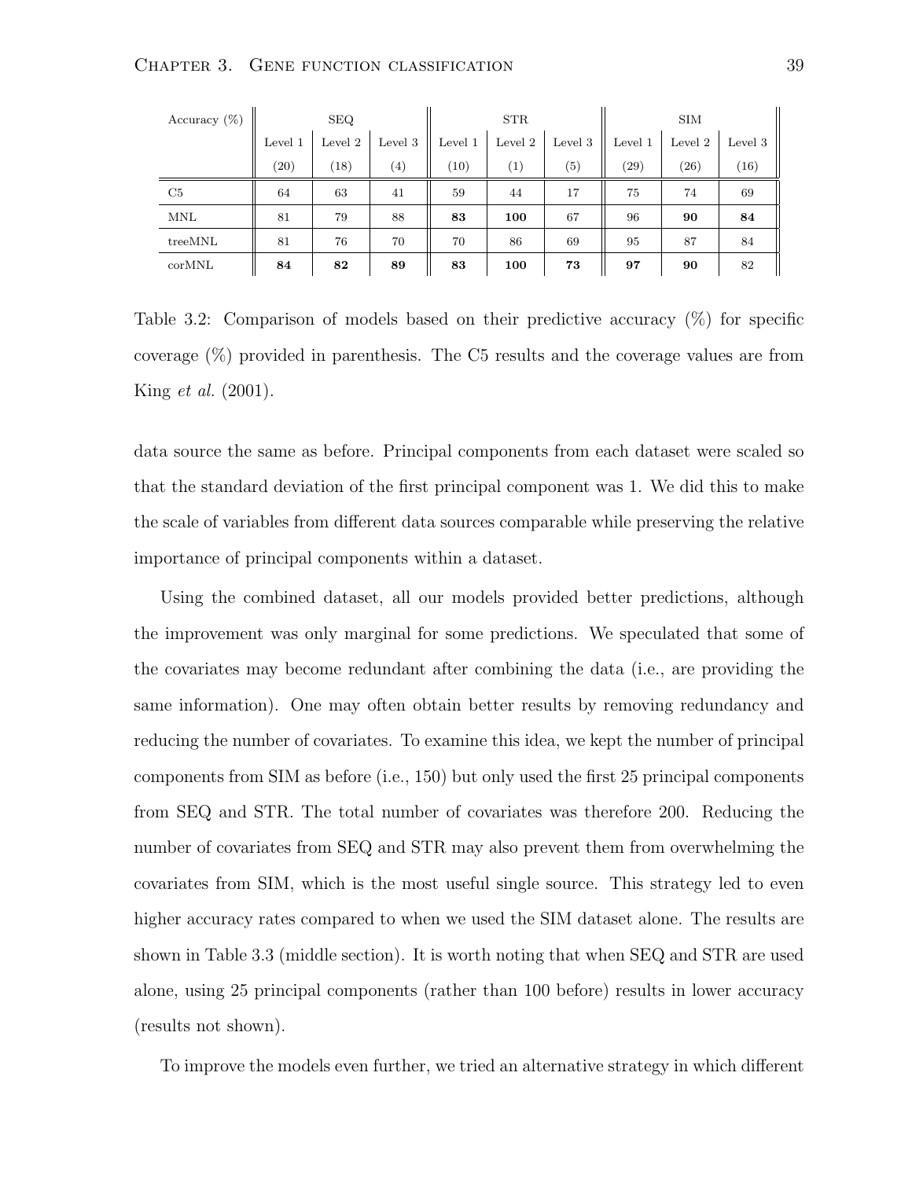| Accuracy (%) | SEQ | | | STR | | | SIM | | |
|---|---|---|---|---|---|---|---|---|---|
| | Level 1 | Level 2 | Level 3 | Level 1 | Level 2 | Level 3 | Level 1 | Level 2 | Level 3 |
| | (20) | (18) | (4) | (10) | (1) | (5) | (29) | (26) | (16) |
| C5 | 64 | 63 | 41 | 59 | 44 | 17 | 75 | 74 | 69 |
| MNL | 81 | 79 | 88 | **83** | **100** | 67 | 96 | **90** | **84** |
| treeMNL | 81 | 76 | 70 | 70 | 86 | 69 | 95 | 87 | 84 |
| corMNL | **84** | **82** | **89** | **83** | **100** | **73** | **97** | **90** | 82 |

Table 3.2: Comparison of models based on their predictive accuracy (%) for specific coverage (%) provided in parenthesis. The C5 results and the coverage values are from King *et al.* (2001).

data source the same as before. Principal components from each dataset were scaled so that the standard deviation of the first principal component was 1. We did this to make the scale of variables from different data sources comparable while preserving the relative importance of principal components within a dataset.

Using the combined dataset, all our models provided better predictions, although the improvement was only marginal for some predictions. We speculated that some of the covariates may become redundant after combining the data (i.e., are providing the same information). One may often obtain better results by removing redundancy and reducing the number of covariates. To examine this idea, we kept the number of principal components from SIM as before (i.e., 150) but only used the first 25 principal components from SEQ and STR. The total number of covariates was therefore 200. Reducing the number of covariates from SEQ and STR may also prevent them from overwhelming the covariates from SIM, which is the most useful single source. This strategy led to even higher accuracy rates compared to when we used the SIM dataset alone. The results are shown in Table 3.3 (middle section). It is worth noting that when SEQ and STR are used alone, using 25 principal components (rather than 100 before) results in lower accuracy (results not shown).

To improve the models even further, we tried an alternative strategy in which different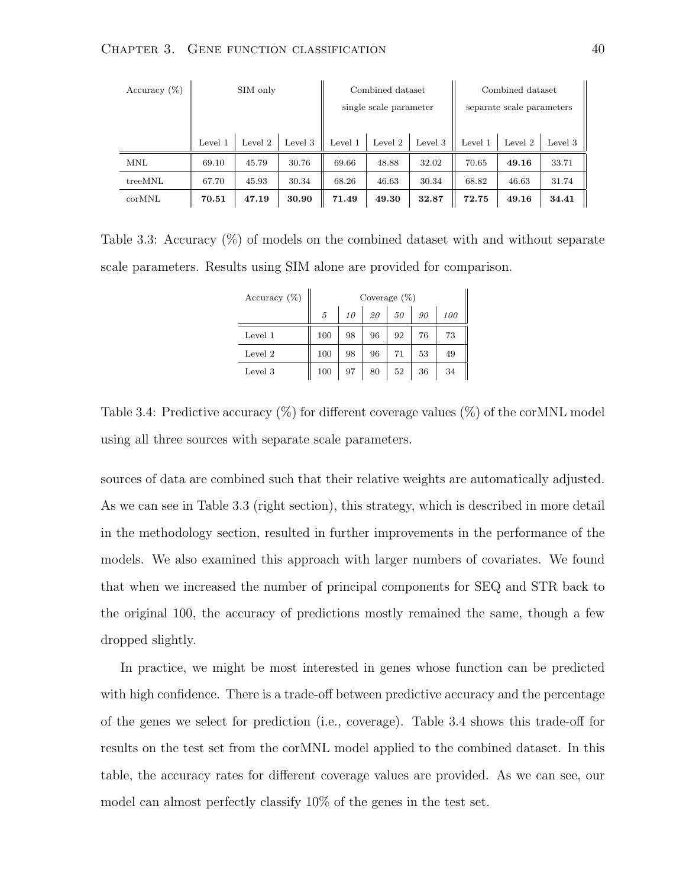| Accuracy (%) | SIM only | | | Combined dataset single scale parameter | | | Combined dataset separate scale parameters | | |
|---|---|---|---|---|---|---|---|---|---|
| | Level 1 | Level 2 | Level 3 | Level 1 | Level 2 | Level 3 | Level 1 | Level 2 | Level 3 |
| MNL | 69.10 | 45.79 | 30.76 | 69.66 | 48.88 | 32.02 | 70.65 | **49.16** | 33.71 |
| treeMNL | 67.70 | 45.93 | 30.34 | 68.26 | 46.63 | 30.34 | 68.82 | 46.63 | 31.74 |
| corMNL | **70.51** | **47.19** | **30.90** | **71.49** | **49.30** | **32.87** | **72.75** | **49.16** | **34.41** |

Table 3.3: Accuracy (%) of models on the combined dataset with and without separate scale parameters. Results using SIM alone are provided for comparison.

| Accuracy (%) | Coverage (%) | | | | | |
|---|---|---|---|---|---|---|
| | *5* | *10* | *20* | *50* | *90* | *100* |
| Level 1 | 100 | 98 | 96 | 92 | 76 | 73 |
| Level 2 | 100 | 98 | 96 | 71 | 53 | 49 |
| Level 3 | 100 | 97 | 80 | 52 | 36 | 34 |

Table 3.4: Predictive accuracy (%) for different coverage values (%) of the corMNL model using all three sources with separate scale parameters.

sources of data are combined such that their relative weights are automatically adjusted. As we can see in Table 3.3 (right section), this strategy, which is described in more detail in the methodology section, resulted in further improvements in the performance of the models. We also examined this approach with larger numbers of covariates. We found that when we increased the number of principal components for SEQ and STR back to the original 100, the accuracy of predictions mostly remained the same, though a few dropped slightly.

In practice, we might be most interested in genes whose function can be predicted with high confidence. There is a trade-off between predictive accuracy and the percentage of the genes we select for prediction (i.e., coverage). Table 3.4 shows this trade-off for results on the test set from the corMNL model applied to the combined dataset. In this table, the accuracy rates for different coverage values are provided. As we can see, our model can almost perfectly classify 10% of the genes in the test set.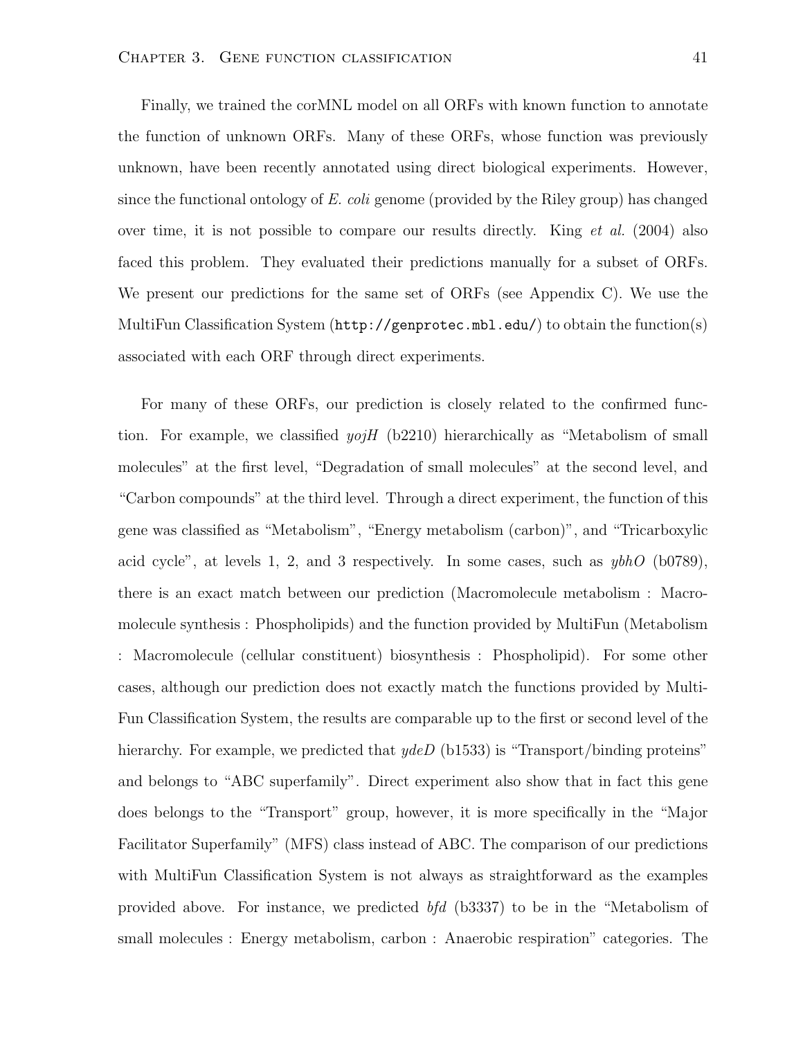Finally, we trained the corMNL model on all ORFs with known function to annotate the function of unknown ORFs. Many of these ORFs, whose function was previously unknown, have been recently annotated using direct biological experiments. However, since the functional ontology of *E. coli* genome (provided by the Riley group) has changed over time, it is not possible to compare our results directly. King *et al.* (2004) also faced this problem. They evaluated their predictions manually for a subset of ORFs. We present our predictions for the same set of ORFs (see Appendix C). We use the MultiFun Classification System (`http://genprotec.mbl.edu/`) to obtain the function(s) associated with each ORF through direct experiments.

For many of these ORFs, our prediction is closely related to the confirmed function. For example, we classified *yojH* (b2210) hierarchically as "Metabolism of small molecules" at the first level, "Degradation of small molecules" at the second level, and "Carbon compounds" at the third level. Through a direct experiment, the function of this gene was classified as "Metabolism", "Energy metabolism (carbon)", and "Tricarboxylic acid cycle", at levels 1, 2, and 3 respectively. In some cases, such as *ybhO* (b0789), there is an exact match between our prediction (Macromolecule metabolism : Macromolecule synthesis : Phospholipids) and the function provided by MultiFun (Metabolism : Macromolecule (cellular constituent) biosynthesis : Phospholipid). For some other cases, although our prediction does not exactly match the functions provided by MultiFun Classification System, the results are comparable up to the first or second level of the hierarchy. For example, we predicted that *ydeD* (b1533) is "Transport/binding proteins" and belongs to "ABC superfamily". Direct experiment also show that in fact this gene does belongs to the "Transport" group, however, it is more specifically in the "Major Facilitator Superfamily" (MFS) class instead of ABC. The comparison of our predictions with MultiFun Classification System is not always as straightforward as the examples provided above. For instance, we predicted *bfd* (b3337) to be in the "Metabolism of small molecules : Energy metabolism, carbon : Anaerobic respiration" categories. The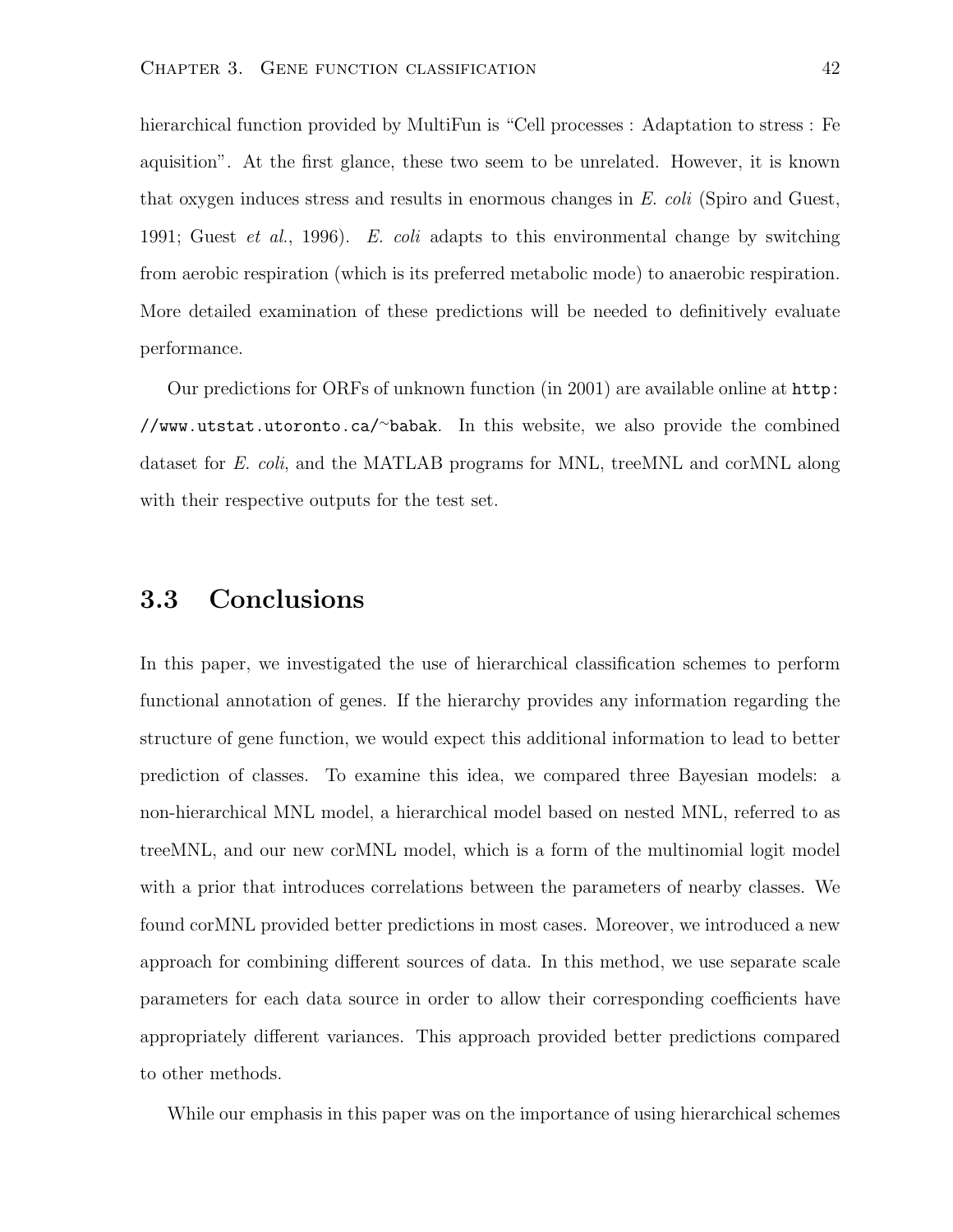hierarchical function provided by MultiFun is "Cell processes : Adaptation to stress : Fe aquisition". At the first glance, these two seem to be unrelated. However, it is known that oxygen induces stress and results in enormous changes in *E. coli* (Spiro and Guest, 1991; Guest *et al.*, 1996). *E. coli* adapts to this environmental change by switching from aerobic respiration (which is its preferred metabolic mode) to anaerobic respiration. More detailed examination of these predictions will be needed to definitively evaluate performance.

Our predictions for ORFs of unknown function (in 2001) are available online at `http://www.utstat.utoronto.ca/~babak`. In this website, we also provide the combined dataset for *E. coli*, and the MATLAB programs for MNL, treeMNL and corMNL along with their respective outputs for the test set.

## 3.3 Conclusions

In this paper, we investigated the use of hierarchical classification schemes to perform functional annotation of genes. If the hierarchy provides any information regarding the structure of gene function, we would expect this additional information to lead to better prediction of classes. To examine this idea, we compared three Bayesian models: a non-hierarchical MNL model, a hierarchical model based on nested MNL, referred to as treeMNL, and our new corMNL model, which is a form of the multinomial logit model with a prior that introduces correlations between the parameters of nearby classes. We found corMNL provided better predictions in most cases. Moreover, we introduced a new approach for combining different sources of data. In this method, we use separate scale parameters for each data source in order to allow their corresponding coefficients have appropriately different variances. This approach provided better predictions compared to other methods.

While our emphasis in this paper was on the importance of using hierarchical schemes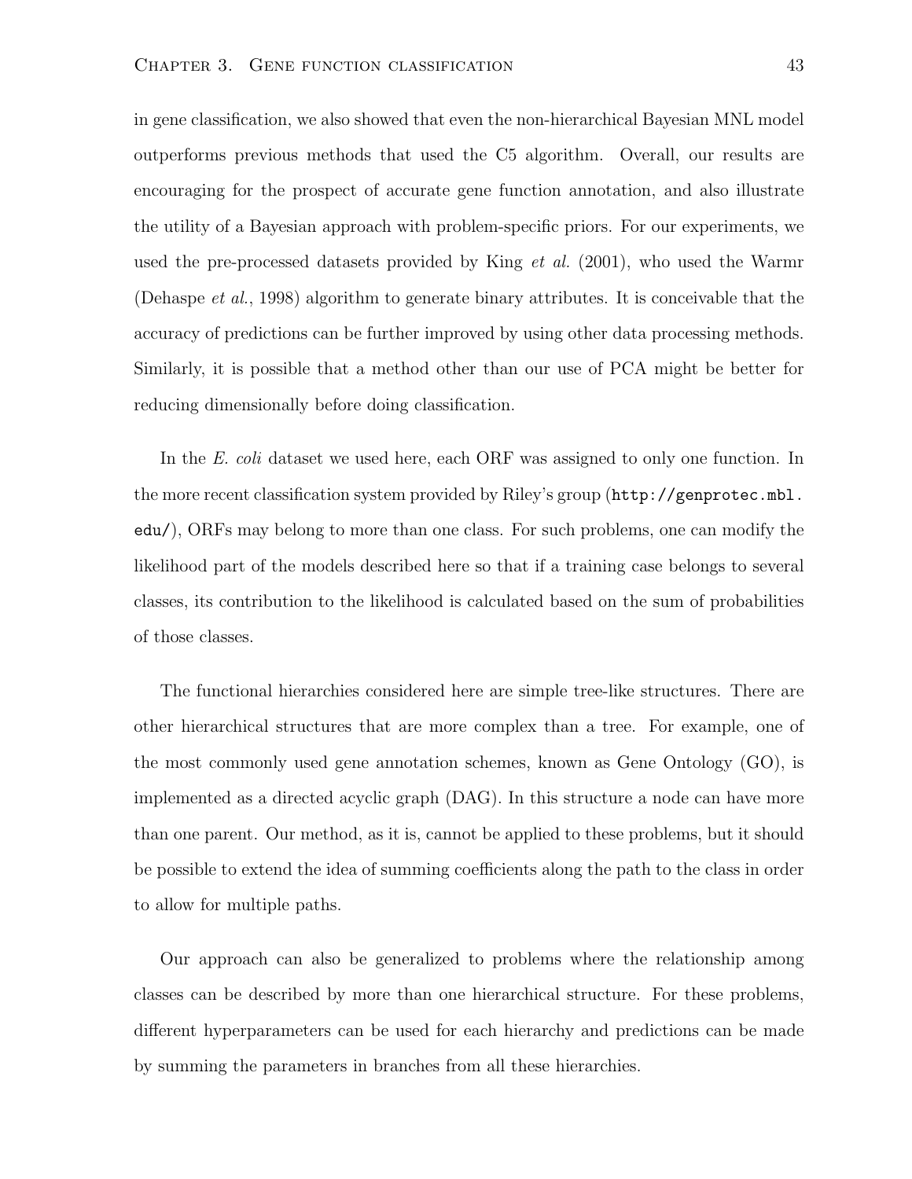in gene classification, we also showed that even the non-hierarchical Bayesian MNL model outperforms previous methods that used the C5 algorithm. Overall, our results are encouraging for the prospect of accurate gene function annotation, and also illustrate the utility of a Bayesian approach with problem-specific priors. For our experiments, we used the pre-processed datasets provided by King *et al.* (2001), who used the Warmr (Dehaspe *et al.*, 1998) algorithm to generate binary attributes. It is conceivable that the accuracy of predictions can be further improved by using other data processing methods. Similarly, it is possible that a method other than our use of PCA might be better for reducing dimensionally before doing classification.

In the *E. coli* dataset we used here, each ORF was assigned to only one function. In the more recent classification system provided by Riley's group (`http://genprotec.mbl.edu/`), ORFs may belong to more than one class. For such problems, one can modify the likelihood part of the models described here so that if a training case belongs to several classes, its contribution to the likelihood is calculated based on the sum of probabilities of those classes.

The functional hierarchies considered here are simple tree-like structures. There are other hierarchical structures that are more complex than a tree. For example, one of the most commonly used gene annotation schemes, known as Gene Ontology (GO), is implemented as a directed acyclic graph (DAG). In this structure a node can have more than one parent. Our method, as it is, cannot be applied to these problems, but it should be possible to extend the idea of summing coefficients along the path to the class in order to allow for multiple paths.

Our approach can also be generalized to problems where the relationship among classes can be described by more than one hierarchical structure. For these problems, different hyperparameters can be used for each hierarchy and predictions can be made by summing the parameters in branches from all these hierarchies.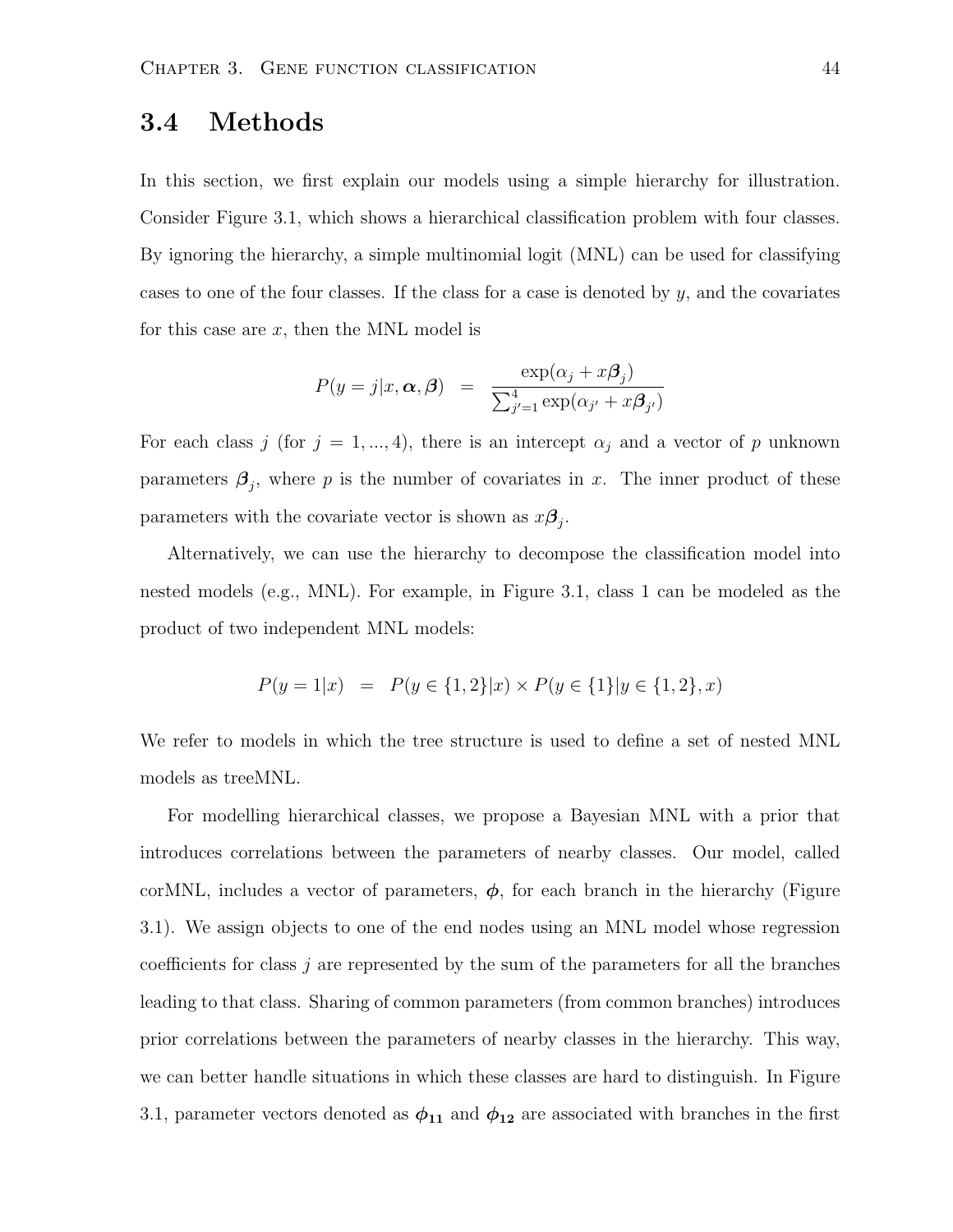## 3.4 Methods

In this section, we first explain our models using a simple hierarchy for illustration. Consider Figure 3.1, which shows a hierarchical classification problem with four classes. By ignoring the hierarchy, a simple multinomial logit (MNL) can be used for classifying cases to one of the four classes. If the class for a case is denoted by $y$, and the covariates for this case are $x$, then the MNL model is

$$P(y = j|x, \boldsymbol{\alpha}, \boldsymbol{\beta}) \quad = \quad \frac{\exp(\alpha_j + x\boldsymbol{\beta}_j)}{\sum_{j'=1}^{4} \exp(\alpha_{j'} + x\boldsymbol{\beta}_{j'})}$$

For each class $j$ (for $j = 1, ..., 4$), there is an intercept $\alpha_j$ and a vector of $p$ unknown parameters $\boldsymbol{\beta}_j$, where $p$ is the number of covariates in $x$. The inner product of these parameters with the covariate vector is shown as $x\boldsymbol{\beta}_j$.

Alternatively, we can use the hierarchy to decompose the classification model into nested models (e.g., MNL). For example, in Figure 3.1, class 1 can be modeled as the product of two independent MNL models:

$$P(y = 1|x) \quad = \quad P(y \in \{1, 2\}|x) \times P(y \in \{1\}|y \in \{1, 2\}, x)$$

We refer to models in which the tree structure is used to define a set of nested MNL models as treeMNL.

For modelling hierarchical classes, we propose a Bayesian MNL with a prior that introduces correlations between the parameters of nearby classes. Our model, called corMNL, includes a vector of parameters, $\boldsymbol{\phi}$, for each branch in the hierarchy (Figure 3.1). We assign objects to one of the end nodes using an MNL model whose regression coefficients for class $j$ are represented by the sum of the parameters for all the branches leading to that class. Sharing of common parameters (from common branches) introduces prior correlations between the parameters of nearby classes in the hierarchy. This way, we can better handle situations in which these classes are hard to distinguish. In Figure 3.1, parameter vectors denoted as $\boldsymbol{\phi}_{11}$ and $\boldsymbol{\phi}_{12}$ are associated with branches in the first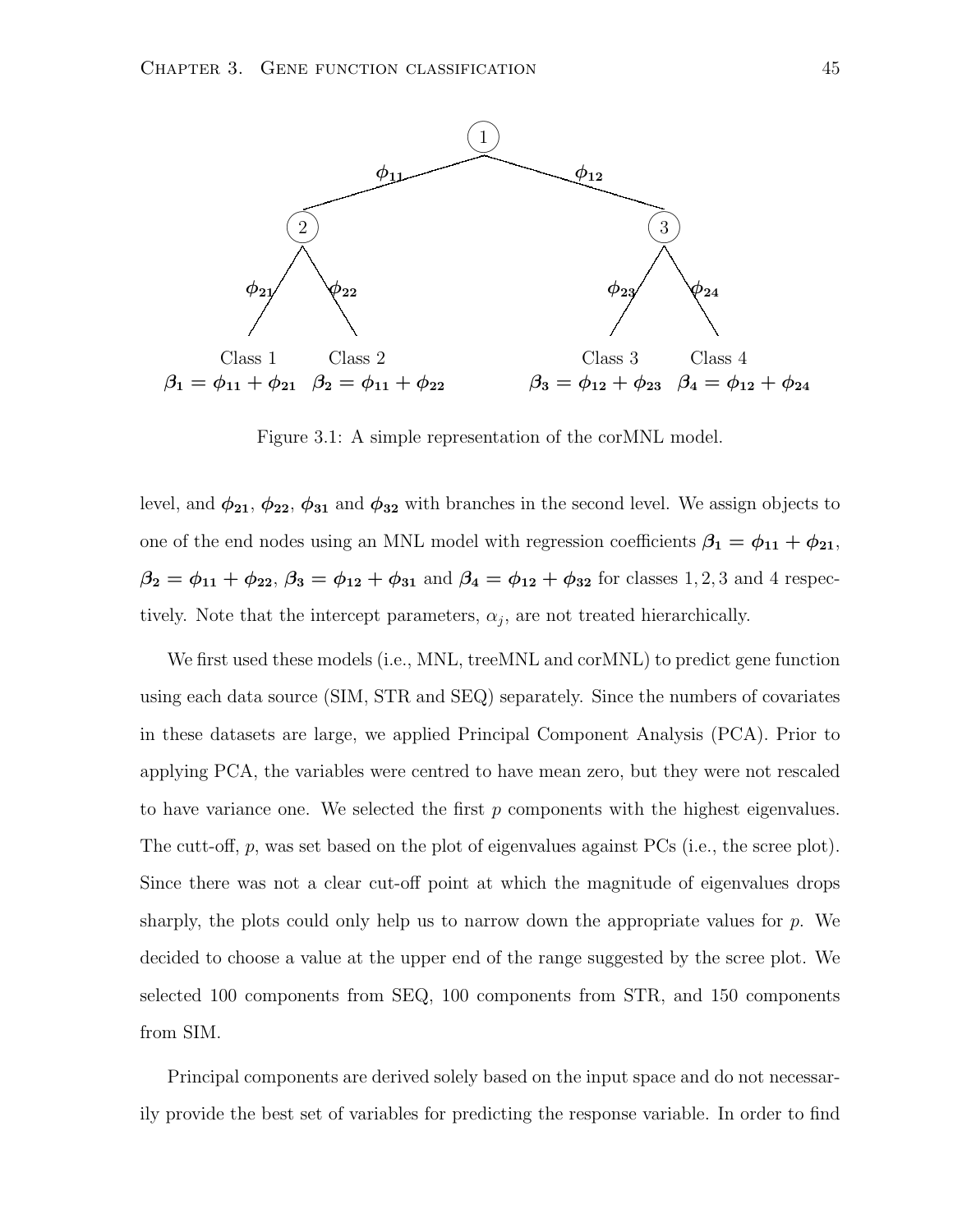Figure 3.1: A simple representation of the corMNL model.

level, and $\boldsymbol{\phi_{21}}$, $\boldsymbol{\phi_{22}}$, $\boldsymbol{\phi_{31}}$ and $\boldsymbol{\phi_{32}}$ with branches in the second level. We assign objects to one of the end nodes using an MNL model with regression coefficients $\boldsymbol{\beta_1} = \boldsymbol{\phi_{11}} + \boldsymbol{\phi_{21}}$, $\boldsymbol{\beta_2} = \boldsymbol{\phi_{11}} + \boldsymbol{\phi_{22}}$, $\boldsymbol{\beta_3} = \boldsymbol{\phi_{12}} + \boldsymbol{\phi_{31}}$ and $\boldsymbol{\beta_4} = \boldsymbol{\phi_{12}} + \boldsymbol{\phi_{32}}$ for classes $1, 2, 3$ and $4$ respectively. Note that the intercept parameters, $\alpha_j$, are not treated hierarchically.

We first used these models (i.e., MNL, treeMNL and corMNL) to predict gene function using each data source (SIM, STR and SEQ) separately. Since the numbers of covariates in these datasets are large, we applied Principal Component Analysis (PCA). Prior to applying PCA, the variables were centred to have mean zero, but they were not rescaled to have variance one. We selected the first $p$ components with the highest eigenvalues. The cutt-off, $p$, was set based on the plot of eigenvalues against PCs (i.e., the scree plot). Since there was not a clear cut-off point at which the magnitude of eigenvalues drops sharply, the plots could only help us to narrow down the appropriate values for $p$. We decided to choose a value at the upper end of the range suggested by the scree plot. We selected 100 components from SEQ, 100 components from STR, and 150 components from SIM.

Principal components are derived solely based on the input space and do not necessarily provide the best set of variables for predicting the response variable. In order to find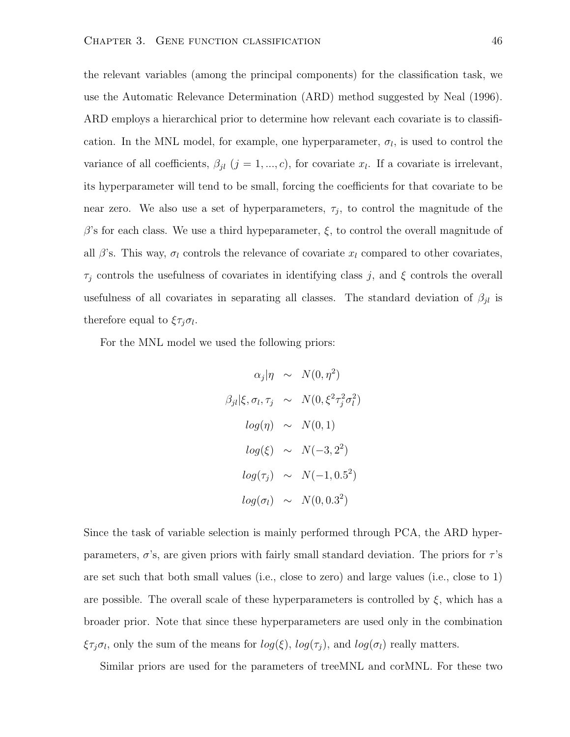the relevant variables (among the principal components) for the classification task, we use the Automatic Relevance Determination (ARD) method suggested by Neal (1996). ARD employs a hierarchical prior to determine how relevant each covariate is to classification. In the MNL model, for example, one hyperparameter, $\sigma_l$, is used to control the variance of all coefficients, $\beta_{jl}$ ($j = 1, ..., c$), for covariate $x_l$. If a covariate is irrelevant, its hyperparameter will tend to be small, forcing the coefficients for that covariate to be near zero. We also use a set of hyperparameters, $\tau_j$, to control the magnitude of the $\beta$'s for each class. We use a third hypeparameter, $\xi$, to control the overall magnitude of all $\beta$'s. This way, $\sigma_l$ controls the relevance of covariate $x_l$ compared to other covariates, $\tau_j$ controls the usefulness of covariates in identifying class $j$, and $\xi$ controls the overall usefulness of all covariates in separating all classes. The standard deviation of $\beta_{jl}$ is therefore equal to $\xi \tau_j \sigma_l$.

For the MNL model we used the following priors:

$$
\begin{aligned}
\alpha_j | \eta &\sim N(0, \eta^2) \\
\beta_{jl} | \xi, \sigma_l, \tau_j &\sim N(0, \xi^2 \tau_j^2 \sigma_l^2) \\
log(\eta) &\sim N(0, 1) \\
log(\xi) &\sim N(-3, 2^2) \\
log(\tau_j) &\sim N(-1, 0.5^2) \\
log(\sigma_l) &\sim N(0, 0.3^2)
\end{aligned}
$$

Since the task of variable selection is mainly performed through PCA, the ARD hyperparameters, $\sigma$'s, are given priors with fairly small standard deviation. The priors for $\tau$'s are set such that both small values (i.e., close to zero) and large values (i.e., close to 1) are possible. The overall scale of these hyperparameters is controlled by $\xi$, which has a broader prior. Note that since these hyperparameters are used only in the combination $\xi \tau_j \sigma_l$, only the sum of the means for $log(\xi)$, $log(\tau_j)$, and $log(\sigma_l)$ really matters.

Similar priors are used for the parameters of treeMNL and corMNL. For these two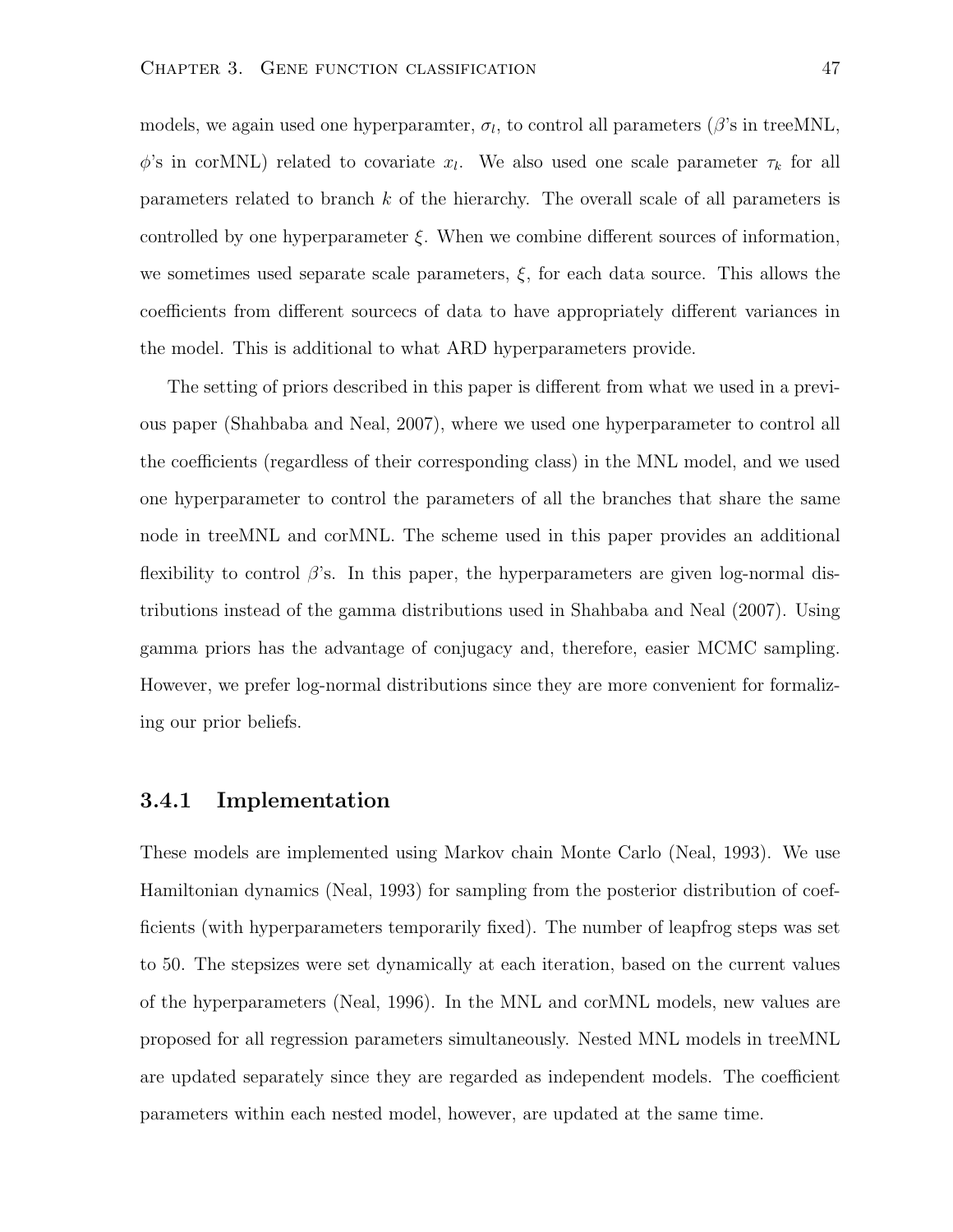models, we again used one hyperparamter, $\sigma_l$, to control all parameters ($\beta$'s in treeMNL, $\phi$'s in corMNL) related to covariate $x_l$. We also used one scale parameter $\tau_k$ for all parameters related to branch $k$ of the hierarchy. The overall scale of all parameters is controlled by one hyperparameter $\xi$. When we combine different sources of information, we sometimes used separate scale parameters, $\xi$, for each data source. This allows the coefficients from different sourcecs of data to have appropriately different variances in the model. This is additional to what ARD hyperparameters provide.

The setting of priors described in this paper is different from what we used in a previous paper (Shahbaba and Neal, 2007), where we used one hyperparameter to control all the coefficients (regardless of their corresponding class) in the MNL model, and we used one hyperparameter to control the parameters of all the branches that share the same node in treeMNL and corMNL. The scheme used in this paper provides an additional flexibility to control $\beta$'s. In this paper, the hyperparameters are given log-normal distributions instead of the gamma distributions used in Shahbaba and Neal (2007). Using gamma priors has the advantage of conjugacy and, therefore, easier MCMC sampling. However, we prefer log-normal distributions since they are more convenient for formalizing our prior beliefs.

### 3.4.1 Implementation

These models are implemented using Markov chain Monte Carlo (Neal, 1993). We use Hamiltonian dynamics (Neal, 1993) for sampling from the posterior distribution of coefficients (with hyperparameters temporarily fixed). The number of leapfrog steps was set to 50. The stepsizes were set dynamically at each iteration, based on the current values of the hyperparameters (Neal, 1996). In the MNL and corMNL models, new values are proposed for all regression parameters simultaneously. Nested MNL models in treeMNL are updated separately since they are regarded as independent models. The coefficient parameters within each nested model, however, are updated at the same time.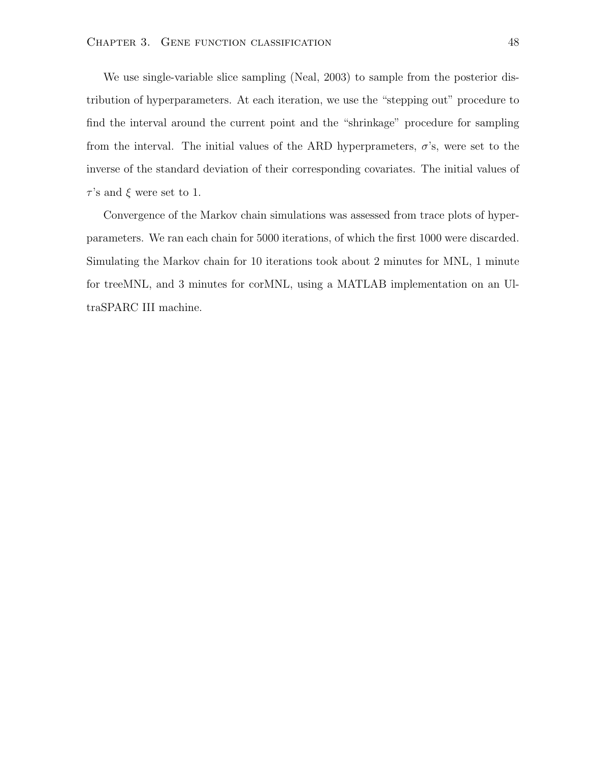We use single-variable slice sampling (Neal, 2003) to sample from the posterior distribution of hyperparameters. At each iteration, we use the "stepping out" procedure to find the interval around the current point and the "shrinkage" procedure for sampling from the interval. The initial values of the ARD hyperprameters, $\sigma$'s, were set to the inverse of the standard deviation of their corresponding covariates. The initial values of $\tau$'s and $\xi$ were set to 1.

Convergence of the Markov chain simulations was assessed from trace plots of hyperparameters. We ran each chain for 5000 iterations, of which the first 1000 were discarded. Simulating the Markov chain for 10 iterations took about 2 minutes for MNL, 1 minute for treeMNL, and 3 minutes for corMNL, using a MATLAB implementation on an UltraSPARC III machine.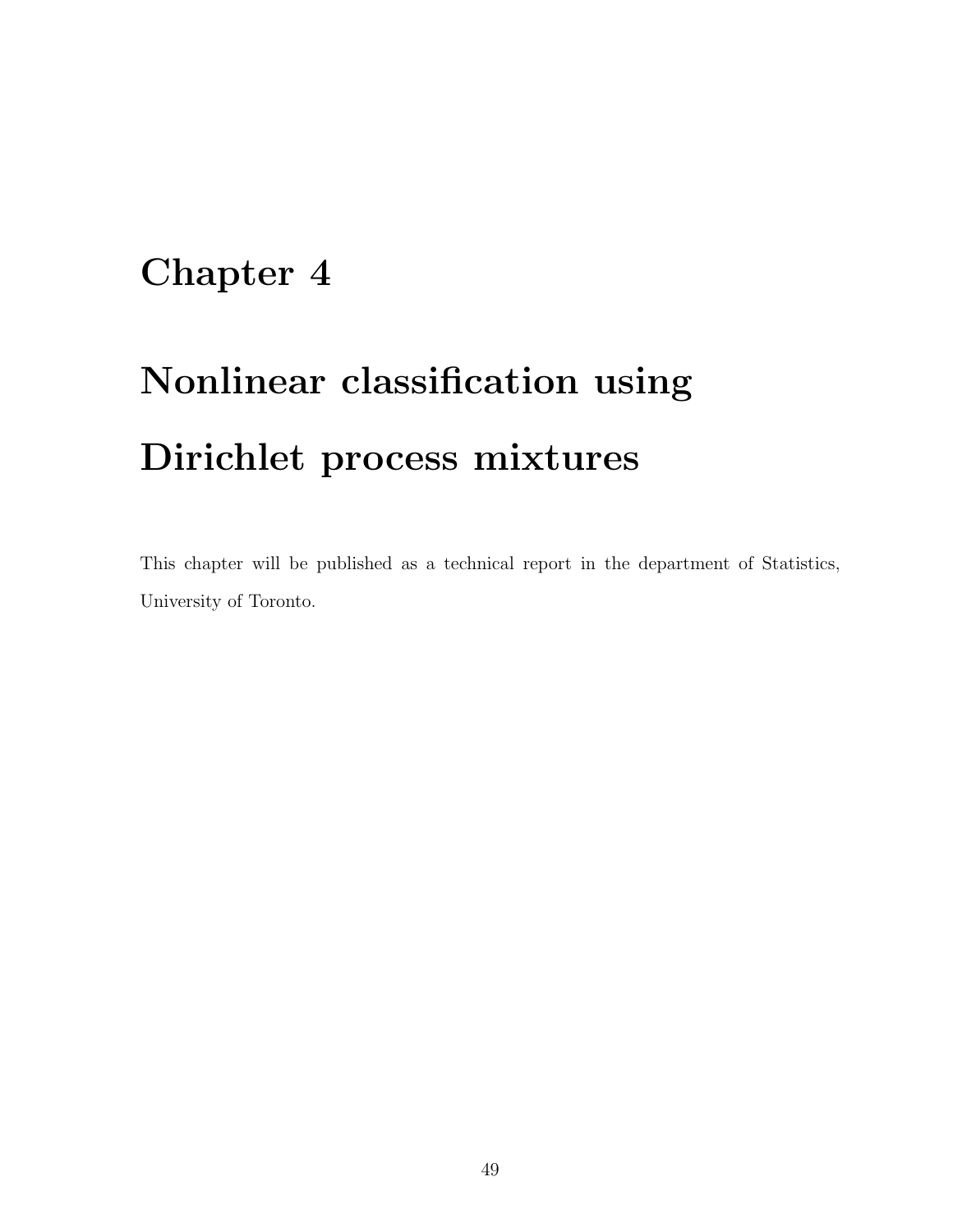# Chapter 4

# Nonlinear classification using Dirichlet process mixtures

This chapter will be published as a technical report in the department of Statistics, University of Toronto.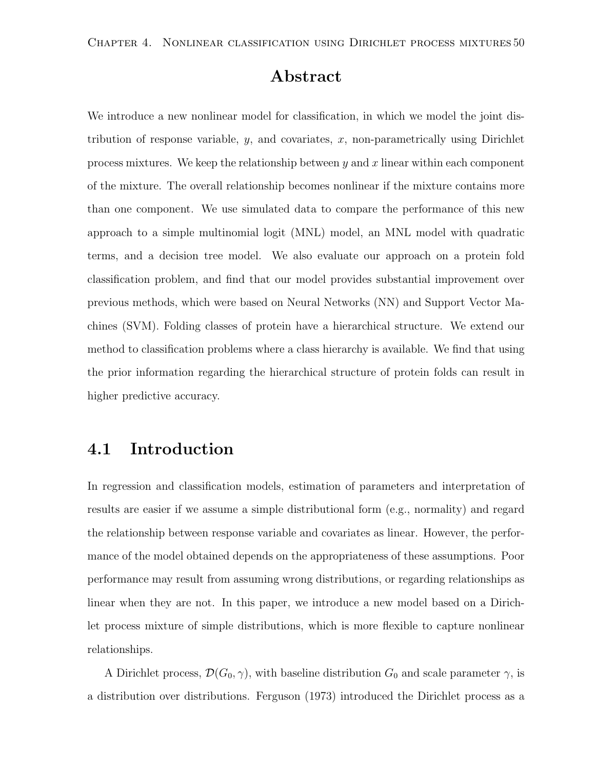## Abstract

We introduce a new nonlinear model for classification, in which we model the joint distribution of response variable, $y$, and covariates, $x$, non-parametrically using Dirichlet process mixtures. We keep the relationship between $y$ and $x$ linear within each component of the mixture. The overall relationship becomes nonlinear if the mixture contains more than one component. We use simulated data to compare the performance of this new approach to a simple multinomial logit (MNL) model, an MNL model with quadratic terms, and a decision tree model. We also evaluate our approach on a protein fold classification problem, and find that our model provides substantial improvement over previous methods, which were based on Neural Networks (NN) and Support Vector Machines (SVM). Folding classes of protein have a hierarchical structure. We extend our method to classification problems where a class hierarchy is available. We find that using the prior information regarding the hierarchical structure of protein folds can result in higher predictive accuracy.

## 4.1 Introduction

In regression and classification models, estimation of parameters and interpretation of results are easier if we assume a simple distributional form (e.g., normality) and regard the relationship between response variable and covariates as linear. However, the performance of the model obtained depends on the appropriateness of these assumptions. Poor performance may result from assuming wrong distributions, or regarding relationships as linear when they are not. In this paper, we introduce a new model based on a Dirichlet process mixture of simple distributions, which is more flexible to capture nonlinear relationships.

A Dirichlet process, $\mathcal{D}(G_0, \gamma)$, with baseline distribution $G_0$ and scale parameter $\gamma$, is a distribution over distributions. Ferguson (1973) introduced the Dirichlet process as a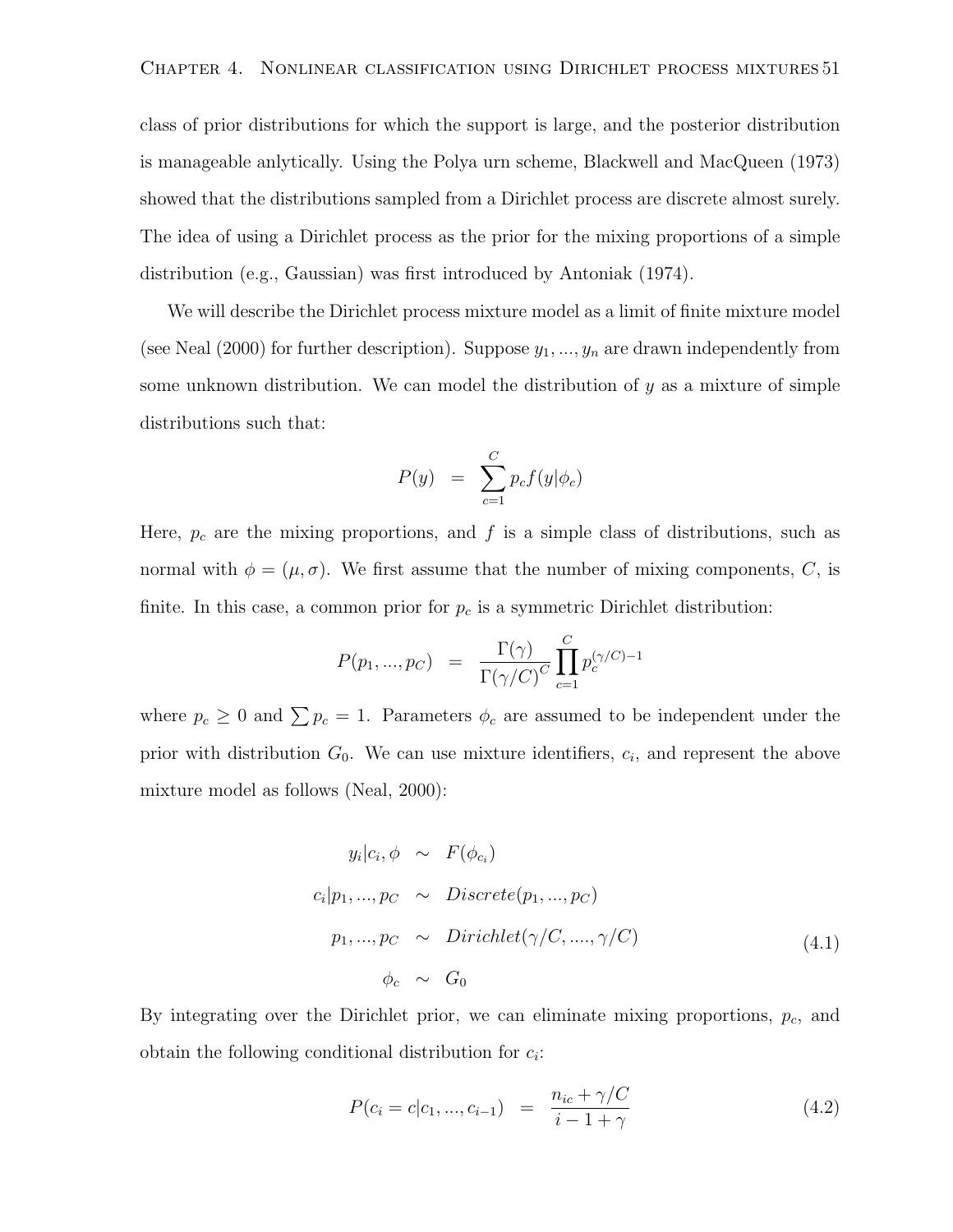class of prior distributions for which the support is large, and the posterior distribution is manageable anlytically. Using the Polya urn scheme, Blackwell and MacQueen (1973) showed that the distributions sampled from a Dirichlet process are discrete almost surely. The idea of using a Dirichlet process as the prior for the mixing proportions of a simple distribution (e.g., Gaussian) was first introduced by Antoniak (1974).

We will describe the Dirichlet process mixture model as a limit of finite mixture model (see Neal (2000) for further description). Suppose $y_1, ..., y_n$ are drawn independently from some unknown distribution. We can model the distribution of $y$ as a mixture of simple distributions such that:

$$P(y) \;=\; \sum_{c=1}^{C} p_c f(y|\phi_c)$$

Here, $p_c$ are the mixing proportions, and $f$ is a simple class of distributions, such as normal with $\phi = (\mu, \sigma)$. We first assume that the number of mixing components, $C$, is finite. In this case, a common prior for $p_c$ is a symmetric Dirichlet distribution:

$$P(p_1, ..., p_C) \;=\; \frac{\Gamma(\gamma)}{\Gamma(\gamma/C)^C} \prod_{c=1}^{C} p_c^{(\gamma/C)-1}$$

where $p_c \geq 0$ and $\sum p_c = 1$. Parameters $\phi_c$ are assumed to be independent under the prior with distribution $G_0$. We can use mixture identifiers, $c_i$, and represent the above mixture model as follows (Neal, 2000):

$$\begin{aligned}
y_i|c_i, \phi &\sim F(\phi_{c_i}) \\
c_i|p_1, ..., p_C &\sim Discrete(p_1, ..., p_C) \\
p_1, ..., p_C &\sim Dirichlet(\gamma/C, ...., \gamma/C) \\
\phi_c &\sim G_0
\end{aligned} \tag{4.1}$$

By integrating over the Dirichlet prior, we can eliminate mixing proportions, $p_c$, and obtain the following conditional distribution for $c_i$:

$$P(c_i = c|c_1, ..., c_{i-1}) \;=\; \frac{n_{ic} + \gamma/C}{i - 1 + \gamma} \tag{4.2}$$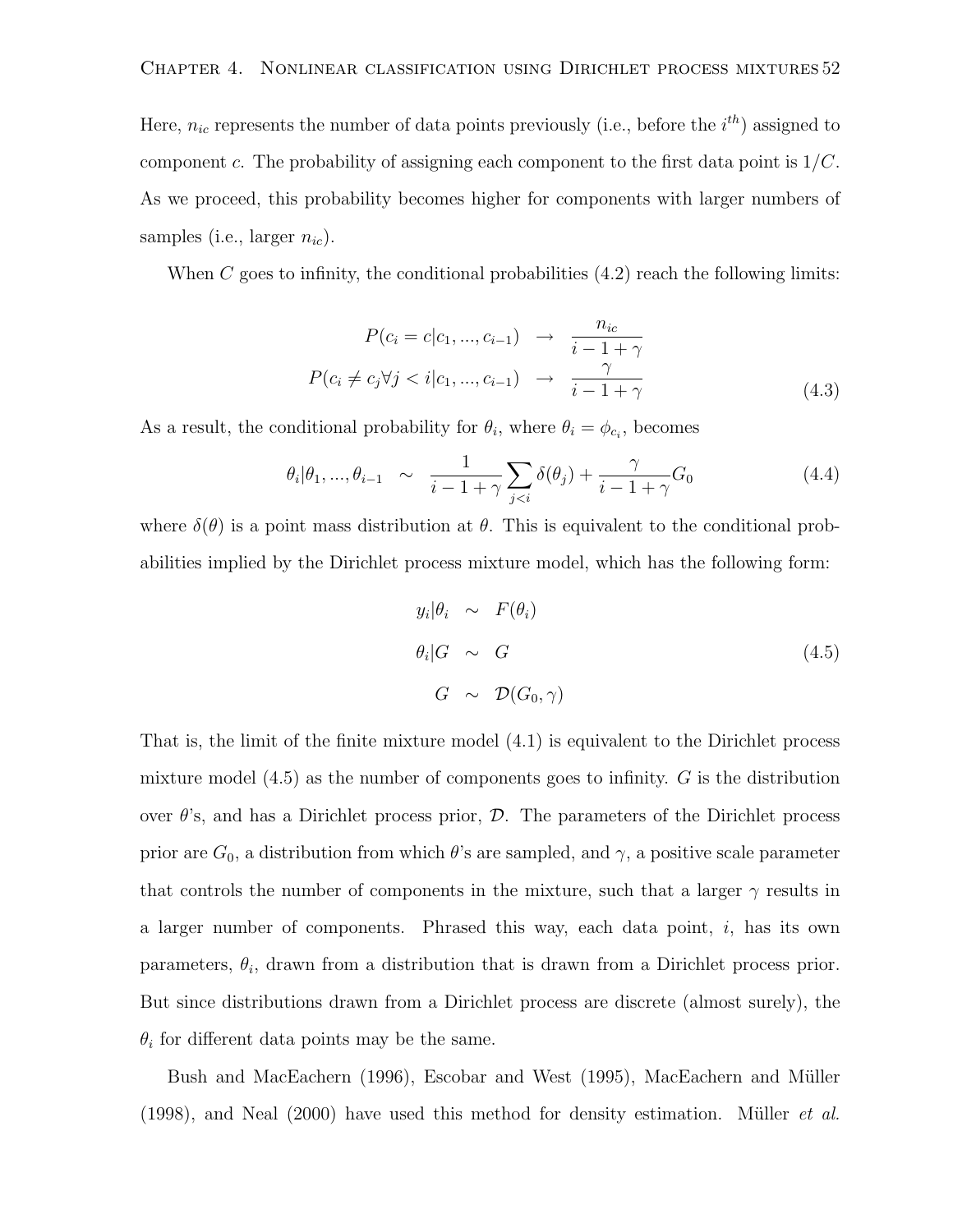Here, $n_{ic}$ represents the number of data points previously (i.e., before the $i^{th}$) assigned to component $c$. The probability of assigning each component to the first data point is $1/C$. As we proceed, this probability becomes higher for components with larger numbers of samples (i.e., larger $n_{ic}$).

When $C$ goes to infinity, the conditional probabilities (4.2) reach the following limits:

$$
\begin{aligned}
P(c_i = c | c_1, ..., c_{i-1}) &\rightarrow \frac{n_{ic}}{i - 1 + \gamma} \\
P(c_i \neq c_j \forall j < i | c_1, ..., c_{i-1}) &\rightarrow \frac{\gamma}{i - 1 + \gamma}
\end{aligned}
\tag{4.3}
$$

As a result, the conditional probability for $\theta_i$, where $\theta_i = \phi_{c_i}$, becomes

$$
\theta_i | \theta_1, ..., \theta_{i-1} \sim \frac{1}{i - 1 + \gamma} \sum_{j<i} \delta(\theta_j) + \frac{\gamma}{i - 1 + \gamma} G_0 \tag{4.4}
$$

where $\delta(\theta)$ is a point mass distribution at $\theta$. This is equivalent to the conditional probabilities implied by the Dirichlet process mixture model, which has the following form:

$$
\begin{aligned}
y_i | \theta_i &\sim F(\theta_i) \\
\theta_i | G &\sim G \\
G &\sim \mathcal{D}(G_0, \gamma)
\end{aligned}
\tag{4.5}
$$

That is, the limit of the finite mixture model (4.1) is equivalent to the Dirichlet process mixture model (4.5) as the number of components goes to infinity. $G$ is the distribution over $\theta$'s, and has a Dirichlet process prior, $\mathcal{D}$. The parameters of the Dirichlet process prior are $G_0$, a distribution from which $\theta$'s are sampled, and $\gamma$, a positive scale parameter that controls the number of components in the mixture, such that a larger $\gamma$ results in a larger number of components. Phrased this way, each data point, $i$, has its own parameters, $\theta_i$, drawn from a distribution that is drawn from a Dirichlet process prior. But since distributions drawn from a Dirichlet process are discrete (almost surely), the $\theta_i$ for different data points may be the same.

Bush and MacEachern (1996), Escobar and West (1995), MacEachern and Müller (1998), and Neal (2000) have used this method for density estimation. Müller *et al.*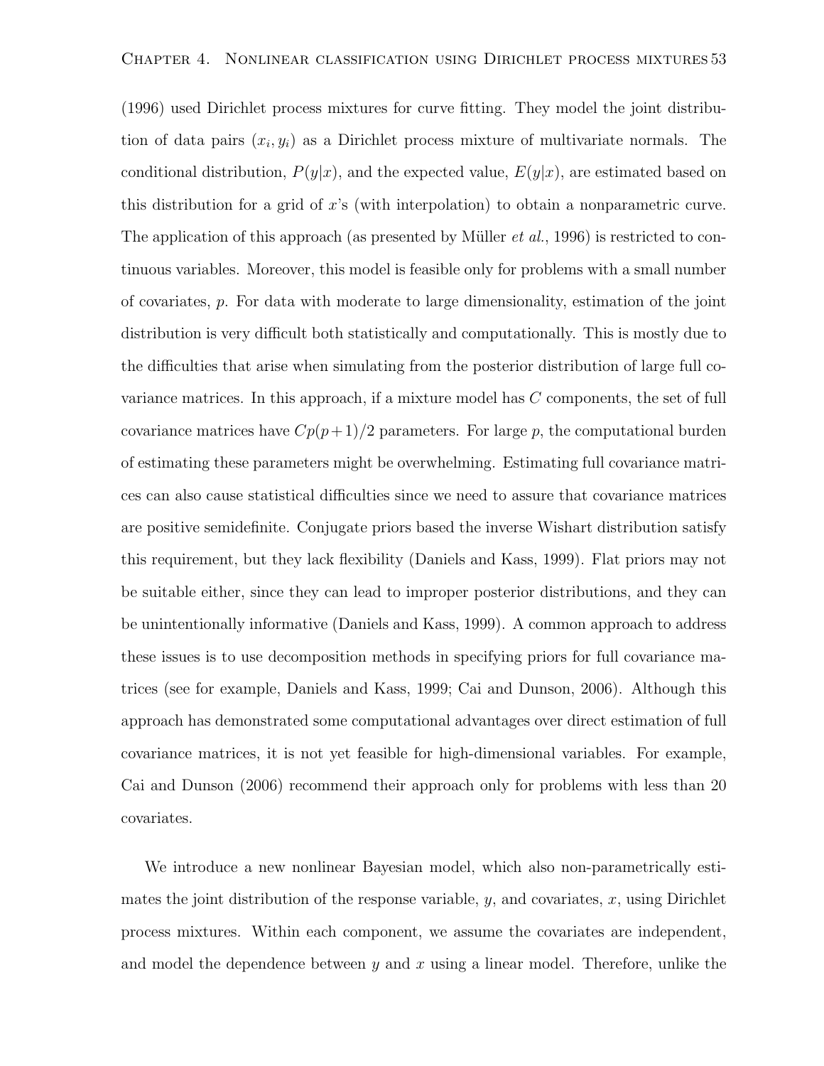(1996) used Dirichlet process mixtures for curve fitting. They model the joint distribution of data pairs $(x_i, y_i)$ as a Dirichlet process mixture of multivariate normals. The conditional distribution, $P(y|x)$, and the expected value, $E(y|x)$, are estimated based on this distribution for a grid of $x$'s (with interpolation) to obtain a nonparametric curve. The application of this approach (as presented by Müller *et al.*, 1996) is restricted to continuous variables. Moreover, this model is feasible only for problems with a small number of covariates, $p$. For data with moderate to large dimensionality, estimation of the joint distribution is very difficult both statistically and computationally. This is mostly due to the difficulties that arise when simulating from the posterior distribution of large full covariance matrices. In this approach, if a mixture model has $C$ components, the set of full covariance matrices have $Cp(p+1)/2$ parameters. For large $p$, the computational burden of estimating these parameters might be overwhelming. Estimating full covariance matrices can also cause statistical difficulties since we need to assure that covariance matrices are positive semidefinite. Conjugate priors based the inverse Wishart distribution satisfy this requirement, but they lack flexibility (Daniels and Kass, 1999). Flat priors may not be suitable either, since they can lead to improper posterior distributions, and they can be unintentionally informative (Daniels and Kass, 1999). A common approach to address these issues is to use decomposition methods in specifying priors for full covariance matrices (see for example, Daniels and Kass, 1999; Cai and Dunson, 2006). Although this approach has demonstrated some computational advantages over direct estimation of full covariance matrices, it is not yet feasible for high-dimensional variables. For example, Cai and Dunson (2006) recommend their approach only for problems with less than 20 covariates.

We introduce a new nonlinear Bayesian model, which also non-parametrically estimates the joint distribution of the response variable, $y$, and covariates, $x$, using Dirichlet process mixtures. Within each component, we assume the covariates are independent, and model the dependence between $y$ and $x$ using a linear model. Therefore, unlike the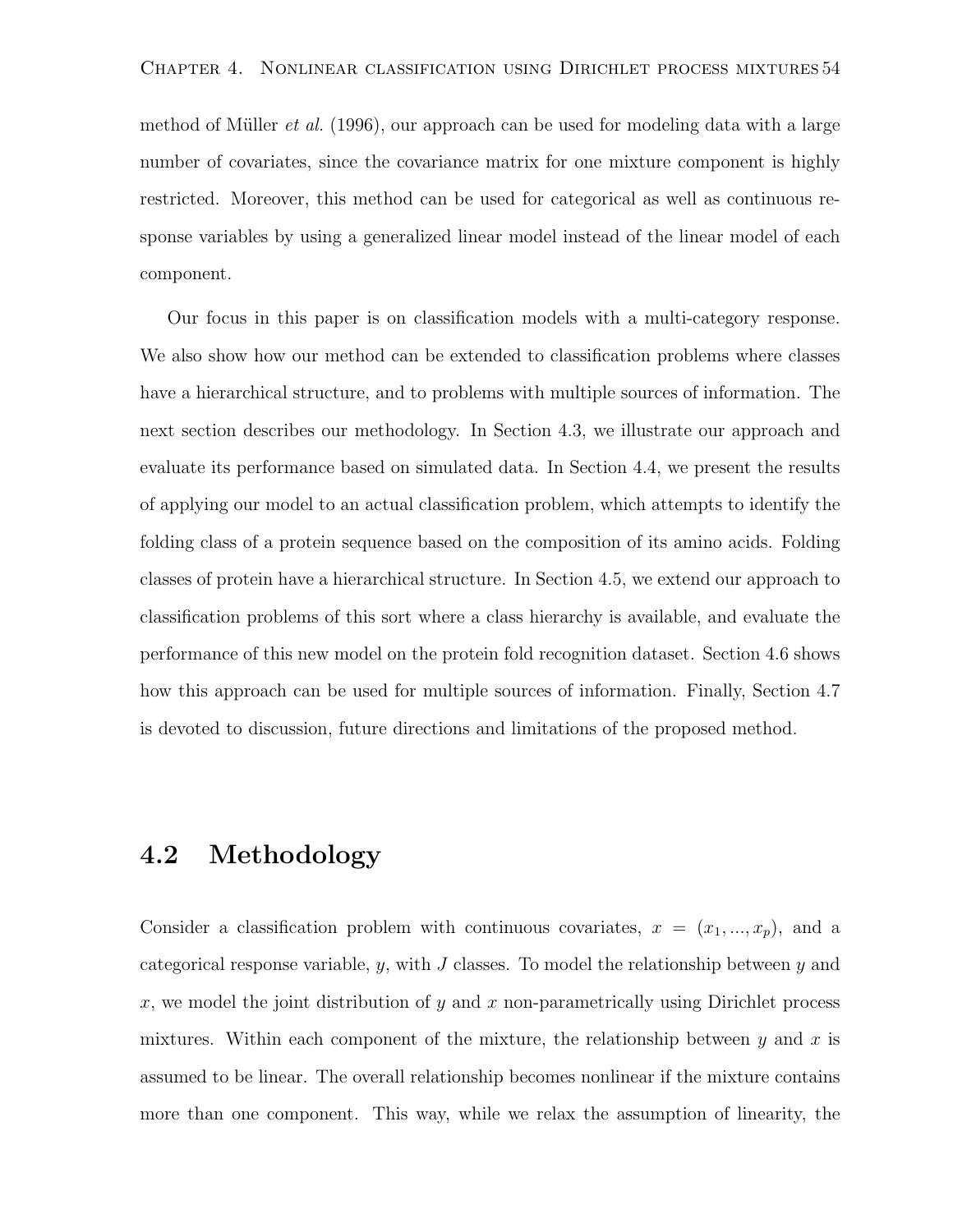method of Müller *et al.* (1996), our approach can be used for modeling data with a large number of covariates, since the covariance matrix for one mixture component is highly restricted. Moreover, this method can be used for categorical as well as continuous response variables by using a generalized linear model instead of the linear model of each component.

Our focus in this paper is on classification models with a multi-category response. We also show how our method can be extended to classification problems where classes have a hierarchical structure, and to problems with multiple sources of information. The next section describes our methodology. In Section 4.3, we illustrate our approach and evaluate its performance based on simulated data. In Section 4.4, we present the results of applying our model to an actual classification problem, which attempts to identify the folding class of a protein sequence based on the composition of its amino acids. Folding classes of protein have a hierarchical structure. In Section 4.5, we extend our approach to classification problems of this sort where a class hierarchy is available, and evaluate the performance of this new model on the protein fold recognition dataset. Section 4.6 shows how this approach can be used for multiple sources of information. Finally, Section 4.7 is devoted to discussion, future directions and limitations of the proposed method.

## 4.2 Methodology

Consider a classification problem with continuous covariates, $x = (x_1, ..., x_p)$, and a categorical response variable, $y$, with $J$ classes. To model the relationship between $y$ and $x$, we model the joint distribution of $y$ and $x$ non-parametrically using Dirichlet process mixtures. Within each component of the mixture, the relationship between $y$ and $x$ is assumed to be linear. The overall relationship becomes nonlinear if the mixture contains more than one component. This way, while we relax the assumption of linearity, the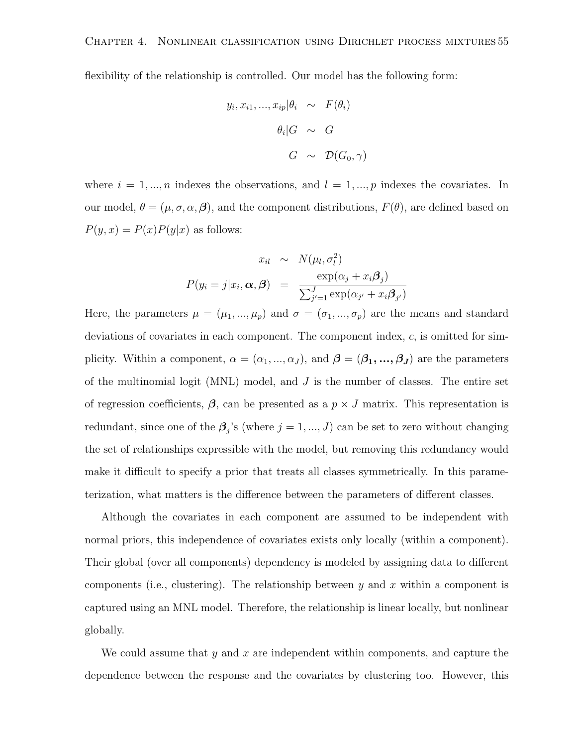flexibility of the relationship is controlled. Our model has the following form:

$$
\begin{aligned}
y_i, x_{i1}, ..., x_{ip} | \theta_i &\sim F(\theta_i) \\
\theta_i | G &\sim G \\
G &\sim \mathcal{D}(G_0, \gamma)
\end{aligned}
$$

where $i = 1, ..., n$ indexes the observations, and $l = 1, ..., p$ indexes the covariates. In our model, $\theta = (\mu, \sigma, \alpha, \boldsymbol{\beta})$, and the component distributions, $F(\theta)$, are defined based on $P(y, x) = P(x)P(y|x)$ as follows:

$$
\begin{aligned}
x_{il} &\sim N(\mu_l, \sigma_l^2) \\
P(y_i = j | x_i, \boldsymbol{\alpha}, \boldsymbol{\beta}) &= \frac{\exp(\alpha_j + x_i \boldsymbol{\beta}_j)}{\sum_{j'=1}^{J} \exp(\alpha_{j'} + x_i \boldsymbol{\beta}_{j'})}
\end{aligned}
$$

Here, the parameters $\mu = (\mu_1, ..., \mu_p)$ and $\sigma = (\sigma_1, ..., \sigma_p)$ are the means and standard deviations of covariates in each component. The component index, $c$, is omitted for simplicity. Within a component, $\alpha = (\alpha_1, ..., \alpha_J)$, and $\boldsymbol{\beta} = (\boldsymbol{\beta_1, ..., \beta_J})$ are the parameters of the multinomial logit (MNL) model, and $J$ is the number of classes. The entire set of regression coefficients, $\boldsymbol{\beta}$, can be presented as a $p \times J$ matrix. This representation is redundant, since one of the $\boldsymbol{\beta}_j$'s (where $j = 1, ..., J$) can be set to zero without changing the set of relationships expressible with the model, but removing this redundancy would make it difficult to specify a prior that treats all classes symmetrically. In this parameterization, what matters is the difference between the parameters of different classes.

Although the covariates in each component are assumed to be independent with normal priors, this independence of covariates exists only locally (within a component). Their global (over all components) dependency is modeled by assigning data to different components (i.e., clustering). The relationship between $y$ and $x$ within a component is captured using an MNL model. Therefore, the relationship is linear locally, but nonlinear globally.

We could assume that $y$ and $x$ are independent within components, and capture the dependence between the response and the covariates by clustering too. However, this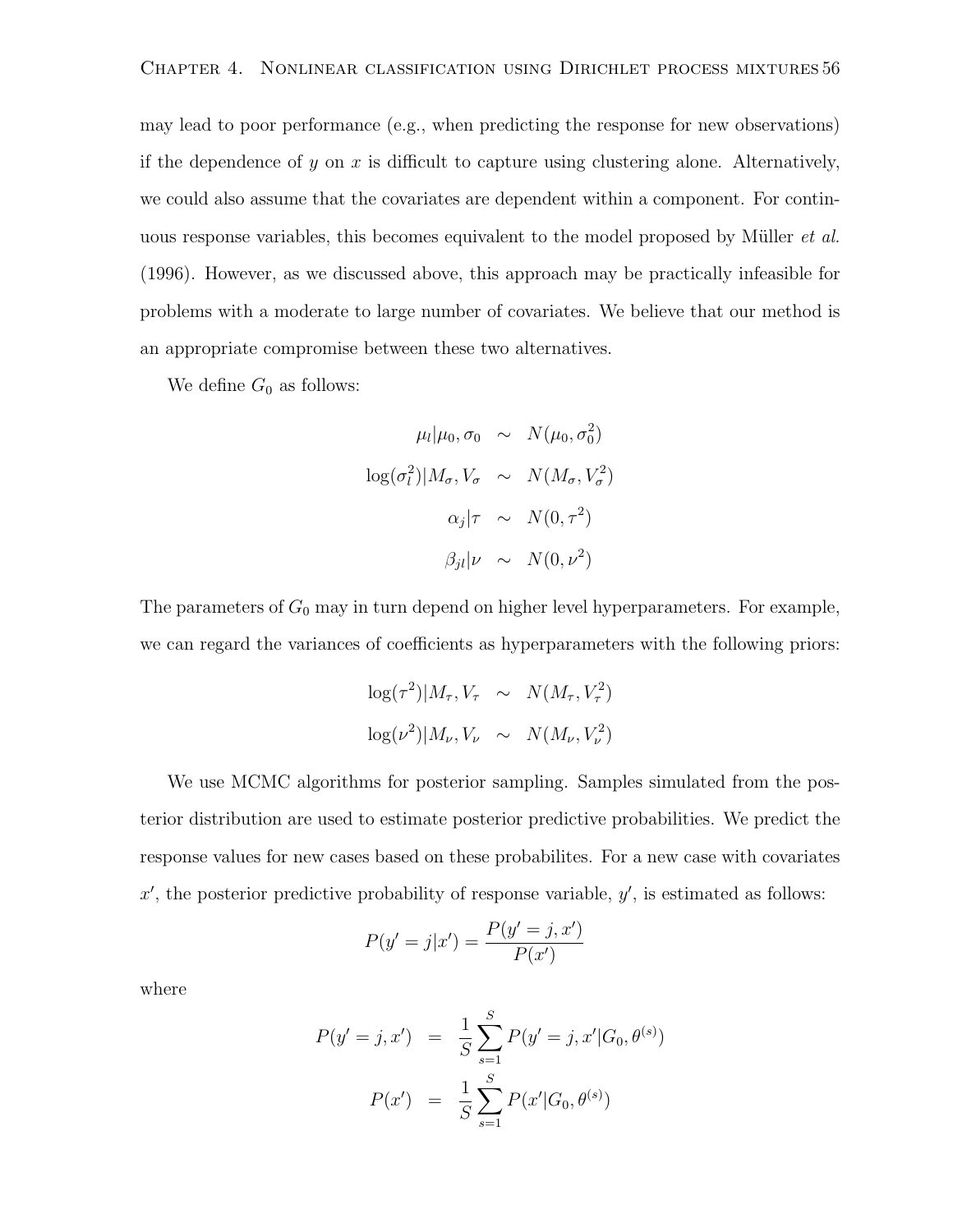may lead to poor performance (e.g., when predicting the response for new observations) if the dependence of $y$ on $x$ is difficult to capture using clustering alone. Alternatively, we could also assume that the covariates are dependent within a component. For continuous response variables, this becomes equivalent to the model proposed by Müller *et al.* (1996). However, as we discussed above, this approach may be practically infeasible for problems with a moderate to large number of covariates. We believe that our method is an appropriate compromise between these two alternatives.

We define $G_0$ as follows:

$$
\begin{aligned}
\mu_l|\mu_0, \sigma_0 &\sim N(\mu_0, \sigma_0^2) \\
\log(\sigma_l^2)|M_\sigma, V_\sigma &\sim N(M_\sigma, V_\sigma^2) \\
\alpha_j|\tau &\sim N(0, \tau^2) \\
\beta_{jl}|\nu &\sim N(0, \nu^2)
\end{aligned}
$$

The parameters of $G_0$ may in turn depend on higher level hyperparameters. For example, we can regard the variances of coefficients as hyperparameters with the following priors:

$$
\begin{aligned}
\log(\tau^2)|M_\tau, V_\tau &\sim N(M_\tau, V_\tau^2) \\
\log(\nu^2)|M_\nu, V_\nu &\sim N(M_\nu, V_\nu^2)
\end{aligned}
$$

We use MCMC algorithms for posterior sampling. Samples simulated from the posterior distribution are used to estimate posterior predictive probabilities. We predict the response values for new cases based on these probabilites. For a new case with covariates $x'$, the posterior predictive probability of response variable, $y'$, is estimated as follows:

$$
P(y' = j|x') = \frac{P(y' = j, x')}{P(x')}
$$

where

$$
\begin{aligned}
P(y' = j, x') &= \frac{1}{S}\sum_{s=1}^{S} P(y' = j, x'|G_0, \theta^{(s)}) \\
P(x') &= \frac{1}{S}\sum_{s=1}^{S} P(x'|G_0, \theta^{(s)})
\end{aligned}
$$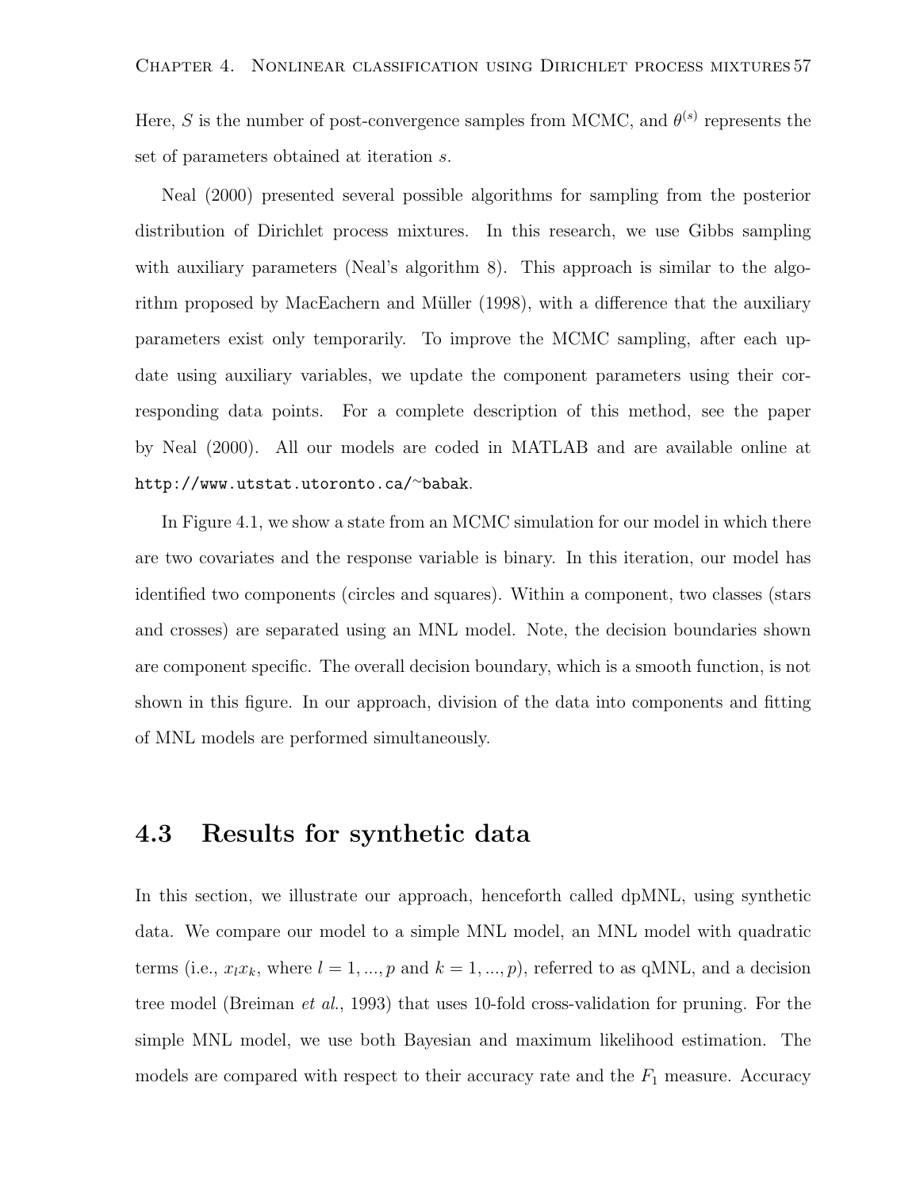Here, $S$ is the number of post-convergence samples from MCMC, and $\theta^{(s)}$ represents the set of parameters obtained at iteration $s$.

Neal (2000) presented several possible algorithms for sampling from the posterior distribution of Dirichlet process mixtures. In this research, we use Gibbs sampling with auxiliary parameters (Neal's algorithm 8). This approach is similar to the algorithm proposed by MacEachern and Müller (1998), with a difference that the auxiliary parameters exist only temporarily. To improve the MCMC sampling, after each update using auxiliary variables, we update the component parameters using their corresponding data points. For a complete description of this method, see the paper by Neal (2000). All our models are coded in MATLAB and are available online at `http://www.utstat.utoronto.ca/~babak`.

In Figure 4.1, we show a state from an MCMC simulation for our model in which there are two covariates and the response variable is binary. In this iteration, our model has identified two components (circles and squares). Within a component, two classes (stars and crosses) are separated using an MNL model. Note, the decision boundaries shown are component specific. The overall decision boundary, which is a smooth function, is not shown in this figure. In our approach, division of the data into components and fitting of MNL models are performed simultaneously.

## 4.3 Results for synthetic data

In this section, we illustrate our approach, henceforth called dpMNL, using synthetic data. We compare our model to a simple MNL model, an MNL model with quadratic terms (i.e., $x_l x_k$, where $l = 1, ..., p$ and $k = 1, ..., p$), referred to as qMNL, and a decision tree model (Breiman *et al.*, 1993) that uses 10-fold cross-validation for pruning. For the simple MNL model, we use both Bayesian and maximum likelihood estimation. The models are compared with respect to their accuracy rate and the $F_1$ measure. Accuracy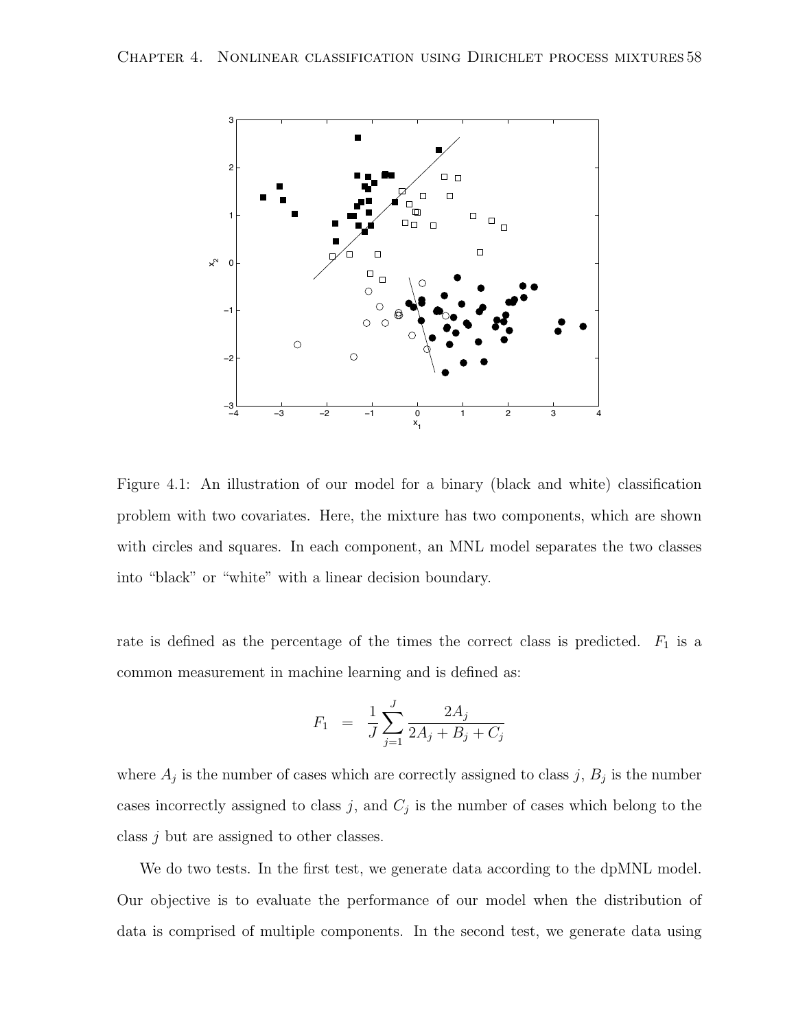Figure 4.1: An illustration of our model for a binary (black and white) classification problem with two covariates. Here, the mixture has two components, which are shown with circles and squares. In each component, an MNL model separates the two classes into "black" or "white" with a linear decision boundary.

rate is defined as the percentage of the times the correct class is predicted. $F_1$ is a common measurement in machine learning and is defined as:

$$F_1 = \frac{1}{J} \sum_{j=1}^{J} \frac{2A_j}{2A_j + B_j + C_j}$$

where $A_j$ is the number of cases which are correctly assigned to class $j$, $B_j$ is the number cases incorrectly assigned to class $j$, and $C_j$ is the number of cases which belong to the class $j$ but are assigned to other classes.

We do two tests. In the first test, we generate data according to the dpMNL model. Our objective is to evaluate the performance of our model when the distribution of data is comprised of multiple components. In the second test, we generate data using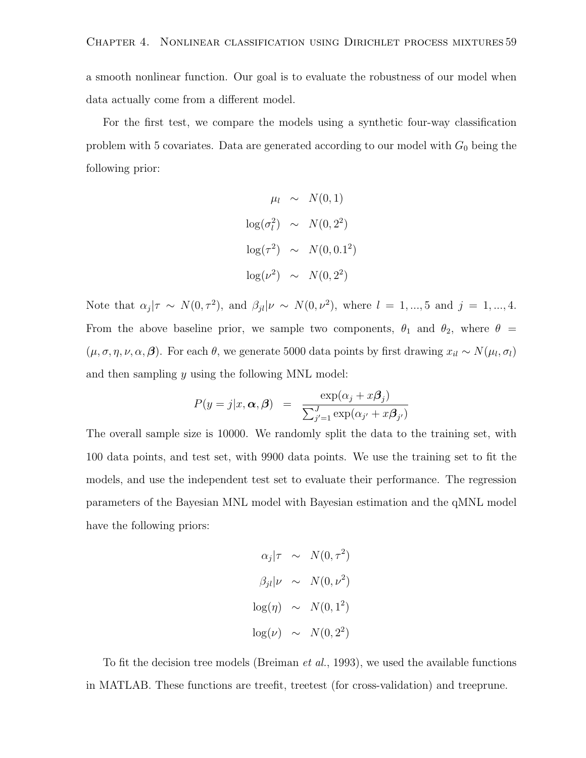a smooth nonlinear function. Our goal is to evaluate the robustness of our model when data actually come from a different model.

For the first test, we compare the models using a synthetic four-way classification problem with 5 covariates. Data are generated according to our model with $G_0$ being the following prior:

$$
\begin{aligned}
\mu_l &\sim N(0, 1) \\
\log(\sigma_l^2) &\sim N(0, 2^2) \\
\log(\tau^2) &\sim N(0, 0.1^2) \\
\log(\nu^2) &\sim N(0, 2^2)
\end{aligned}
$$

Note that $\alpha_j|\tau \sim N(0, \tau^2)$, and $\beta_{jl}|\nu \sim N(0, \nu^2)$, where $l = 1, ..., 5$ and $j = 1, ..., 4$. From the above baseline prior, we sample two components, $\theta_1$ and $\theta_2$, where $\theta = (\mu, \sigma, \eta, \nu, \alpha, \boldsymbol{\beta})$. For each $\theta$, we generate 5000 data points by first drawing $x_{il} \sim N(\mu_l, \sigma_l)$ and then sampling $y$ using the following MNL model:

$$
P(y = j|x, \boldsymbol{\alpha}, \boldsymbol{\beta}) = \frac{\exp(\alpha_j + x\boldsymbol{\beta}_j)}{\sum_{j'=1}^{J} \exp(\alpha_{j'} + x\boldsymbol{\beta}_{j'})}
$$

The overall sample size is 10000. We randomly split the data to the training set, with 100 data points, and test set, with 9900 data points. We use the training set to fit the models, and use the independent test set to evaluate their performance. The regression parameters of the Bayesian MNL model with Bayesian estimation and the qMNL model have the following priors:

$$
\begin{aligned}
\alpha_j|\tau &\sim N(0, \tau^2) \\
\beta_{jl}|\nu &\sim N(0, \nu^2) \\
\log(\eta) &\sim N(0, 1^2) \\
\log(\nu) &\sim N(0, 2^2)
\end{aligned}
$$

To fit the decision tree models (Breiman *et al.*, 1993), we used the available functions in MATLAB. These functions are treefit, treetest (for cross-validation) and treeprune.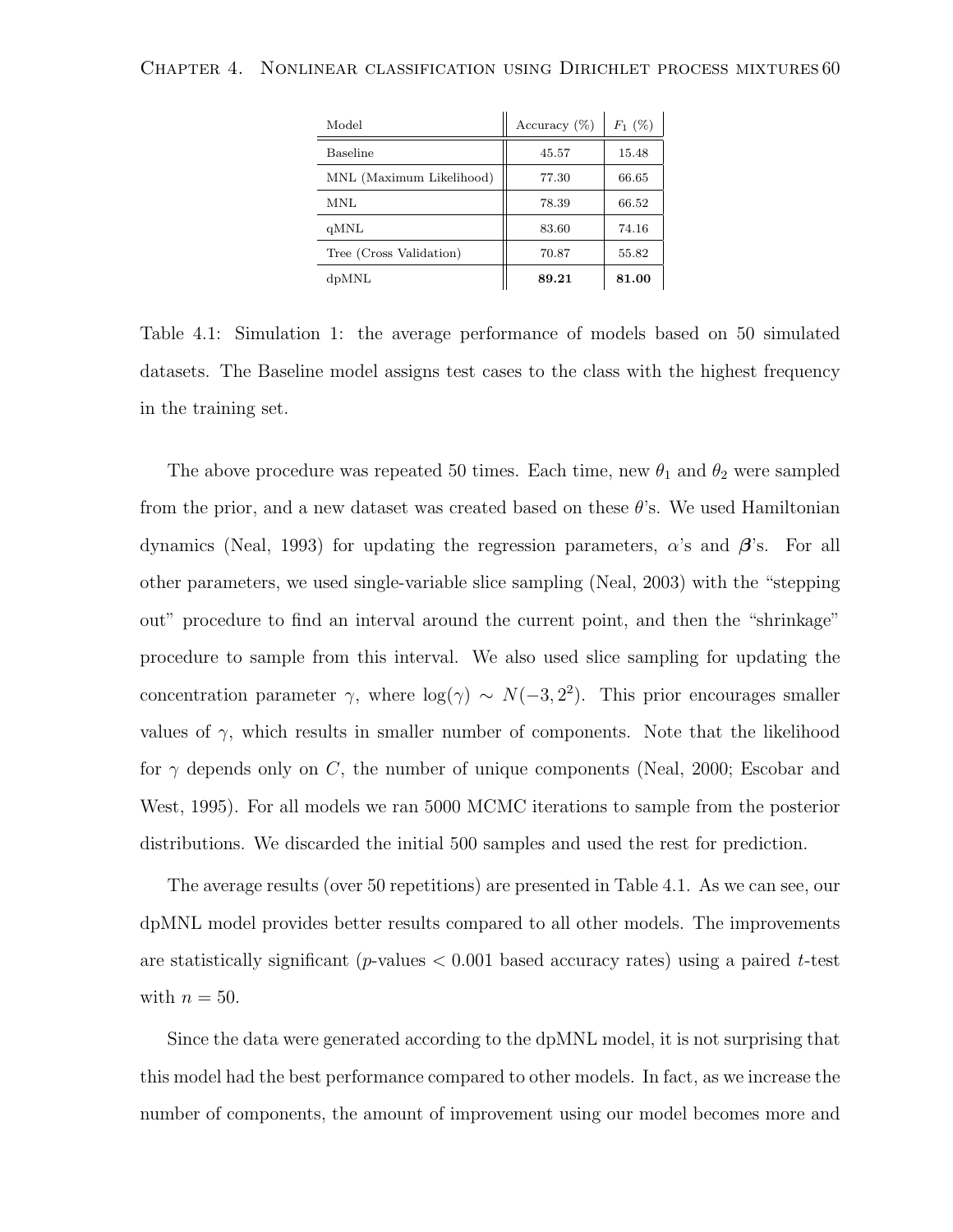| Model | Accuracy (%) | $F_1$ (%) |
|---|---|---|
| Baseline | 45.57 | 15.48 |
| MNL (Maximum Likelihood) | 77.30 | 66.65 |
| MNL | 78.39 | 66.52 |
| qMNL | 83.60 | 74.16 |
| Tree (Cross Validation) | 70.87 | 55.82 |
| dpMNL | **89.21** | **81.00** |

Table 4.1: Simulation 1: the average performance of models based on 50 simulated datasets. The Baseline model assigns test cases to the class with the highest frequency in the training set.

The above procedure was repeated 50 times. Each time, new $\theta_1$ and $\theta_2$ were sampled from the prior, and a new dataset was created based on these $\theta$'s. We used Hamiltonian dynamics (Neal, 1993) for updating the regression parameters, $\alpha$'s and $\boldsymbol{\beta}$'s. For all other parameters, we used single-variable slice sampling (Neal, 2003) with the "stepping out" procedure to find an interval around the current point, and then the "shrinkage" procedure to sample from this interval. We also used slice sampling for updating the concentration parameter $\gamma$, where $\log(\gamma) \sim N(-3, 2^2)$. This prior encourages smaller values of $\gamma$, which results in smaller number of components. Note that the likelihood for $\gamma$ depends only on $C$, the number of unique components (Neal, 2000; Escobar and West, 1995). For all models we ran 5000 MCMC iterations to sample from the posterior distributions. We discarded the initial 500 samples and used the rest for prediction.

The average results (over 50 repetitions) are presented in Table 4.1. As we can see, our dpMNL model provides better results compared to all other models. The improvements are statistically significant ($p$-values $< 0.001$ based accuracy rates) using a paired $t$-test with $n = 50$.

Since the data were generated according to the dpMNL model, it is not surprising that this model had the best performance compared to other models. In fact, as we increase the number of components, the amount of improvement using our model becomes more and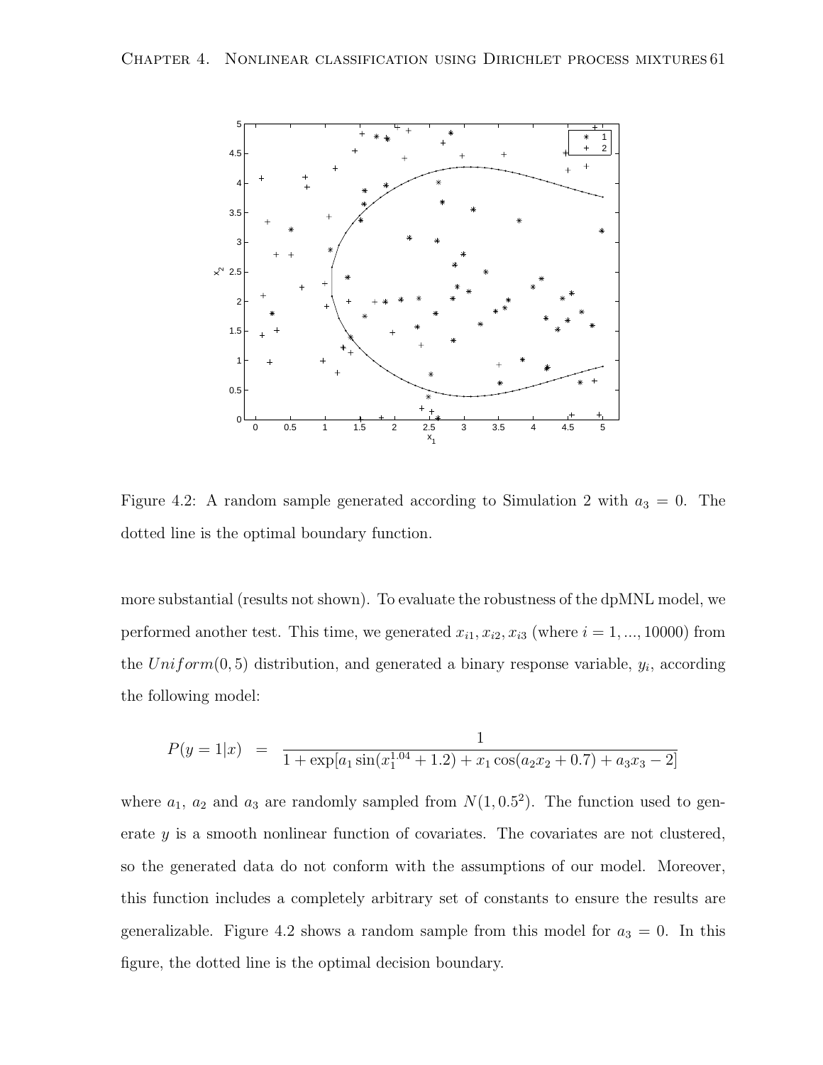Figure 4.2: A random sample generated according to Simulation 2 with $a_3 = 0$. The dotted line is the optimal boundary function.

more substantial (results not shown). To evaluate the robustness of the dpMNL model, we performed another test. This time, we generated $x_{i1}, x_{i2}, x_{i3}$ (where $i = 1, ..., 10000$) from the $Uniform(0, 5)$ distribution, and generated a binary response variable, $y_i$, according the following model:

$$P(y = 1|x) = \frac{1}{1 + \exp[a_1 \sin(x_1^{1.04} + 1.2) + x_1 \cos(a_2 x_2 + 0.7) + a_3 x_3 - 2]}$$

where $a_1$, $a_2$ and $a_3$ are randomly sampled from $N(1, 0.5^2)$. The function used to generate $y$ is a smooth nonlinear function of covariates. The covariates are not clustered, so the generated data do not conform with the assumptions of our model. Moreover, this function includes a completely arbitrary set of constants to ensure the results are generalizable. Figure 4.2 shows a random sample from this model for $a_3 = 0$. In this figure, the dotted line is the optimal decision boundary.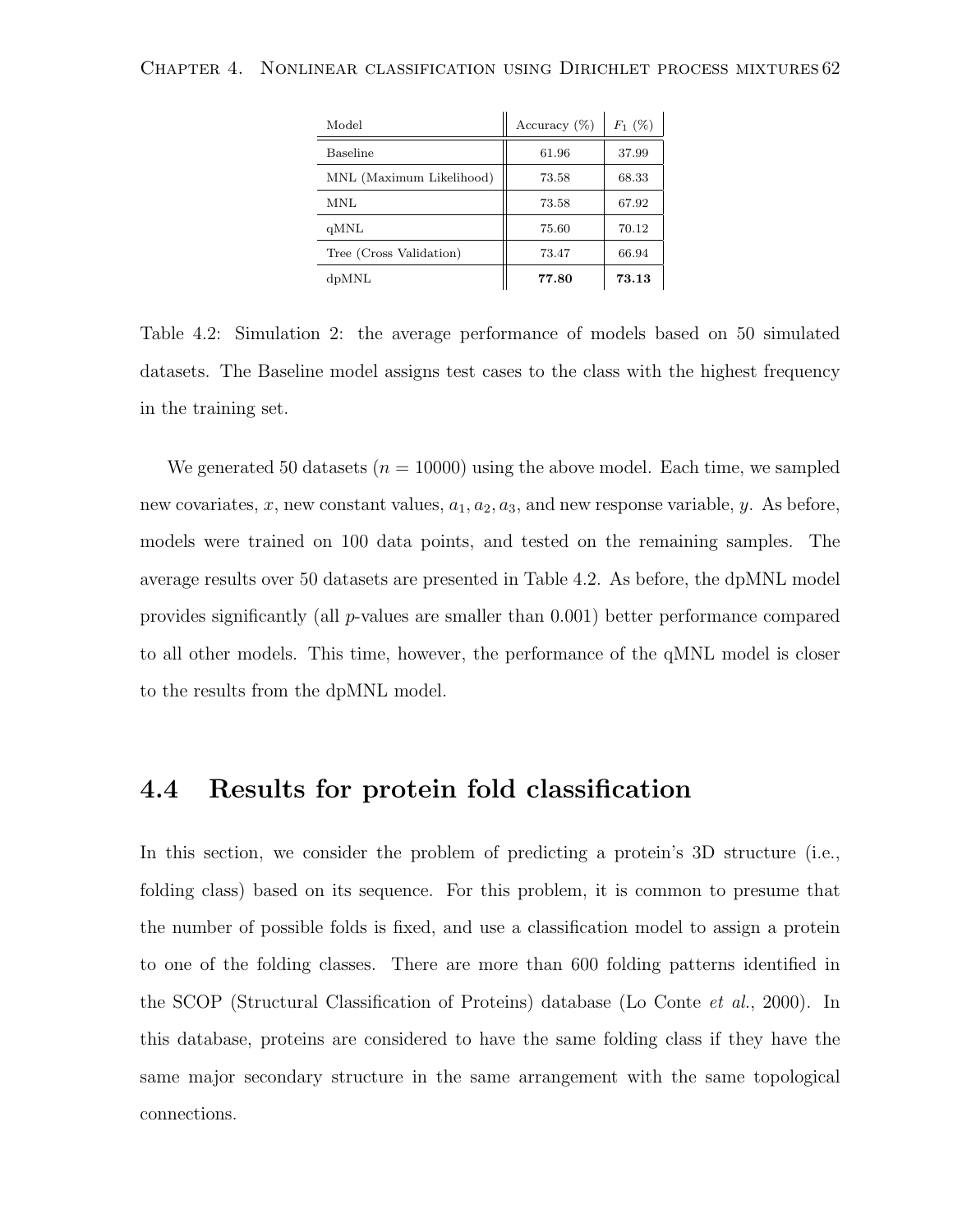| Model | Accuracy (%) | $F_1$ (%) |
| --- | --- | --- |
| Baseline | 61.96 | 37.99 |
| MNL (Maximum Likelihood) | 73.58 | 68.33 |
| MNL | 73.58 | 67.92 |
| qMNL | 75.60 | 70.12 |
| Tree (Cross Validation) | 73.47 | 66.94 |
| dpMNL | **77.80** | **73.13** |

Table 4.2: Simulation 2: the average performance of models based on 50 simulated datasets. The Baseline model assigns test cases to the class with the highest frequency in the training set.

We generated 50 datasets ($n = 10000$) using the above model. Each time, we sampled new covariates, $x$, new constant values, $a_1, a_2, a_3$, and new response variable, $y$. As before, models were trained on 100 data points, and tested on the remaining samples. The average results over 50 datasets are presented in Table 4.2. As before, the dpMNL model provides significantly (all $p$-values are smaller than 0.001) better performance compared to all other models. This time, however, the performance of the qMNL model is closer to the results from the dpMNL model.

## 4.4 Results for protein fold classification

In this section, we consider the problem of predicting a protein's 3D structure (i.e., folding class) based on its sequence. For this problem, it is common to presume that the number of possible folds is fixed, and use a classification model to assign a protein to one of the folding classes. There are more than 600 folding patterns identified in the SCOP (Structural Classification of Proteins) database (Lo Conte *et al.*, 2000). In this database, proteins are considered to have the same folding class if they have the same major secondary structure in the same arrangement with the same topological connections.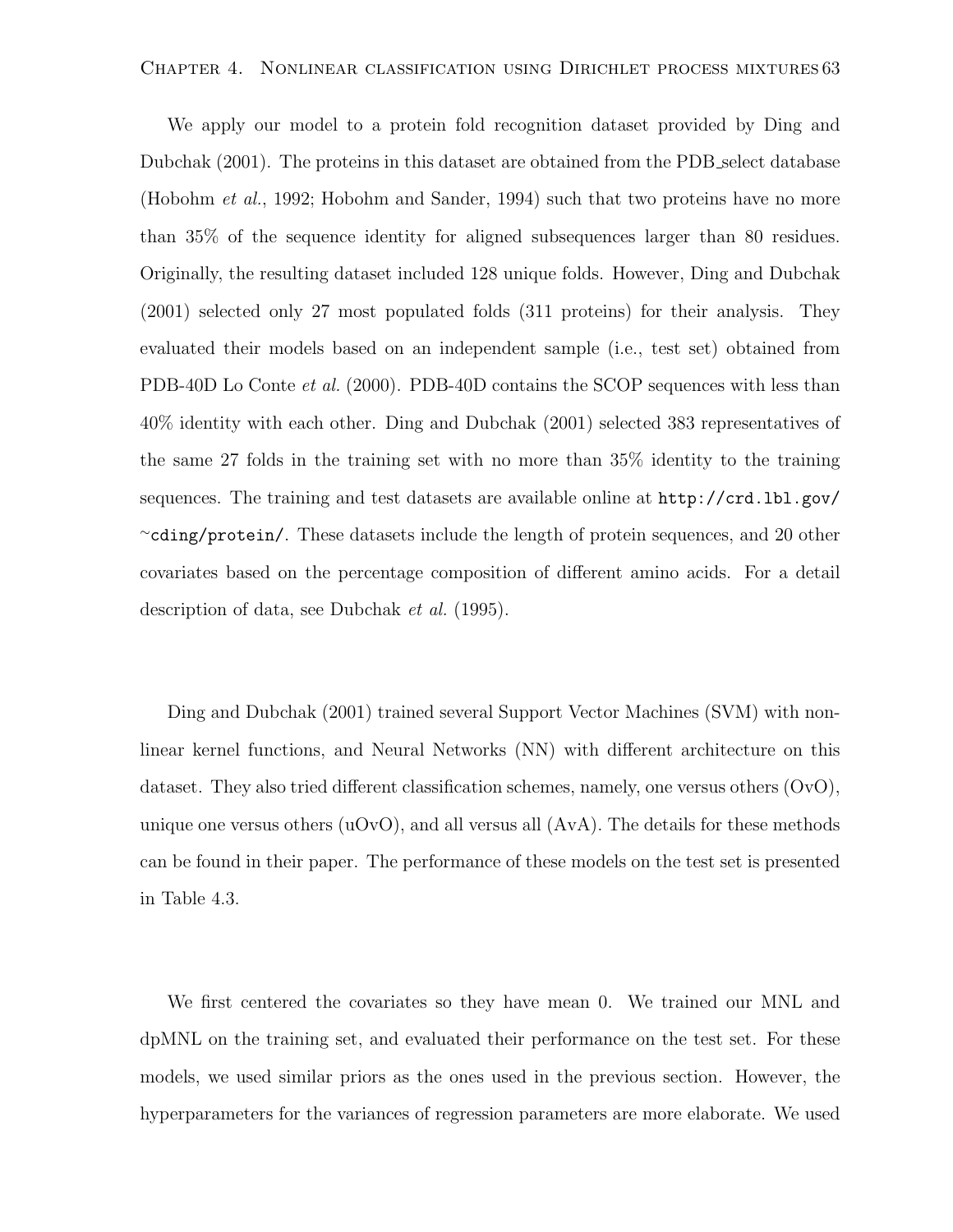We apply our model to a protein fold recognition dataset provided by Ding and Dubchak (2001). The proteins in this dataset are obtained from the PDB_select database (Hobohm *et al.*, 1992; Hobohm and Sander, 1994) such that two proteins have no more than 35% of the sequence identity for aligned subsequences larger than 80 residues. Originally, the resulting dataset included 128 unique folds. However, Ding and Dubchak (2001) selected only 27 most populated folds (311 proteins) for their analysis. They evaluated their models based on an independent sample (i.e., test set) obtained from PDB-40D Lo Conte *et al.* (2000). PDB-40D contains the SCOP sequences with less than 40% identity with each other. Ding and Dubchak (2001) selected 383 representatives of the same 27 folds in the training set with no more than 35% identity to the training sequences. The training and test datasets are available online at `http://crd.lbl.gov/~cding/protein/`. These datasets include the length of protein sequences, and 20 other covariates based on the percentage composition of different amino acids. For a detail description of data, see Dubchak *et al.* (1995).

Ding and Dubchak (2001) trained several Support Vector Machines (SVM) with nonlinear kernel functions, and Neural Networks (NN) with different architecture on this dataset. They also tried different classification schemes, namely, one versus others (OvO), unique one versus others (uOvO), and all versus all (AvA). The details for these methods can be found in their paper. The performance of these models on the test set is presented in Table 4.3.

We first centered the covariates so they have mean 0. We trained our MNL and dpMNL on the training set, and evaluated their performance on the test set. For these models, we used similar priors as the ones used in the previous section. However, the hyperparameters for the variances of regression parameters are more elaborate. We used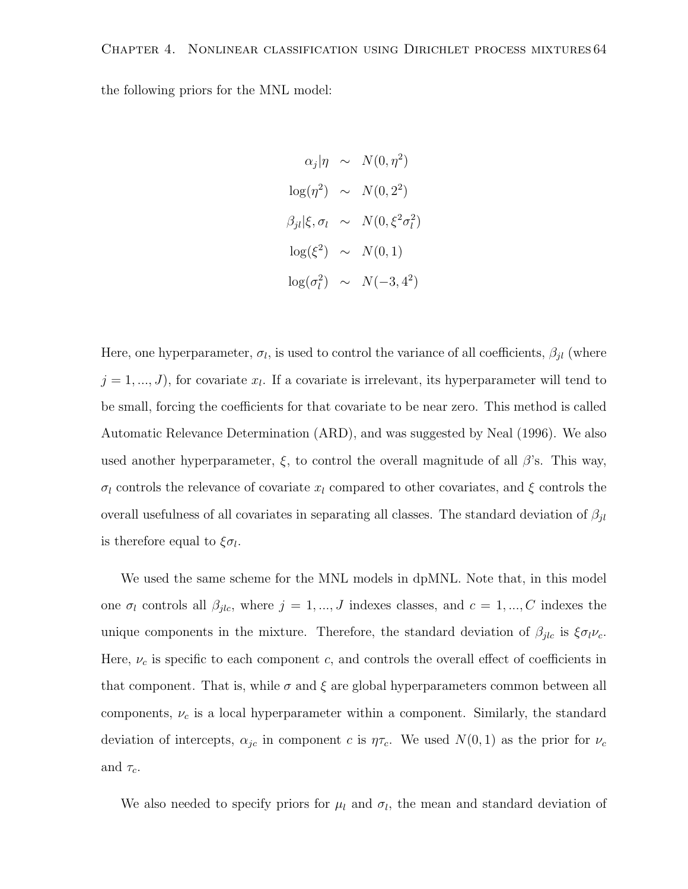the following priors for the MNL model:

$$
\begin{aligned}
\alpha_j|\eta &\sim N(0, \eta^2) \\
\log(\eta^2) &\sim N(0, 2^2) \\
\beta_{jl}|\xi, \sigma_l &\sim N(0, \xi^2\sigma_l^2) \\
\log(\xi^2) &\sim N(0, 1) \\
\log(\sigma_l^2) &\sim N(-3, 4^2)
\end{aligned}
$$

Here, one hyperparameter, $\sigma_l$, is used to control the variance of all coefficients, $\beta_{jl}$ (where $j = 1, ..., J$), for covariate $x_l$. If a covariate is irrelevant, its hyperparameter will tend to be small, forcing the coefficients for that covariate to be near zero. This method is called Automatic Relevance Determination (ARD), and was suggested by Neal (1996). We also used another hyperparameter, $\xi$, to control the overall magnitude of all $\beta$'s. This way, $\sigma_l$ controls the relevance of covariate $x_l$ compared to other covariates, and $\xi$ controls the overall usefulness of all covariates in separating all classes. The standard deviation of $\beta_{jl}$ is therefore equal to $\xi\sigma_l$.

We used the same scheme for the MNL models in dpMNL. Note that, in this model one $\sigma_l$ controls all $\beta_{jlc}$, where $j = 1, ..., J$ indexes classes, and $c = 1, ..., C$ indexes the unique components in the mixture. Therefore, the standard deviation of $\beta_{jlc}$ is $\xi\sigma_l\nu_c$. Here, $\nu_c$ is specific to each component $c$, and controls the overall effect of coefficients in that component. That is, while $\sigma$ and $\xi$ are global hyperparameters common between all components, $\nu_c$ is a local hyperparameter within a component. Similarly, the standard deviation of intercepts, $\alpha_{jc}$ in component $c$ is $\eta\tau_c$. We used $N(0, 1)$ as the prior for $\nu_c$ and $\tau_c$.

We also needed to specify priors for $\mu_l$ and $\sigma_l$, the mean and standard deviation of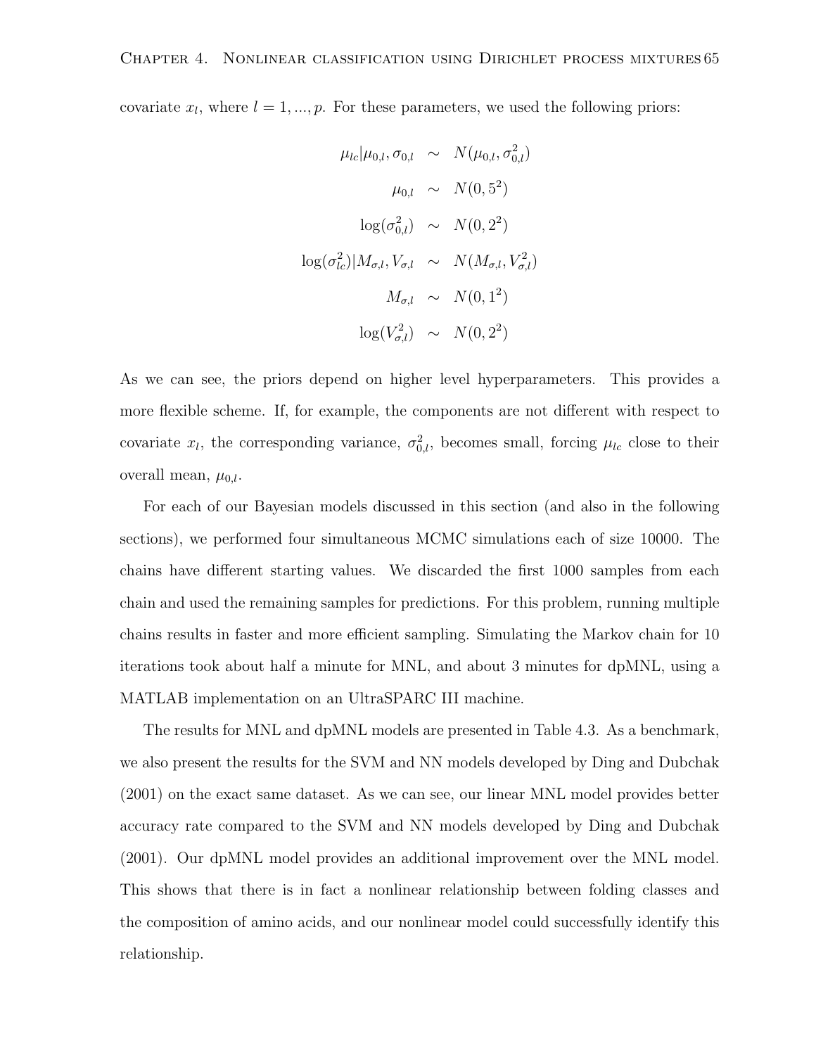covariate $x_l$, where $l = 1, ..., p$. For these parameters, we used the following priors:

$$
\begin{aligned}
\mu_{lc}|\mu_{0,l}, \sigma_{0,l} &\sim N(\mu_{0,l}, \sigma^2_{0,l}) \\
\mu_{0,l} &\sim N(0, 5^2) \\
\log(\sigma^2_{0,l}) &\sim N(0, 2^2) \\
\log(\sigma^2_{lc})|M_{\sigma,l}, V_{\sigma,l} &\sim N(M_{\sigma,l}, V^2_{\sigma,l}) \\
M_{\sigma,l} &\sim N(0, 1^2) \\
\log(V^2_{\sigma,l}) &\sim N(0, 2^2)
\end{aligned}
$$

As we can see, the priors depend on higher level hyperparameters. This provides a more flexible scheme. If, for example, the components are not different with respect to covariate $x_l$, the corresponding variance, $\sigma^2_{0,l}$, becomes small, forcing $\mu_{lc}$ close to their overall mean, $\mu_{0,l}$.

For each of our Bayesian models discussed in this section (and also in the following sections), we performed four simultaneous MCMC simulations each of size 10000. The chains have different starting values. We discarded the first 1000 samples from each chain and used the remaining samples for predictions. For this problem, running multiple chains results in faster and more efficient sampling. Simulating the Markov chain for 10 iterations took about half a minute for MNL, and about 3 minutes for dpMNL, using a MATLAB implementation on an UltraSPARC III machine.

The results for MNL and dpMNL models are presented in Table 4.3. As a benchmark, we also present the results for the SVM and NN models developed by Ding and Dubchak (2001) on the exact same dataset. As we can see, our linear MNL model provides better accuracy rate compared to the SVM and NN models developed by Ding and Dubchak (2001). Our dpMNL model provides an additional improvement over the MNL model. This shows that there is in fact a nonlinear relationship between folding classes and the composition of amino acids, and our nonlinear model could successfully identify this relationship.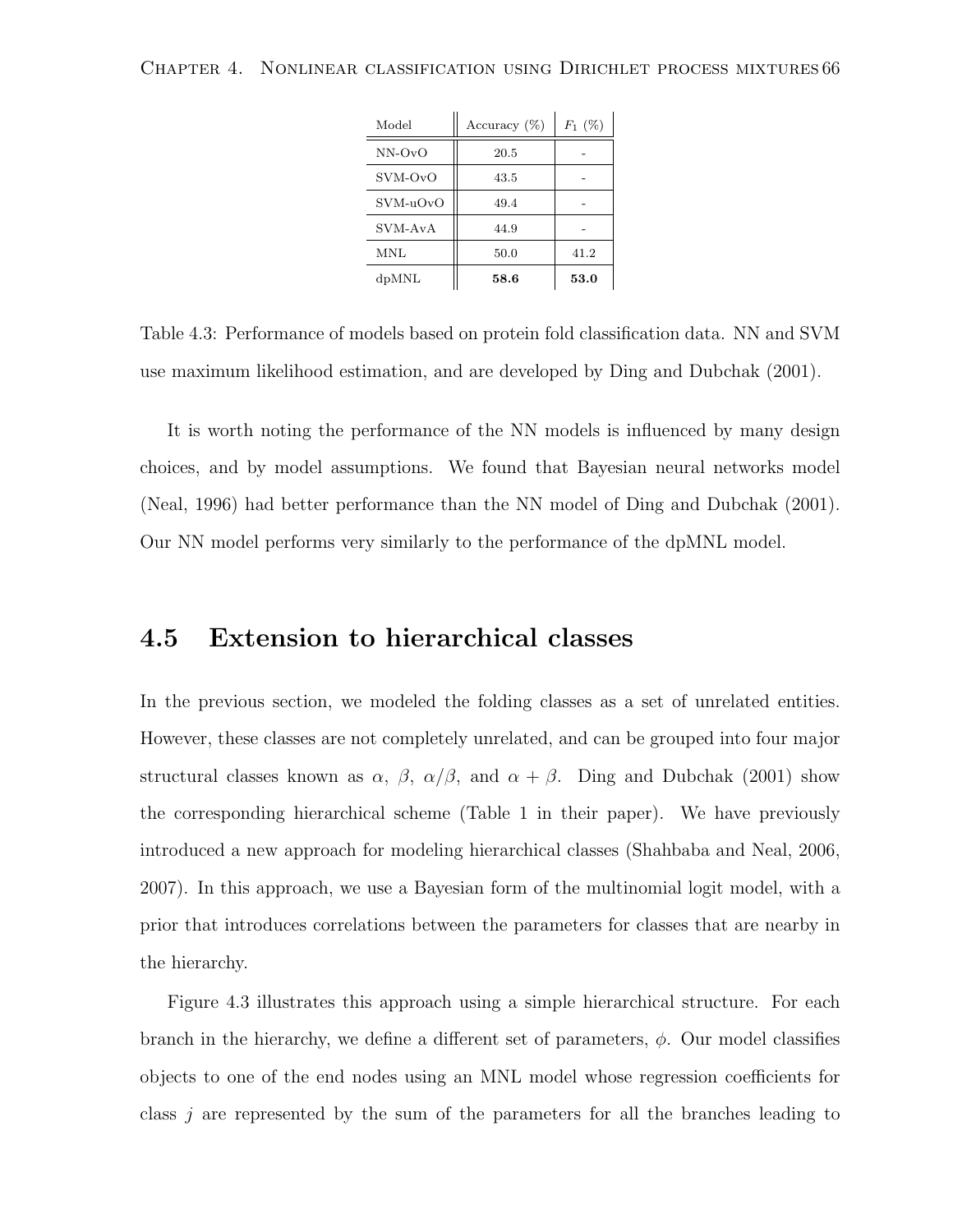| Model | Accuracy (%) | $F_1$ (%) |
|---|---|---|
| NN-OvO | 20.5 | - |
| SVM-OvO | 43.5 | - |
| SVM-uOvO | 49.4 | - |
| SVM-AvA | 44.9 | - |
| MNL | 50.0 | 41.2 |
| dpMNL | **58.6** | **53.0** |

Table 4.3: Performance of models based on protein fold classification data. NN and SVM use maximum likelihood estimation, and are developed by Ding and Dubchak (2001).

It is worth noting the performance of the NN models is influenced by many design choices, and by model assumptions. We found that Bayesian neural networks model (Neal, 1996) had better performance than the NN model of Ding and Dubchak (2001). Our NN model performs very similarly to the performance of the dpMNL model.

## 4.5 Extension to hierarchical classes

In the previous section, we modeled the folding classes as a set of unrelated entities. However, these classes are not completely unrelated, and can be grouped into four major structural classes known as $\alpha$, $\beta$, $\alpha/\beta$, and $\alpha + \beta$. Ding and Dubchak (2001) show the corresponding hierarchical scheme (Table 1 in their paper). We have previously introduced a new approach for modeling hierarchical classes (Shahbaba and Neal, 2006, 2007). In this approach, we use a Bayesian form of the multinomial logit model, with a prior that introduces correlations between the parameters for classes that are nearby in the hierarchy.

Figure 4.3 illustrates this approach using a simple hierarchical structure. For each branch in the hierarchy, we define a different set of parameters, $\phi$. Our model classifies objects to one of the end nodes using an MNL model whose regression coefficients for class $j$ are represented by the sum of the parameters for all the branches leading to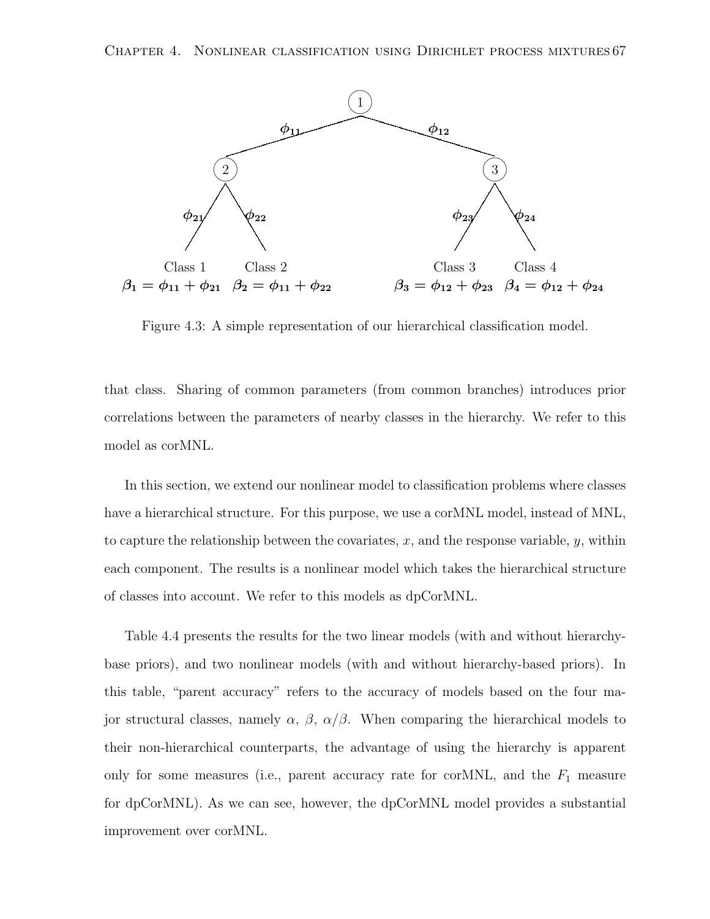Figure 4.3: A simple representation of our hierarchical classification model.

that class. Sharing of common parameters (from common branches) introduces prior correlations between the parameters of nearby classes in the hierarchy. We refer to this model as corMNL.

In this section, we extend our nonlinear model to classification problems where classes have a hierarchical structure. For this purpose, we use a corMNL model, instead of MNL, to capture the relationship between the covariates, $x$, and the response variable, $y$, within each component. The results is a nonlinear model which takes the hierarchical structure of classes into account. We refer to this models as dpCorMNL.

Table 4.4 presents the results for the two linear models (with and without hierarchy-base priors), and two nonlinear models (with and without hierarchy-based priors). In this table, "parent accuracy" refers to the accuracy of models based on the four major structural classes, namely $\alpha$, $\beta$, $\alpha/\beta$. When comparing the hierarchical models to their non-hierarchical counterparts, the advantage of using the hierarchy is apparent only for some measures (i.e., parent accuracy rate for corMNL, and the $F_1$ measure for dpCorMNL). As we can see, however, the dpCorMNL model provides a substantial improvement over corMNL.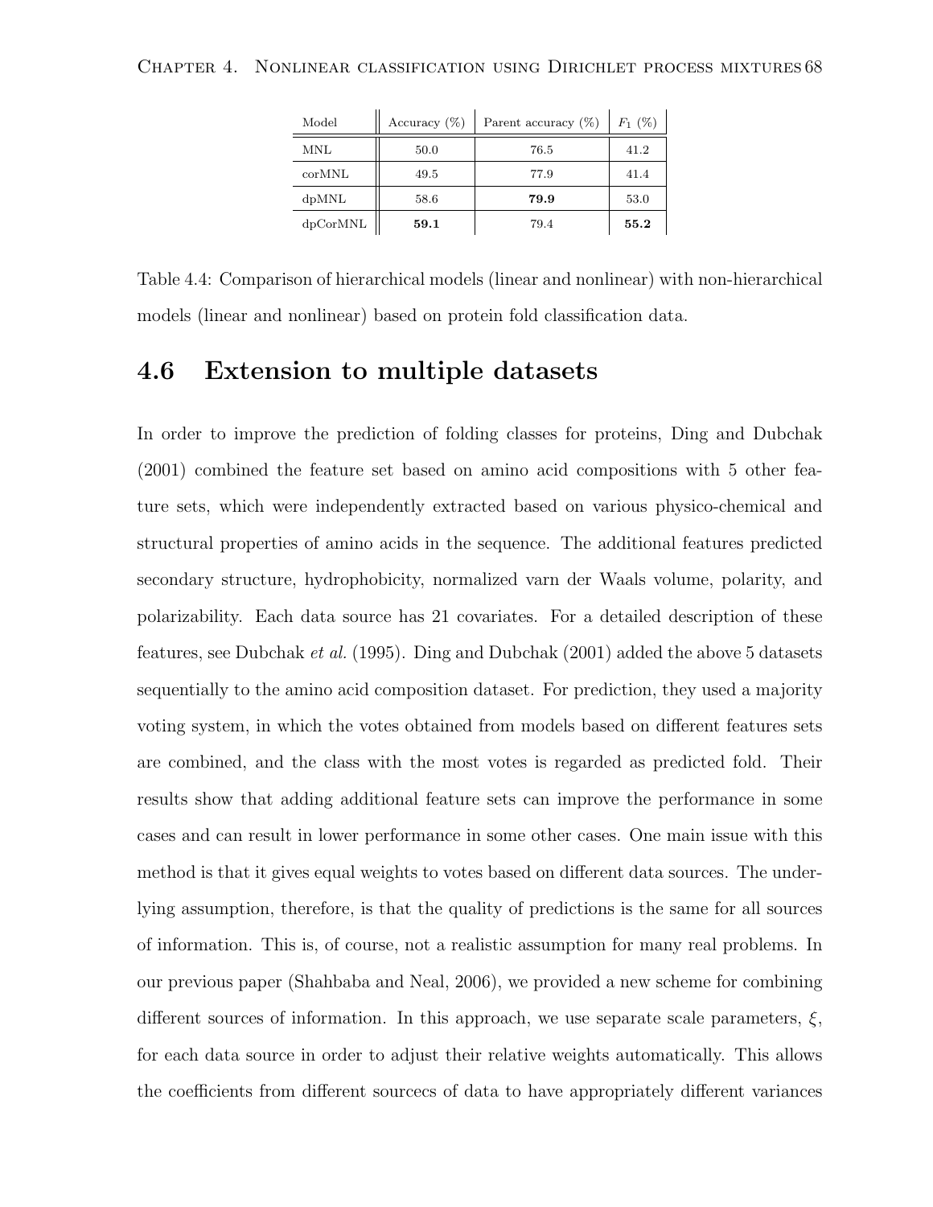| Model | Accuracy (%) | Parent accuracy (%) | $F_1$ (%) |
|---|---|---|---|
| MNL | 50.0 | 76.5 | 41.2 |
| corMNL | 49.5 | 77.9 | 41.4 |
| dpMNL | 58.6 | **79.9** | 53.0 |
| dpCorMNL | **59.1** | 79.4 | **55.2** |

Table 4.4: Comparison of hierarchical models (linear and nonlinear) with non-hierarchical models (linear and nonlinear) based on protein fold classification data.

## 4.6 Extension to multiple datasets

In order to improve the prediction of folding classes for proteins, Ding and Dubchak (2001) combined the feature set based on amino acid compositions with 5 other feature sets, which were independently extracted based on various physico-chemical and structural properties of amino acids in the sequence. The additional features predicted secondary structure, hydrophobicity, normalized varn der Waals volume, polarity, and polarizability. Each data source has 21 covariates. For a detailed description of these features, see Dubchak *et al.* (1995). Ding and Dubchak (2001) added the above 5 datasets sequentially to the amino acid composition dataset. For prediction, they used a majority voting system, in which the votes obtained from models based on different features sets are combined, and the class with the most votes is regarded as predicted fold. Their results show that adding additional feature sets can improve the performance in some cases and can result in lower performance in some other cases. One main issue with this method is that it gives equal weights to votes based on different data sources. The underlying assumption, therefore, is that the quality of predictions is the same for all sources of information. This is, of course, not a realistic assumption for many real problems. In our previous paper (Shahbaba and Neal, 2006), we provided a new scheme for combining different sources of information. In this approach, we use separate scale parameters, $\xi$, for each data source in order to adjust their relative weights automatically. This allows the coefficients from different sourcecs of data to have appropriately different variances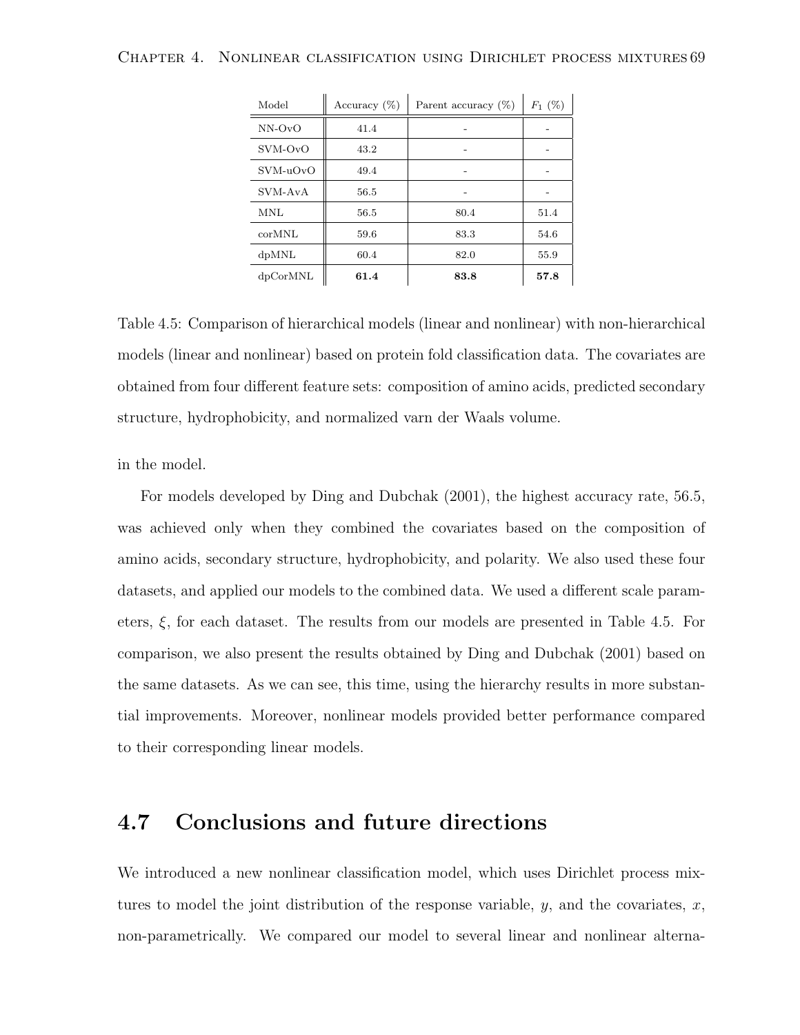| Model | Accuracy (%) | Parent accuracy (%) | $F_1$ (%) |
|---|---|---|---|
| NN-OvO | 41.4 | - | - |
| SVM-OvO | 43.2 | - | - |
| SVM-uOvO | 49.4 | - | - |
| SVM-AvA | 56.5 | - | - |
| MNL | 56.5 | 80.4 | 51.4 |
| corMNL | 59.6 | 83.3 | 54.6 |
| dpMNL | 60.4 | 82.0 | 55.9 |
| dpCorMNL | **61.4** | **83.8** | **57.8** |

Table 4.5: Comparison of hierarchical models (linear and nonlinear) with non-hierarchical models (linear and nonlinear) based on protein fold classification data. The covariates are obtained from four different feature sets: composition of amino acids, predicted secondary structure, hydrophobicity, and normalized varn der Waals volume.

in the model.

For models developed by Ding and Dubchak (2001), the highest accuracy rate, 56.5, was achieved only when they combined the covariates based on the composition of amino acids, secondary structure, hydrophobicity, and polarity. We also used these four datasets, and applied our models to the combined data. We used a different scale parameters, $\xi$, for each dataset. The results from our models are presented in Table 4.5. For comparison, we also present the results obtained by Ding and Dubchak (2001) based on the same datasets. As we can see, this time, using the hierarchy results in more substantial improvements. Moreover, nonlinear models provided better performance compared to their corresponding linear models.

## 4.7 Conclusions and future directions

We introduced a new nonlinear classification model, which uses Dirichlet process mixtures to model the joint distribution of the response variable, $y$, and the covariates, $x$, non-parametrically. We compared our model to several linear and nonlinear alterna-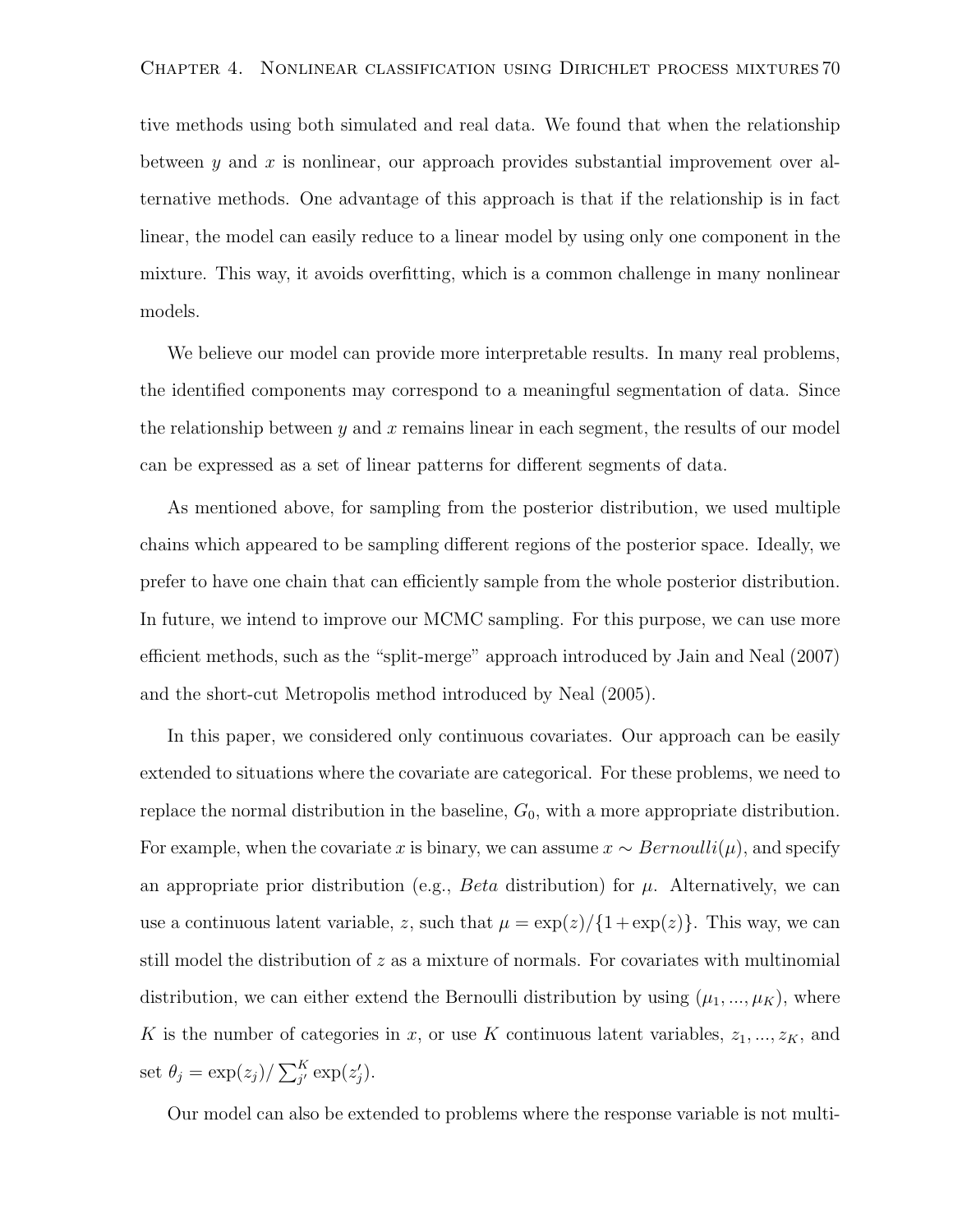tive methods using both simulated and real data. We found that when the relationship between $y$ and $x$ is nonlinear, our approach provides substantial improvement over alternative methods. One advantage of this approach is that if the relationship is in fact linear, the model can easily reduce to a linear model by using only one component in the mixture. This way, it avoids overfitting, which is a common challenge in many nonlinear models.

We believe our model can provide more interpretable results. In many real problems, the identified components may correspond to a meaningful segmentation of data. Since the relationship between $y$ and $x$ remains linear in each segment, the results of our model can be expressed as a set of linear patterns for different segments of data.

As mentioned above, for sampling from the posterior distribution, we used multiple chains which appeared to be sampling different regions of the posterior space. Ideally, we prefer to have one chain that can efficiently sample from the whole posterior distribution. In future, we intend to improve our MCMC sampling. For this purpose, we can use more efficient methods, such as the "split-merge" approach introduced by Jain and Neal (2007) and the short-cut Metropolis method introduced by Neal (2005).

In this paper, we considered only continuous covariates. Our approach can be easily extended to situations where the covariate are categorical. For these problems, we need to replace the normal distribution in the baseline, $G_0$, with a more appropriate distribution. For example, when the covariate $x$ is binary, we can assume $x \sim Bernoulli(\mu)$, and specify an appropriate prior distribution (e.g., *Beta* distribution) for $\mu$. Alternatively, we can use a continuous latent variable, $z$, such that $\mu = \exp(z)/\{1+\exp(z)\}$. This way, we can still model the distribution of $z$ as a mixture of normals. For covariates with multinomial distribution, we can either extend the Bernoulli distribution by using $(\mu_1, ..., \mu_K)$, where $K$ is the number of categories in $x$, or use $K$ continuous latent variables, $z_1, ..., z_K$, and set $\theta_j = \exp(z_j)/\sum_{j'}^{K} \exp(z'_j)$.

Our model can also be extended to problems where the response variable is not multi-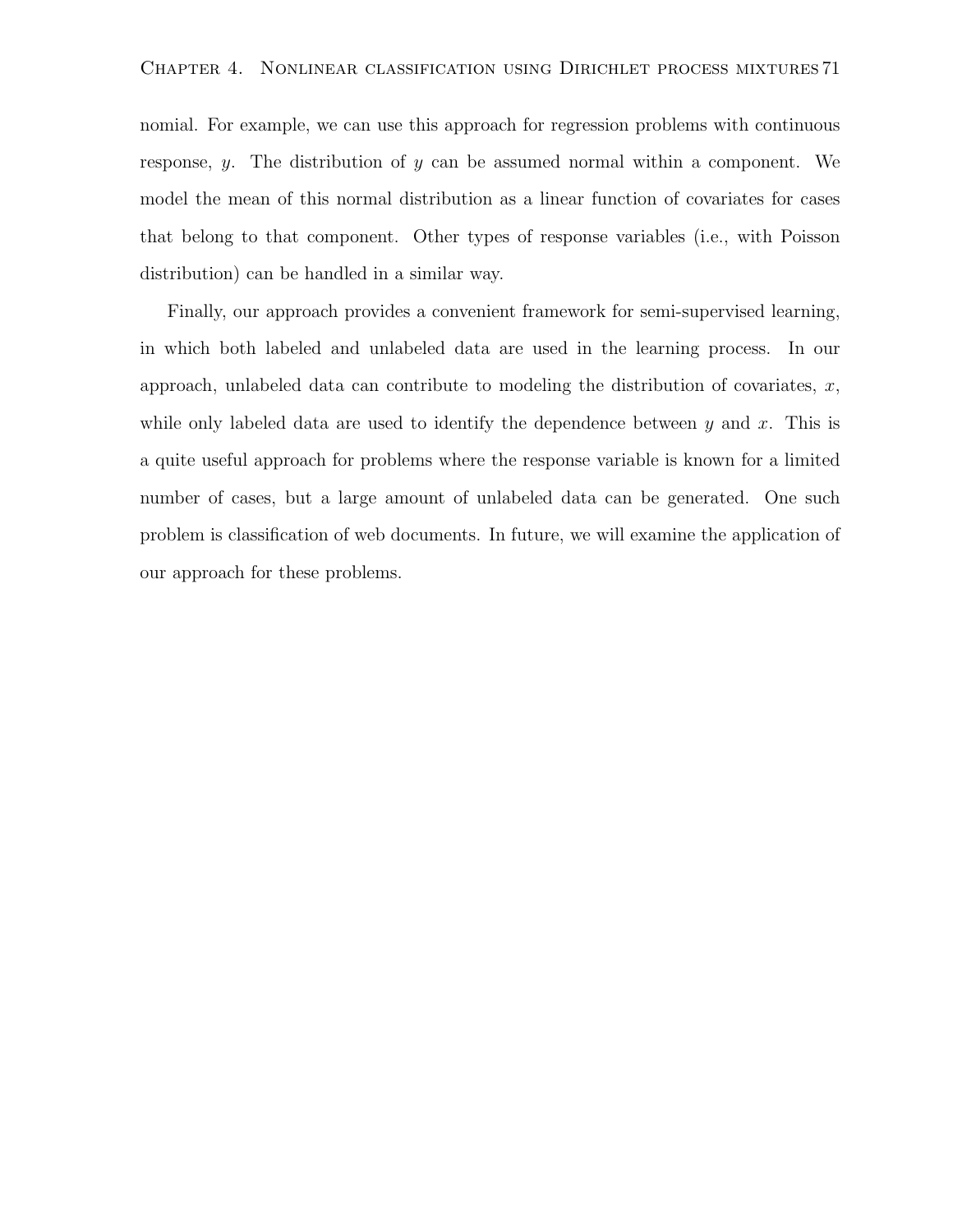nomial. For example, we can use this approach for regression problems with continuous response, $y$. The distribution of $y$ can be assumed normal within a component. We model the mean of this normal distribution as a linear function of covariates for cases that belong to that component. Other types of response variables (i.e., with Poisson distribution) can be handled in a similar way.

Finally, our approach provides a convenient framework for semi-supervised learning, in which both labeled and unlabeled data are used in the learning process. In our approach, unlabeled data can contribute to modeling the distribution of covariates, $x$, while only labeled data are used to identify the dependence between $y$ and $x$. This is a quite useful approach for problems where the response variable is known for a limited number of cases, but a large amount of unlabeled data can be generated. One such problem is classification of web documents. In future, we will examine the application of our approach for these problems.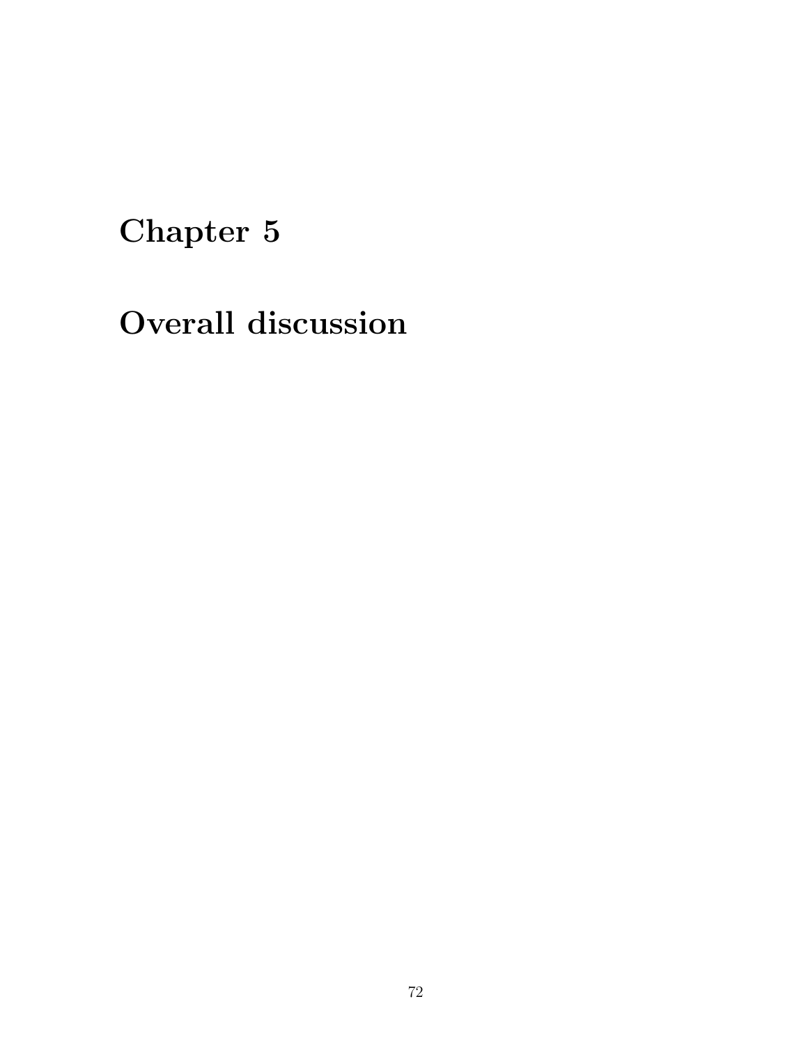# Chapter 5

# Overall discussion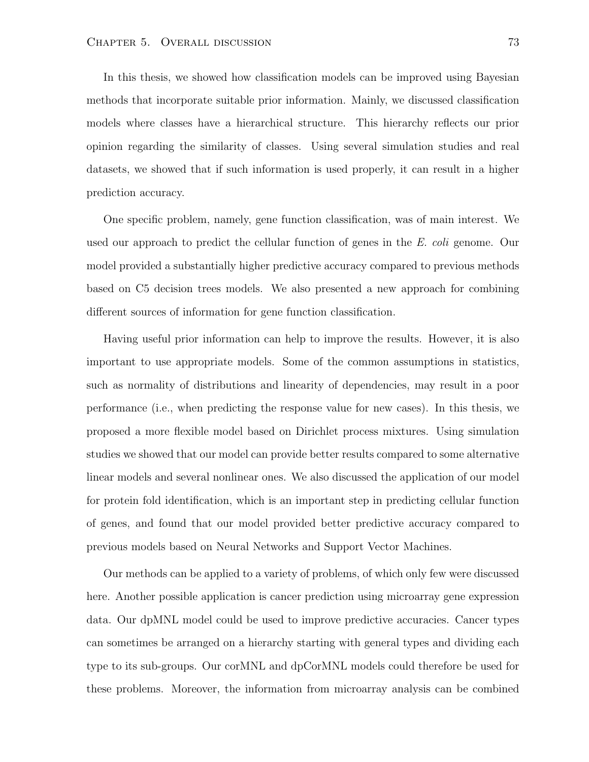In this thesis, we showed how classification models can be improved using Bayesian methods that incorporate suitable prior information. Mainly, we discussed classification models where classes have a hierarchical structure. This hierarchy reflects our prior opinion regarding the similarity of classes. Using several simulation studies and real datasets, we showed that if such information is used properly, it can result in a higher prediction accuracy.

One specific problem, namely, gene function classification, was of main interest. We used our approach to predict the cellular function of genes in the *E. coli* genome. Our model provided a substantially higher predictive accuracy compared to previous methods based on C5 decision trees models. We also presented a new approach for combining different sources of information for gene function classification.

Having useful prior information can help to improve the results. However, it is also important to use appropriate models. Some of the common assumptions in statistics, such as normality of distributions and linearity of dependencies, may result in a poor performance (i.e., when predicting the response value for new cases). In this thesis, we proposed a more flexible model based on Dirichlet process mixtures. Using simulation studies we showed that our model can provide better results compared to some alternative linear models and several nonlinear ones. We also discussed the application of our model for protein fold identification, which is an important step in predicting cellular function of genes, and found that our model provided better predictive accuracy compared to previous models based on Neural Networks and Support Vector Machines.

Our methods can be applied to a variety of problems, of which only few were discussed here. Another possible application is cancer prediction using microarray gene expression data. Our dpMNL model could be used to improve predictive accuracies. Cancer types can sometimes be arranged on a hierarchy starting with general types and dividing each type to its sub-groups. Our corMNL and dpCorMNL models could therefore be used for these problems. Moreover, the information from microarray analysis can be combined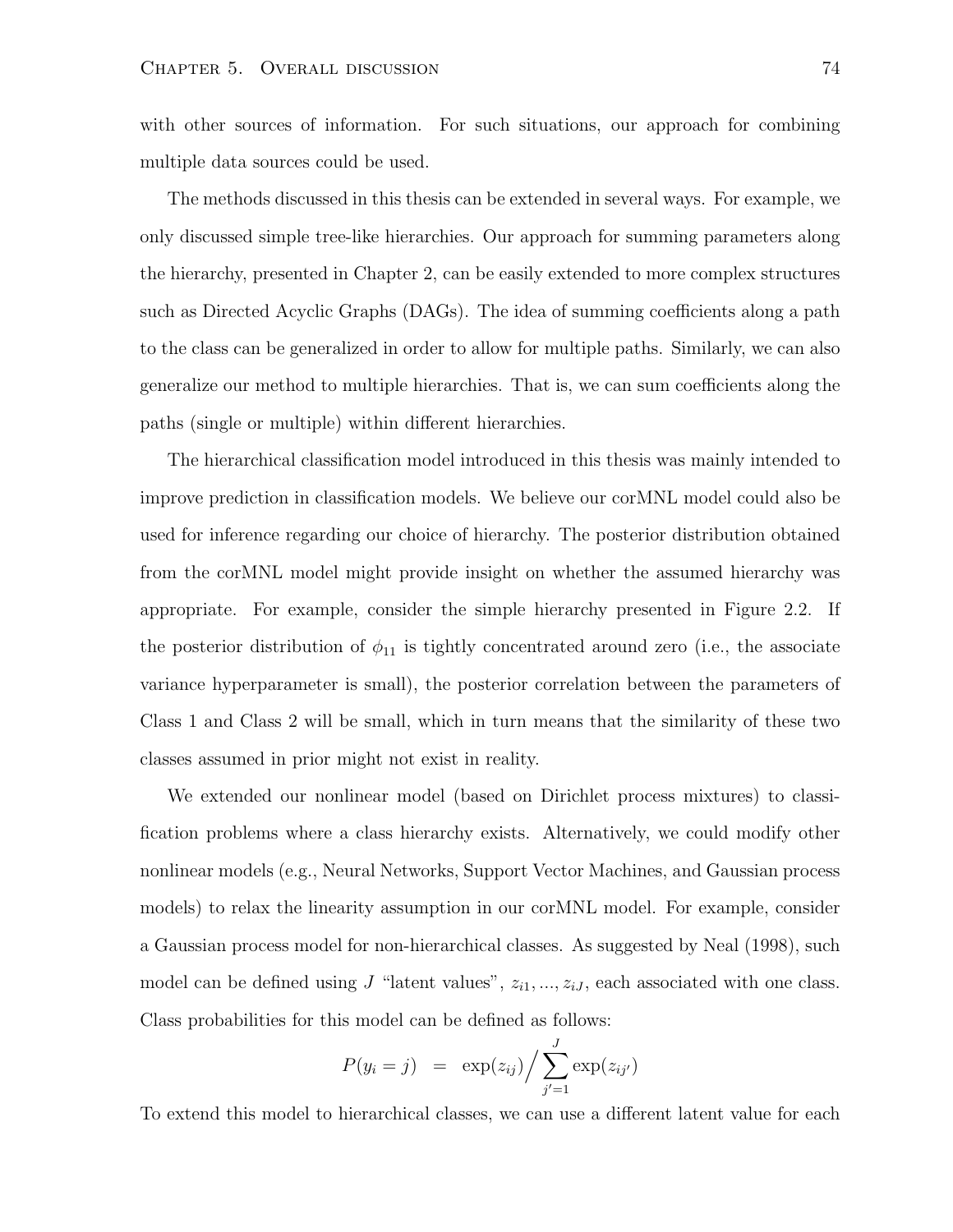with other sources of information. For such situations, our approach for combining multiple data sources could be used.

The methods discussed in this thesis can be extended in several ways. For example, we only discussed simple tree-like hierarchies. Our approach for summing parameters along the hierarchy, presented in Chapter 2, can be easily extended to more complex structures such as Directed Acyclic Graphs (DAGs). The idea of summing coefficients along a path to the class can be generalized in order to allow for multiple paths. Similarly, we can also generalize our method to multiple hierarchies. That is, we can sum coefficients along the paths (single or multiple) within different hierarchies.

The hierarchical classification model introduced in this thesis was mainly intended to improve prediction in classification models. We believe our corMNL model could also be used for inference regarding our choice of hierarchy. The posterior distribution obtained from the corMNL model might provide insight on whether the assumed hierarchy was appropriate. For example, consider the simple hierarchy presented in Figure 2.2. If the posterior distribution of $\phi_{11}$ is tightly concentrated around zero (i.e., the associate variance hyperparameter is small), the posterior correlation between the parameters of Class 1 and Class 2 will be small, which in turn means that the similarity of these two classes assumed in prior might not exist in reality.

We extended our nonlinear model (based on Dirichlet process mixtures) to classification problems where a class hierarchy exists. Alternatively, we could modify other nonlinear models (e.g., Neural Networks, Support Vector Machines, and Gaussian process models) to relax the linearity assumption in our corMNL model. For example, consider a Gaussian process model for non-hierarchical classes. As suggested by Neal (1998), such model can be defined using $J$ "latent values", $z_{i1}, ..., z_{iJ}$, each associated with one class. Class probabilities for this model can be defined as follows:

$$P(y_i = j) \quad = \quad \exp(z_{ij}) \Big/ \sum_{j'=1}^{J} \exp(z_{ij'})$$

To extend this model to hierarchical classes, we can use a different latent value for each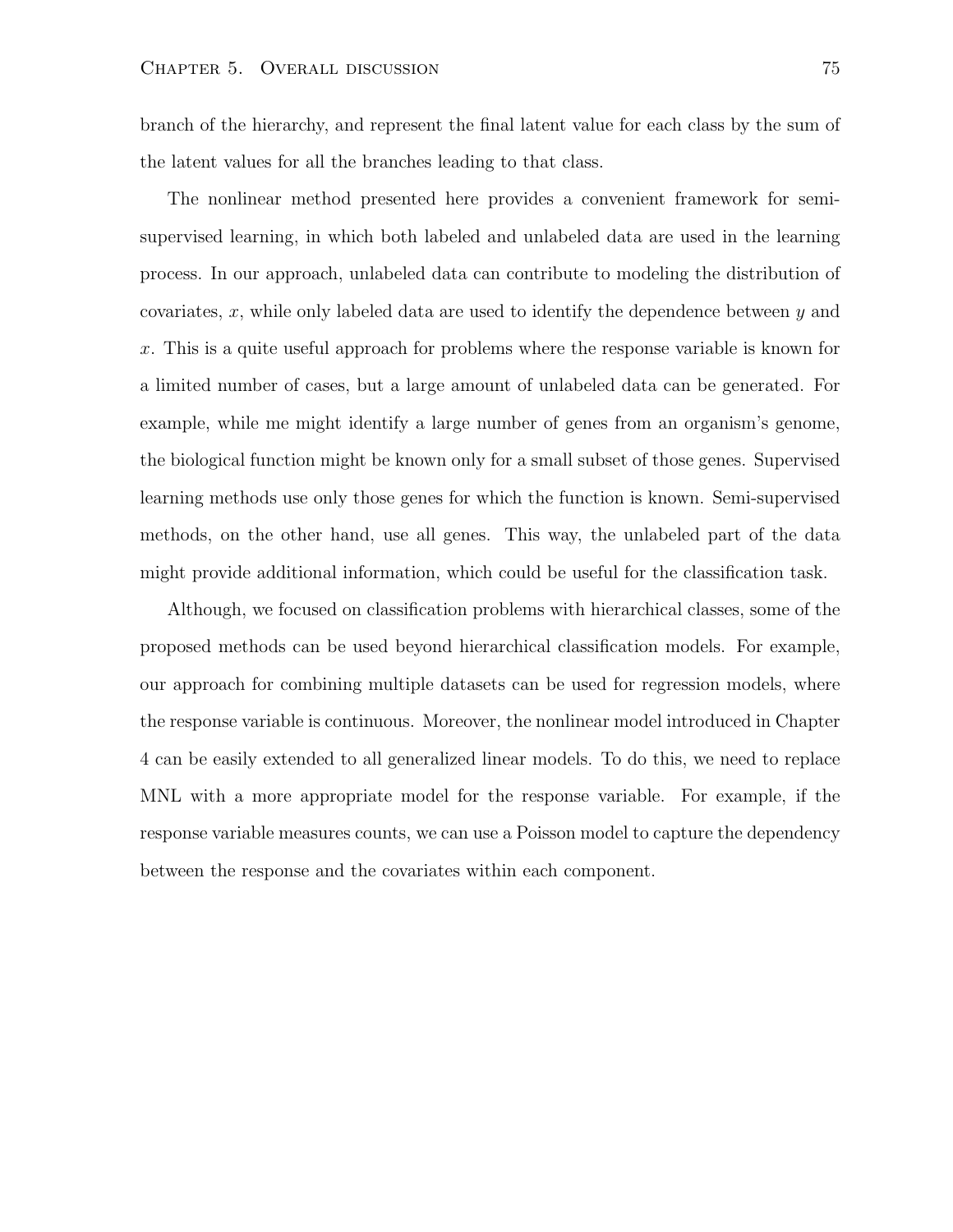branch of the hierarchy, and represent the final latent value for each class by the sum of the latent values for all the branches leading to that class.

The nonlinear method presented here provides a convenient framework for semi-supervised learning, in which both labeled and unlabeled data are used in the learning process. In our approach, unlabeled data can contribute to modeling the distribution of covariates, $x$, while only labeled data are used to identify the dependence between $y$ and $x$. This is a quite useful approach for problems where the response variable is known for a limited number of cases, but a large amount of unlabeled data can be generated. For example, while me might identify a large number of genes from an organism's genome, the biological function might be known only for a small subset of those genes. Supervised learning methods use only those genes for which the function is known. Semi-supervised methods, on the other hand, use all genes. This way, the unlabeled part of the data might provide additional information, which could be useful for the classification task.

Although, we focused on classification problems with hierarchical classes, some of the proposed methods can be used beyond hierarchical classification models. For example, our approach for combining multiple datasets can be used for regression models, where the response variable is continuous. Moreover, the nonlinear model introduced in Chapter 4 can be easily extended to all generalized linear models. To do this, we need to replace MNL with a more appropriate model for the response variable. For example, if the response variable measures counts, we can use a Poisson model to capture the dependency between the response and the covariates within each component.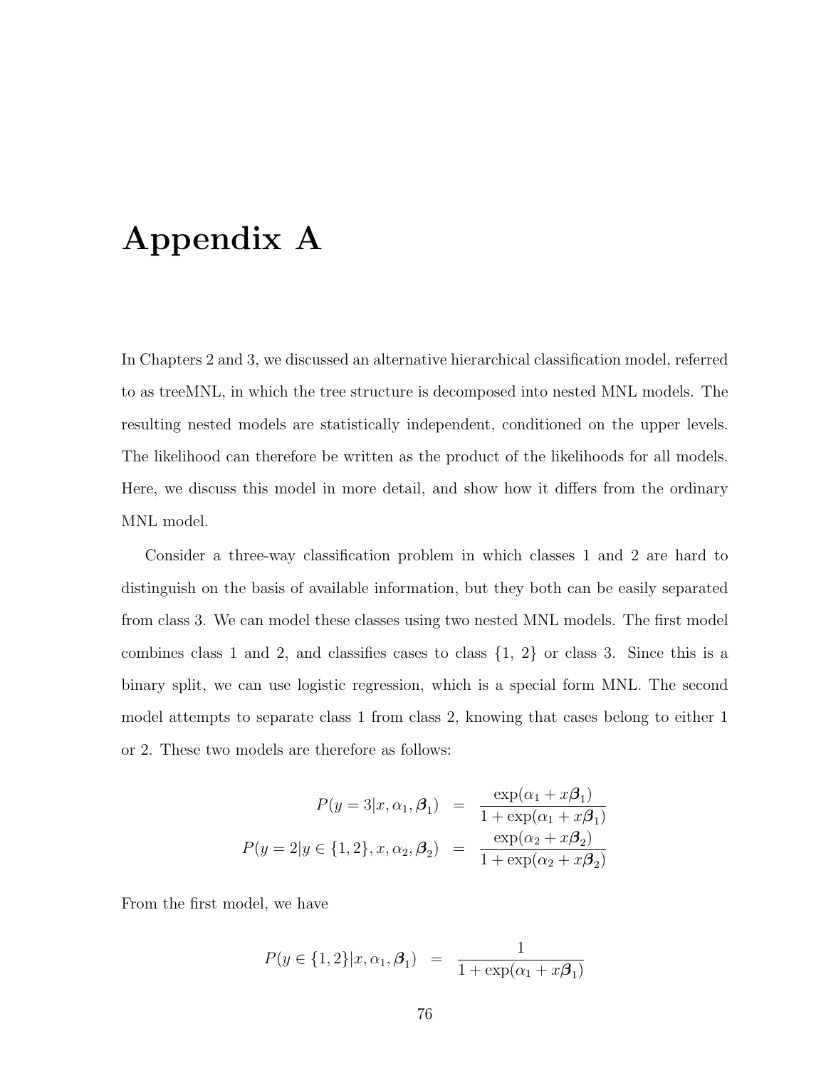# Appendix A

In Chapters 2 and 3, we discussed an alternative hierarchical classification model, referred to as treeMNL, in which the tree structure is decomposed into nested MNL models. The resulting nested models are statistically independent, conditioned on the upper levels. The likelihood can therefore be written as the product of the likelihoods for all models. Here, we discuss this model in more detail, and show how it differs from the ordinary MNL model.

Consider a three-way classification problem in which classes 1 and 2 are hard to distinguish on the basis of available information, but they both can be easily separated from class 3. We can model these classes using two nested MNL models. The first model combines class 1 and 2, and classifies cases to class {1, 2} or class 3. Since this is a binary split, we can use logistic regression, which is a special form MNL. The second model attempts to separate class 1 from class 2, knowing that cases belong to either 1 or 2. These two models are therefore as follows:

$$
\begin{aligned}
P(y = 3 | x, \alpha_1, \boldsymbol{\beta}_1) &= \frac{\exp(\alpha_1 + x\boldsymbol{\beta}_1)}{1 + \exp(\alpha_1 + x\boldsymbol{\beta}_1)} \\
P(y = 2 | y \in \{1, 2\}, x, \alpha_2, \boldsymbol{\beta}_2) &= \frac{\exp(\alpha_2 + x\boldsymbol{\beta}_2)}{1 + \exp(\alpha_2 + x\boldsymbol{\beta}_2)}
\end{aligned}
$$

From the first model, we have

$$
P(y \in \{1, 2\} | x, \alpha_1, \boldsymbol{\beta}_1) = \frac{1}{1 + \exp(\alpha_1 + x\boldsymbol{\beta}_1)}
$$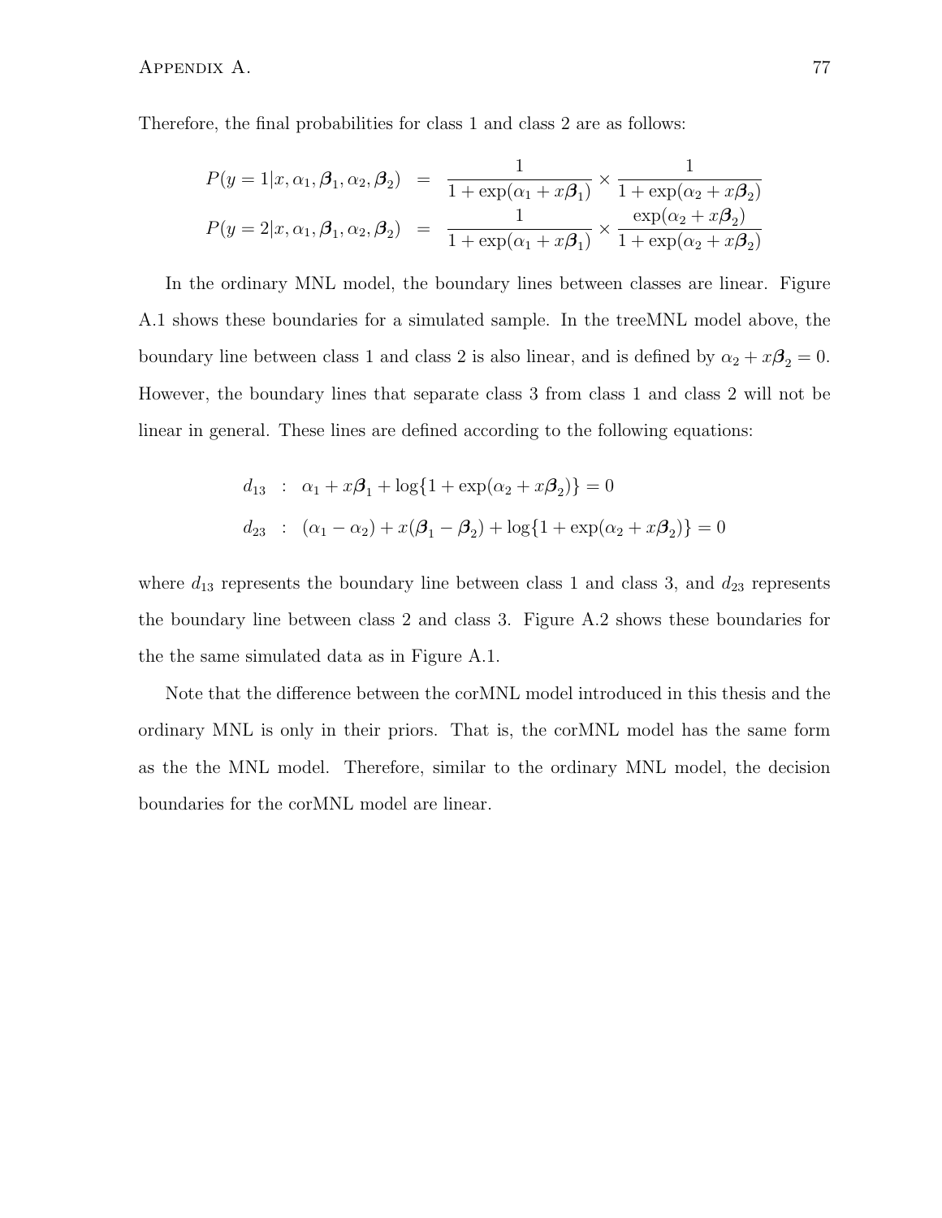Therefore, the final probabilities for class 1 and class 2 are as follows:

$$
\begin{aligned}
P(y = 1|x, \alpha_1, \boldsymbol{\beta}_1, \alpha_2, \boldsymbol{\beta}_2) &= \frac{1}{1 + \exp(\alpha_1 + x\boldsymbol{\beta}_1)} \times \frac{1}{1 + \exp(\alpha_2 + x\boldsymbol{\beta}_2)} \\
P(y = 2|x, \alpha_1, \boldsymbol{\beta}_1, \alpha_2, \boldsymbol{\beta}_2) &= \frac{1}{1 + \exp(\alpha_1 + x\boldsymbol{\beta}_1)} \times \frac{\exp(\alpha_2 + x\boldsymbol{\beta}_2)}{1 + \exp(\alpha_2 + x\boldsymbol{\beta}_2)}
\end{aligned}
$$

In the ordinary MNL model, the boundary lines between classes are linear. Figure A.1 shows these boundaries for a simulated sample. In the treeMNL model above, the boundary line between class 1 and class 2 is also linear, and is defined by $\alpha_2 + x\boldsymbol{\beta}_2 = 0$. However, the boundary lines that separate class 3 from class 1 and class 2 will not be linear in general. These lines are defined according to the following equations:

$$
\begin{aligned}
d_{13} &: \alpha_1 + x\boldsymbol{\beta}_1 + \log\{1 + \exp(\alpha_2 + x\boldsymbol{\beta}_2)\} = 0 \\
d_{23} &: (\alpha_1 - \alpha_2) + x(\boldsymbol{\beta}_1 - \boldsymbol{\beta}_2) + \log\{1 + \exp(\alpha_2 + x\boldsymbol{\beta}_2)\} = 0
\end{aligned}
$$

where $d_{13}$ represents the boundary line between class 1 and class 3, and $d_{23}$ represents the boundary line between class 2 and class 3. Figure A.2 shows these boundaries for the the same simulated data as in Figure A.1.

Note that the difference between the corMNL model introduced in this thesis and the ordinary MNL is only in their priors. That is, the corMNL model has the same form as the the MNL model. Therefore, similar to the ordinary MNL model, the decision boundaries for the corMNL model are linear.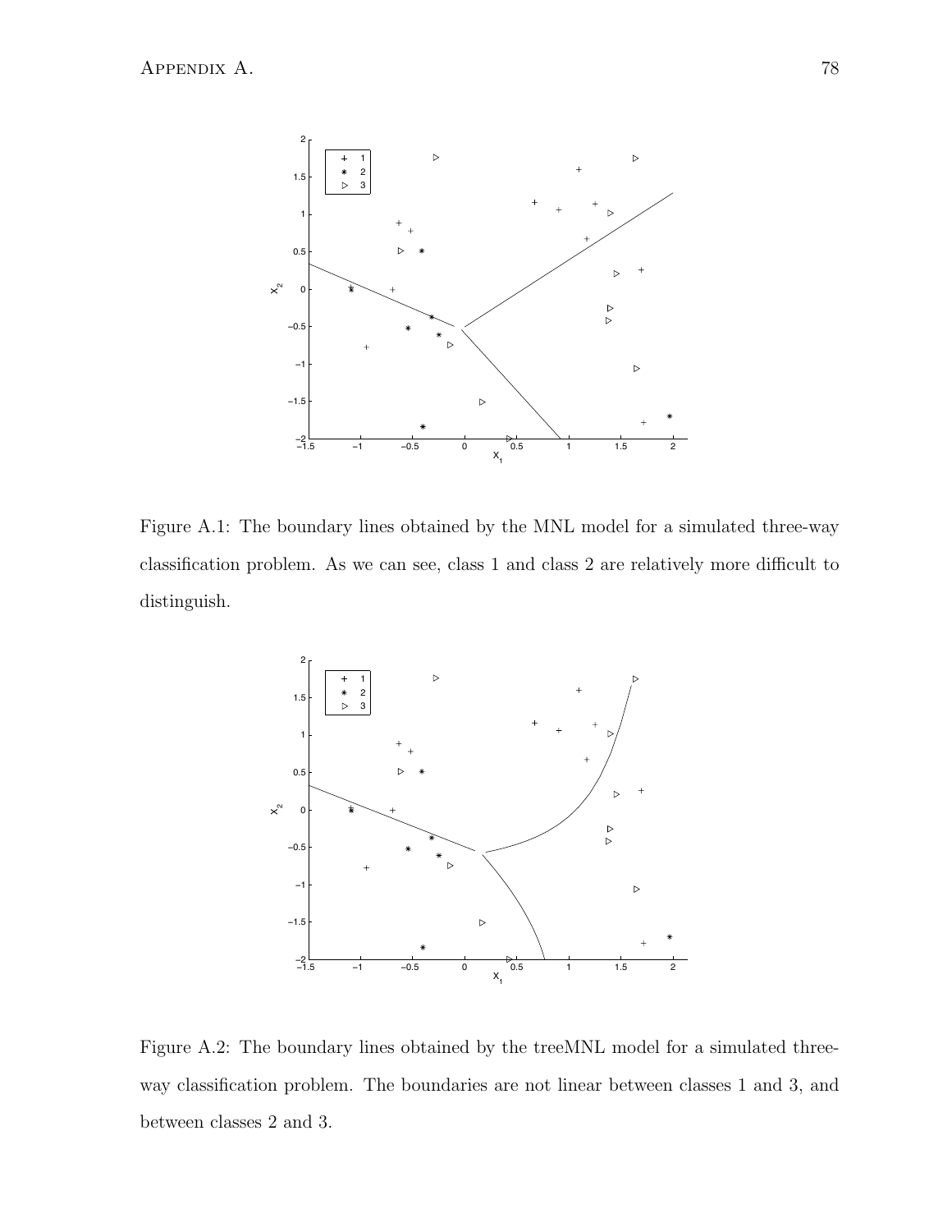Figure A.1: The boundary lines obtained by the MNL model for a simulated three-way classification problem. As we can see, class 1 and class 2 are relatively more difficult to distinguish.

Figure A.2: The boundary lines obtained by the treeMNL model for a simulated three-way classification problem. The boundaries are not linear between classes 1 and 3, and between classes 2 and 3.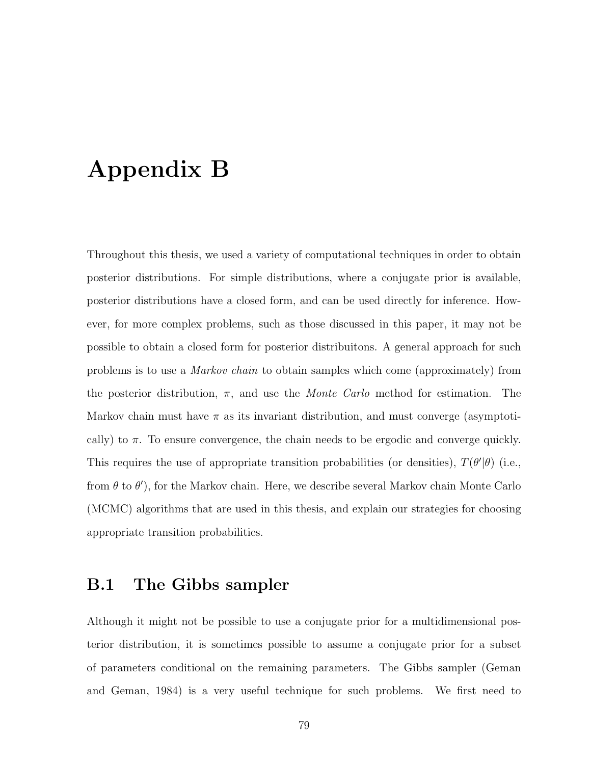# Appendix B

Throughout this thesis, we used a variety of computational techniques in order to obtain posterior distributions. For simple distributions, where a conjugate prior is available, posterior distributions have a closed form, and can be used directly for inference. However, for more complex problems, such as those discussed in this paper, it may not be possible to obtain a closed form for posterior distribuitons. A general approach for such problems is to use a *Markov chain* to obtain samples which come (approximately) from the posterior distribution, $\pi$, and use the *Monte Carlo* method for estimation. The Markov chain must have $\pi$ as its invariant distribution, and must converge (asymptotically) to $\pi$. To ensure convergence, the chain needs to be ergodic and converge quickly. This requires the use of appropriate transition probabilities (or densities), $T(\theta'|\theta)$ (i.e., from $\theta$ to $\theta'$), for the Markov chain. Here, we describe several Markov chain Monte Carlo (MCMC) algorithms that are used in this thesis, and explain our strategies for choosing appropriate transition probabilities.

## B.1 The Gibbs sampler

Although it might not be possible to use a conjugate prior for a multidimensional posterior distribution, it is sometimes possible to assume a conjugate prior for a subset of parameters conditional on the remaining parameters. The Gibbs sampler (Geman and Geman, 1984) is a very useful technique for such problems. We first need to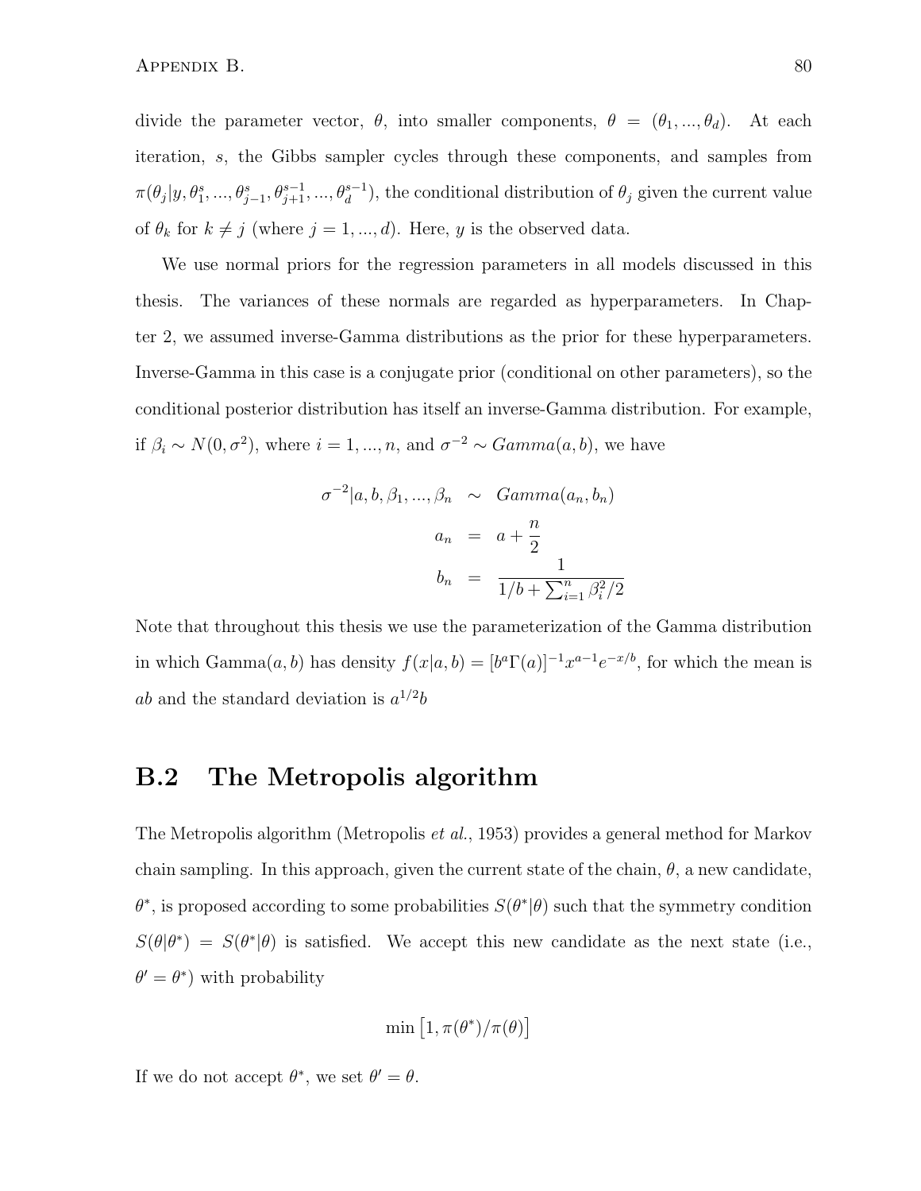divide the parameter vector, $\theta$, into smaller components, $\theta = (\theta_1, ..., \theta_d)$. At each iteration, $s$, the Gibbs sampler cycles through these components, and samples from $\pi(\theta_j | y, \theta_1^s, ..., \theta_{j-1}^s, \theta_{j+1}^{s-1}, ..., \theta_d^{s-1})$, the conditional distribution of $\theta_j$ given the current value of $\theta_k$ for $k \neq j$ (where $j = 1, ..., d$). Here, $y$ is the observed data.

We use normal priors for the regression parameters in all models discussed in this thesis. The variances of these normals are regarded as hyperparameters. In Chapter 2, we assumed inverse-Gamma distributions as the prior for these hyperparameters. Inverse-Gamma in this case is a conjugate prior (conditional on other parameters), so the conditional posterior distribution has itself an inverse-Gamma distribution. For example, if $\beta_i \sim N(0, \sigma^2)$, where $i = 1, ..., n$, and $\sigma^{-2} \sim Gamma(a, b)$, we have

$$
\begin{aligned}
\sigma^{-2} | a, b, \beta_1, ..., \beta_n &\sim Gamma(a_n, b_n) \\
a_n &= a + \frac{n}{2} \\
b_n &= \frac{1}{1/b + \sum_{i=1}^{n} \beta_i^2 / 2}
\end{aligned}
$$

Note that throughout this thesis we use the parameterization of the Gamma distribution in which Gamma$(a, b)$ has density $f(x|a, b) = [b^a \Gamma(a)]^{-1} x^{a-1} e^{-x/b}$, for which the mean is $ab$ and the standard deviation is $a^{1/2} b$

## B.2 The Metropolis algorithm

The Metropolis algorithm (Metropolis *et al.*, 1953) provides a general method for Markov chain sampling. In this approach, given the current state of the chain, $\theta$, a new candidate, $\theta^*$, is proposed according to some probabilities $S(\theta^* | \theta)$ such that the symmetry condition $S(\theta | \theta^*) = S(\theta^* | \theta)$ is satisfied. We accept this new candidate as the next state (i.e., $\theta' = \theta^*$) with probability

$$
\min \left[ 1, \pi(\theta^*) / \pi(\theta) \right]
$$

If we do not accept $\theta^*$, we set $\theta' = \theta$.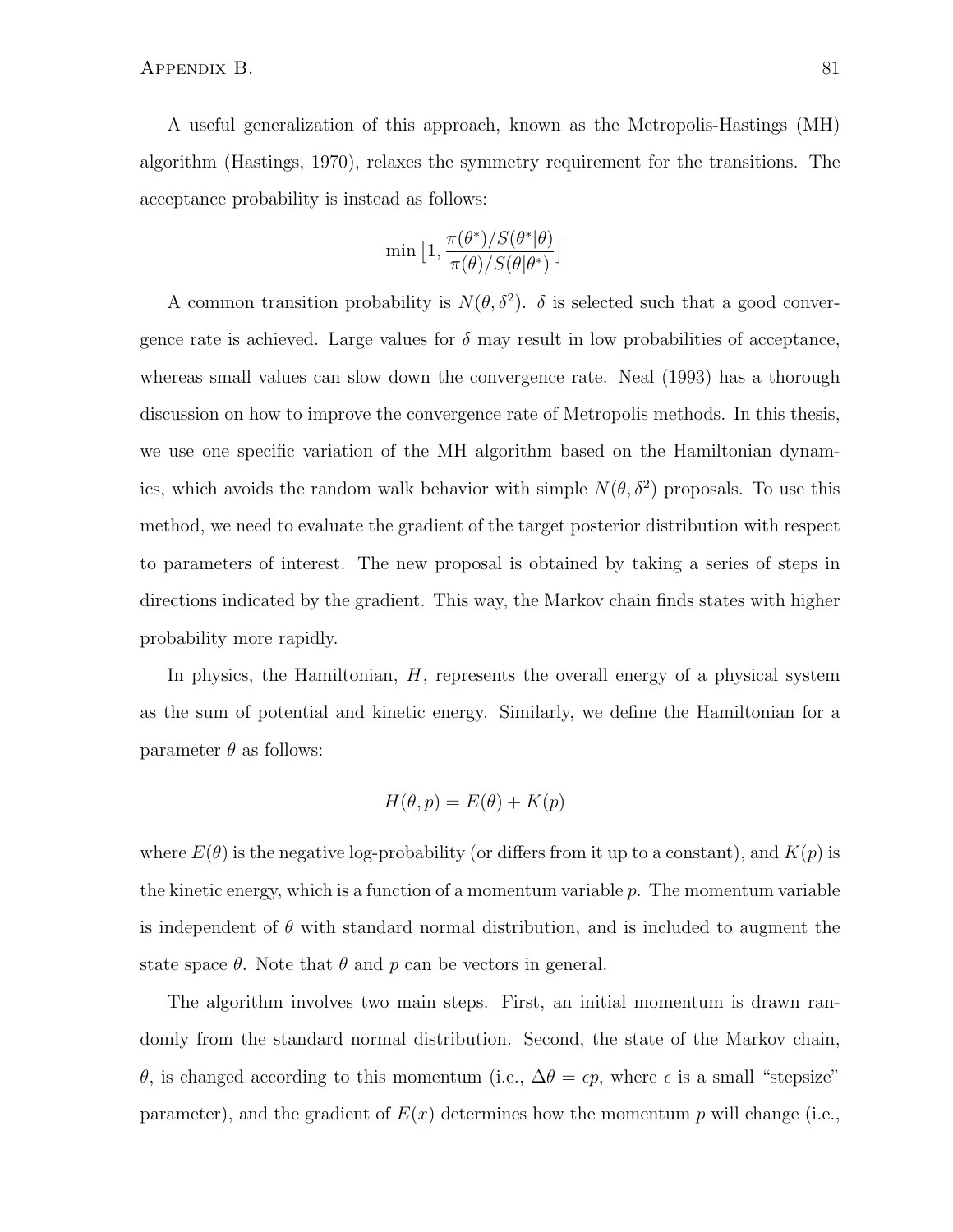A useful generalization of this approach, known as the Metropolis-Hastings (MH) algorithm (Hastings, 1970), relaxes the symmetry requirement for the transitions. The acceptance probability is instead as follows:

$$\min\big[1, \frac{\pi(\theta^*)/S(\theta^*|\theta)}{\pi(\theta)/S(\theta|\theta^*)}\big]$$

A common transition probability is $N(\theta, \delta^2)$. $\delta$ is selected such that a good convergence rate is achieved. Large values for $\delta$ may result in low probabilities of acceptance, whereas small values can slow down the convergence rate. Neal (1993) has a thorough discussion on how to improve the convergence rate of Metropolis methods. In this thesis, we use one specific variation of the MH algorithm based on the Hamiltonian dynamics, which avoids the random walk behavior with simple $N(\theta, \delta^2)$ proposals. To use this method, we need to evaluate the gradient of the target posterior distribution with respect to parameters of interest. The new proposal is obtained by taking a series of steps in directions indicated by the gradient. This way, the Markov chain finds states with higher probability more rapidly.

In physics, the Hamiltonian, $H$, represents the overall energy of a physical system as the sum of potential and kinetic energy. Similarly, we define the Hamiltonian for a parameter $\theta$ as follows:

$$H(\theta, p) = E(\theta) + K(p)$$

where $E(\theta)$ is the negative log-probability (or differs from it up to a constant), and $K(p)$ is the kinetic energy, which is a function of a momentum variable $p$. The momentum variable is independent of $\theta$ with standard normal distribution, and is included to augment the state space $\theta$. Note that $\theta$ and $p$ can be vectors in general.

The algorithm involves two main steps. First, an initial momentum is drawn randomly from the standard normal distribution. Second, the state of the Markov chain, $\theta$, is changed according to this momentum (i.e., $\Delta\theta = \epsilon p$, where $\epsilon$ is a small "stepsize" parameter), and the gradient of $E(x)$ determines how the momentum $p$ will change (i.e.,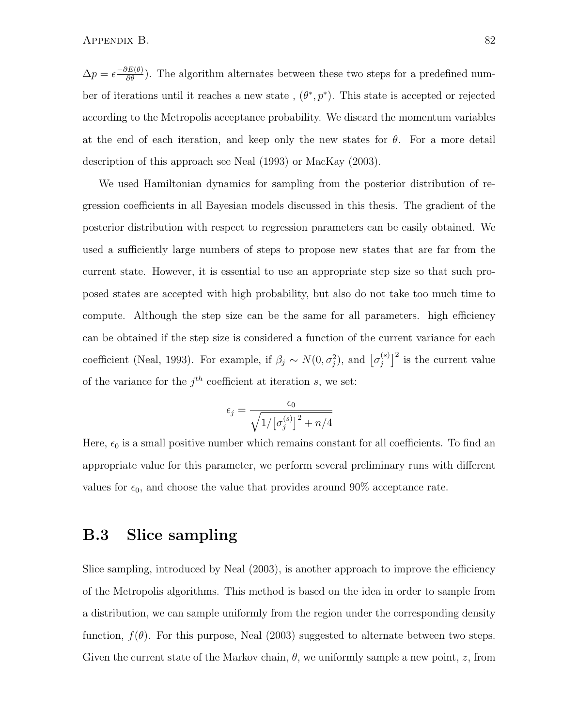$\Delta p = \epsilon \frac{-\partial E(\theta)}{\partial \theta}$). The algorithm alternates between these two steps for a predefined number of iterations until it reaches a new state , $(\theta^*, p^*)$. This state is accepted or rejected according to the Metropolis acceptance probability. We discard the momentum variables at the end of each iteration, and keep only the new states for $\theta$. For a more detail description of this approach see Neal (1993) or MacKay (2003).

We used Hamiltonian dynamics for sampling from the posterior distribution of regression coefficients in all Bayesian models discussed in this thesis. The gradient of the posterior distribution with respect to regression parameters can be easily obtained. We used a sufficiently large numbers of steps to propose new states that are far from the current state. However, it is essential to use an appropriate step size so that such proposed states are accepted with high probability, but also do not take too much time to compute. Although the step size can be the same for all parameters. high efficiency can be obtained if the step size is considered a function of the current variance for each coefficient (Neal, 1993). For example, if $\beta_j \sim N(0, \sigma_j^2)$, and $\left[\sigma_j^{(s)}\right]^2$ is the current value of the variance for the $j^{th}$ coefficient at iteration $s$, we set:

$$\epsilon_j = \frac{\epsilon_0}{\sqrt{1/\left[\sigma_j^{(s)}\right]^2 + n/4}}$$

Here, $\epsilon_0$ is a small positive number which remains constant for all coefficients. To find an appropriate value for this parameter, we perform several preliminary runs with different values for $\epsilon_0$, and choose the value that provides around 90% acceptance rate.

## B.3 Slice sampling

Slice sampling, introduced by Neal (2003), is another approach to improve the efficiency of the Metropolis algorithms. This method is based on the idea in order to sample from a distribution, we can sample uniformly from the region under the corresponding density function, $f(\theta)$. For this purpose, Neal (2003) suggested to alternate between two steps. Given the current state of the Markov chain, $\theta$, we uniformly sample a new point, $z$, from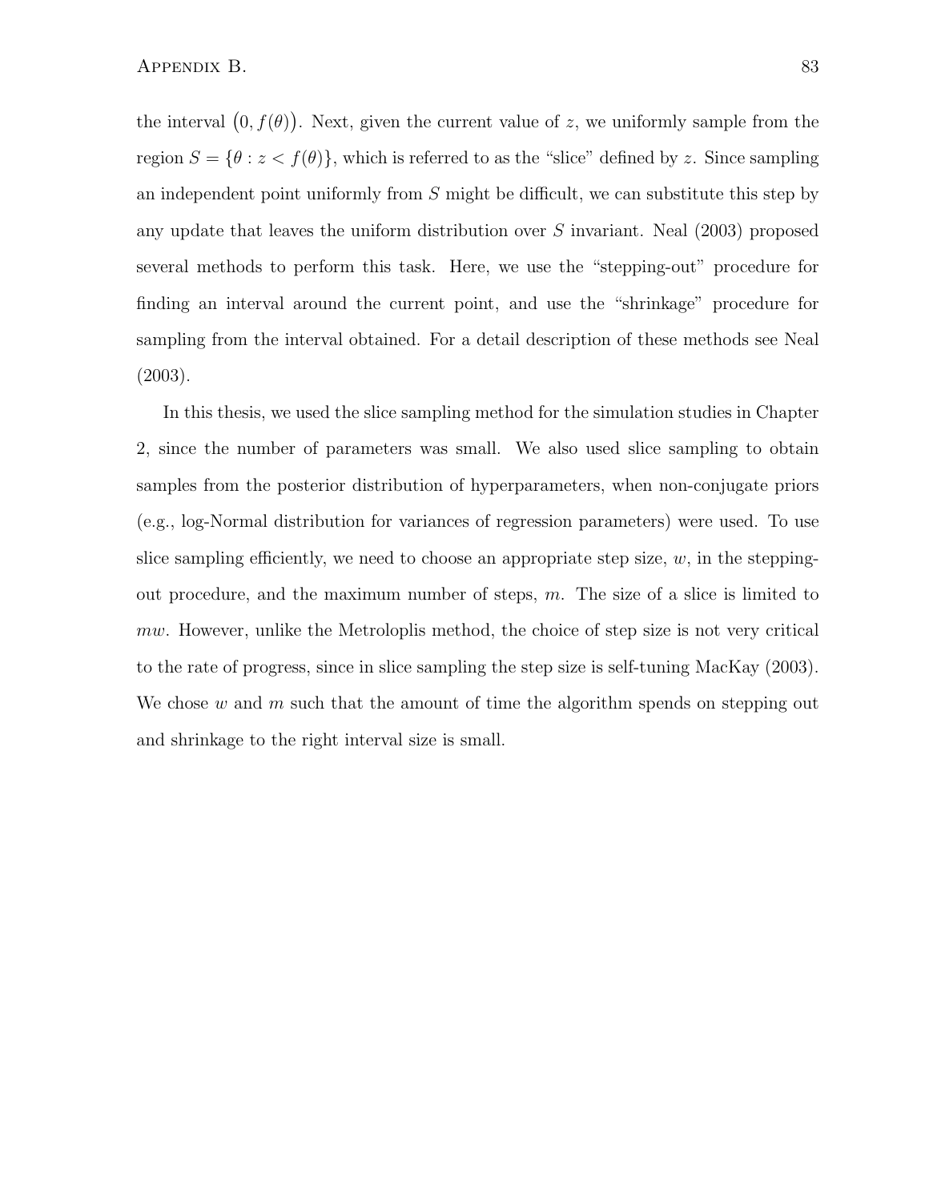the interval $\big(0, f(\theta)\big)$. Next, given the current value of $z$, we uniformly sample from the region $S = \{\theta : z < f(\theta)\}$, which is referred to as the "slice" defined by $z$. Since sampling an independent point uniformly from $S$ might be difficult, we can substitute this step by any update that leaves the uniform distribution over $S$ invariant. Neal (2003) proposed several methods to perform this task. Here, we use the "stepping-out" procedure for finding an interval around the current point, and use the "shrinkage" procedure for sampling from the interval obtained. For a detail description of these methods see Neal (2003).

In this thesis, we used the slice sampling method for the simulation studies in Chapter 2, since the number of parameters was small. We also used slice sampling to obtain samples from the posterior distribution of hyperparameters, when non-conjugate priors (e.g., log-Normal distribution for variances of regression parameters) were used. To use slice sampling efficiently, we need to choose an appropriate step size, $w$, in the stepping-out procedure, and the maximum number of steps, $m$. The size of a slice is limited to $mw$. However, unlike the Metroloplis method, the choice of step size is not very critical to the rate of progress, since in slice sampling the step size is self-tuning MacKay (2003). We chose $w$ and $m$ such that the amount of time the algorithm spends on stepping out and shrinkage to the right interval size is small.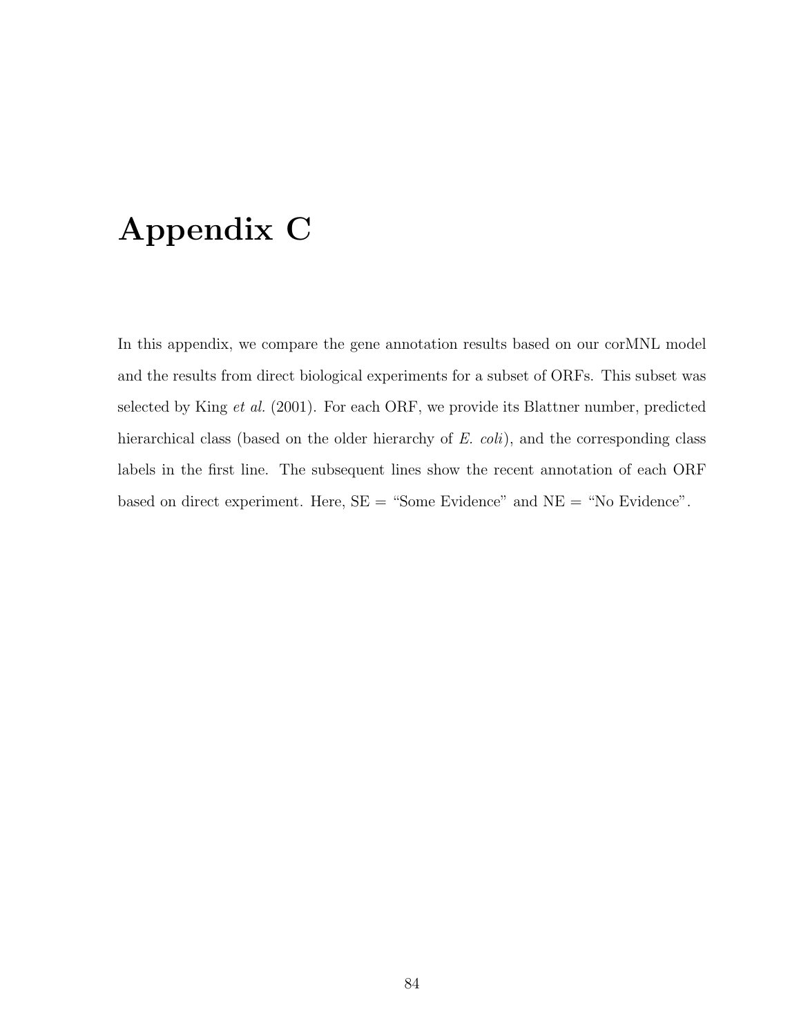# Appendix C

In this appendix, we compare the gene annotation results based on our corMNL model and the results from direct biological experiments for a subset of ORFs. This subset was selected by King *et al.* (2001). For each ORF, we provide its Blattner number, predicted hierarchical class (based on the older hierarchy of *E. coli*), and the corresponding class labels in the first line. The subsequent lines show the recent annotation of each ORF based on direct experiment. Here, SE = "Some Evidence" and NE = "No Evidence".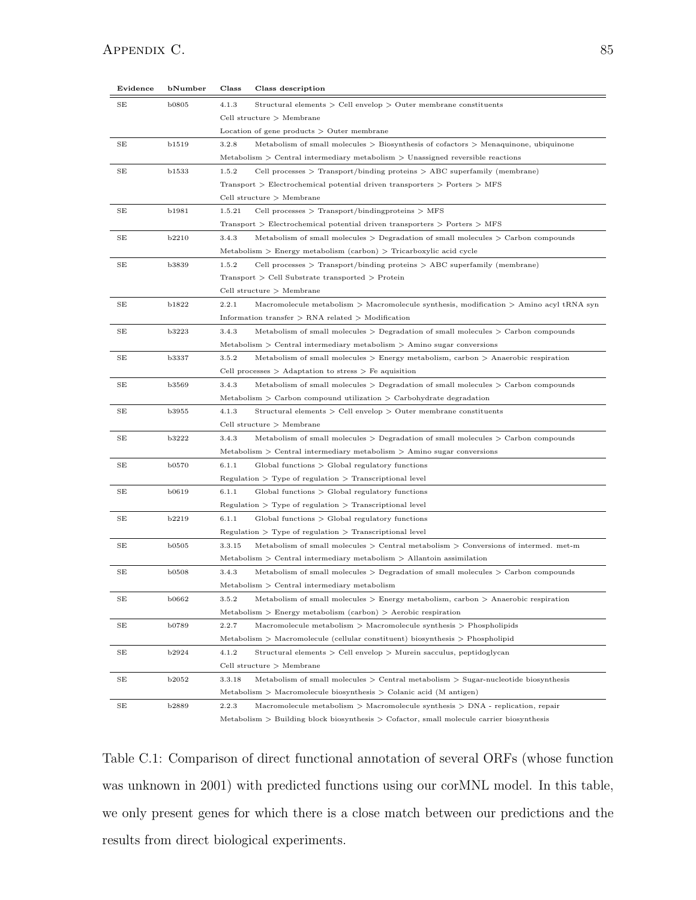| Evidence | bNumber | Class | Class description |
|---|---|---|---|
| SE | b0805 | 4.1.3 | Structural elements > Cell envelop > Outer membrane constituents<br>Cell structure > Membrane<br>Location of gene products > Outer membrane |
| SE | b1519 | 3.2.8 | Metabolism of small molecules > Biosynthesis of cofactors > Menaquinone, ubiquinone<br>Metabolism > Central intermediary metabolism > Unassigned reversible reactions |
| SE | b1533 | 1.5.2 | Cell processes > Transport/binding proteins > ABC superfamily (membrane)<br>Transport > Electrochemical potential driven transporters > Porters > MFS<br>Cell structure > Membrane |
| SE | b1981 | 1.5.21 | Cell processes > Transport/bindingproteins > MFS<br>Transport > Electrochemical potential driven transporters > Porters > MFS |
| SE | b2210 | 3.4.3 | Metabolism of small molecules > Degradation of small molecules > Carbon compounds<br>Metabolism > Energy metabolism (carbon) > Tricarboxylic acid cycle |
| SE | b3839 | 1.5.2 | Cell processes > Transport/binding proteins > ABC superfamily (membrane)<br>Transport > Cell Substrate transported > Protein<br>Cell structure > Membrane |
| SE | b1822 | 2.2.1 | Macromolecule metabolism > Macromolecule synthesis, modification > Amino acyl tRNA syn<br>Information transfer > RNA related > Modification |
| SE | b3223 | 3.4.3 | Metabolism of small molecules > Degradation of small molecules > Carbon compounds<br>Metabolism > Central intermediary metabolism > Amino sugar conversions |
| SE | b3337 | 3.5.2 | Metabolism of small molecules > Energy metabolism, carbon > Anaerobic respiration<br>Cell processes > Adaptation to stress > Fe aquisition |
| SE | b3569 | 3.4.3 | Metabolism of small molecules > Degradation of small molecules > Carbon compounds<br>Metabolism > Carbon compound utilization > Carbohydrate degradation |
| SE | b3955 | 4.1.3 | Structural elements > Cell envelop > Outer membrane constituents<br>Cell structure > Membrane |
| SE | b3222 | 3.4.3 | Metabolism of small molecules > Degradation of small molecules > Carbon compounds<br>Metabolism > Central intermediary metabolism > Amino sugar conversions |
| SE | b0570 | 6.1.1 | Global functions > Global regulatory functions<br>Regulation > Type of regulation > Transcriptional level |
| SE | b0619 | 6.1.1 | Global functions > Global regulatory functions<br>Regulation > Type of regulation > Transcriptional level |
| SE | b2219 | 6.1.1 | Global functions > Global regulatory functions<br>Regulation > Type of regulation > Transcriptional level |
| SE | b0505 | 3.3.15 | Metabolism of small molecules > Central metabolism > Conversions of intermed. met-m<br>Metabolism > Central intermediary metabolism > Allantoin assimilation |
| SE | b0508 | 3.4.3 | Metabolism of small molecules > Degradation of small molecules > Carbon compounds<br>Metabolism > Central intermediary metabolism |
| SE | b0662 | 3.5.2 | Metabolism of small molecules > Energy metabolism, carbon > Anaerobic respiration<br>Metabolism > Energy metabolism (carbon) > Aerobic respiration |
| SE | b0789 | 2.2.7 | Macromolecule metabolism > Macromolecule synthesis > Phospholipids<br>Metabolism > Macromolecule (cellular constituent) biosynthesis > Phospholipid |
| SE | b2924 | 4.1.2 | Structural elements > Cell envelop > Murein sacculus, peptidoglycan<br>Cell structure > Membrane |
| SE | b2052 | 3.3.18 | Metabolism of small molecules > Central metabolism > Sugar-nucleotide biosynthesis<br>Metabolism > Macromolecule biosynthesis > Colanic acid (M antigen) |
| SE | b2889 | 2.2.3 | Macromolecule metabolism > Macromolecule synthesis > DNA - replication, repair<br>Metabolism > Building block biosynthesis > Cofactor, small molecule carrier biosynthesis |

Table C.1: Comparison of direct functional annotation of several ORFs (whose function was unknown in 2001) with predicted functions using our corMNL model. In this table, we only present genes for which there is a close match between our predictions and the results from direct biological experiments.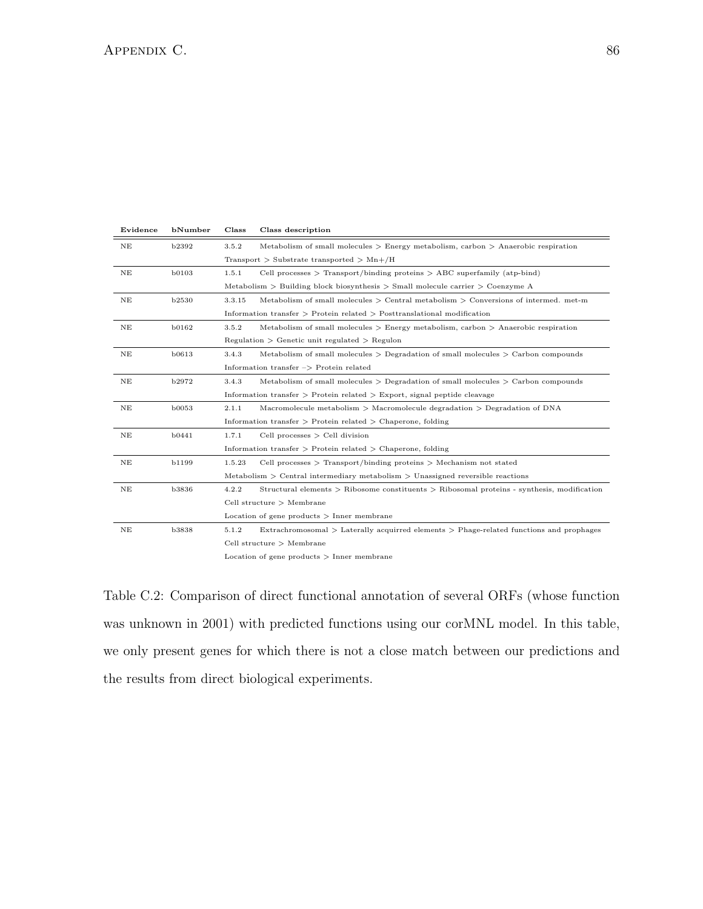| Evidence | bNumber | Class | Class description |
|---|---|---|---|
| NE | b2392 | 3.5.2 | Metabolism of small molecules > Energy metabolism, carbon > Anaerobic respiration |
| | | | Transport > Substrate transported > Mn+/H |
| NE | b0103 | 1.5.1 | Cell processes > Transport/binding proteins > ABC superfamily (atp-bind) |
| | | | Metabolism > Building block biosynthesis > Small molecule carrier > Coenzyme A |
| NE | b2530 | 3.3.15 | Metabolism of small molecules > Central metabolism > Conversions of intermed. met-m |
| | | | Information transfer > Protein related > Posttranslational modification |
| NE | b0162 | 3.5.2 | Metabolism of small molecules > Energy metabolism, carbon > Anaerobic respiration |
| | | | Regulation > Genetic unit regulated > Regulon |
| NE | b0613 | 3.4.3 | Metabolism of small molecules > Degradation of small molecules > Carbon compounds |
| | | | Information transfer –> Protein related |
| NE | b2972 | 3.4.3 | Metabolism of small molecules > Degradation of small molecules > Carbon compounds |
| | | | Information transfer > Protein related > Export, signal peptide cleavage |
| NE | b0053 | 2.1.1 | Macromolecule metabolism > Macromolecule degradation > Degradation of DNA |
| | | | Information transfer > Protein related > Chaperone, folding |
| NE | b0441 | 1.7.1 | Cell processes > Cell division |
| | | | Information transfer > Protein related > Chaperone, folding |
| NE | b1199 | 1.5.23 | Cell processes > Transport/binding proteins > Mechanism not stated |
| | | | Metabolism > Central intermediary metabolism > Unassigned reversible reactions |
| NE | b3836 | 4.2.2 | Structural elements > Ribosome constituents > Ribosomal proteins - synthesis, modification |
| | | | Cell structure > Membrane |
| | | | Location of gene products > Inner membrane |
| NE | b3838 | 5.1.2 | Extrachromosomal > Laterally acquirred elements > Phage-related functions and prophages |
| | | | Cell structure > Membrane |
| | | | Location of gene products > Inner membrane |

Table C.2: Comparison of direct functional annotation of several ORFs (whose function was unknown in 2001) with predicted functions using our corMNL model. In this table, we only present genes for which there is not a close match between our predictions and the results from direct biological experiments.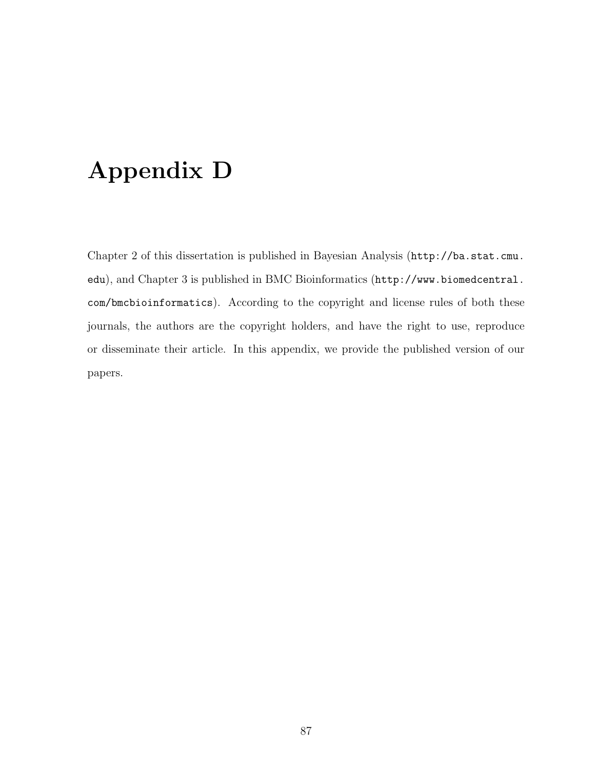# Appendix D

Chapter 2 of this dissertation is published in Bayesian Analysis (`http://ba.stat.cmu.edu`), and Chapter 3 is published in BMC Bioinformatics (`http://www.biomedcentral.com/bmcbioinformatics`). According to the copyright and license rules of both these journals, the authors are the copyright holders, and have the right to use, reproduce or disseminate their article. In this appendix, we provide the published version of our papers.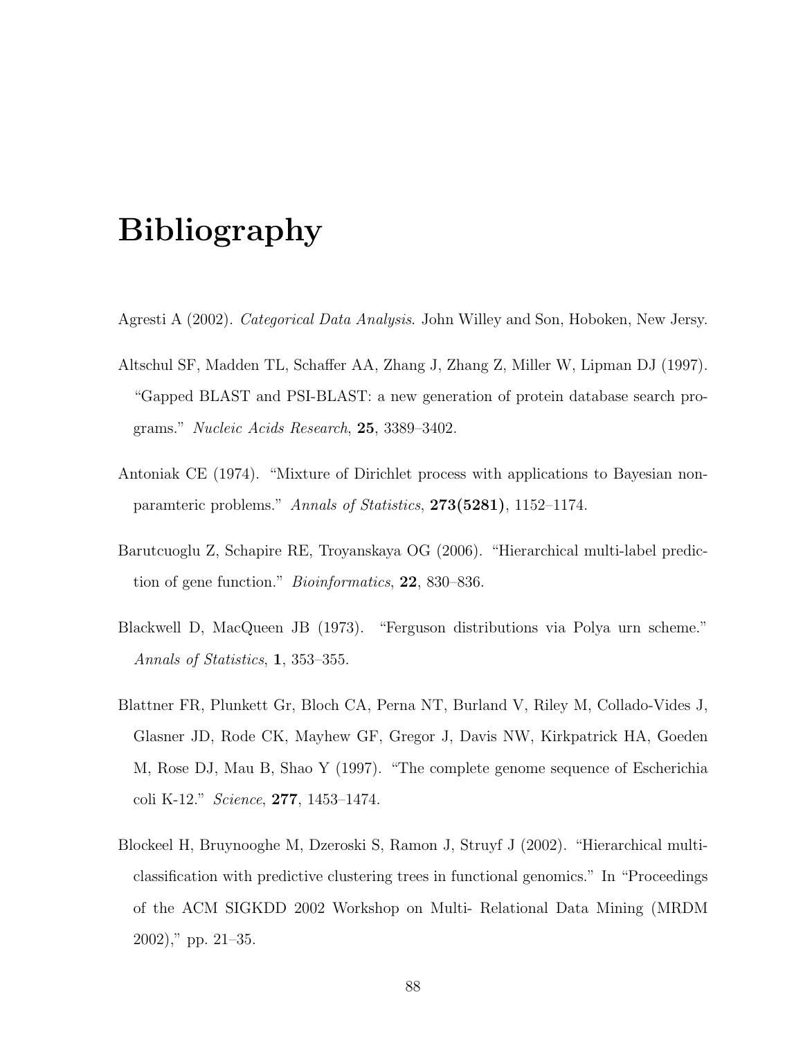# Bibliography

Agresti A (2002). *Categorical Data Analysis*. John Willey and Son, Hoboken, New Jersy.

Altschul SF, Madden TL, Schaffer AA, Zhang J, Zhang Z, Miller W, Lipman DJ (1997). "Gapped BLAST and PSI-BLAST: a new generation of protein database search programs." *Nucleic Acids Research*, **25**, 3389–3402.

Antoniak CE (1974). "Mixture of Dirichlet process with applications to Bayesian nonparamteric problems." *Annals of Statistics*, **273(5281)**, 1152–1174.

Barutcuoglu Z, Schapire RE, Troyanskaya OG (2006). "Hierarchical multi-label prediction of gene function." *Bioinformatics*, **22**, 830–836.

Blackwell D, MacQueen JB (1973). "Ferguson distributions via Polya urn scheme." *Annals of Statistics*, **1**, 353–355.

Blattner FR, Plunkett Gr, Bloch CA, Perna NT, Burland V, Riley M, Collado-Vides J, Glasner JD, Rode CK, Mayhew GF, Gregor J, Davis NW, Kirkpatrick HA, Goeden M, Rose DJ, Mau B, Shao Y (1997). "The complete genome sequence of Escherichia coli K-12." *Science*, **277**, 1453–1474.

Blockeel H, Bruynooghe M, Dzeroski S, Ramon J, Struyf J (2002). "Hierarchical multi-classification with predictive clustering trees in functional genomics." In "Proceedings of the ACM SIGKDD 2002 Workshop on Multi- Relational Data Mining (MRDM 2002)," pp. 21–35.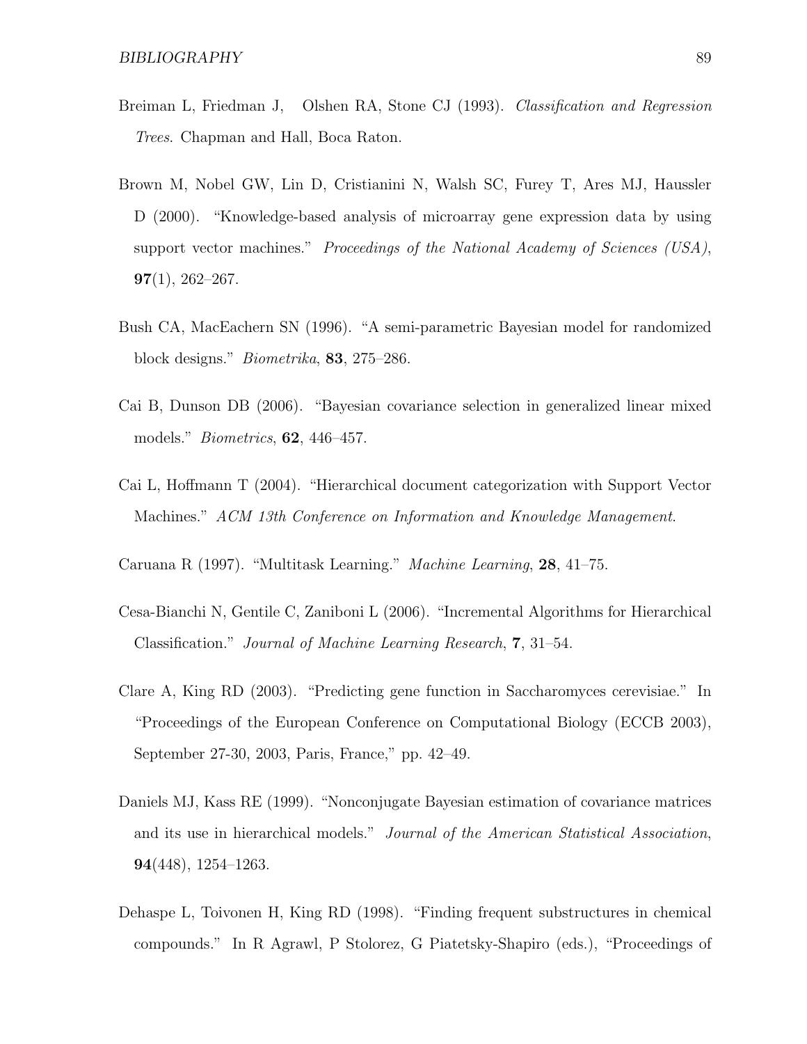Breiman L, Friedman J, Olshen RA, Stone CJ (1993). *Classification and Regression Trees*. Chapman and Hall, Boca Raton.

Brown M, Nobel GW, Lin D, Cristianini N, Walsh SC, Furey T, Ares MJ, Haussler D (2000). "Knowledge-based analysis of microarray gene expression data by using support vector machines." *Proceedings of the National Academy of Sciences (USA)*, **97**(1), 262–267.

Bush CA, MacEachern SN (1996). "A semi-parametric Bayesian model for randomized block designs." *Biometrika*, **83**, 275–286.

Cai B, Dunson DB (2006). "Bayesian covariance selection in generalized linear mixed models." *Biometrics*, **62**, 446–457.

Cai L, Hoffmann T (2004). "Hierarchical document categorization with Support Vector Machines." *ACM 13th Conference on Information and Knowledge Management*.

Caruana R (1997). "Multitask Learning." *Machine Learning*, **28**, 41–75.

Cesa-Bianchi N, Gentile C, Zaniboni L (2006). "Incremental Algorithms for Hierarchical Classification." *Journal of Machine Learning Research*, **7**, 31–54.

Clare A, King RD (2003). "Predicting gene function in Saccharomyces cerevisiae." In "Proceedings of the European Conference on Computational Biology (ECCB 2003), September 27-30, 2003, Paris, France," pp. 42–49.

Daniels MJ, Kass RE (1999). "Nonconjugate Bayesian estimation of covariance matrices and its use in hierarchical models." *Journal of the American Statistical Association*, **94**(448), 1254–1263.

Dehaspe L, Toivonen H, King RD (1998). "Finding frequent substructures in chemical compounds." In R Agrawl, P Stolorez, G Piatetsky-Shapiro (eds.), "Proceedings of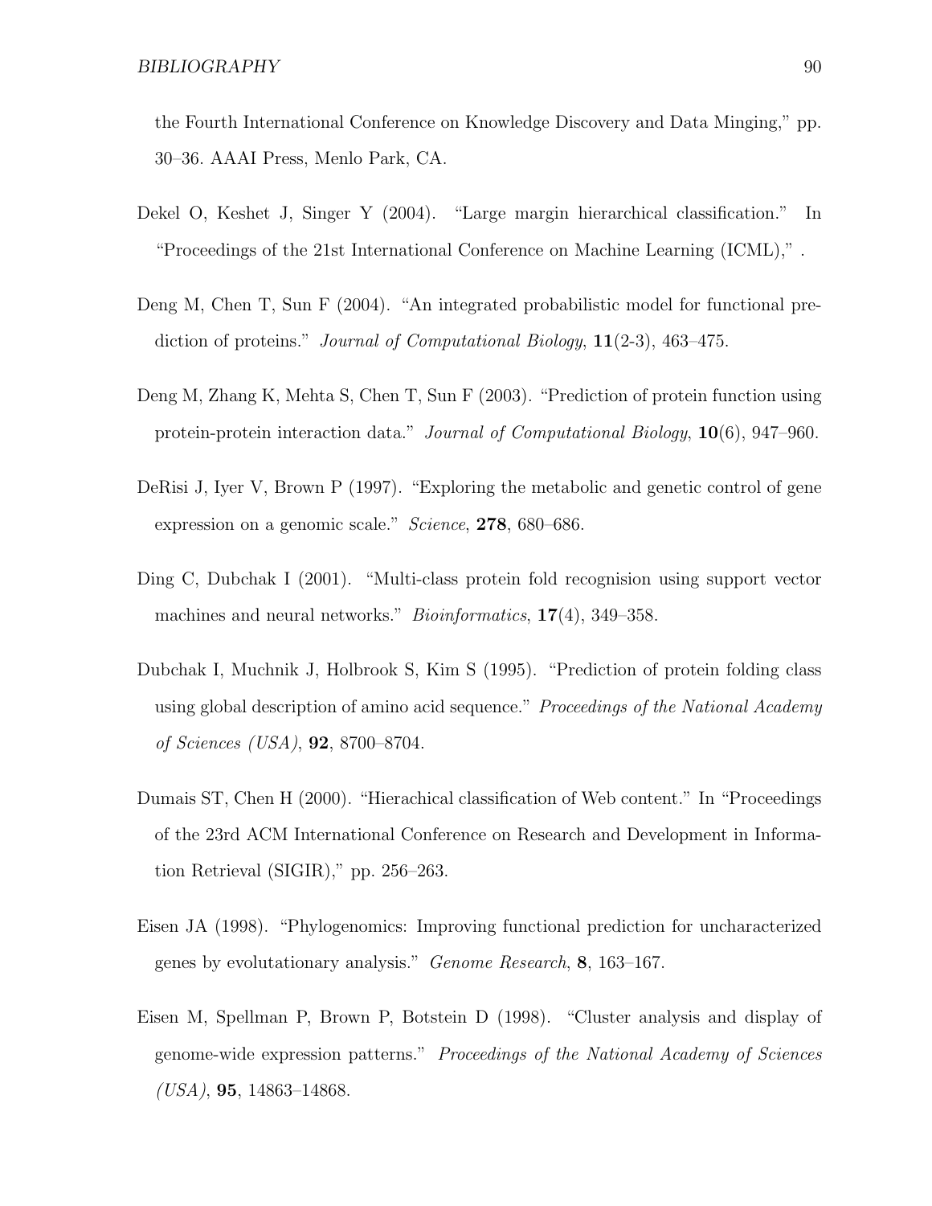the Fourth International Conference on Knowledge Discovery and Data Minging," pp. 30–36. AAAI Press, Menlo Park, CA.

Dekel O, Keshet J, Singer Y (2004). "Large margin hierarchical classification." In "Proceedings of the 21st International Conference on Machine Learning (ICML)," .

Deng M, Chen T, Sun F (2004). "An integrated probabilistic model for functional prediction of proteins." *Journal of Computational Biology*, **11**(2-3), 463–475.

Deng M, Zhang K, Mehta S, Chen T, Sun F (2003). "Prediction of protein function using protein-protein interaction data." *Journal of Computational Biology*, **10**(6), 947–960.

DeRisi J, Iyer V, Brown P (1997). "Exploring the metabolic and genetic control of gene expression on a genomic scale." *Science*, **278**, 680–686.

Ding C, Dubchak I (2001). "Multi-class protein fold recognision using support vector machines and neural networks." *Bioinformatics*, **17**(4), 349–358.

Dubchak I, Muchnik J, Holbrook S, Kim S (1995). "Prediction of protein folding class using global description of amino acid sequence." *Proceedings of the National Academy of Sciences (USA)*, **92**, 8700–8704.

Dumais ST, Chen H (2000). "Hierachical classification of Web content." In "Proceedings of the 23rd ACM International Conference on Research and Development in Information Retrieval (SIGIR)," pp. 256–263.

Eisen JA (1998). "Phylogenomics: Improving functional prediction for uncharacterized genes by evolutationary analysis." *Genome Research*, **8**, 163–167.

Eisen M, Spellman P, Brown P, Botstein D (1998). "Cluster analysis and display of genome-wide expression patterns." *Proceedings of the National Academy of Sciences (USA)*, **95**, 14863–14868.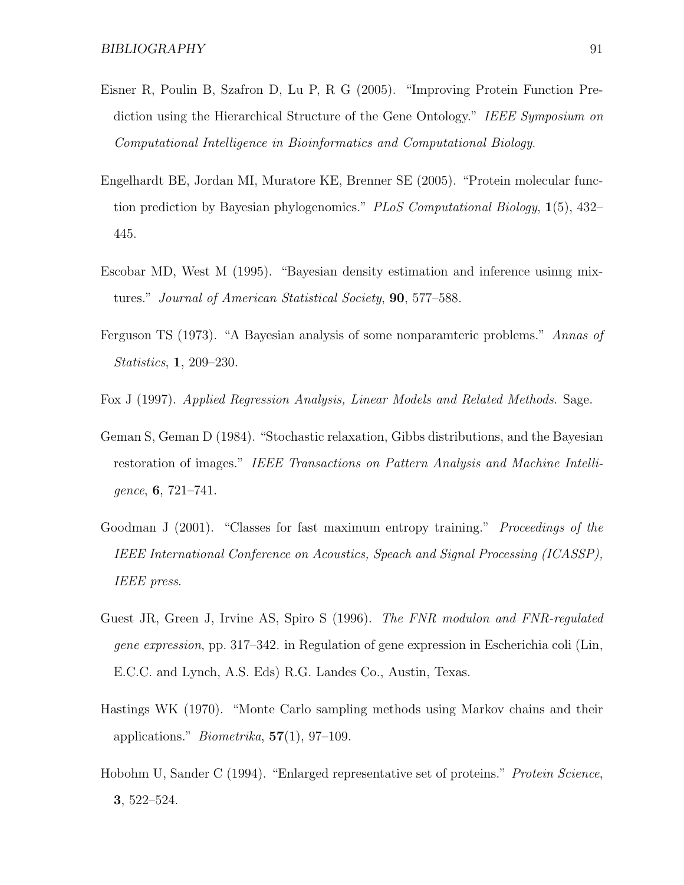Eisner R, Poulin B, Szafron D, Lu P, R G (2005). "Improving Protein Function Prediction using the Hierarchical Structure of the Gene Ontology." *IEEE Symposium on Computational Intelligence in Bioinformatics and Computational Biology*.

Engelhardt BE, Jordan MI, Muratore KE, Brenner SE (2005). "Protein molecular function prediction by Bayesian phylogenomics." *PLoS Computational Biology*, **1**(5), 432–445.

Escobar MD, West M (1995). "Bayesian density estimation and inference usinng mixtures." *Journal of American Statistical Society*, **90**, 577–588.

Ferguson TS (1973). "A Bayesian analysis of some nonparamteric problems." *Annas of Statistics*, **1**, 209–230.

Fox J (1997). *Applied Regression Analysis, Linear Models and Related Methods*. Sage.

Geman S, Geman D (1984). "Stochastic relaxation, Gibbs distributions, and the Bayesian restoration of images." *IEEE Transactions on Pattern Analysis and Machine Intelligence*, **6**, 721–741.

Goodman J (2001). "Classes for fast maximum entropy training." *Proceedings of the IEEE International Conference on Acoustics, Speach and Signal Processing (ICASSP), IEEE press*.

Guest JR, Green J, Irvine AS, Spiro S (1996). *The FNR modulon and FNR-regulated gene expression*, pp. 317–342. in Regulation of gene expression in Escherichia coli (Lin, E.C.C. and Lynch, A.S. Eds) R.G. Landes Co., Austin, Texas.

Hastings WK (1970). "Monte Carlo sampling methods using Markov chains and their applications." *Biometrika*, **57**(1), 97–109.

Hobohm U, Sander C (1994). "Enlarged representative set of proteins." *Protein Science*, **3**, 522–524.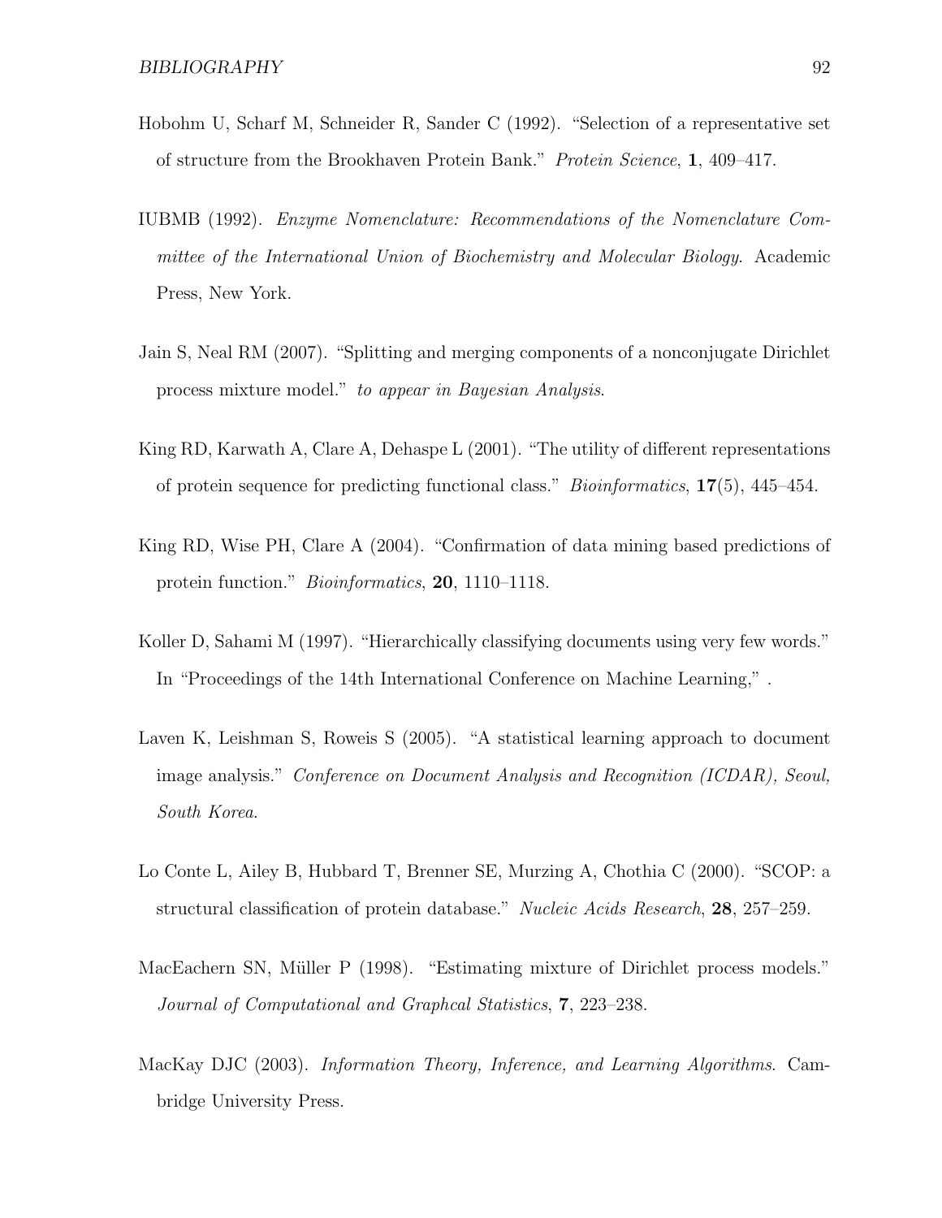Hobohm U, Scharf M, Schneider R, Sander C (1992). "Selection of a representative set of structure from the Brookhaven Protein Bank." *Protein Science*, **1**, 409–417.

IUBMB (1992). *Enzyme Nomenclature: Recommendations of the Nomenclature Committee of the International Union of Biochemistry and Molecular Biology*. Academic Press, New York.

Jain S, Neal RM (2007). "Splitting and merging components of a nonconjugate Dirichlet process mixture model." *to appear in Bayesian Analysis*.

King RD, Karwath A, Clare A, Dehaspe L (2001). "The utility of different representations of protein sequence for predicting functional class." *Bioinformatics*, **17**(5), 445–454.

King RD, Wise PH, Clare A (2004). "Confirmation of data mining based predictions of protein function." *Bioinformatics*, **20**, 1110–1118.

Koller D, Sahami M (1997). "Hierarchically classifying documents using very few words." In "Proceedings of the 14th International Conference on Machine Learning," .

Laven K, Leishman S, Roweis S (2005). "A statistical learning approach to document image analysis." *Conference on Document Analysis and Recognition (ICDAR), Seoul, South Korea*.

Lo Conte L, Ailey B, Hubbard T, Brenner SE, Murzing A, Chothia C (2000). "SCOP: a structural classification of protein database." *Nucleic Acids Research*, **28**, 257–259.

MacEachern SN, Müller P (1998). "Estimating mixture of Dirichlet process models." *Journal of Computational and Graphcal Statistics*, **7**, 223–238.

MacKay DJC (2003). *Information Theory, Inference, and Learning Algorithms*. Cambridge University Press.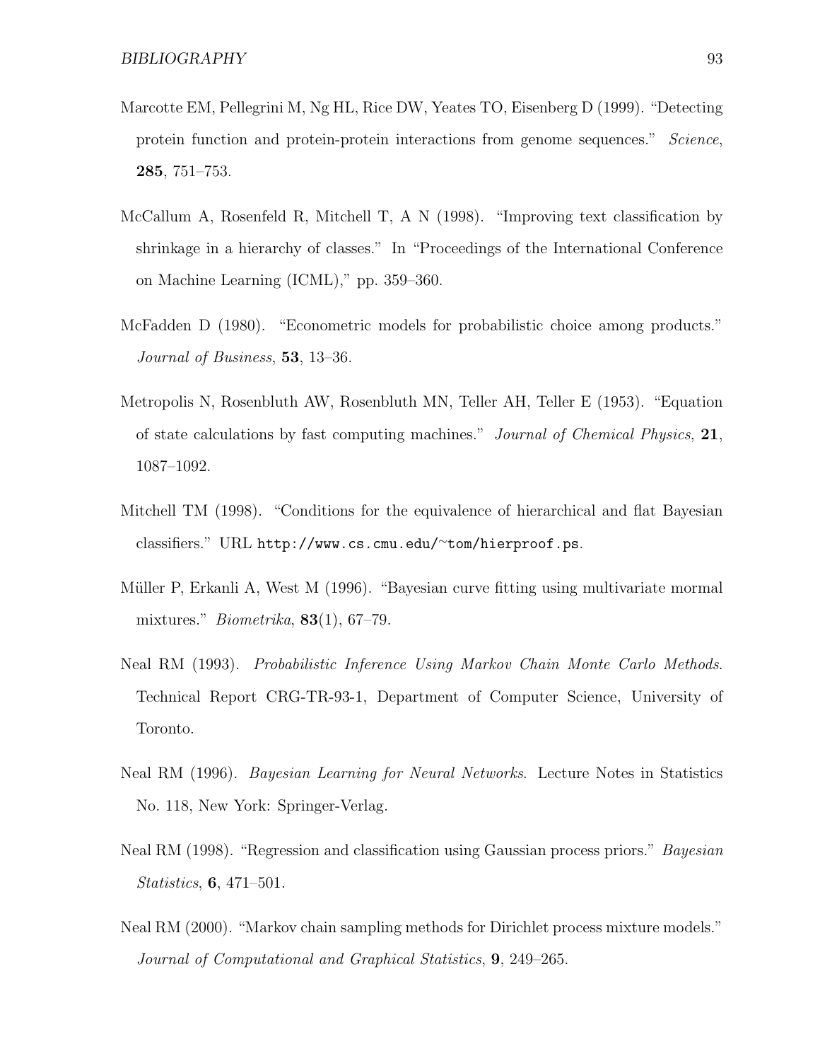Marcotte EM, Pellegrini M, Ng HL, Rice DW, Yeates TO, Eisenberg D (1999). "Detecting protein function and protein-protein interactions from genome sequences." *Science*, **285**, 751–753.

McCallum A, Rosenfeld R, Mitchell T, A N (1998). "Improving text classification by shrinkage in a hierarchy of classes." In "Proceedings of the International Conference on Machine Learning (ICML)," pp. 359–360.

McFadden D (1980). "Econometric models for probabilistic choice among products." *Journal of Business*, **53**, 13–36.

Metropolis N, Rosenbluth AW, Rosenbluth MN, Teller AH, Teller E (1953). "Equation of state calculations by fast computing machines." *Journal of Chemical Physics*, **21**, 1087–1092.

Mitchell TM (1998). "Conditions for the equivalence of hierarchical and flat Bayesian classifiers." URL `http://www.cs.cmu.edu/~tom/hierproof.ps`.

Müller P, Erkanli A, West M (1996). "Bayesian curve fitting using multivariate mormal mixtures." *Biometrika*, **83**(1), 67–79.

Neal RM (1993). *Probabilistic Inference Using Markov Chain Monte Carlo Methods*. Technical Report CRG-TR-93-1, Department of Computer Science, University of Toronto.

Neal RM (1996). *Bayesian Learning for Neural Networks*. Lecture Notes in Statistics No. 118, New York: Springer-Verlag.

Neal RM (1998). "Regression and classification using Gaussian process priors." *Bayesian Statistics*, **6**, 471–501.

Neal RM (2000). "Markov chain sampling methods for Dirichlet process mixture models." *Journal of Computational and Graphical Statistics*, **9**, 249–265.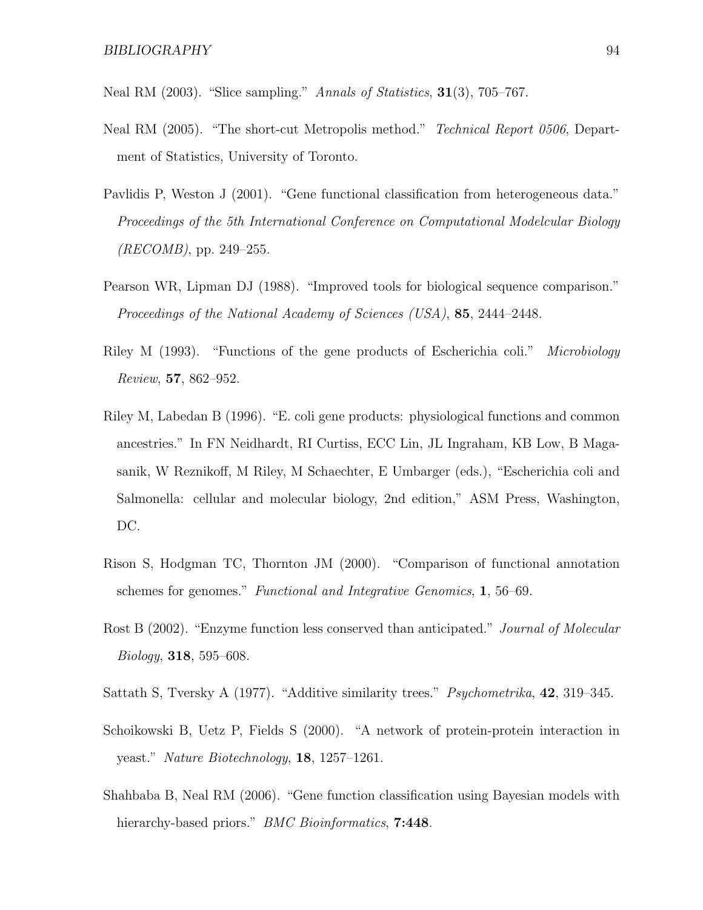Neal RM (2003). "Slice sampling." *Annals of Statistics*, **31**(3), 705–767.

Neal RM (2005). "The short-cut Metropolis method." *Technical Report 0506*, Department of Statistics, University of Toronto.

Pavlidis P, Weston J (2001). "Gene functional classification from heterogeneous data." *Proceedings of the 5th International Conference on Computational Modelcular Biology (RECOMB)*, pp. 249–255.

Pearson WR, Lipman DJ (1988). "Improved tools for biological sequence comparison." *Proceedings of the National Academy of Sciences (USA)*, **85**, 2444–2448.

Riley M (1993). "Functions of the gene products of Escherichia coli." *Microbiology Review*, **57**, 862–952.

Riley M, Labedan B (1996). "E. coli gene products: physiological functions and common ancestries." In FN Neidhardt, RI Curtiss, ECC Lin, JL Ingraham, KB Low, B Magasanik, W Reznikoff, M Riley, M Schaechter, E Umbarger (eds.), "Escherichia coli and Salmonella: cellular and molecular biology, 2nd edition," ASM Press, Washington, DC.

Rison S, Hodgman TC, Thornton JM (2000). "Comparison of functional annotation schemes for genomes." *Functional and Integrative Genomics*, **1**, 56–69.

Rost B (2002). "Enzyme function less conserved than anticipated." *Journal of Molecular Biology*, **318**, 595–608.

Sattath S, Tversky A (1977). "Additive similarity trees." *Psychometrika*, **42**, 319–345.

Schoikowski B, Uetz P, Fields S (2000). "A network of protein-protein interaction in yeast." *Nature Biotechnology*, **18**, 1257–1261.

Shahbaba B, Neal RM (2006). "Gene function classification using Bayesian models with hierarchy-based priors." *BMC Bioinformatics*, **7:448**.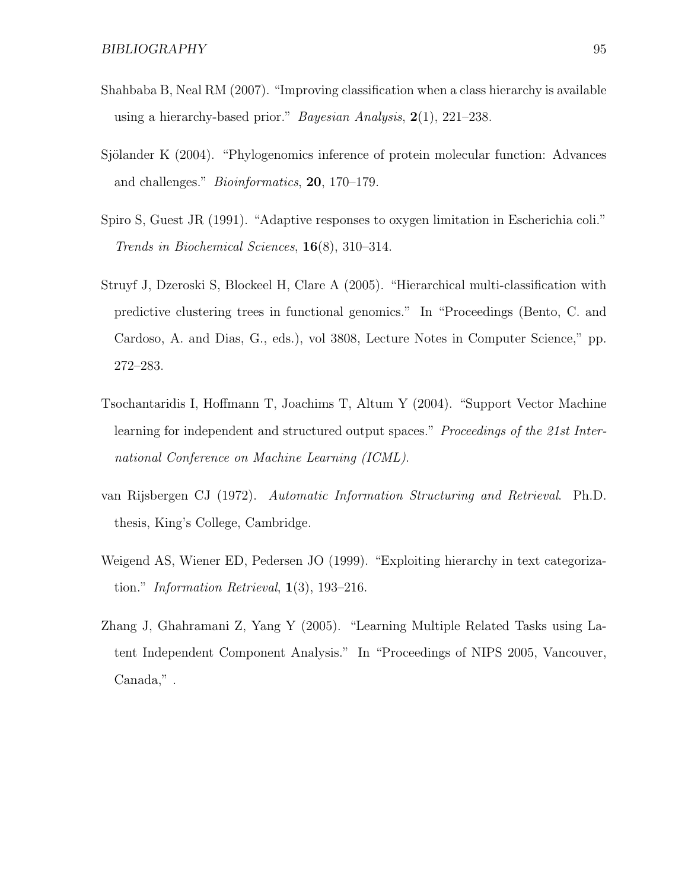Shahbaba B, Neal RM (2007). "Improving classification when a class hierarchy is available using a hierarchy-based prior." *Bayesian Analysis*, **2**(1), 221–238.

Sjölander K (2004). "Phylogenomics inference of protein molecular function: Advances and challenges." *Bioinformatics*, **20**, 170–179.

Spiro S, Guest JR (1991). "Adaptive responses to oxygen limitation in Escherichia coli." *Trends in Biochemical Sciences*, **16**(8), 310–314.

Struyf J, Dzeroski S, Blockeel H, Clare A (2005). "Hierarchical multi-classification with predictive clustering trees in functional genomics." In "Proceedings (Bento, C. and Cardoso, A. and Dias, G., eds.), vol 3808, Lecture Notes in Computer Science," pp. 272–283.

Tsochantaridis I, Hoffmann T, Joachims T, Altum Y (2004). "Support Vector Machine learning for independent and structured output spaces." *Proceedings of the 21st International Conference on Machine Learning (ICML)*.

van Rijsbergen CJ (1972). *Automatic Information Structuring and Retrieval*. Ph.D. thesis, King's College, Cambridge.

Weigend AS, Wiener ED, Pedersen JO (1999). "Exploiting hierarchy in text categorization." *Information Retrieval*, **1**(3), 193–216.

Zhang J, Ghahramani Z, Yang Y (2005). "Learning Multiple Related Tasks using Latent Independent Component Analysis." In "Proceedings of NIPS 2005, Vancouver, Canada," .